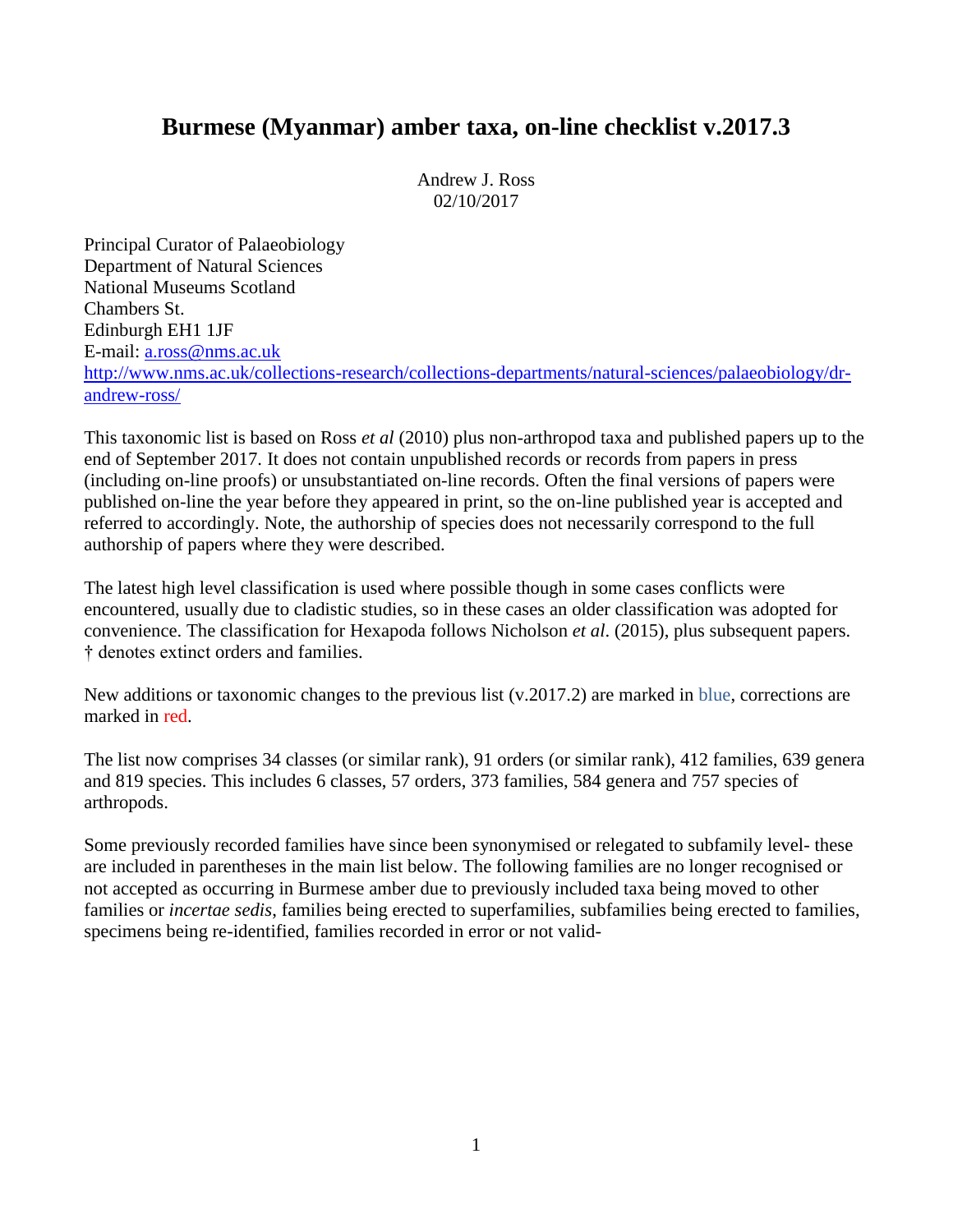# Burmese (Myanmar) amber taxa, on-line checklist v.2017.3

Andrew J. Ross
02/10/2017

Principal Curator of Palaeobiology
Department of Natural Sciences
National Museums Scotland
Chambers St.
Edinburgh EH1 1JF
E-mail: a.ross@nms.ac.uk
http://www.nms.ac.uk/collections-research/collections-departments/natural-sciences/palaeobiology/dr-andrew-ross/

This taxonomic list is based on Ross *et al* (2010) plus non-arthropod taxa and published papers up to the end of September 2017. It does not contain unpublished records or records from papers in press (including on-line proofs) or unsubstantiated on-line records. Often the final versions of papers were published on-line the year before they appeared in print, so the on-line published year is accepted and referred to accordingly. Note, the authorship of species does not necessarily correspond to the full authorship of papers where they were described.

The latest high level classification is used where possible though in some cases conflicts were encountered, usually due to cladistic studies, so in these cases an older classification was adopted for convenience. The classification for Hexapoda follows Nicholson *et al.* (2015), plus subsequent papers. † denotes extinct orders and families.

New additions or taxonomic changes to the previous list (v.2017.2) are marked in blue, corrections are marked in red.

The list now comprises 34 classes (or similar rank), 91 orders (or similar rank), 412 families, 639 genera and 819 species. This includes 6 classes, 57 orders, 373 families, 584 genera and 757 species of arthropods.

Some previously recorded families have since been synonymised or relegated to subfamily level- these are included in parentheses in the main list below. The following families are no longer recognised or not accepted as occurring in Burmese amber due to previously included taxa being moved to other families or *incertae sedis*, families being erected to superfamilies, subfamilies being erected to families, specimens being re-identified, families recorded in error or not valid-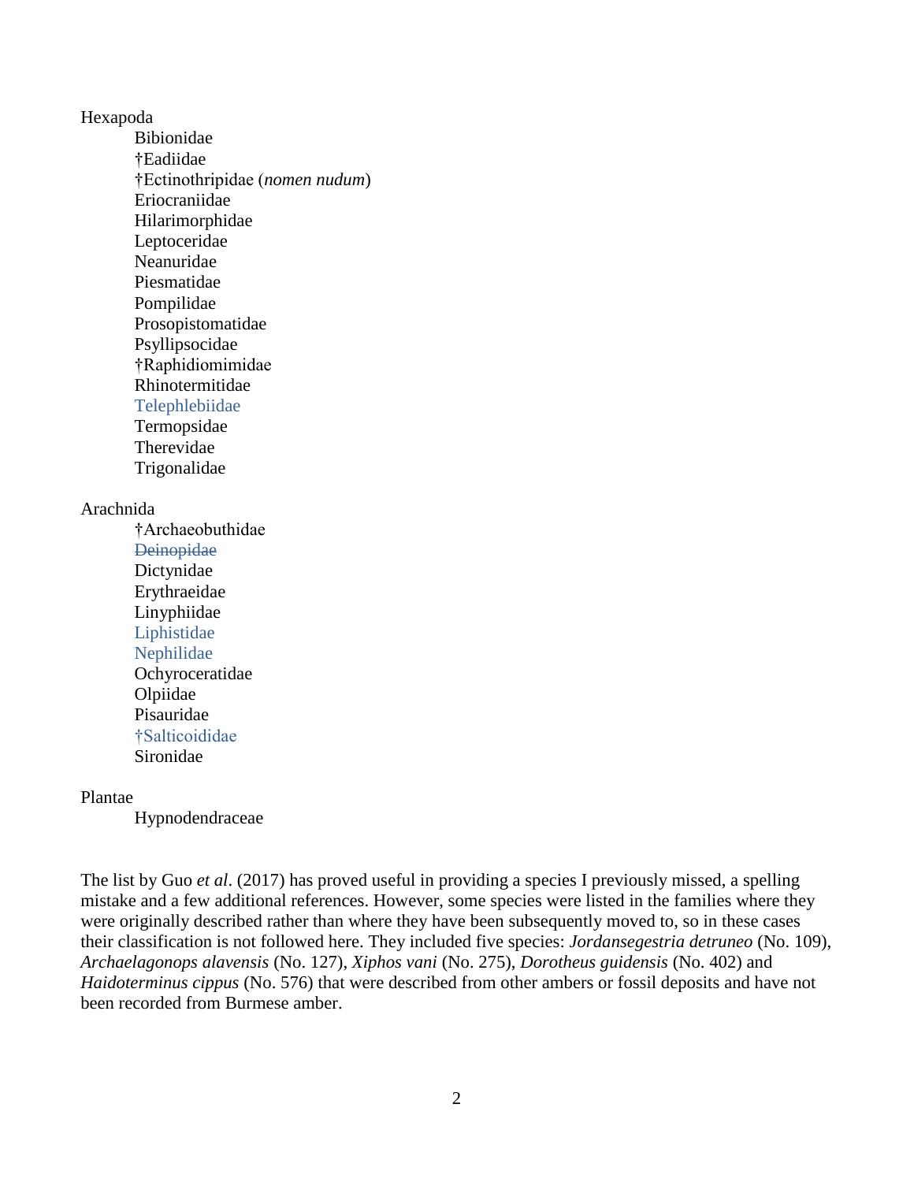Hexapoda

- Bibionidae
- †Eadiidae
- †Ectinothripidae (*nomen nudum*)
- Eriocraniidae
- Hilarimorphidae
- Leptoceridae
- Neanuridae
- Piesmatidae
- Pompilidae
- Prosopistomatidae
- Psyllipsocidae
- †Raphidiomimidae
- Rhinotermitidae
- Telephlebiidae
- Termopsidae
- Therevidae
- Trigonalidae

Arachnida

- †Archaeobuthidae
- ~~Deinopidae~~
- Dictynidae
- Erythraeidae
- Linyphiidae
- Liphistidae
- Nephilidae
- Ochyroceratidae
- Olpiidae
- Pisauridae
- †Salticoididae
- Sironidae

Plantae

- Hypnodendraceae

The list by Guo *et al*. (2017) has proved useful in providing a species I previously missed, a spelling mistake and a few additional references. However, some species were listed in the families where they were originally described rather than where they have been subsequently moved to, so in these cases their classification is not followed here. They included five species: *Jordansegestria detruneo* (No. 109), *Archaelagonops alavensis* (No. 127), *Xiphos vani* (No. 275), *Dorotheus guidensis* (No. 402) and *Haidoterminus cippus* (No. 576) that were described from other ambers or fossil deposits and have not been recorded from Burmese amber.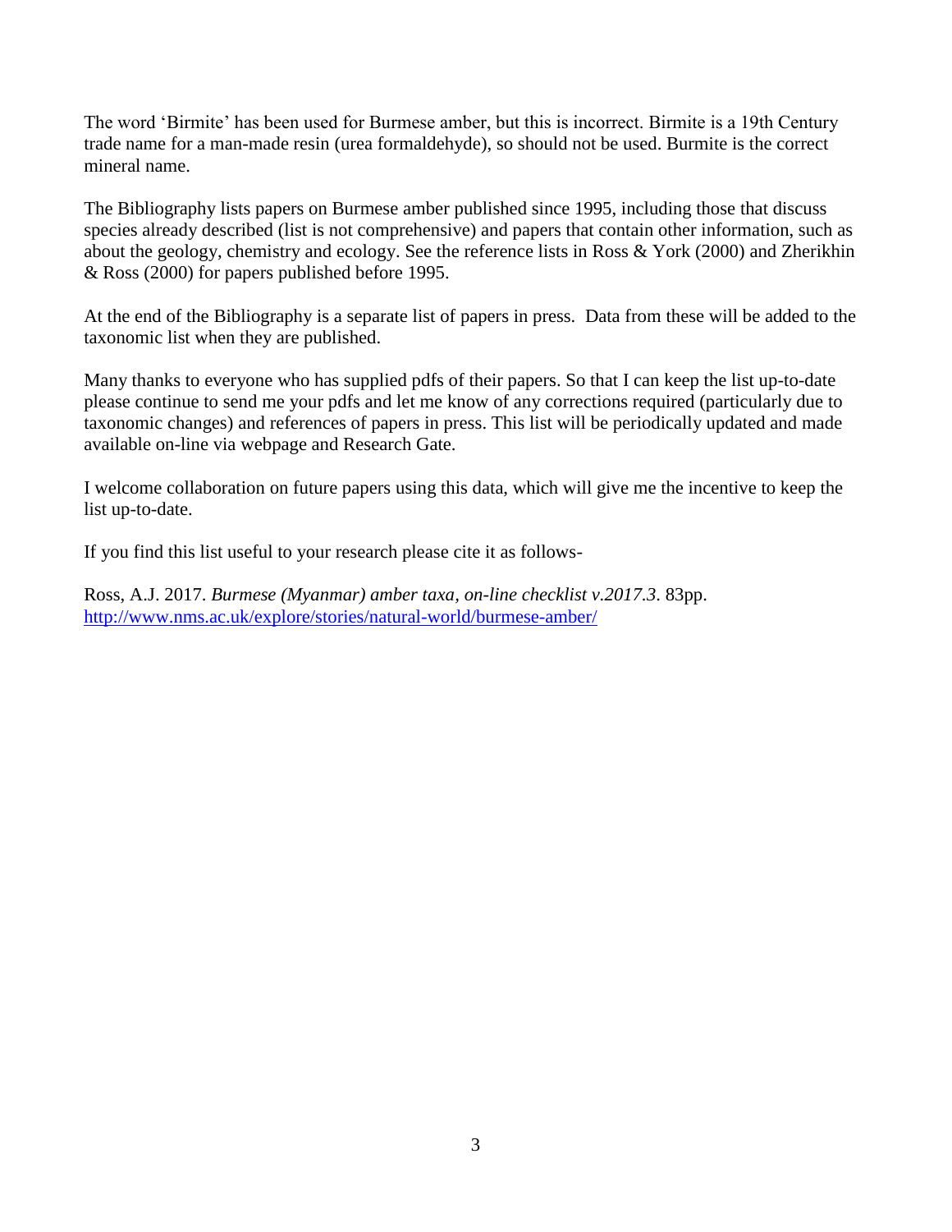The word 'Birmite' has been used for Burmese amber, but this is incorrect. Birmite is a 19th Century trade name for a man-made resin (urea formaldehyde), so should not be used. Burmite is the correct mineral name.

The Bibliography lists papers on Burmese amber published since 1995, including those that discuss species already described (list is not comprehensive) and papers that contain other information, such as about the geology, chemistry and ecology. See the reference lists in Ross & York (2000) and Zherikhin & Ross (2000) for papers published before 1995.

At the end of the Bibliography is a separate list of papers in press. Data from these will be added to the taxonomic list when they are published.

Many thanks to everyone who has supplied pdfs of their papers. So that I can keep the list up-to-date please continue to send me your pdfs and let me know of any corrections required (particularly due to taxonomic changes) and references of papers in press. This list will be periodically updated and made available on-line via webpage and Research Gate.

I welcome collaboration on future papers using this data, which will give me the incentive to keep the list up-to-date.

If you find this list useful to your research please cite it as follows-

Ross, A.J. 2017. *Burmese (Myanmar) amber taxa, on-line checklist v.2017.3*. 83pp. http://www.nms.ac.uk/explore/stories/natural-world/burmese-amber/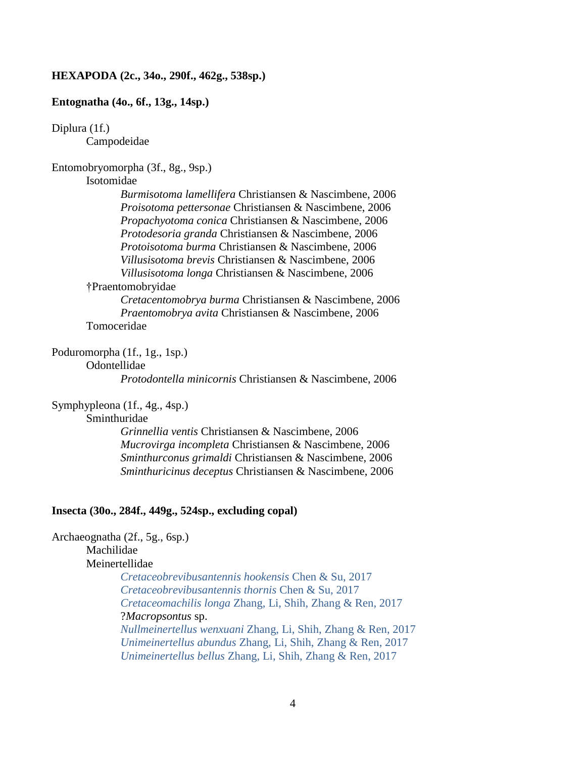**HEXAPODA (2c., 34o., 290f., 462g., 538sp.)**

**Entognatha (4o., 6f., 13g., 14sp.)**

Diplura (1f.)
- Campodeidae

Entomobryomorpha (3f., 8g., 9sp.)
- Isotomidae
  - *Burmisotoma lamellifera* Christiansen & Nascimbene, 2006
  - *Proisotoma pettersonae* Christiansen & Nascimbene, 2006
  - *Propachyotoma conica* Christiansen & Nascimbene, 2006
  - *Protodesoria granda* Christiansen & Nascimbene, 2006
  - *Protoisotoma burma* Christiansen & Nascimbene, 2006
  - *Villusisotoma brevis* Christiansen & Nascimbene, 2006
  - *Villusisotoma longa* Christiansen & Nascimbene, 2006
- †Praentomobryidae
  - *Cretacentomobrya burma* Christiansen & Nascimbene, 2006
  - *Praentomobrya avita* Christiansen & Nascimbene, 2006
- Tomoceridae

Poduromorpha (1f., 1g., 1sp.)
- Odontellidae
  - *Protodontella minicornis* Christiansen & Nascimbene, 2006

Symphypleona (1f., 4g., 4sp.)
- Sminthuridae
  - *Grinnellia ventis* Christiansen & Nascimbene, 2006
  - *Mucrovirga incompleta* Christiansen & Nascimbene, 2006
  - *Sminthurconus grimaldi* Christiansen & Nascimbene, 2006
  - *Sminthuricinus deceptus* Christiansen & Nascimbene, 2006

**Insecta (30o., 284f., 449g., 524sp., excluding copal)**

Archaeognatha (2f., 5g., 6sp.)
- Machilidae
- Meinertellidae
  - *Cretaceobrevibusantennis hookensis* Chen & Su, 2017
  - *Cretaceobrevibusantennis thornis* Chen & Su, 2017
  - *Cretaceomachilis longa* Zhang, Li, Shih, Zhang & Ren, 2017
  - ?*Macropsontus* sp.
  - *Nullmeinertellus wenxuani* Zhang, Li, Shih, Zhang & Ren, 2017
  - *Unimeinertellus abundus* Zhang, Li, Shih, Zhang & Ren, 2017
  - *Unimeinertellus bellus* Zhang, Li, Shih, Zhang & Ren, 2017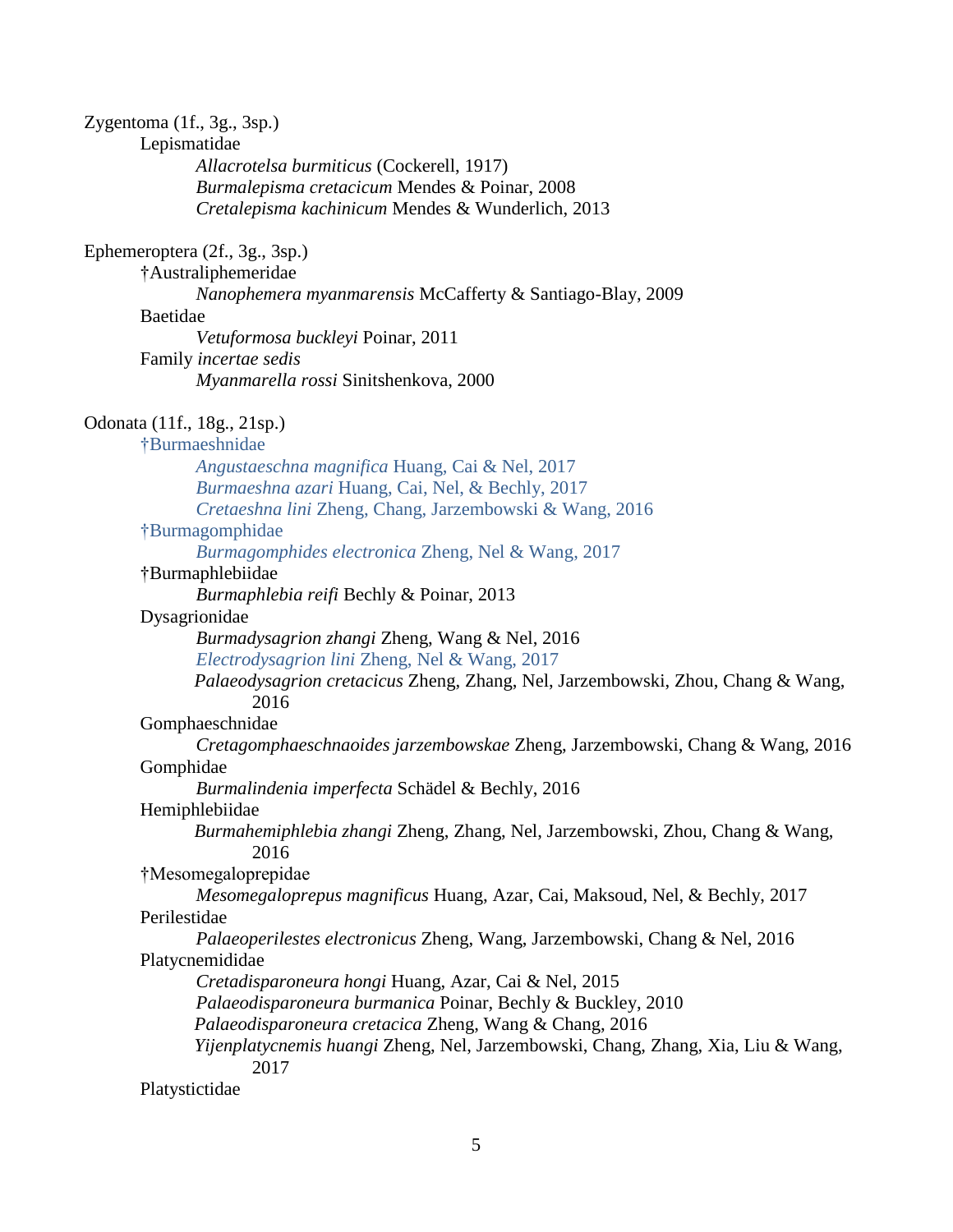Zygentoma (1f., 3g., 3sp.)

Lepismatidae

*Allacrotelsa burmiticus* (Cockerell, 1917)
*Burmalepisma cretacicum* Mendes & Poinar, 2008
*Cretalepisma kachinicum* Mendes & Wunderlich, 2013

Ephemeroptera (2f., 3g., 3sp.)

†Australiphemeridae

*Nanophemera myanmarensis* McCafferty & Santiago-Blay, 2009

Baetidae

*Vetuformosa buckleyi* Poinar, 2011

Family *incertae sedis*

*Myanmarella rossi* Sinitshenkova, 2000

Odonata (11f., 18g., 21sp.)

†Burmaeshnidae

*Angustaeschna magnifica* Huang, Cai & Nel, 2017
*Burmaeshna azari* Huang, Cai, Nel, & Bechly, 2017
*Cretaeshna lini* Zheng, Chang, Jarzembowski & Wang, 2016

†Burmagomphidae

*Burmagomphides electronica* Zheng, Nel & Wang, 2017

†Burmaphlebiidae

*Burmaphlebia reifi* Bechly & Poinar, 2013

Dysagrionidae

*Burmadysagrion zhangi* Zheng, Wang & Nel, 2016
*Electrodysagrion lini* Zheng, Nel & Wang, 2017
*Palaeodysagrion cretacicus* Zheng, Zhang, Nel, Jarzembowski, Zhou, Chang & Wang, 2016

Gomphaeschnidae

*Cretagomphaeschnaoides jarzembowskae* Zheng, Jarzembowski, Chang & Wang, 2016

Gomphidae

*Burmalindenia imperfecta* Schädel & Bechly, 2016

Hemiphlebiidae

*Burmahemiphlebia zhangi* Zheng, Zhang, Nel, Jarzembowski, Zhou, Chang & Wang, 2016

†Mesomegaloprepidae

*Mesomegaloprepus magnificus* Huang, Azar, Cai, Maksoud, Nel, & Bechly, 2017

Perilestidae

*Palaeoperilestes electronicus* Zheng, Wang, Jarzembowski, Chang & Nel, 2016

Platycnemididae

*Cretadisparoneura hongi* Huang, Azar, Cai & Nel, 2015
*Palaeodisparoneura burmanica* Poinar, Bechly & Buckley, 2010
*Palaeodisparoneura cretacica* Zheng, Wang & Chang, 2016
*Yijenplatycnemis huangi* Zheng, Nel, Jarzembowski, Chang, Zhang, Xia, Liu & Wang, 2017

Platystictidae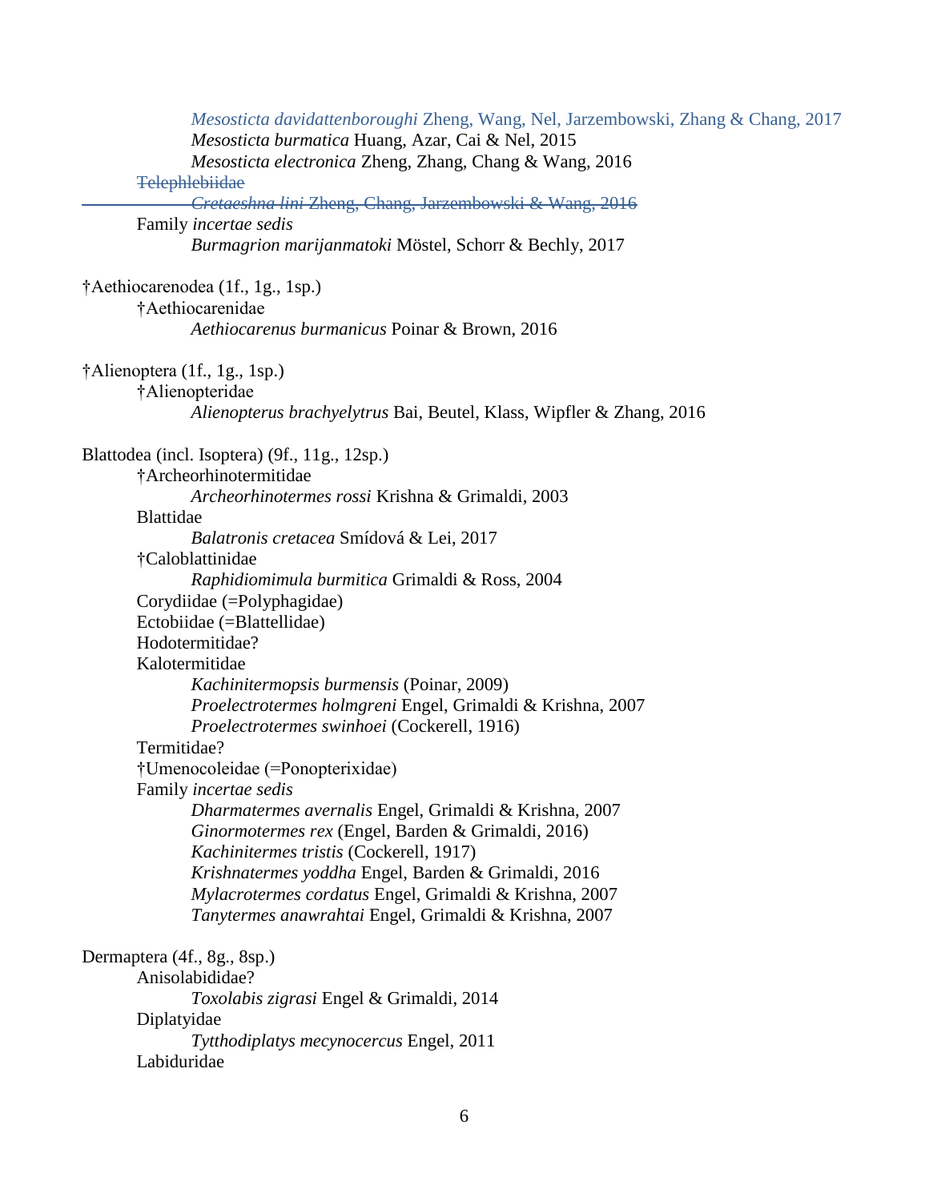*Mesosticta davidattenboroughi* Zheng, Wang, Nel, Jarzembowski, Zhang & Chang, 2017
*Mesosticta burmatica* Huang, Azar, Cai & Nel, 2015
*Mesosticta electronica* Zheng, Zhang, Chang & Wang, 2016

~~Telephlebiidae~~

~~*Cretaeshna lini* Zheng, Chang, Jarzembowski & Wang, 2016~~

Family *incertae sedis*

*Burmagrion marijanmatoki* Möstel, Schorr & Bechly, 2017

†Aethiocarenodea (1f., 1g., 1sp.)

†Aethiocarenidae

*Aethiocarenus burmanicus* Poinar & Brown, 2016

†Alienoptera (1f., 1g., 1sp.)

†Alienopteridae

*Alienopterus brachyelytrus* Bai, Beutel, Klass, Wipfler & Zhang, 2016

Blattodea (incl. Isoptera) (9f., 11g., 12sp.)

†Archeorhinotermitidae

*Archeorhinotermes rossi* Krishna & Grimaldi, 2003

Blattidae

*Balatronis cretacea* Smídová & Lei, 2017

†Caloblattinidae

*Raphidiomimula burmitica* Grimaldi & Ross, 2004

Corydiidae (=Polyphagidae)

Ectobiidae (=Blattellidae)

Hodotermitidae?

Kalotermitidae

*Kachinitermopsis burmensis* (Poinar, 2009)
*Proelectrotermes holmgreni* Engel, Grimaldi & Krishna, 2007
*Proelectrotermes swinhoei* (Cockerell, 1916)

Termitidae?

†Umenocoleidae (=Ponopterixidae)

Family *incertae sedis*

*Dharmatermes avernalis* Engel, Grimaldi & Krishna, 2007
*Ginormotermes rex* (Engel, Barden & Grimaldi, 2016)
*Kachinitermes tristis* (Cockerell, 1917)
*Krishnatermes yoddha* Engel, Barden & Grimaldi, 2016
*Mylacrotermes cordatus* Engel, Grimaldi & Krishna, 2007
*Tanytermes anawrahtai* Engel, Grimaldi & Krishna, 2007

Dermaptera (4f., 8g., 8sp.)

Anisolabididae?

*Toxolabis zigrasi* Engel & Grimaldi, 2014

Diplatyidae

*Tytthodiplatys mecynocercus* Engel, 2011

Labiduridae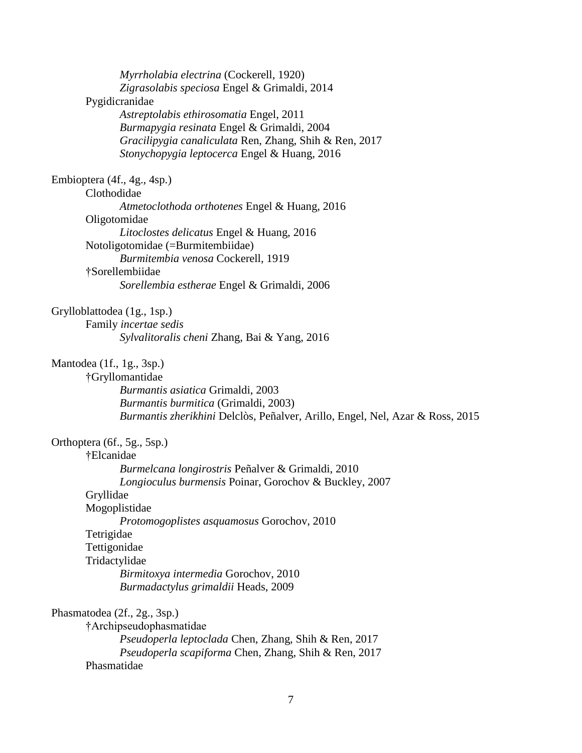*Myrrholabia electrina* (Cockerell, 1920)
*Zigrasolabis speciosa* Engel & Grimaldi, 2014

Pygidicranidae

*Astreptolabis ethirosomatia* Engel, 2011
*Burmapygia resinata* Engel & Grimaldi, 2004
*Gracilipygia canaliculata* Ren, Zhang, Shih & Ren, 2017
*Stonychopygia leptocerca* Engel & Huang, 2016

Embioptera (4f., 4g., 4sp.)

Clothodidae

*Atmetoclothoda orthotenes* Engel & Huang, 2016

Oligotomidae

*Litoclostes delicatus* Engel & Huang, 2016

Notoligotomidae (=Burmitembiidae)

*Burmitembia venosa* Cockerell, 1919

†Sorellembiidae

*Sorellembia estherae* Engel & Grimaldi, 2006

Grylloblattodea (1g., 1sp.)

Family *incertae sedis*

*Sylvalitoralis cheni* Zhang, Bai & Yang, 2016

Mantodea (1f., 1g., 3sp.)

†Gryllomantidae

*Burmantis asiatica* Grimaldi, 2003
*Burmantis burmitica* (Grimaldi, 2003)
*Burmantis zherikhini* Delclòs, Peñalver, Arillo, Engel, Nel, Azar & Ross, 2015

Orthoptera (6f., 5g., 5sp.)

†Elcanidae

*Burmelcana longirostris* Peñalver & Grimaldi, 2010
*Longioculus burmensis* Poinar, Gorochov & Buckley, 2007

Gryllidae

Mogoplistidae

*Protomogoplistes asquamosus* Gorochov, 2010

Tetrigidae

Tettigonidae

Tridactylidae

*Birmitoxya intermedia* Gorochov, 2010
*Burmadactylus grimaldii* Heads, 2009

Phasmatodea (2f., 2g., 3sp.)

†Archipseudophasmatidae

*Pseudoperla leptoclada* Chen, Zhang, Shih & Ren, 2017
*Pseudoperla scapiforma* Chen, Zhang, Shih & Ren, 2017

Phasmatidae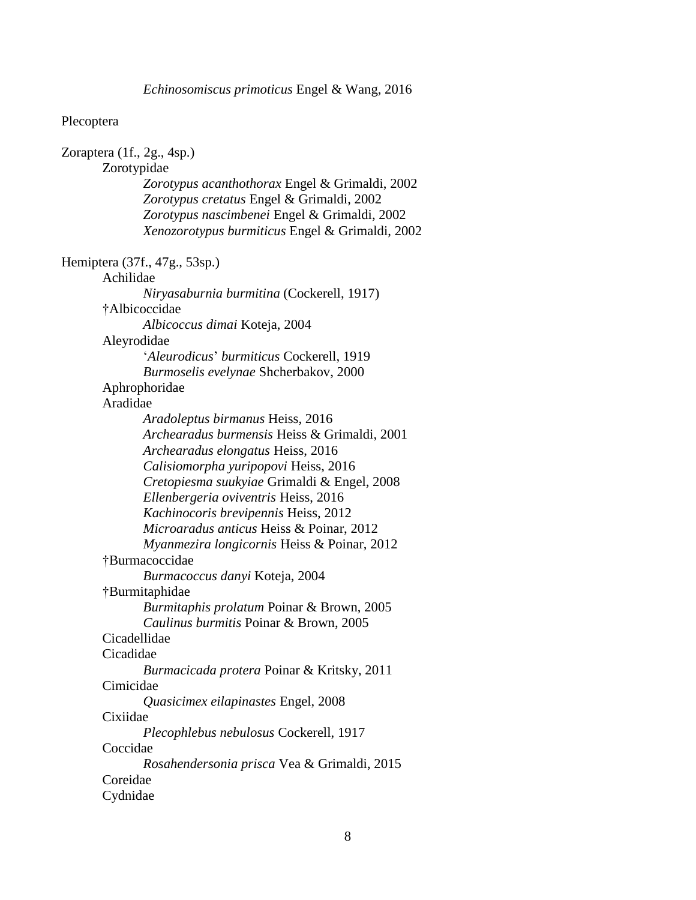*Echinosomiscus primoticus* Engel & Wang, 2016

Plecoptera

Zoraptera (1f., 2g., 4sp.)

Zorotypidae

*Zorotypus acanthothorax* Engel & Grimaldi, 2002
*Zorotypus cretatus* Engel & Grimaldi, 2002
*Zorotypus nascimbenei* Engel & Grimaldi, 2002
*Xenozorotypus burmiticus* Engel & Grimaldi, 2002

Hemiptera (37f., 47g., 53sp.)

Achilidae

*Niryasaburnia burmitina* (Cockerell, 1917)

†Albicoccidae

*Albicoccus dimai* Koteja, 2004

Aleyrodidae

‘*Aleurodicus*’ *burmiticus* Cockerell, 1919
*Burmoselis evelynae* Shcherbakov, 2000

Aphrophoridae

Aradidae

*Aradoleptus birmanus* Heiss, 2016
*Archearadus burmensis* Heiss & Grimaldi, 2001
*Archearadus elongatus* Heiss, 2016
*Calisiomorpha yuripopovi* Heiss, 2016
*Cretopiesma suukyiae* Grimaldi & Engel, 2008
*Ellenbergeria oviventris* Heiss, 2016
*Kachinocoris brevipennis* Heiss, 2012
*Microaradus anticus* Heiss & Poinar, 2012
*Myanmezira longicornis* Heiss & Poinar, 2012

†Burmacoccidae

*Burmacoccus danyi* Koteja, 2004

†Burmitaphidae

*Burmitaphis prolatum* Poinar & Brown, 2005
*Caulinus burmitis* Poinar & Brown, 2005

Cicadellidae

Cicadidae

*Burmacicada protera* Poinar & Kritsky, 2011

Cimicidae

*Quasicimex eilapinastes* Engel, 2008

Cixiidae

*Plecophlebus nebulosus* Cockerell, 1917

Coccidae

*Rosahendersonia prisca* Vea & Grimaldi, 2015

Coreidae

Cydnidae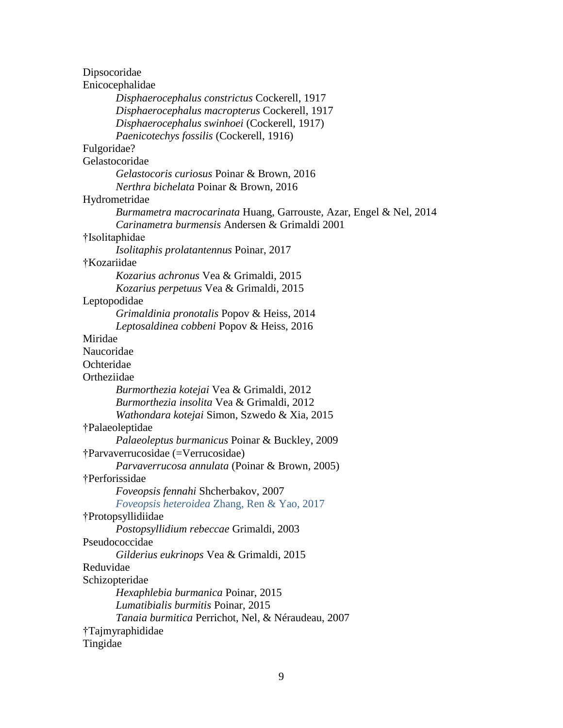Dipsocoridae

Enicocephalidae

- *Disphaerocephalus constrictus* Cockerell, 1917
- *Disphaerocephalus macropterus* Cockerell, 1917
- *Disphaerocephalus swinhoei* (Cockerell, 1917)
- *Paenicotechys fossilis* (Cockerell, 1916)

Fulgoridae?

Gelastocoridae

- *Gelastocoris curiosus* Poinar & Brown, 2016
- *Nerthra bichelata* Poinar & Brown, 2016

Hydrometridae

- *Burmametra macrocarinata* Huang, Garrouste, Azar, Engel & Nel, 2014
- *Carinametra burmensis* Andersen & Grimaldi 2001

†Isolitaphidae

- *Isolitaphis prolatantennus* Poinar, 2017

†Kozariidae

- *Kozarius achronus* Vea & Grimaldi, 2015
- *Kozarius perpetuus* Vea & Grimaldi, 2015

Leptopodidae

- *Grimaldinia pronotalis* Popov & Heiss, 2014
- *Leptosaldinea cobbeni* Popov & Heiss, 2016

Miridae

Naucoridae

Ochteridae

Ortheziidae

- *Burmorthezia kotejai* Vea & Grimaldi, 2012
- *Burmorthezia insolita* Vea & Grimaldi, 2012
- *Wathondara kotejai* Simon, Szwedo & Xia, 2015

†Palaeoleptidae

- *Palaeoleptus burmanicus* Poinar & Buckley, 2009

†Parvaverrucosidae (=Verrucosidae)

- *Parvaverrucosa annulata* (Poinar & Brown, 2005)

†Perforissidae

- *Foveopsis fennahi* Shcherbakov, 2007
- *Foveopsis heteroidea* Zhang, Ren & Yao, 2017

†Protopsyllidiidae

- *Postopsyllidium rebeccae* Grimaldi, 2003

Pseudococcidae

- *Gilderius eukrinops* Vea & Grimaldi, 2015

Reduvidae

Schizopteridae

- *Hexaphlebia burmanica* Poinar, 2015
- *Lumatibialis burmitis* Poinar, 2015
- *Tanaia burmitica* Perrichot, Nel, & Néraudeau, 2007

†Tajmyraphididae

Tingidae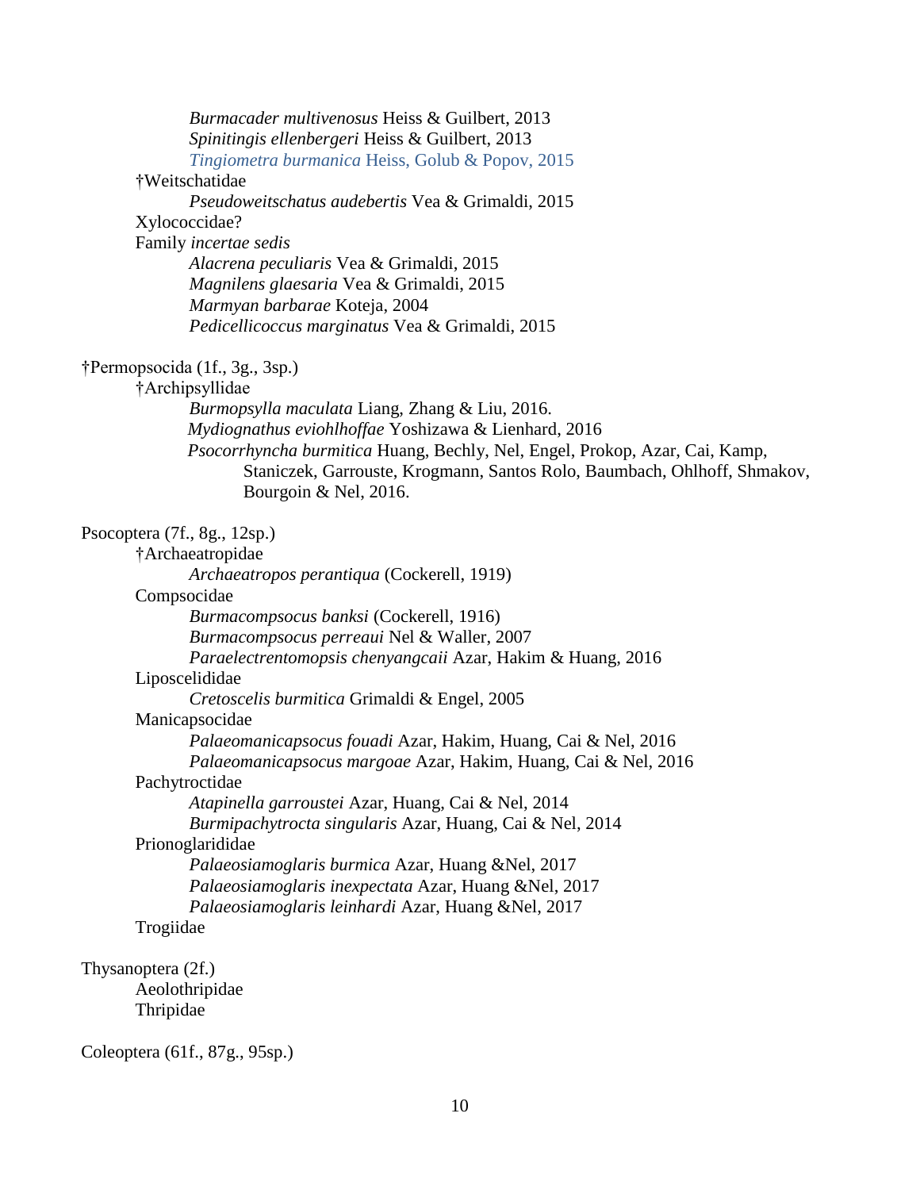*Burmacader multivenosus* Heiss & Guilbert, 2013
*Spinitingis ellenbergeri* Heiss & Guilbert, 2013
*Tingiometra burmanica* Heiss, Golub & Popov, 2015

†Weitschatidae

*Pseudoweitschatus audebertis* Vea & Grimaldi, 2015

Xylococcidae?

Family *incertae sedis*

*Alacrena peculiaris* Vea & Grimaldi, 2015
*Magnilens glaesaria* Vea & Grimaldi, 2015
*Marmyan barbarae* Koteja, 2004
*Pedicellicoccus marginatus* Vea & Grimaldi, 2015

†Permopsocida (1f., 3g., 3sp.)

†Archipsyllidae

*Burmopsylla maculata* Liang, Zhang & Liu, 2016.
*Mydiognathus eviohlhoffae* Yoshizawa & Lienhard, 2016
*Psocorrhyncha burmitica* Huang, Bechly, Nel, Engel, Prokop, Azar, Cai, Kamp, Staniczek, Garrouste, Krogmann, Santos Rolo, Baumbach, Ohlhoff, Shmakov, Bourgoin & Nel, 2016.

Psocoptera (7f., 8g., 12sp.)

†Archaeatropidae

*Archaeatropos perantiqua* (Cockerell, 1919)

Compsocidae

*Burmacompsocus banksi* (Cockerell, 1916)
*Burmacompsocus perreaui* Nel & Waller, 2007
*Paraelectrentomopsis chenyangcaii* Azar, Hakim & Huang, 2016

Liposcelididae

*Cretoscelis burmitica* Grimaldi & Engel, 2005

Manicapsocidae

*Palaeomanicapsocus fouadi* Azar, Hakim, Huang, Cai & Nel, 2016
*Palaeomanicapsocus margoae* Azar, Hakim, Huang, Cai & Nel, 2016

Pachytroctidae

*Atapinella garroustei* Azar, Huang, Cai & Nel, 2014
*Burmipachytrocta singularis* Azar, Huang, Cai & Nel, 2014

Prionoglarididae

*Palaeosiamoglaris burmica* Azar, Huang &Nel, 2017
*Palaeosiamoglaris inexpectata* Azar, Huang &Nel, 2017
*Palaeosiamoglaris leinhardi* Azar, Huang &Nel, 2017

Trogiidae

Thysanoptera (2f.)

Aeolothripidae
Thripidae

Coleoptera (61f., 87g., 95sp.)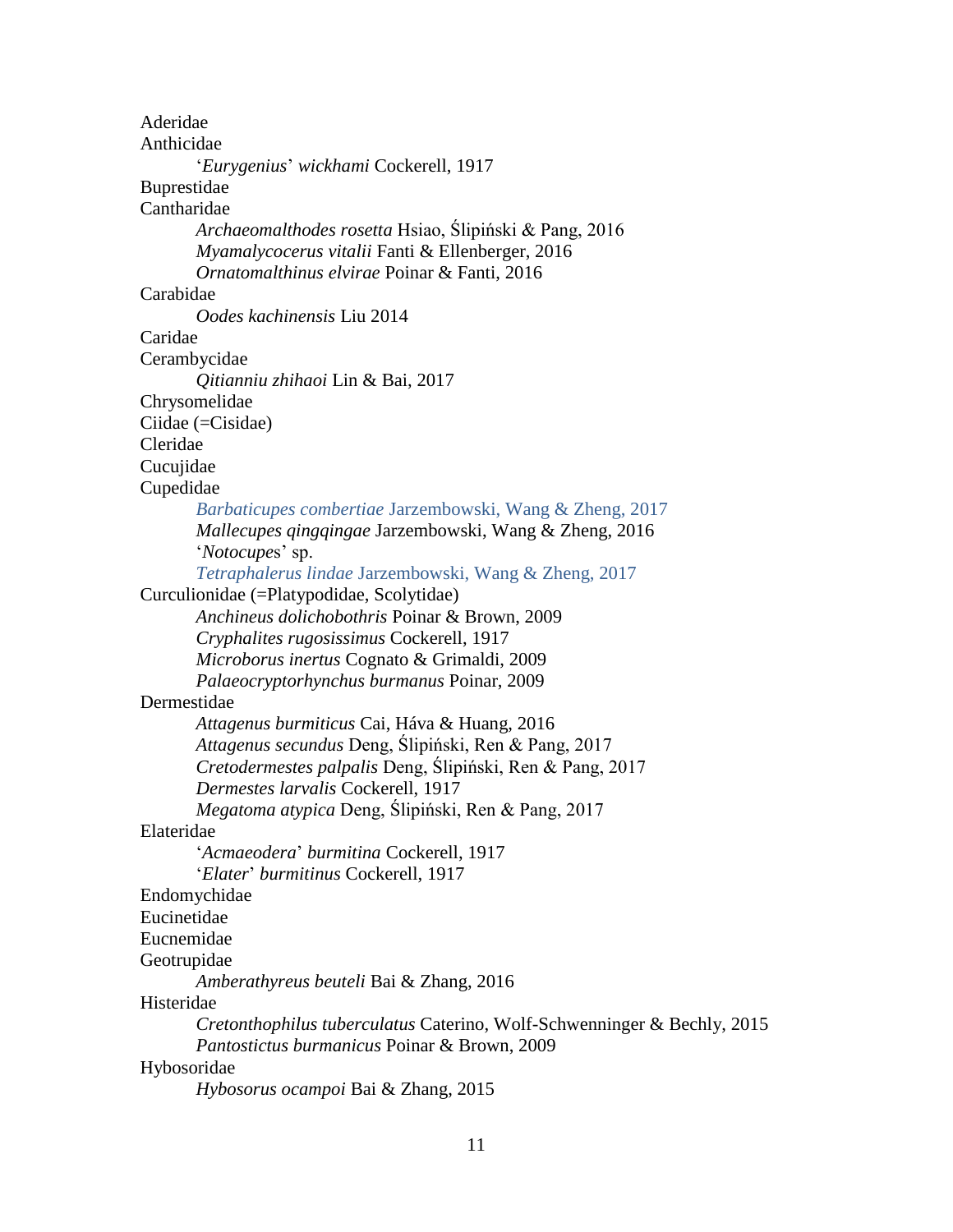Aderidae

Anthicidae

    ‘*Eurygenius*’ *wickhami* Cockerell, 1917

Buprestidae

Cantharidae

    *Archaeomalthodes rosetta* Hsiao, Ślipiński & Pang, 2016
    *Myamalycocerus vitalii* Fanti & Ellenberger, 2016
    *Ornatomalthinus elvirae* Poinar & Fanti, 2016

Carabidae

    *Oodes kachinensis* Liu 2014

Caridae

Cerambycidae

    *Qitianniu zhihaoi* Lin & Bai, 2017

Chrysomelidae

Ciidae (=Cisidae)

Cleridae

Cucujidae

Cupedidae

    *Barbaticupes combertiae* Jarzembowski, Wang & Zheng, 2017
    *Mallecupes qingqingae* Jarzembowski, Wang & Zheng, 2016
    ‘*Notocupes*’ sp.
    *Tetraphalerus lindae* Jarzembowski, Wang & Zheng, 2017

Curculionidae (=Platypodidae, Scolytidae)

    *Anchineus dolichobothris* Poinar & Brown, 2009
    *Cryphalites rugosissimus* Cockerell, 1917
    *Microborus inertus* Cognato & Grimaldi, 2009
    *Palaeocryptorhynchus burmanus* Poinar, 2009

Dermestidae

    *Attagenus burmiticus* Cai, Háva & Huang, 2016
    *Attagenus secundus* Deng, Ślipiński, Ren & Pang, 2017
    *Cretodermestes palpalis* Deng, Ślipiński, Ren & Pang, 2017
    *Dermestes larvalis* Cockerell, 1917
    *Megatoma atypica* Deng, Ślipiński, Ren & Pang, 2017

Elateridae

    ‘*Acmaeodera*’ *burmitina* Cockerell, 1917
    ‘*Elater*’ *burmitinus* Cockerell, 1917

Endomychidae

Eucinetidae

Eucnemidae

Geotrupidae

    *Amberathyreus beuteli* Bai & Zhang, 2016

Histeridae

    *Cretonthophilus tuberculatus* Caterino, Wolf-Schwenninger & Bechly, 2015
    *Pantostictus burmanicus* Poinar & Brown, 2009

Hybosoridae

    *Hybosorus ocampoi* Bai & Zhang, 2015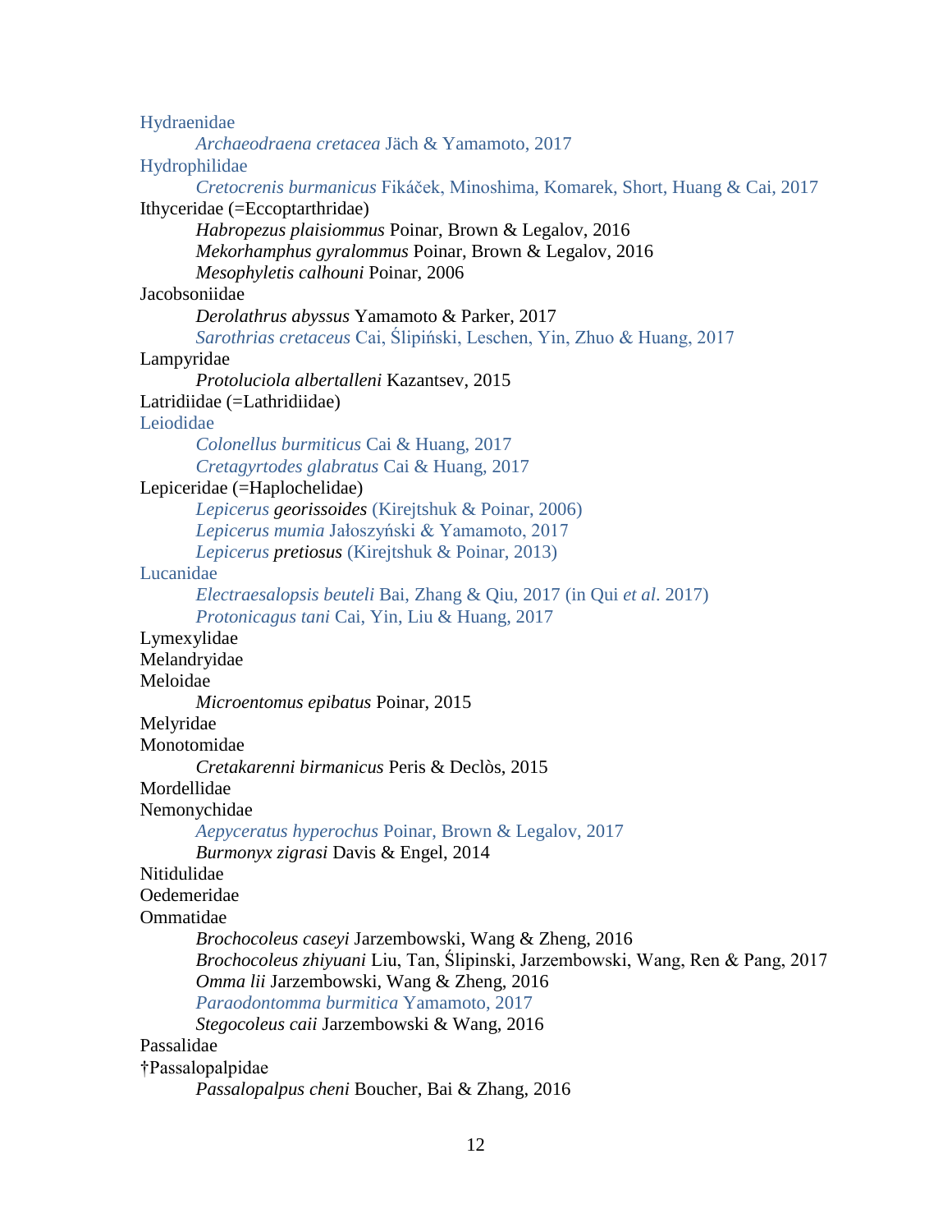Hydraenidae

*Archaeodraena cretacea* Jäch & Yamamoto, 2017

Hydrophilidae

*Cretocrenis burmanicus* Fikáček, Minoshima, Komarek, Short, Huang & Cai, 2017

Ithyceridae (=Eccoptarthridae)

*Habropezus plaisiommus* Poinar, Brown & Legalov, 2016

*Mekorhamphus gyralommus* Poinar, Brown & Legalov, 2016

*Mesophyletis calhouni* Poinar, 2006

Jacobsoniidae

*Derolathrus abyssus* Yamamoto & Parker, 2017

*Sarothrias cretaceus* Cai, Ślipiński, Leschen, Yin, Zhuo & Huang, 2017

Lampyridae

*Protoluciola albertalleni* Kazantsev, 2015

Latridiidae (=Lathridiidae)

Leiodidae

*Colonellus burmiticus* Cai & Huang, 2017

*Cretagyrtodes glabratus* Cai & Huang, 2017

Lepiceridae (=Haplochelidae)

*Lepicerus georissoides* (Kirejtshuk & Poinar, 2006)

*Lepicerus mumia* Jałoszyński & Yamamoto, 2017

*Lepicerus pretiosus* (Kirejtshuk & Poinar, 2013)

Lucanidae

*Electraesalopsis beuteli* Bai, Zhang & Qiu, 2017 (in Qui *et al*. 2017)

*Protonicagus tani* Cai, Yin, Liu & Huang, 2017

Lymexylidae

Melandryidae

Meloidae

*Microentomus epibatus* Poinar, 2015

Melyridae

Monotomidae

*Cretakarenni birmanicus* Peris & Declòs, 2015

Mordellidae

Nemonychidae

*Aepyceratus hyperochus* Poinar, Brown & Legalov, 2017

*Burmonyx zigrasi* Davis & Engel, 2014

Nitidulidae

Oedemeridae

Ommatidae

*Brochocoleus caseyi* Jarzembowski, Wang & Zheng, 2016

*Brochocoleus zhiyuani* Liu, Tan, Ślipinski, Jarzembowski, Wang, Ren & Pang, 2017

*Omma lii* Jarzembowski, Wang & Zheng, 2016

*Paraodontomma burmitica* Yamamoto, 2017

*Stegocoleus caii* Jarzembowski & Wang, 2016

Passalidae

†Passalopalpidae

*Passalopalpus cheni* Boucher, Bai & Zhang, 2016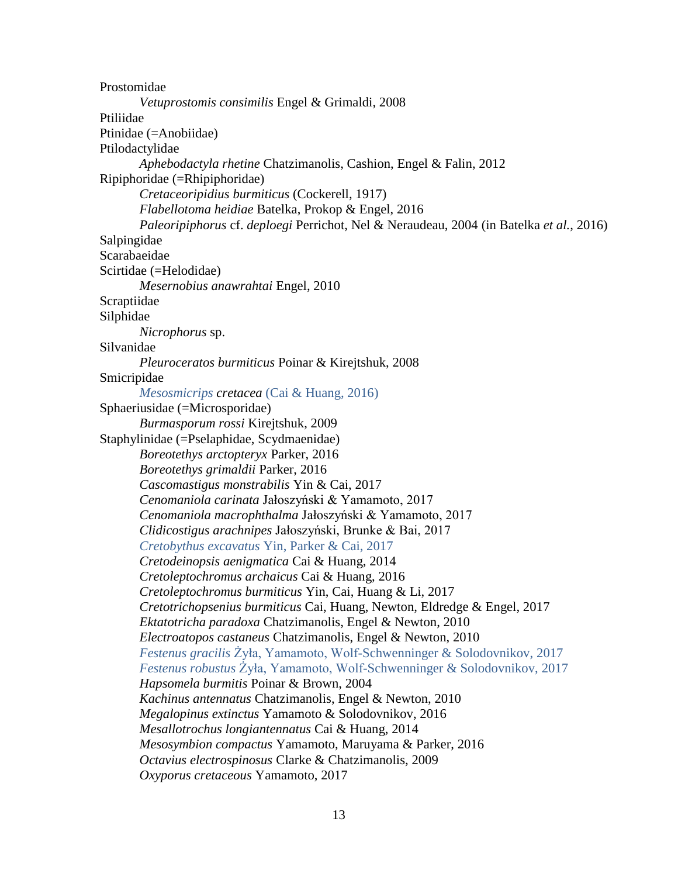Prostomidae

*Vetuprostomis consimilis* Engel & Grimaldi, 2008

Ptiliidae

Ptinidae (=Anobiidae)

Ptilodactylidae

*Aphebodactyla rhetine* Chatzimanolis, Cashion, Engel & Falin, 2012

Ripiphoridae (=Rhipiphoridae)

*Cretaceoripidius burmiticus* (Cockerell, 1917)

*Flabellotoma heidiae* Batelka, Prokop & Engel, 2016

*Paleoripiphorus* cf. *deploegi* Perrichot, Nel & Neraudeau, 2004 (in Batelka *et al.*, 2016)

Salpingidae

Scarabaeidae

Scirtidae (=Helodidae)

*Mesernobius anawrahtai* Engel, 2010

Scraptiidae

Silphidae

*Nicrophorus* sp.

Silvanidae

*Pleuroceratos burmiticus* Poinar & Kirejtshuk, 2008

Smicripidae

*Mesosmicrips cretacea* (Cai & Huang, 2016)

Sphaeriusidae (=Microsporidae)

*Burmasporum rossi* Kirejtshuk, 2009

Staphylinidae (=Pselaphidae, Scydmaenidae)

*Boreotethys arctopteryx* Parker, 2016

*Boreotethys grimaldii* Parker, 2016

*Cascomastigus monstrabilis* Yin & Cai, 2017

*Cenomaniola carinata* Jałoszyński & Yamamoto, 2017

*Cenomaniola macrophthalma* Jałoszyński & Yamamoto, 2017

*Clidicostigus arachnipes* Jałoszyński, Brunke & Bai, 2017

*Cretobythus excavatus* Yin, Parker & Cai, 2017

*Cretodeinopsis aenigmatica* Cai & Huang, 2014

*Cretoleptochromus archaicus* Cai & Huang, 2016

*Cretoleptochromus burmiticus* Yin, Cai, Huang & Li, 2017

*Cretotrichopsenius burmiticus* Cai, Huang, Newton, Eldredge & Engel, 2017

*Ektatotricha paradoxa* Chatzimanolis, Engel & Newton, 2010

*Electroatopos castaneus* Chatzimanolis, Engel & Newton, 2010

*Festenus gracilis* Żyła, Yamamoto, Wolf-Schwenninger & Solodovnikov, 2017

*Festenus robustus* Żyła, Yamamoto, Wolf-Schwenninger & Solodovnikov, 2017

*Hapsomela burmitis* Poinar & Brown, 2004

*Kachinus antennatus* Chatzimanolis, Engel & Newton, 2010

*Megalopinus extinctus* Yamamoto & Solodovnikov, 2016

*Mesallotrochus longiantennatus* Cai & Huang, 2014

*Mesosymbion compactus* Yamamoto, Maruyama & Parker, 2016

*Octavius electrospinosus* Clarke & Chatzimanolis, 2009

*Oxyporus cretaceous* Yamamoto, 2017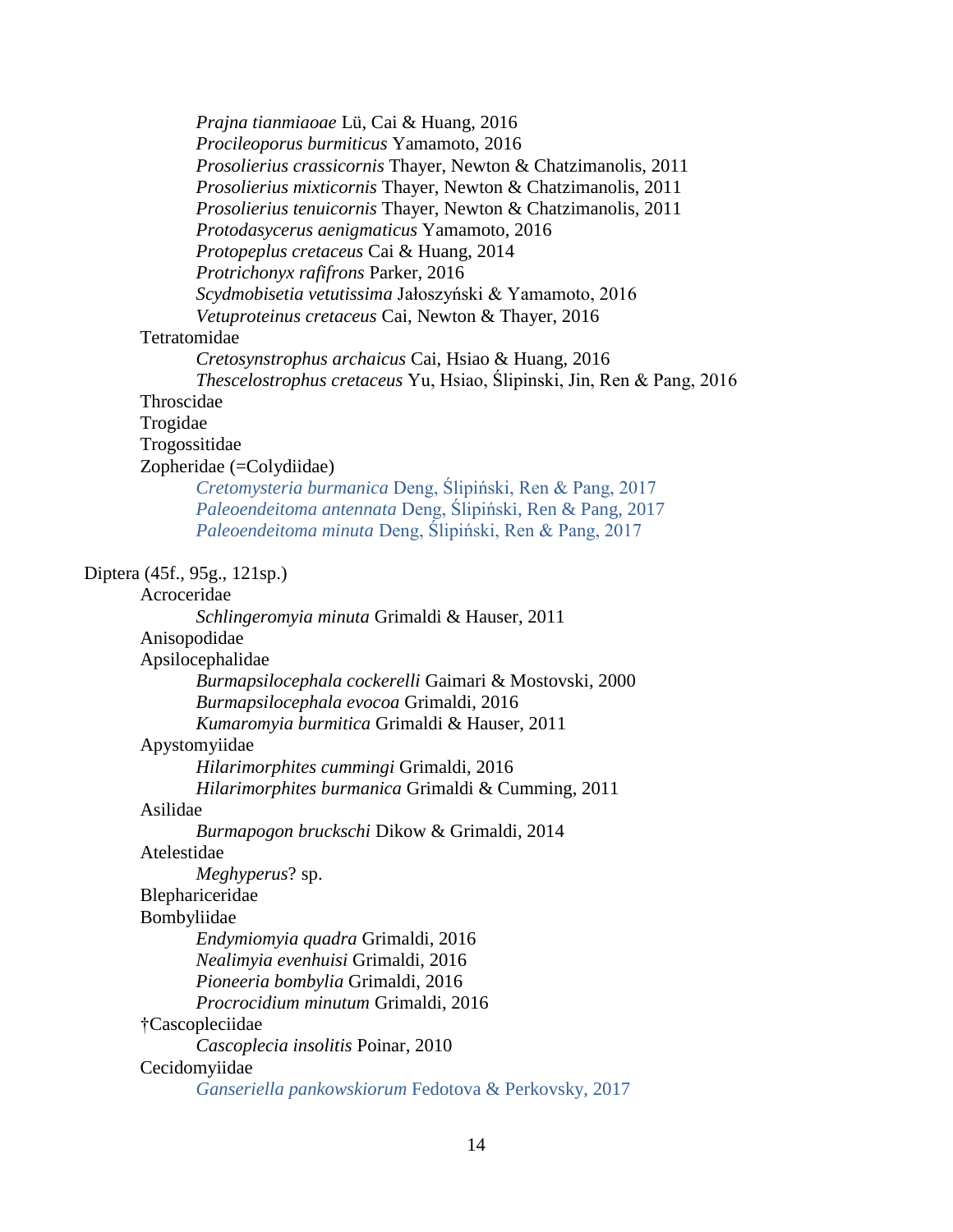*Prajna tianmiaoae* Lü, Cai & Huang, 2016
*Procileoporus burmiticus* Yamamoto, 2016
*Prosolierius crassicornis* Thayer, Newton & Chatzimanolis, 2011
*Prosolierius mixticornis* Thayer, Newton & Chatzimanolis, 2011
*Prosolierius tenuicornis* Thayer, Newton & Chatzimanolis, 2011
*Protodasycerus aenigmaticus* Yamamoto, 2016
*Protopeplus cretaceus* Cai & Huang, 2014
*Protrichonyx rafifrons* Parker, 2016
*Scydmobisetia vetutissima* Jałoszyński & Yamamoto, 2016
*Vetuproteinus cretaceus* Cai, Newton & Thayer, 2016

Tetratomidae
*Cretosynstrophus archaicus* Cai, Hsiao & Huang, 2016
*Thescelostrophus cretaceus* Yu, Hsiao, Ślipinski, Jin, Ren & Pang, 2016

Throscidae

Trogidae

Trogossitidae

Zopheridae (=Colydiidae)
*Cretomysteria burmanica* Deng, Ślipiński, Ren & Pang, 2017
*Paleoendeitoma antennata* Deng, Ślipiński, Ren & Pang, 2017
*Paleoendeitoma minuta* Deng, Ślipiński, Ren & Pang, 2017

Diptera (45f., 95g., 121sp.)

Acroceridae
*Schlingeromyia minuta* Grimaldi & Hauser, 2011

Anisopodidae

Apsilocephalidae
*Burmapsilocephala cockerelli* Gaimari & Mostovski, 2000
*Burmapsilocephala evocoa* Grimaldi, 2016
*Kumaromyia burmitica* Grimaldi & Hauser, 2011

Apystomyiidae
*Hilarimorphites cummingi* Grimaldi, 2016
*Hilarimorphites burmanica* Grimaldi & Cumming, 2011

Asilidae
*Burmapogon bruckschi* Dikow & Grimaldi, 2014

Atelestidae
*Meghyperus*? sp.

Blephariceridae

Bombyliidae
*Endymiomyia quadra* Grimaldi, 2016
*Nealimyia evenhuisi* Grimaldi, 2016
*Pioneeria bombylia* Grimaldi, 2016
*Procrocidium minutum* Grimaldi, 2016

†Cascopleciidae
*Cascoplecia insolitis* Poinar, 2010

Cecidomyiidae
*Ganseriella pankowskiorum* Fedotova & Perkovsky, 2017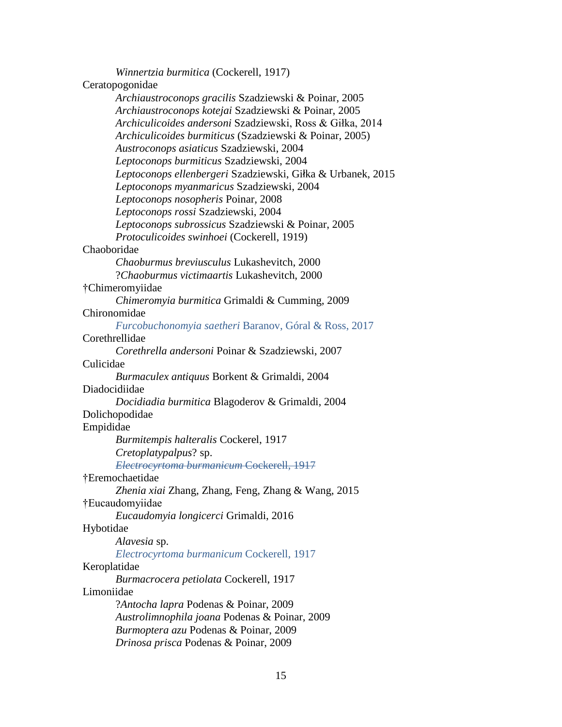*Winnertzia burmitica* (Cockerell, 1917)

Ceratopogonidae

*Archiaustroconops gracilis* Szadziewski & Poinar, 2005
*Archiaustroconops kotejai* Szadziewski & Poinar, 2005
*Archiculicoides andersoni* Szadziewski, Ross & Giłka, 2014
*Archiculicoides burmiticus* (Szadziewski & Poinar, 2005)
*Austroconops asiaticus* Szadziewski, 2004
*Leptoconops burmiticus* Szadziewski, 2004
*Leptoconops ellenbergeri* Szadziewski, Giłka & Urbanek, 2015
*Leptoconops myanmaricus* Szadziewski, 2004
*Leptoconops nosopheris* Poinar, 2008
*Leptoconops rossi* Szadziewski, 2004
*Leptoconops subrossicus* Szadziewski & Poinar, 2005
*Protoculicoides swinhoei* (Cockerell, 1919)

Chaoboridae

*Chaoburmus breviusculus* Lukashevitch, 2000
?*Chaoburmus victimaartis* Lukashevitch, 2000

†Chimeromyiidae

*Chimeromyia burmitica* Grimaldi & Cumming, 2009

Chironomidae

*Furcobuchonomyia saetheri* Baranov, Góral & Ross, 2017

Corethrellidae

*Corethrella andersoni* Poinar & Szadziewski, 2007

Culicidae

*Burmaculex antiquus* Borkent & Grimaldi, 2004

Diadocidiidae

*Docidiadia burmitica* Blagoderov & Grimaldi, 2004

Dolichopodidae

Empididae

*Burmitempis halteralis* Cockerel, 1917
*Cretoplatypalpus*? sp.
~~*Electrocyrtoma burmanicum* Cockerell, 1917~~

†Eremochaetidae

*Zhenia xiai* Zhang, Zhang, Feng, Zhang & Wang, 2015

†Eucaudomyiidae

*Eucaudomyia longicerci* Grimaldi, 2016

Hybotidae

*Alavesia* sp.
*Electrocyrtoma burmanicum* Cockerell, 1917

Keroplatidae

*Burmacrocera petiolata* Cockerell, 1917

Limoniidae

?*Antocha lapra* Podenas & Poinar, 2009
*Austrolimnophila joana* Podenas & Poinar, 2009
*Burmoptera azu* Podenas & Poinar, 2009
*Drinosa prisca* Podenas & Poinar, 2009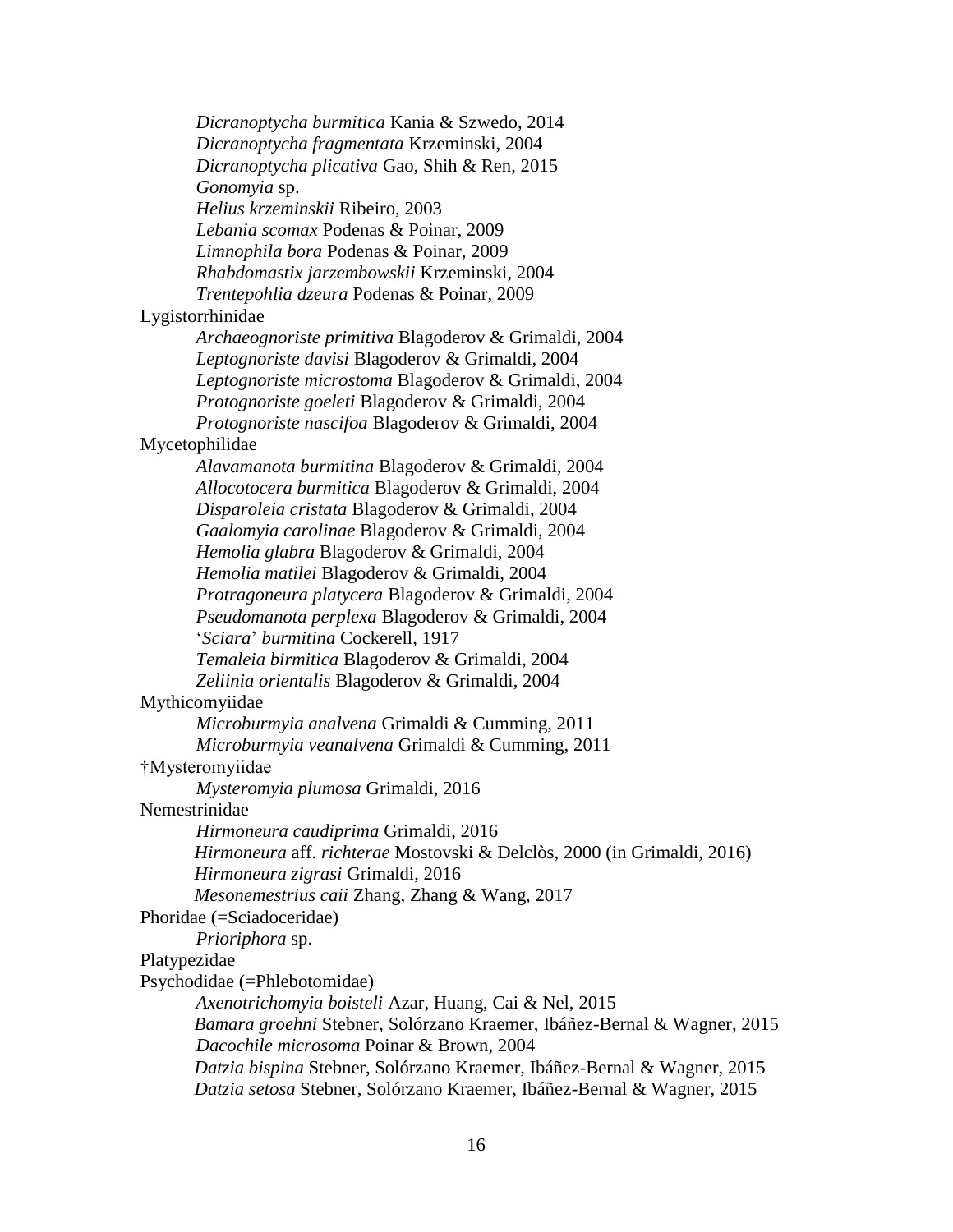*Dicranoptycha burmitica* Kania & Szwedo, 2014
*Dicranoptycha fragmentata* Krzeminski, 2004
*Dicranoptycha plicativa* Gao, Shih & Ren, 2015
*Gonomyia* sp.
*Helius krzeminskii* Ribeiro, 2003
*Lebania scomax* Podenas & Poinar, 2009
*Limnophila bora* Podenas & Poinar, 2009
*Rhabdomastix jarzembowskii* Krzeminski, 2004
*Trentepohlia dzeura* Podenas & Poinar, 2009

Lygistorrhinidae

*Archaeognoriste primitiva* Blagoderov & Grimaldi, 2004
*Leptognoriste davisi* Blagoderov & Grimaldi, 2004
*Leptognoriste microstoma* Blagoderov & Grimaldi, 2004
*Protognoriste goeleti* Blagoderov & Grimaldi, 2004
*Protognoriste nascifoa* Blagoderov & Grimaldi, 2004

Mycetophilidae

*Alavamanota burmitina* Blagoderov & Grimaldi, 2004
*Allocotocera burmitica* Blagoderov & Grimaldi, 2004
*Disparoleia cristata* Blagoderov & Grimaldi, 2004
*Gaalomyia carolinae* Blagoderov & Grimaldi, 2004
*Hemolia glabra* Blagoderov & Grimaldi, 2004
*Hemolia matilei* Blagoderov & Grimaldi, 2004
*Protragoneura platycera* Blagoderov & Grimaldi, 2004
*Pseudomanota perplexa* Blagoderov & Grimaldi, 2004
'*Sciara*' *burmitina* Cockerell, 1917
*Temaleia birmitica* Blagoderov & Grimaldi, 2004
*Zeliinia orientalis* Blagoderov & Grimaldi, 2004

Mythicomyiidae

*Microburmyia analvena* Grimaldi & Cumming, 2011
*Microburmyia veanalvena* Grimaldi & Cumming, 2011

†Mysteromyiidae

*Mysteromyia plumosa* Grimaldi, 2016

Nemestrinidae

*Hirmoneura caudiprima* Grimaldi, 2016
*Hirmoneura* aff. *richterae* Mostovski & Delclòs, 2000 (in Grimaldi, 2016)
*Hirmoneura zigrasi* Grimaldi, 2016
*Mesonemestrius caii* Zhang, Zhang & Wang, 2017

Phoridae (=Sciadoceridae)

*Prioriphora* sp.

Platypezidae

Psychodidae (=Phlebotomidae)

*Axenotrichomyia boisteli* Azar, Huang, Cai & Nel, 2015
*Bamara groehni* Stebner, Solórzano Kraemer, Ibáñez-Bernal & Wagner, 2015
*Dacochile microsoma* Poinar & Brown, 2004
*Datzia bispina* Stebner, Solórzano Kraemer, Ibáñez-Bernal & Wagner, 2015
*Datzia setosa* Stebner, Solórzano Kraemer, Ibáñez-Bernal & Wagner, 2015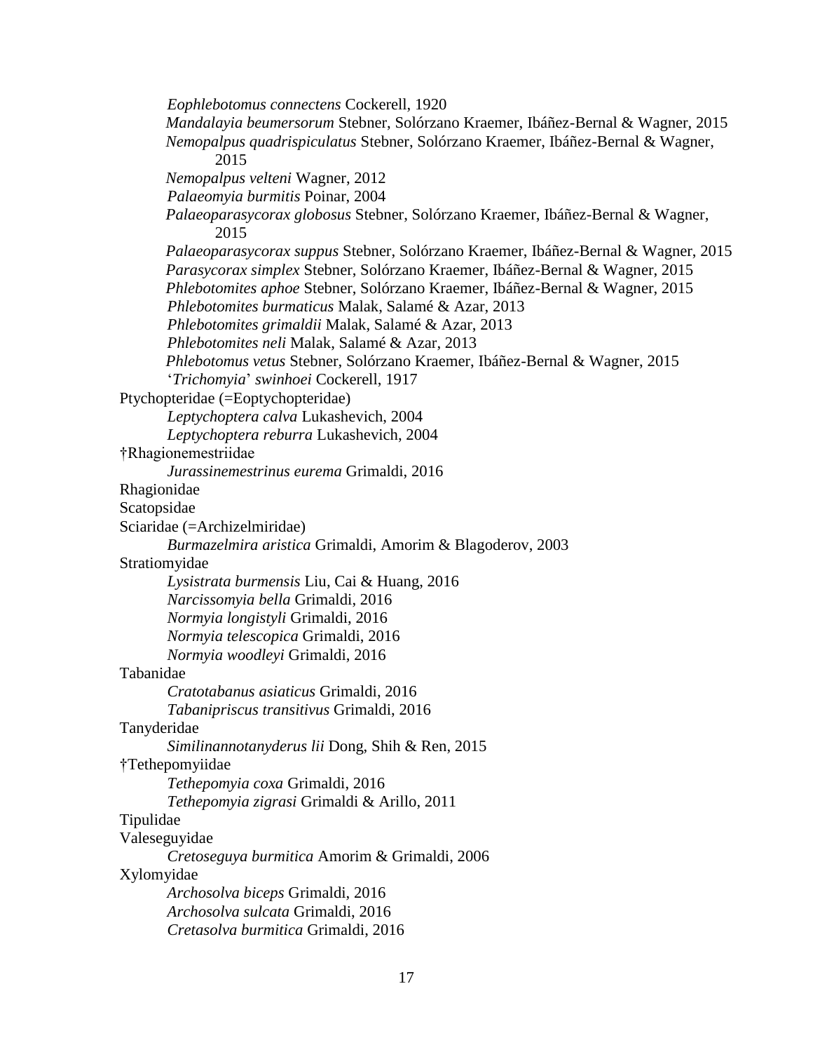*Eophlebotomus connectens* Cockerell, 1920
*Mandalayia beumersorum* Stebner, Solórzano Kraemer, Ibáñez-Bernal & Wagner, 2015
*Nemopalpus quadrispiculatus* Stebner, Solórzano Kraemer, Ibáñez-Bernal & Wagner, 2015
*Nemopalpus velteni* Wagner, 2012
*Palaeomyia burmitis* Poinar, 2004
*Palaeoparasycorax globosus* Stebner, Solórzano Kraemer, Ibáñez-Bernal & Wagner, 2015
*Palaeoparasycorax suppus* Stebner, Solórzano Kraemer, Ibáñez-Bernal & Wagner, 2015
*Parasycorax simplex* Stebner, Solórzano Kraemer, Ibáñez-Bernal & Wagner, 2015
*Phlebotomites aphoe* Stebner, Solórzano Kraemer, Ibáñez-Bernal & Wagner, 2015
*Phlebotomites burmaticus* Malak, Salamé & Azar, 2013
*Phlebotomites grimaldii* Malak, Salamé & Azar, 2013
*Phlebotomites neli* Malak, Salamé & Azar, 2013
*Phlebotomus vetus* Stebner, Solórzano Kraemer, Ibáñez-Bernal & Wagner, 2015
'*Trichomyia*' *swinhoei* Cockerell, 1917

Ptychopteridae (=Eoptychopteridae)
*Leptychoptera calva* Lukashevich, 2004
*Leptychoptera reburra* Lukashevich, 2004

†Rhagionemestriidae
*Jurassinemestrinus eurema* Grimaldi, 2016

Rhagionidae

Scatopsidae

Sciaridae (=Archizelmiridae)
*Burmazelmira aristica* Grimaldi, Amorim & Blagoderov, 2003

Stratiomyidae
*Lysistrata burmensis* Liu, Cai & Huang, 2016
*Narcissomyia bella* Grimaldi, 2016
*Normyia longistyli* Grimaldi, 2016
*Normyia telescopica* Grimaldi, 2016
*Normyia woodleyi* Grimaldi, 2016

Tabanidae
*Cratotabanus asiaticus* Grimaldi, 2016
*Tabanipriscus transitivus* Grimaldi, 2016

Tanyderidae
*Similinannotanyderus lii* Dong, Shih & Ren, 2015

†Tethepomyiidae
*Tethepomyia coxa* Grimaldi, 2016
*Tethepomyia zigrasi* Grimaldi & Arillo, 2011

Tipulidae

Valeseguyidae
*Cretoseguya burmitica* Amorim & Grimaldi, 2006

Xylomyidae
*Archosolva biceps* Grimaldi, 2016
*Archosolva sulcata* Grimaldi, 2016
*Cretasolva burmitica* Grimaldi, 2016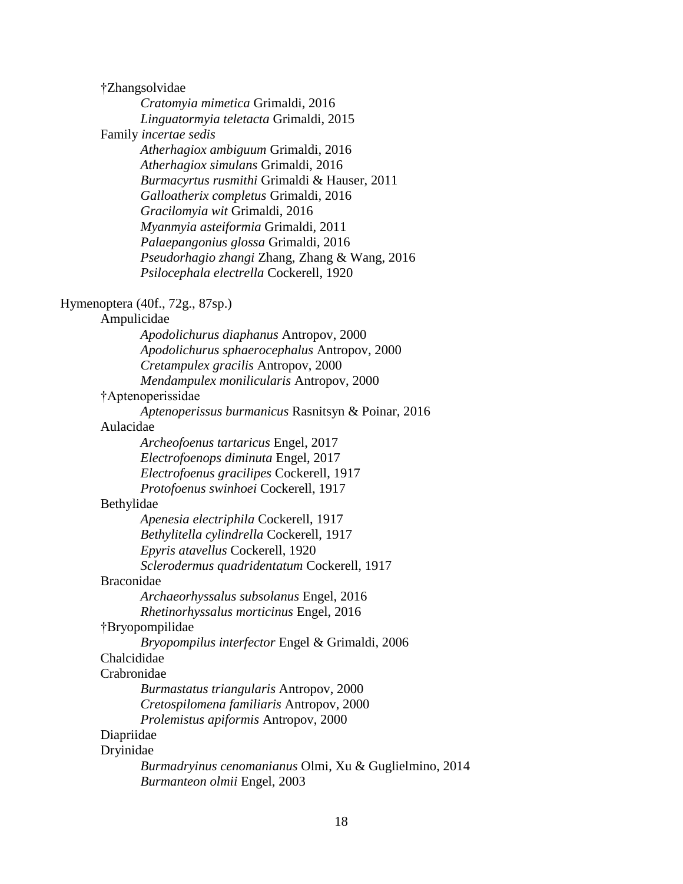†Zhangsolvidae

*Cratomyia mimetica* Grimaldi, 2016
*Linguatormyia teletacta* Grimaldi, 2015

Family *incertae sedis*

*Atherhagiox ambiguum* Grimaldi, 2016
*Atherhagiox simulans* Grimaldi, 2016
*Burmacyrtus rusmithi* Grimaldi & Hauser, 2011
*Galloatherix completus* Grimaldi, 2016
*Gracilomyia wit* Grimaldi, 2016
*Myanmyia asteiformia* Grimaldi, 2011
*Palaepangonius glossa* Grimaldi, 2016
*Pseudorhagio zhangi* Zhang, Zhang & Wang, 2016
*Psilocephala electrella* Cockerell, 1920

Hymenoptera (40f., 72g., 87sp.)

Ampulicidae

*Apodolichurus diaphanus* Antropov, 2000
*Apodolichurus sphaerocephalus* Antropov, 2000
*Cretampulex gracilis* Antropov, 2000
*Mendampulex monilicularis* Antropov, 2000

†Aptenoperissidae

*Aptenoperissus burmanicus* Rasnitsyn & Poinar, 2016

Aulacidae

*Archeofoenus tartaricus* Engel, 2017
*Electrofoenops diminuta* Engel, 2017
*Electrofoenus gracilipes* Cockerell, 1917
*Protofoenus swinhoei* Cockerell, 1917

Bethylidae

*Apenesia electriphila* Cockerell, 1917
*Bethylitella cylindrella* Cockerell, 1917
*Epyris atavellus* Cockerell, 1920
*Sclerodermus quadridentatum* Cockerell, 1917

Braconidae

*Archaeorhyssalus subsolanus* Engel, 2016
*Rhetinorhyssalus morticinus* Engel, 2016

†Bryopompilidae

*Bryopompilus interfector* Engel & Grimaldi, 2006

Chalcididae

Crabronidae

*Burmastatus triangularis* Antropov, 2000
*Cretospilomena familiaris* Antropov, 2000
*Prolemistus apiformis* Antropov, 2000

Diapriidae

Dryinidae

*Burmadryinus cenomanianus* Olmi, Xu & Guglielmino, 2014
*Burmanteon olmii* Engel, 2003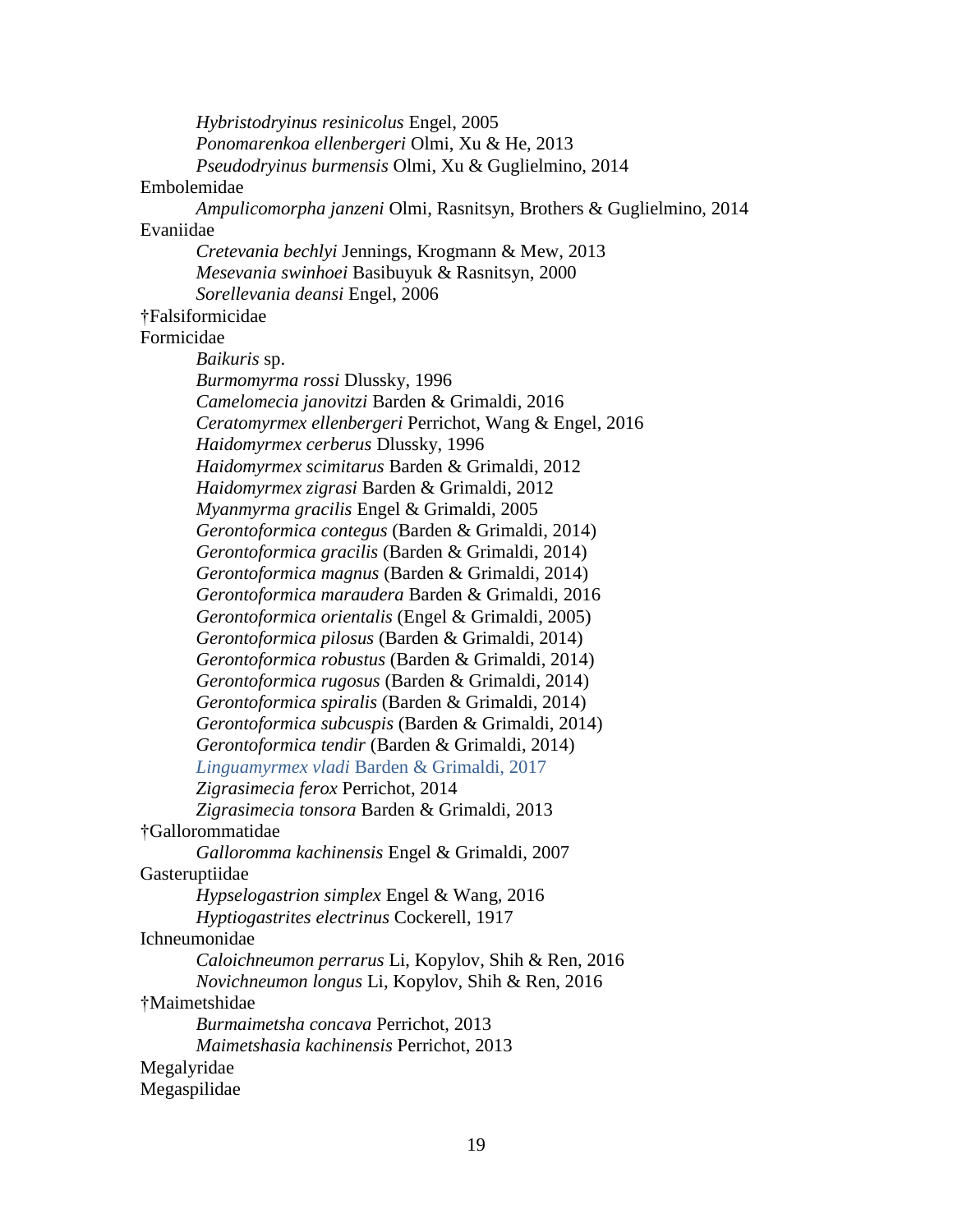*Hybristodryinus resinicolus* Engel, 2005
*Ponomarenkoa ellenbergeri* Olmi, Xu & He, 2013
*Pseudodryinus burmensis* Olmi, Xu & Guglielmino, 2014

Embolemidae

*Ampulicomorpha janzeni* Olmi, Rasnitsyn, Brothers & Guglielmino, 2014

Evaniidae

*Cretevania bechlyi* Jennings, Krogmann & Mew, 2013
*Mesevania swinhoei* Basibuyuk & Rasnitsyn, 2000
*Sorellevania deansi* Engel, 2006

†Falsiformicidae

Formicidae

*Baikuris* sp.
*Burmomyrma rossi* Dlussky, 1996
*Camelomecia janovitzi* Barden & Grimaldi, 2016
*Ceratomyrmex ellenbergeri* Perrichot, Wang & Engel, 2016
*Haidomyrmex cerberus* Dlussky, 1996
*Haidomyrmex scimitarus* Barden & Grimaldi, 2012
*Haidomyrmex zigrasi* Barden & Grimaldi, 2012
*Myanmyrma gracilis* Engel & Grimaldi, 2005
*Gerontoformica contegus* (Barden & Grimaldi, 2014)
*Gerontoformica gracilis* (Barden & Grimaldi, 2014)
*Gerontoformica magnus* (Barden & Grimaldi, 2014)
*Gerontoformica maraudera* Barden & Grimaldi, 2016
*Gerontoformica orientalis* (Engel & Grimaldi, 2005)
*Gerontoformica pilosus* (Barden & Grimaldi, 2014)
*Gerontoformica robustus* (Barden & Grimaldi, 2014)
*Gerontoformica rugosus* (Barden & Grimaldi, 2014)
*Gerontoformica spiralis* (Barden & Grimaldi, 2014)
*Gerontoformica subcuspis* (Barden & Grimaldi, 2014)
*Gerontoformica tendir* (Barden & Grimaldi, 2014)
*Linguamyrmex vladi* Barden & Grimaldi, 2017
*Zigrasimecia ferox* Perrichot, 2014
*Zigrasimecia tonsora* Barden & Grimaldi, 2013

†Gallorommatidae

*Galloromma kachinensis* Engel & Grimaldi, 2007

Gasteruptiidae

*Hypselogastrion simplex* Engel & Wang, 2016
*Hyptiogastrites electrinus* Cockerell, 1917

Ichneumonidae

*Caloichneumon perrarus* Li, Kopylov, Shih & Ren, 2016
*Novichneumon longus* Li, Kopylov, Shih & Ren, 2016

†Maimetshidae

*Burmaimetsha concava* Perrichot, 2013
*Maimetshasia kachinensis* Perrichot, 2013

Megalyridae

Megaspilidae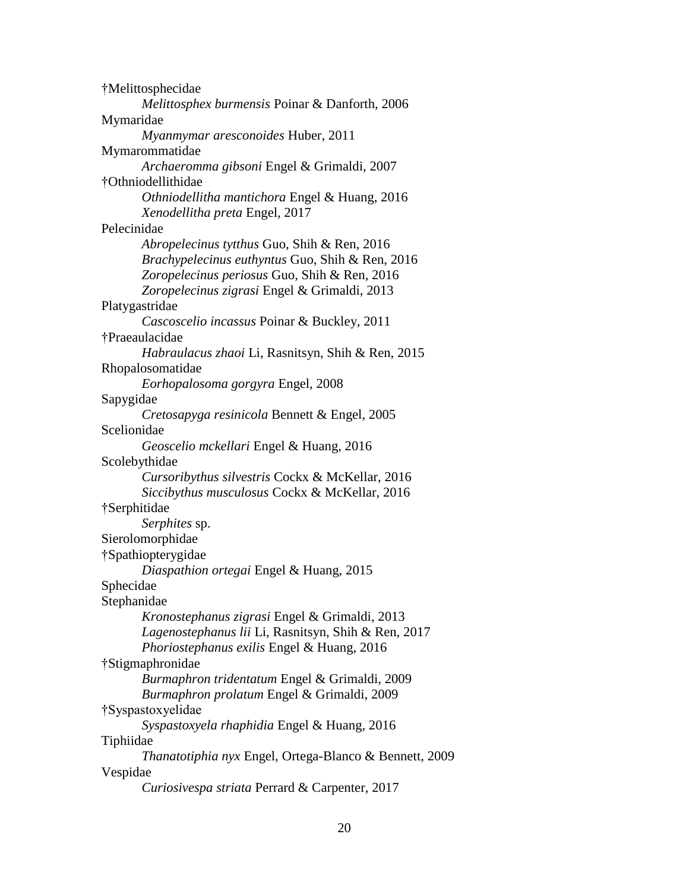†Melittosphecidae

    *Melittosphex burmensis* Poinar & Danforth, 2006

Mymaridae

    *Myanmymar aresconoides* Huber, 2011

Mymarommatidae

    *Archaeromma gibsoni* Engel & Grimaldi, 2007

†Othniodellithidae

    *Othniodellitha mantichora* Engel & Huang, 2016
    *Xenodellitha preta* Engel, 2017

Pelecinidae

    *Abropelecinus tytthus* Guo, Shih & Ren, 2016
    *Brachypelecinus euthyntus* Guo, Shih & Ren, 2016
    *Zoropelecinus periosus* Guo, Shih & Ren, 2016
    *Zoropelecinus zigrasi* Engel & Grimaldi, 2013

Platygastridae

    *Cascoscelio incassus* Poinar & Buckley, 2011

†Praeaulacidae

    *Habraulacus zhaoi* Li, Rasnitsyn, Shih & Ren, 2015

Rhopalosomatidae

    *Eorhopalosoma gorgyra* Engel, 2008

Sapygidae

    *Cretosapyga resinicola* Bennett & Engel, 2005

Scelionidae

    *Geoscelio mckellari* Engel & Huang, 2016

Scolebythidae

    *Cursoribythus silvestris* Cockx & McKellar, 2016
    *Siccibythus musculosus* Cockx & McKellar, 2016

†Serphitidae

    *Serphites* sp.

Sierolomorphidae

†Spathiopterygidae

    *Diaspathion ortegai* Engel & Huang, 2015

Sphecidae

Stephanidae

    *Kronostephanus zigrasi* Engel & Grimaldi, 2013
    *Lagenostephanus lii* Li, Rasnitsyn, Shih & Ren, 2017
    *Phoriostephanus exilis* Engel & Huang, 2016

†Stigmaphronidae

    *Burmaphron tridentatum* Engel & Grimaldi, 2009
    *Burmaphron prolatum* Engel & Grimaldi, 2009

†Syspastoxyelidae

    *Syspastoxyela rhaphidia* Engel & Huang, 2016

Tiphiidae

    *Thanatotiphia nyx* Engel, Ortega-Blanco & Bennett, 2009

Vespidae

    *Curiosivespa striata* Perrard & Carpenter, 2017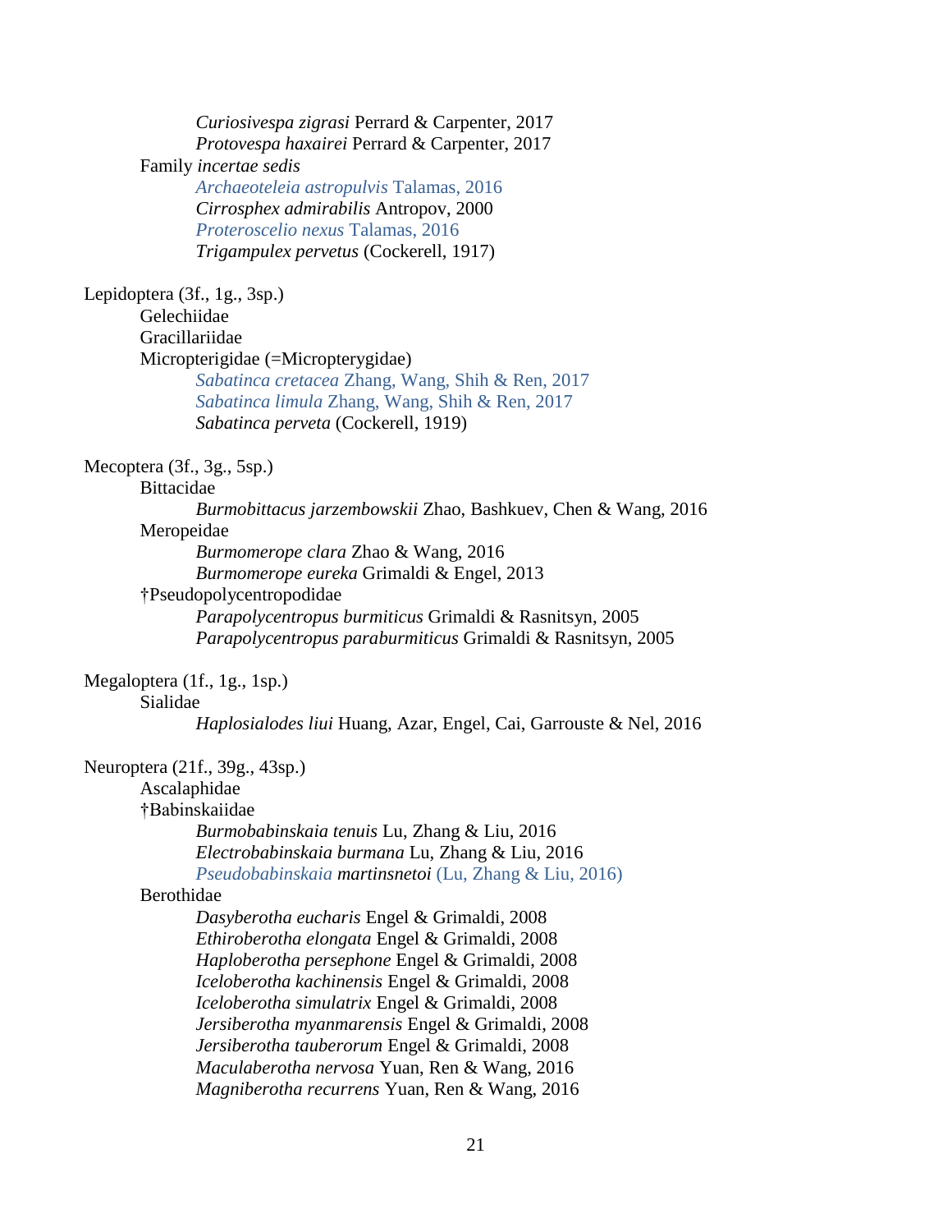*Curiosivespa zigrasi* Perrard & Carpenter, 2017
*Protovespa haxairei* Perrard & Carpenter, 2017

Family *incertae sedis*

*Archaeoteleia astropulvis* Talamas, 2016
*Cirrosphex admirabilis* Antropov, 2000
*Proteroscelio nexus* Talamas, 2016
*Trigampulex pervetus* (Cockerell, 1917)

Lepidoptera (3f., 1g., 3sp.)

Gelechiidae

Gracillariidae

Micropterigidae (=Micropterygidae)

*Sabatinca cretacea* Zhang, Wang, Shih & Ren, 2017
*Sabatinca limula* Zhang, Wang, Shih & Ren, 2017
*Sabatinca perveta* (Cockerell, 1919)

Mecoptera (3f., 3g., 5sp.)

Bittacidae

*Burmobittacus jarzembowskii* Zhao, Bashkuev, Chen & Wang, 2016

Meropeidae

*Burmomerope clara* Zhao & Wang, 2016
*Burmomerope eureka* Grimaldi & Engel, 2013

†Pseudopolycentropodidae

*Parapolycentropus burmiticus* Grimaldi & Rasnitsyn, 2005
*Parapolycentropus paraburmiticus* Grimaldi & Rasnitsyn, 2005

Megaloptera (1f., 1g., 1sp.)

Sialidae

*Haplosialodes liui* Huang, Azar, Engel, Cai, Garrouste & Nel, 2016

Neuroptera (21f., 39g., 43sp.)

Ascalaphidae

†Babinskaiidae

*Burmobabinskaia tenuis* Lu, Zhang & Liu, 2016
*Electrobabinskaia burmana* Lu, Zhang & Liu, 2016
*Pseudobabinskaia martinsnetoi* (Lu, Zhang & Liu, 2016)

Berothidae

*Dasyberotha eucharis* Engel & Grimaldi, 2008
*Ethiroberotha elongata* Engel & Grimaldi, 2008
*Haploberotha persephone* Engel & Grimaldi, 2008
*Iceloberotha kachinensis* Engel & Grimaldi, 2008
*Iceloberotha simulatrix* Engel & Grimaldi, 2008
*Jersiberotha myanmarensis* Engel & Grimaldi, 2008
*Jersiberotha tauberorum* Engel & Grimaldi, 2008
*Maculaberotha nervosa* Yuan, Ren & Wang, 2016
*Magniberotha recurrens* Yuan, Ren & Wang, 2016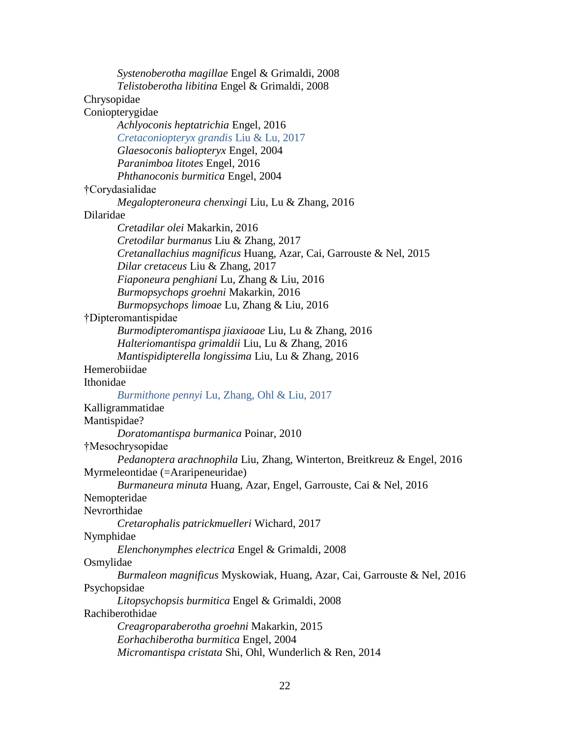*Systenoberotha magillae* Engel & Grimaldi, 2008
*Telistoberotha libitina* Engel & Grimaldi, 2008

Chrysopidae

Coniopterygidae
*Achlyoconis heptatrichia* Engel, 2016
*Cretaconiopteryx grandis* Liu & Lu, 2017
*Glaesoconis baliopteryx* Engel, 2004
*Paranimboa litotes* Engel, 2016
*Phthanoconis burmitica* Engel, 2004

†Corydasialidae
*Megalopteroneura chenxingi* Liu, Lu & Zhang, 2016

Dilaridae
*Cretadilar olei* Makarkin, 2016
*Cretodilar burmanus* Liu & Zhang, 2017
*Cretanallachius magnificus* Huang, Azar, Cai, Garrouste & Nel, 2015
*Dilar cretaceus* Liu & Zhang, 2017
*Fiaponeura penghiani* Lu, Zhang & Liu, 2016
*Burmopsychops groehni* Makarkin, 2016
*Burmopsychops limoae* Lu, Zhang & Liu, 2016

†Dipteromantispidae
*Burmodipteromantispa jiaxiaoae* Liu, Lu & Zhang, 2016
*Halteriomantispa grimaldii* Liu, Lu & Zhang, 2016
*Mantispidipterella longissima* Liu, Lu & Zhang, 2016

Hemerobiidae

Ithonidae
*Burmithone pennyi* Lu, Zhang, Ohl & Liu, 2017

Kalligrammatidae

Mantispidae?
*Doratomantispa burmanica* Poinar, 2010

†Mesochrysopidae
*Pedanoptera arachnophila* Liu, Zhang, Winterton, Breitkreuz & Engel, 2016

Myrmeleontidae (=Araripeneuridae)
*Burmaneura minuta* Huang, Azar, Engel, Garrouste, Cai & Nel, 2016

Nemopteridae

Nevrorthidae
*Cretarophalis patrickmuelleri* Wichard, 2017

Nymphidae
*Elenchonymphes electrica* Engel & Grimaldi, 2008

Osmylidae
*Burmaleon magnificus* Myskowiak, Huang, Azar, Cai, Garrouste & Nel, 2016

Psychopsidae
*Litopsychopsis burmitica* Engel & Grimaldi, 2008

Rachiberothidae
*Creagroparaberotha groehni* Makarkin, 2015
*Eorhachiberotha burmitica* Engel, 2004
*Micromantispa cristata* Shi, Ohl, Wunderlich & Ren, 2014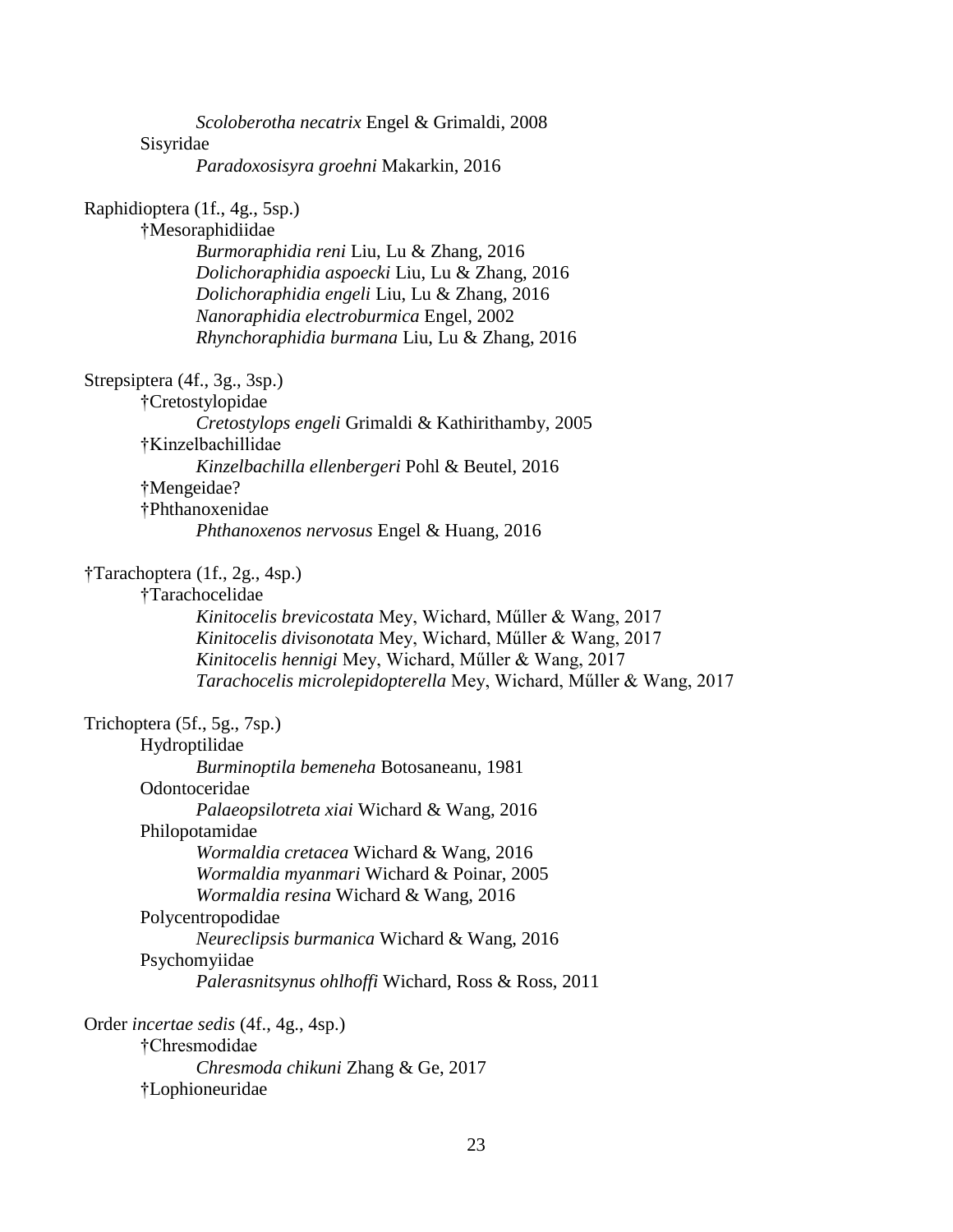*Scoloberotha necatrix* Engel & Grimaldi, 2008

Sisyridae

*Paradoxosisyra groehni* Makarkin, 2016

Raphidioptera (1f., 4g., 5sp.)

†Mesoraphidiidae

*Burmoraphidia reni* Liu, Lu & Zhang, 2016

*Dolichoraphidia aspoecki* Liu, Lu & Zhang, 2016

*Dolichoraphidia engeli* Liu, Lu & Zhang, 2016

*Nanoraphidia electroburmica* Engel, 2002

*Rhynchoraphidia burmana* Liu, Lu & Zhang, 2016

Strepsiptera (4f., 3g., 3sp.)

†Cretostylopidae

*Cretostylops engeli* Grimaldi & Kathirithamby, 2005

†Kinzelbachillidae

*Kinzelbachilla ellenbergeri* Pohl & Beutel, 2016

†Mengeidae?

†Phthanoxenidae

*Phthanoxenos nervosus* Engel & Huang, 2016

†Tarachoptera (1f., 2g., 4sp.)

†Tarachocelidae

*Kinitocelis brevicostata* Mey, Wichard, Műller & Wang, 2017

*Kinitocelis divisonotata* Mey, Wichard, Műller & Wang, 2017

*Kinitocelis hennigi* Mey, Wichard, Műller & Wang, 2017

*Tarachocelis microlepidopterella* Mey, Wichard, Műller & Wang, 2017

Trichoptera (5f., 5g., 7sp.)

Hydroptilidae

*Burminoptila bemeneha* Botosaneanu, 1981

Odontoceridae

*Palaeopsilotreta xiai* Wichard & Wang, 2016

Philopotamidae

*Wormaldia cretacea* Wichard & Wang, 2016

*Wormaldia myanmari* Wichard & Poinar, 2005

*Wormaldia resina* Wichard & Wang, 2016

Polycentropodidae

*Neureclipsis burmanica* Wichard & Wang, 2016

Psychomyiidae

*Palerasnitsynus ohlhoffi* Wichard, Ross & Ross, 2011

Order *incertae sedis* (4f., 4g., 4sp.)

†Chresmodidae

*Chresmoda chikuni* Zhang & Ge, 2017

†Lophioneuridae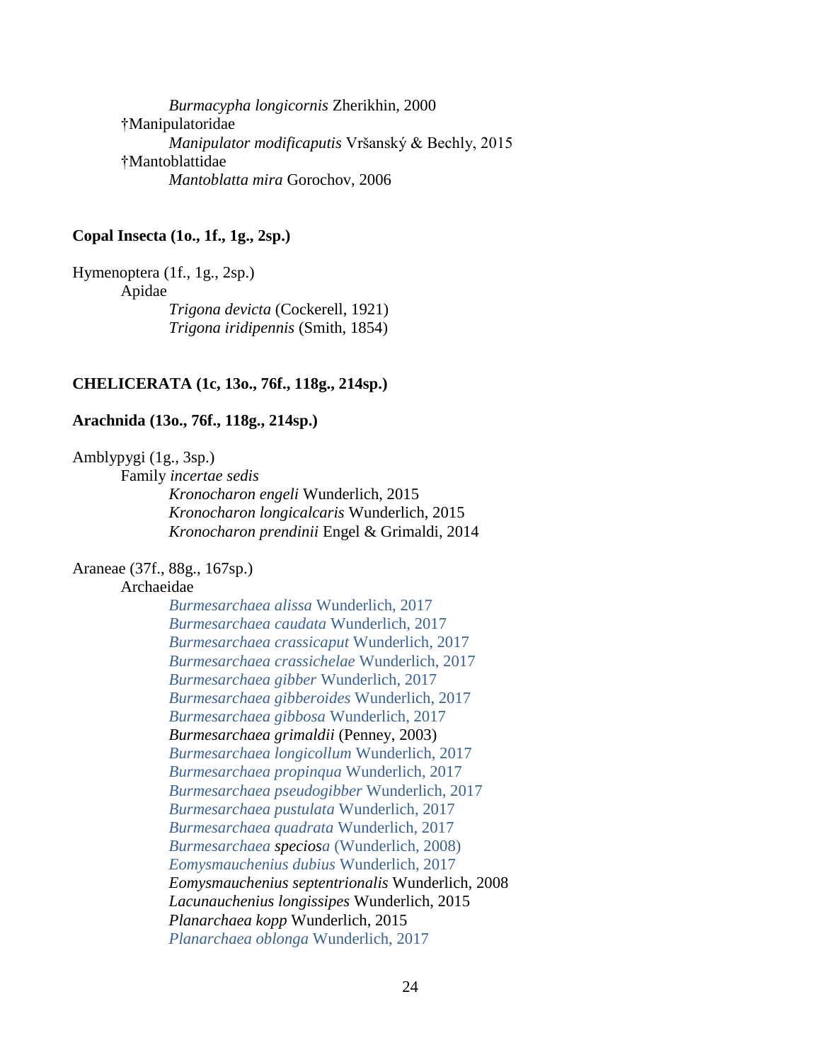*Burmacypha longicornis* Zherikhin, 2000

†Manipulatoridae

*Manipulator modificaputis* Vršanský & Bechly, 2015

†Mantoblattidae

*Mantoblatta mira* Gorochov, 2006

**Copal Insecta (1o., 1f., 1g., 2sp.)**

Hymenoptera (1f., 1g., 2sp.)

Apidae

*Trigona devicta* (Cockerell, 1921)
*Trigona iridipennis* (Smith, 1854)

**CHELICERATA (1c, 13o., 76f., 118g., 214sp.)**

**Arachnida (13o., 76f., 118g., 214sp.)**

Amblypygi (1g., 3sp.)

Family *incertae sedis*

*Kronocharon engeli* Wunderlich, 2015
*Kronocharon longicalcaris* Wunderlich, 2015
*Kronocharon prendinii* Engel & Grimaldi, 2014

Araneae (37f., 88g., 167sp.)

Archaeidae

*Burmesarchaea alissa* Wunderlich, 2017
*Burmesarchaea caudata* Wunderlich, 2017
*Burmesarchaea crassicaput* Wunderlich, 2017
*Burmesarchaea crassichelae* Wunderlich, 2017
*Burmesarchaea gibber* Wunderlich, 2017
*Burmesarchaea gibberoides* Wunderlich, 2017
*Burmesarchaea gibbosa* Wunderlich, 2017
*Burmesarchaea grimaldii* (Penney, 2003)
*Burmesarchaea longicollum* Wunderlich, 2017
*Burmesarchaea propinqua* Wunderlich, 2017
*Burmesarchaea pseudogibber* Wunderlich, 2017
*Burmesarchaea pustulata* Wunderlich, 2017
*Burmesarchaea quadrata* Wunderlich, 2017
*Burmesarchaea speciosa* (Wunderlich, 2008)
*Eomysmauchenius dubius* Wunderlich, 2017
*Eomysmauchenius septentrionalis* Wunderlich, 2008
*Lacunauchenius longissipes* Wunderlich, 2015
*Planarchaea kopp* Wunderlich, 2015
*Planarchaea oblonga* Wunderlich, 2017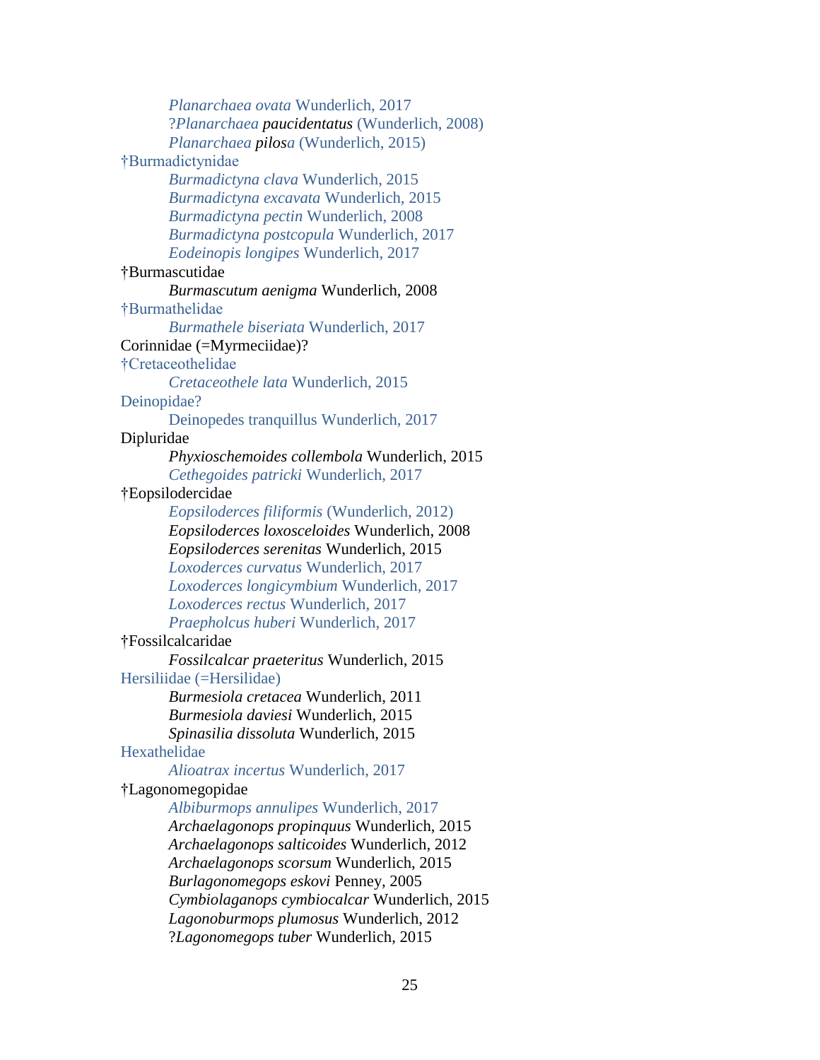*Planarchaea ovata* Wunderlich, 2017
?*Planarchaea paucidentatus* (Wunderlich, 2008)
*Planarchaea pilosa* (Wunderlich, 2015)

†Burmadictynidae
*Burmadictyna clava* Wunderlich, 2015
*Burmadictyna excavata* Wunderlich, 2015
*Burmadictyna pectin* Wunderlich, 2008
*Burmadictyna postcopula* Wunderlich, 2017
*Eodeinopis longipes* Wunderlich, 2017

†Burmascutidae
*Burmascutum aenigma* Wunderlich, 2008

†Burmathelidae
*Burmathele biseriata* Wunderlich, 2017

Corinnidae (=Myrmeciidae)?

†Cretaceothelidae
*Cretaceothele lata* Wunderlich, 2015

Deinopidae?
Deinopedes tranquillus Wunderlich, 2017

Dipluridae
*Phyxioschemoides collembola* Wunderlich, 2015
*Cethegoides patricki* Wunderlich, 2017

†Eopsilodercidae
*Eopsiloderces filiformis* (Wunderlich, 2012)
*Eopsiloderces loxosceloides* Wunderlich, 2008
*Eopsiloderces serenitas* Wunderlich, 2015
*Loxoderces curvatus* Wunderlich, 2017
*Loxoderces longicymbium* Wunderlich, 2017
*Loxoderces rectus* Wunderlich, 2017
*Praepholcus huberi* Wunderlich, 2017

†Fossilcalcaridae
*Fossilcalcar praeteritus* Wunderlich, 2015

Hersiliidae (=Hersilidae)
*Burmesiola cretacea* Wunderlich, 2011
*Burmesiola daviesi* Wunderlich, 2015
*Spinasilia dissoluta* Wunderlich, 2015

Hexathelidae
*Alioatrax incertus* Wunderlich, 2017

†Lagonomegopidae
*Albiburmops annulipes* Wunderlich, 2017
*Archaelagonops propinquus* Wunderlich, 2015
*Archaelagonops salticoides* Wunderlich, 2012
*Archaelagonops scorsum* Wunderlich, 2015
*Burlagonomegops eskovi* Penney, 2005
*Cymbiolaganops cymbiocalcar* Wunderlich, 2015
*Lagonoburmops plumosus* Wunderlich, 2012
?*Lagonomegops tuber* Wunderlich, 2015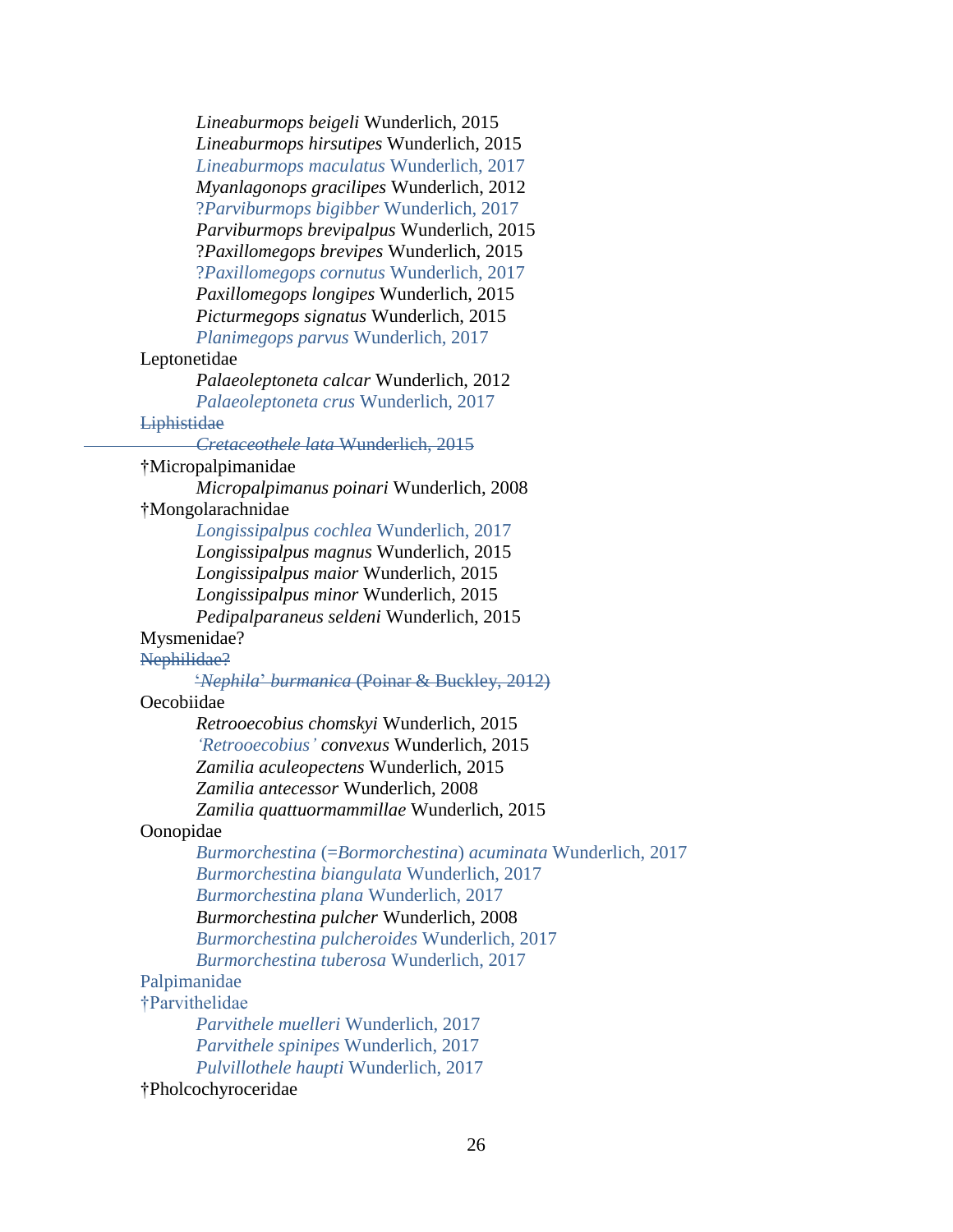*Lineaburmops beigeli* Wunderlich, 2015
*Lineaburmops hirsutipes* Wunderlich, 2015
*Lineaburmops maculatus* Wunderlich, 2017
*Myanlagonops gracilipes* Wunderlich, 2012
?*Parviburmops bigibber* Wunderlich, 2017
*Parviburmops brevipalpus* Wunderlich, 2015
?*Paxillomegops brevipes* Wunderlich, 2015
?*Paxillomegops cornutus* Wunderlich, 2017
*Paxillomegops longipes* Wunderlich, 2015
*Picturmegops signatus* Wunderlich, 2015
*Planimegops parvus* Wunderlich, 2017

Leptonetidae

*Palaeoleptoneta calcar* Wunderlich, 2012
*Palaeoleptoneta crus* Wunderlich, 2017

~~Liphistidae~~

~~*Cretaceothele lata* Wunderlich, 2015~~

†Micropalpimanidae

*Micropalpimanus poinari* Wunderlich, 2008

†Mongolarachnidae

*Longissipalpus cochlea* Wunderlich, 2017
*Longissipalpus magnus* Wunderlich, 2015
*Longissipalpus maior* Wunderlich, 2015
*Longissipalpus minor* Wunderlich, 2015
*Pedipalparaneus seldeni* Wunderlich, 2015

Mysmenidae?

~~Nephilidae?~~

~~'*Nephila*' *burmanica* (Poinar & Buckley, 2012)~~

Oecobiidae

*Retrooecobius chomskyi* Wunderlich, 2015
*'Retrooecobius' convexus* Wunderlich, 2015
*Zamilia aculeopectens* Wunderlich, 2015
*Zamilia antecessor* Wunderlich, 2008
*Zamilia quattuormammillae* Wunderlich, 2015

Oonopidae

*Burmorchestina* (=*Bormorchestina*) *acuminata* Wunderlich, 2017
*Burmorchestina biangulata* Wunderlich, 2017
*Burmorchestina plana* Wunderlich, 2017
*Burmorchestina pulcher* Wunderlich, 2008
*Burmorchestina pulcheroides* Wunderlich, 2017
*Burmorchestina tuberosa* Wunderlich, 2017

Palpimanidae

†Parvithelidae

*Parvithele muelleri* Wunderlich, 2017
*Parvithele spinipes* Wunderlich, 2017
*Pulvillothele haupti* Wunderlich, 2017

†Pholcochyroceridae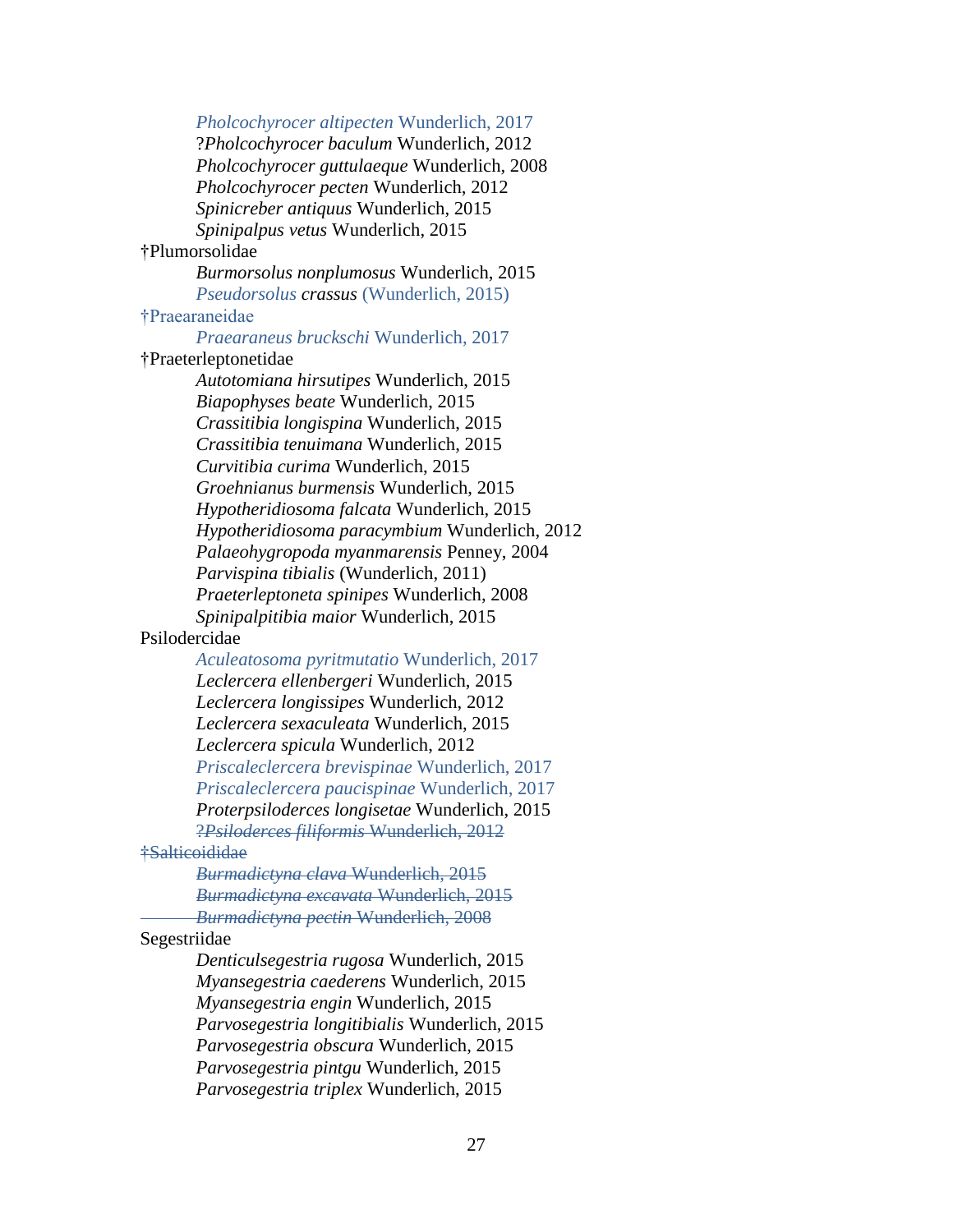*Pholcochyrocer altipecten* Wunderlich, 2017
?*Pholcochyrocer baculum* Wunderlich, 2012
*Pholcochyrocer guttulaeque* Wunderlich, 2008
*Pholcochyrocer pecten* Wunderlich, 2012
*Spinicreber antiquus* Wunderlich, 2015
*Spinipalpus vetus* Wunderlich, 2015

†Plumorsolidae
*Burmorsolus nonplumosus* Wunderlich, 2015
*Pseudorsolus crassus* (Wunderlich, 2015)

†Praearaneidae
*Praearaneus bruckschi* Wunderlich, 2017

†Praeterleptonetidae
*Autotomiana hirsutipes* Wunderlich, 2015
*Biapophyses beate* Wunderlich, 2015
*Crassitibia longispina* Wunderlich, 2015
*Crassitibia tenuimana* Wunderlich, 2015
*Curvitibia curima* Wunderlich, 2015
*Groehnianus burmensis* Wunderlich, 2015
*Hypotheridiosoma falcata* Wunderlich, 2015
*Hypotheridiosoma paracymbium* Wunderlich, 2012
*Palaeohygropoda myanmarensis* Penney, 2004
*Parvispina tibialis* (Wunderlich, 2011)
*Praeterleptoneta spinipes* Wunderlich, 2008
*Spinipalpitibia maior* Wunderlich, 2015

Psilodercidae
*Aculeatosoma pyritmutatio* Wunderlich, 2017
*Leclercera ellenbergeri* Wunderlich, 2015
*Leclercera longissipes* Wunderlich, 2012
*Leclercera sexaculeata* Wunderlich, 2015
*Leclercera spicula* Wunderlich, 2012
*Priscaleclercera brevispinae* Wunderlich, 2017
*Priscaleclercera paucispinae* Wunderlich, 2017
*Proterpsiloderces longisetae* Wunderlich, 2015
~~?*Psiloderces filiformis* Wunderlich, 2012~~

~~†Salticoididae~~
~~*Burmadictyna clava* Wunderlich, 2015~~
~~*Burmadictyna excavata* Wunderlich, 2015~~
~~*Burmadictyna pectin* Wunderlich, 2008~~

Segestriidae
*Denticulsegestria rugosa* Wunderlich, 2015
*Myansegestria caederens* Wunderlich, 2015
*Myansegestria engin* Wunderlich, 2015
*Parvosegestria longitibialis* Wunderlich, 2015
*Parvosegestria obscura* Wunderlich, 2015
*Parvosegestria pintgu* Wunderlich, 2015
*Parvosegestria triplex* Wunderlich, 2015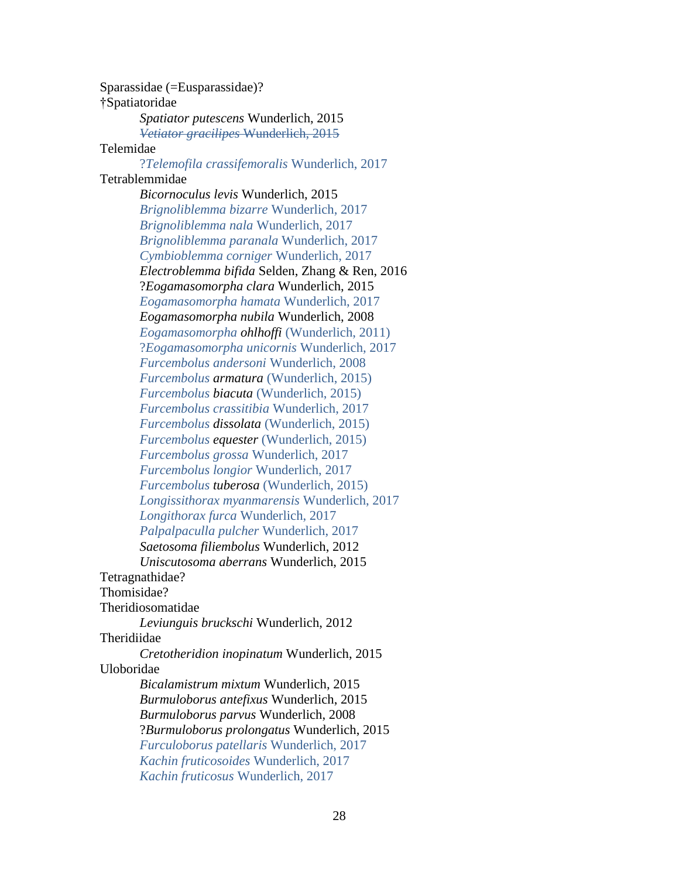Sparassidae (=Eusparassidae)?

†Spatiatoridae

- *Spatiator putescens* Wunderlich, 2015
- ~~*Vetiator gracilipes* Wunderlich, 2015~~

Telemidae

- ?*Telemofila crassifemoralis* Wunderlich, 2017

Tetrablemmidae

- *Bicornoculus levis* Wunderlich, 2015
- *Brignoliblemma bizarre* Wunderlich, 2017
- *Brignoliblemma nala* Wunderlich, 2017
- *Brignoliblemma paranala* Wunderlich, 2017
- *Cymbioblemma corniger* Wunderlich, 2017
- *Electroblemma bifida* Selden, Zhang & Ren, 2016
- ?*Eogamasomorpha clara* Wunderlich, 2015
- *Eogamasomorpha hamata* Wunderlich, 2017
- *Eogamasomorpha nubila* Wunderlich, 2008
- *Eogamasomorpha ohlhoffi* (Wunderlich, 2011)
- ?*Eogamasomorpha unicornis* Wunderlich, 2017
- *Furcembolus andersoni* Wunderlich, 2008
- *Furcembolus armatura* (Wunderlich, 2015)
- *Furcembolus biacuta* (Wunderlich, 2015)
- *Furcembolus crassitibia* Wunderlich, 2017
- *Furcembolus dissolata* (Wunderlich, 2015)
- *Furcembolus equester* (Wunderlich, 2015)
- *Furcembolus grossa* Wunderlich, 2017
- *Furcembolus longior* Wunderlich, 2017
- *Furcembolus tuberosa* (Wunderlich, 2015)
- *Longissithorax myanmarensis* Wunderlich, 2017
- *Longithorax furca* Wunderlich, 2017
- *Palpalpaculla pulcher* Wunderlich, 2017
- *Saetosoma filiembolus* Wunderlich, 2012
- *Uniscutosoma aberrans* Wunderlich, 2015

Tetragnathidae?

Thomisidae?

Theridiosomatidae

- *Leviunguis bruckschi* Wunderlich, 2012

Theridiidae

- *Cretotheridion inopinatum* Wunderlich, 2015

Uloboridae

- *Bicalamistrum mixtum* Wunderlich, 2015
- *Burmuloborus antefixus* Wunderlich, 2015
- *Burmuloborus parvus* Wunderlich, 2008
- ?*Burmuloborus prolongatus* Wunderlich, 2015
- *Furculoborus patellaris* Wunderlich, 2017
- *Kachin fruticosoides* Wunderlich, 2017
- *Kachin fruticosus* Wunderlich, 2017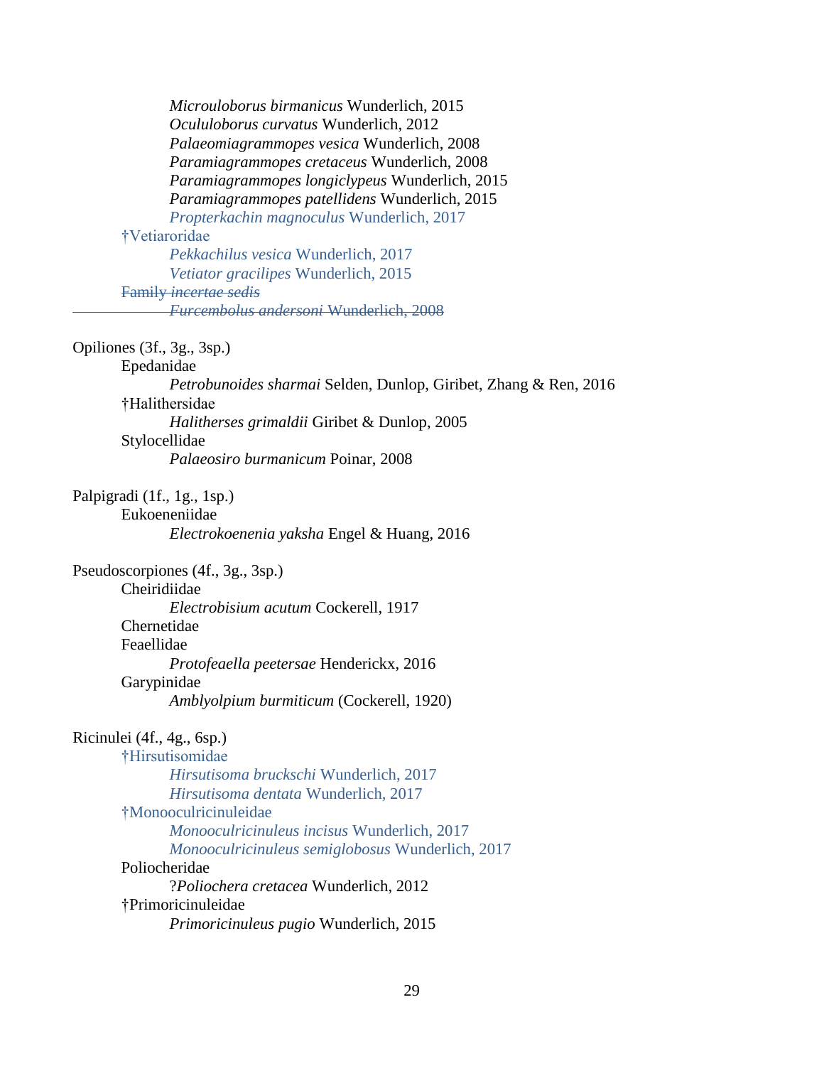*Microuloborus birmanicus* Wunderlich, 2015
*Ocululoborus curvatus* Wunderlich, 2012
*Palaeomiagrammopes vesica* Wunderlich, 2008
*Paramiagrammopes cretaceus* Wunderlich, 2008
*Paramiagrammopes longiclypeus* Wunderlich, 2015
*Paramiagrammopes patellidens* Wunderlich, 2015
*Propterkachin magnoculus* Wunderlich, 2017

†Vetiaroridae
*Pekkachilus vesica* Wunderlich, 2017
*Vetiator gracilipes* Wunderlich, 2015

~~Family *incertae sedis*~~
~~*Furcembolus andersoni* Wunderlich, 2008~~

Opiliones (3f., 3g., 3sp.)
Epedanidae
*Petrobunoides sharmai* Selden, Dunlop, Giribet, Zhang & Ren, 2016
†Halithersidae
*Halitherses grimaldii* Giribet & Dunlop, 2005
Stylocellidae
*Palaeosiro burmanicum* Poinar, 2008

Palpigradi (1f., 1g., 1sp.)
Eukoeneniidae
*Electrokoenenia yaksha* Engel & Huang, 2016

Pseudoscorpiones (4f., 3g., 3sp.)
Cheiridiidae
*Electrobisium acutum* Cockerell, 1917
Chernetidae
Feaellidae
*Protofeaella peetersae* Henderickx, 2016
Garypinidae
*Amblyolpium burmiticum* (Cockerell, 1920)

Ricinulei (4f., 4g., 6sp.)
†Hirsutisomidae
*Hirsutisoma bruckschi* Wunderlich, 2017
*Hirsutisoma dentata* Wunderlich, 2017
†Monooculricinuleidae
*Monooculricinuleus incisus* Wunderlich, 2017
*Monooculricinuleus semiglobosus* Wunderlich, 2017
Poliocheridae
?*Poliochera cretacea* Wunderlich, 2012
†Primoricinuleidae
*Primoricinuleus pugio* Wunderlich, 2015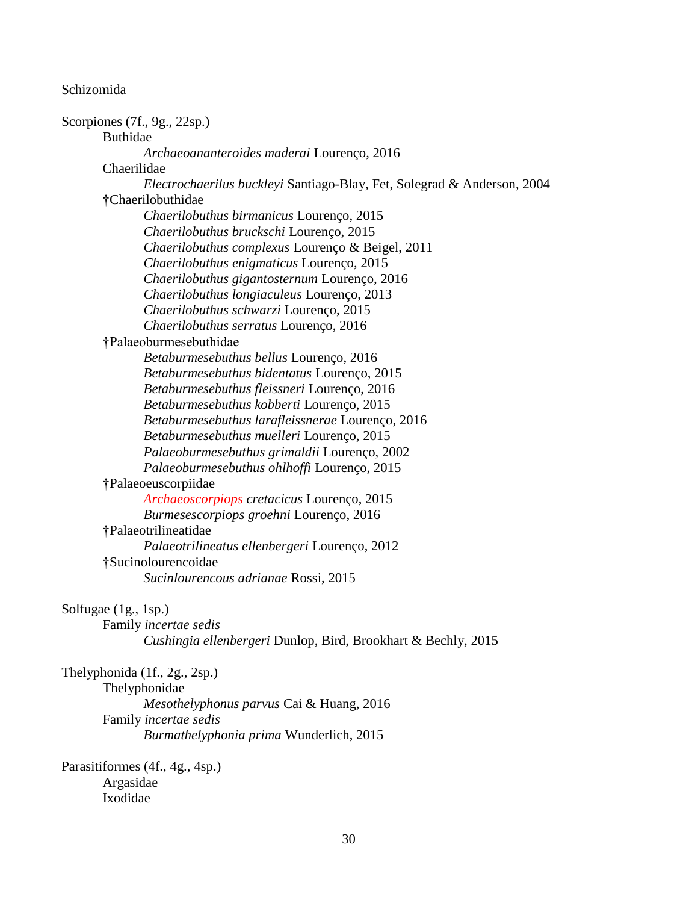Schizomida

Scorpiones (7f., 9g., 22sp.)

Buthidae

*Archaeoananteroides maderai* Lourenço, 2016

Chaerilidae

*Electrochaerilus buckleyi* Santiago-Blay, Fet, Solegrad & Anderson, 2004

†Chaerilobuthidae

*Chaerilobuthus birmanicus* Lourenço, 2015
*Chaerilobuthus bruckschi* Lourenço, 2015
*Chaerilobuthus complexus* Lourenço & Beigel, 2011
*Chaerilobuthus enigmaticus* Lourenço, 2015
*Chaerilobuthus gigantosternum* Lourenço, 2016
*Chaerilobuthus longiaculeus* Lourenço, 2013
*Chaerilobuthus schwarzi* Lourenço, 2015
*Chaerilobuthus serratus* Lourenço, 2016

†Palaeoburmesebuthidae

*Betaburmesebuthus bellus* Lourenço, 2016
*Betaburmesebuthus bidentatus* Lourenço, 2015
*Betaburmesebuthus fleissneri* Lourenço, 2016
*Betaburmesebuthus kobberti* Lourenço, 2015
*Betaburmesebuthus larafleissnerae* Lourenço, 2016
*Betaburmesebuthus muelleri* Lourenço, 2015
*Palaeoburmesebuthus grimaldii* Lourenço, 2002
*Palaeoburmesebuthus ohlhoffi* Lourenço, 2015

†Palaeoeuscorpiidae

*Archaeoscorpiops cretacicus* Lourenço, 2015
*Burmesescorpiops groehni* Lourenço, 2016

†Palaeotrilineatidae

*Palaeotrilineatus ellenbergeri* Lourenço, 2012

†Sucinolourencoidae

*Sucinlourencous adrianae* Rossi, 2015

Solfugae (1g., 1sp.)

Family *incertae sedis*

*Cushingia ellenbergeri* Dunlop, Bird, Brookhart & Bechly, 2015

Thelyphonida (1f., 2g., 2sp.)

Thelyphonidae

*Mesothelyphonus parvus* Cai & Huang, 2016

Family *incertae sedis*

*Burmathelyphonia prima* Wunderlich, 2015

Parasitiformes (4f., 4g., 4sp.)

Argasidae

Ixodidae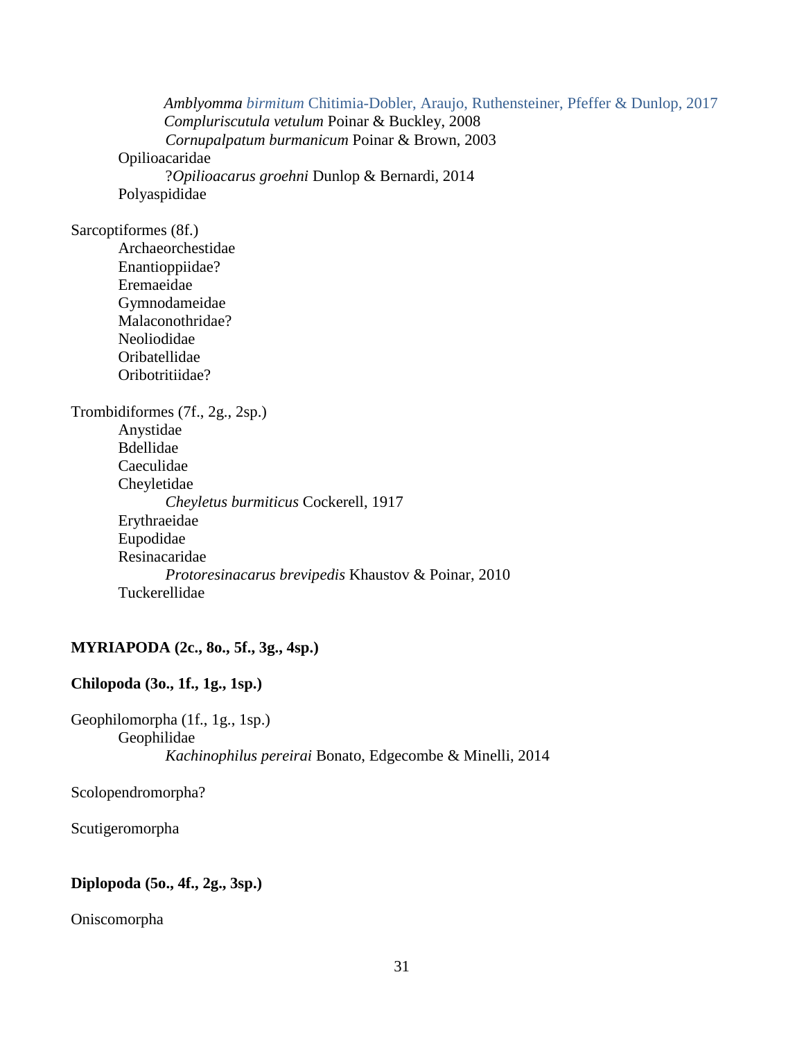*Amblyomma birmitum* Chitimia-Dobler, Araujo, Ruthensteiner, Pfeffer & Dunlop, 2017
*Compluriscutula vetulum* Poinar & Buckley, 2008
*Cornupalpatum burmanicum* Poinar & Brown, 2003

Opilioacaridae

?*Opilioacarus groehni* Dunlop & Bernardi, 2014

Polyaspididae

Sarcoptiformes (8f.)

Archaeorchestidae
Enantioppiidae?
Eremaeidae
Gymnodameidae
Malaconothridae?
Neoliodidae
Oribatellidae
Oribotritiidae?

Trombidiformes (7f., 2g., 2sp.)

Anystidae
Bdellidae
Caeculidae
Cheyletidae

*Cheyletus burmiticus* Cockerell, 1917

Erythraeidae
Eupodidae
Resinacaridae

*Protoresinacarus brevipedis* Khaustov & Poinar, 2010

Tuckerellidae

**MYRIAPODA (2c., 8o., 5f., 3g., 4sp.)**

**Chilopoda (3o., 1f., 1g., 1sp.)**

Geophilomorpha (1f., 1g., 1sp.)

Geophilidae

*Kachinophilus pereirai* Bonato, Edgecombe & Minelli, 2014

Scolopendromorpha?

Scutigeromorpha

**Diplopoda (5o., 4f., 2g., 3sp.)**

Oniscomorpha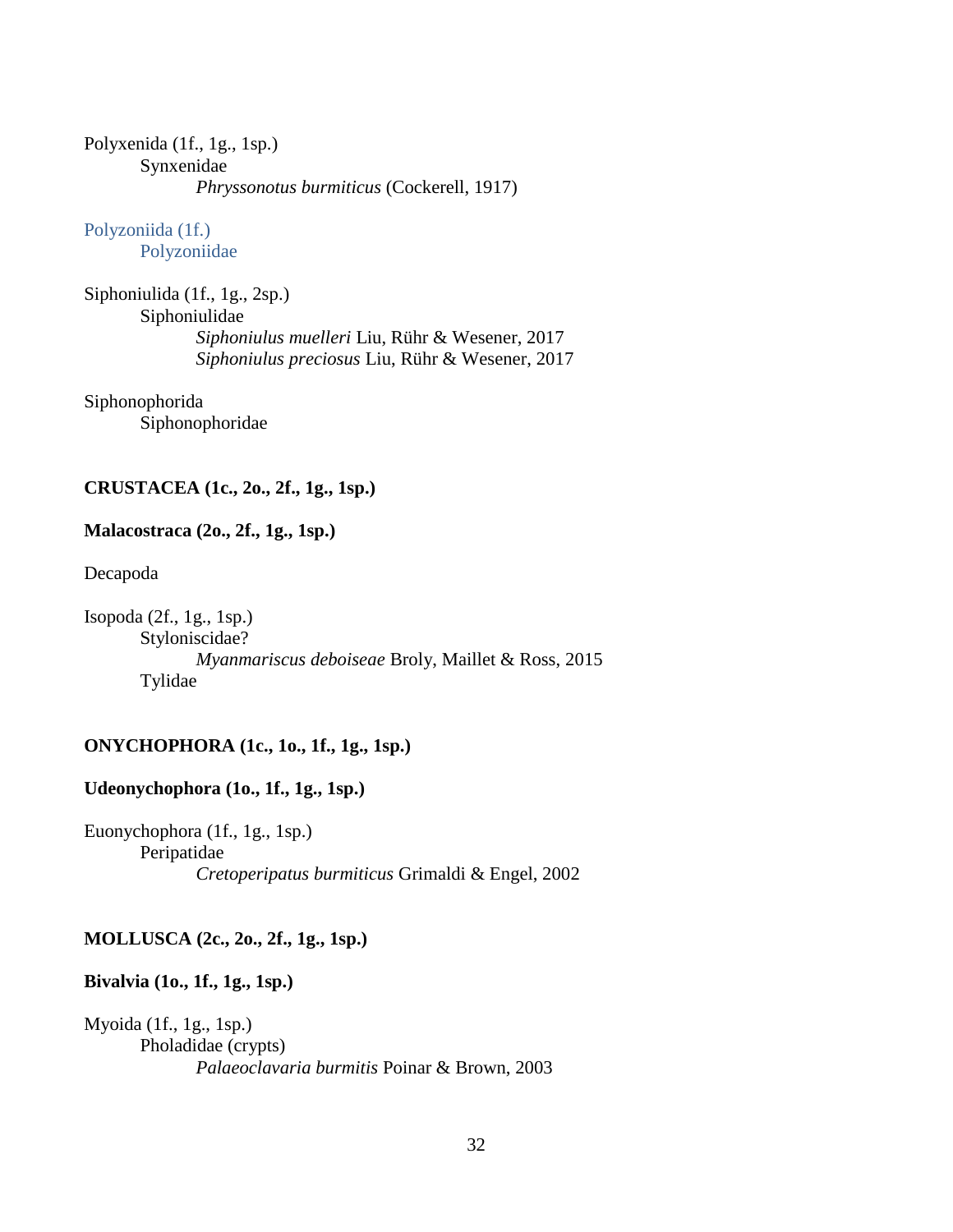Polyxenida (1f., 1g., 1sp.)

Synxenidae

*Phryssonotus burmiticus* (Cockerell, 1917)

Polyzoniida (1f.)

Polyzoniidae

Siphoniulida (1f., 1g., 2sp.)

Siphoniulidae

*Siphoniulus muelleri* Liu, Rühr & Wesener, 2017

*Siphoniulus preciosus* Liu, Rühr & Wesener, 2017

Siphonophorida

Siphonophoridae

**CRUSTACEA (1c., 2o., 2f., 1g., 1sp.)**

**Malacostraca (2o., 2f., 1g., 1sp.)**

Decapoda

Isopoda (2f., 1g., 1sp.)

Styloniscidae?

*Myanmariscus deboiseae* Broly, Maillet & Ross, 2015

Tylidae

**ONYCHOPHORA (1c., 1o., 1f., 1g., 1sp.)**

**Udeonychophora (1o., 1f., 1g., 1sp.)**

Euonychophora (1f., 1g., 1sp.)

Peripatidae

*Cretoperipatus burmiticus* Grimaldi & Engel, 2002

**MOLLUSCA (2c., 2o., 2f., 1g., 1sp.)**

**Bivalvia (1o., 1f., 1g., 1sp.)**

Myoida (1f., 1g., 1sp.)

Pholadidae (crypts)

*Palaeoclavaria burmitis* Poinar & Brown, 2003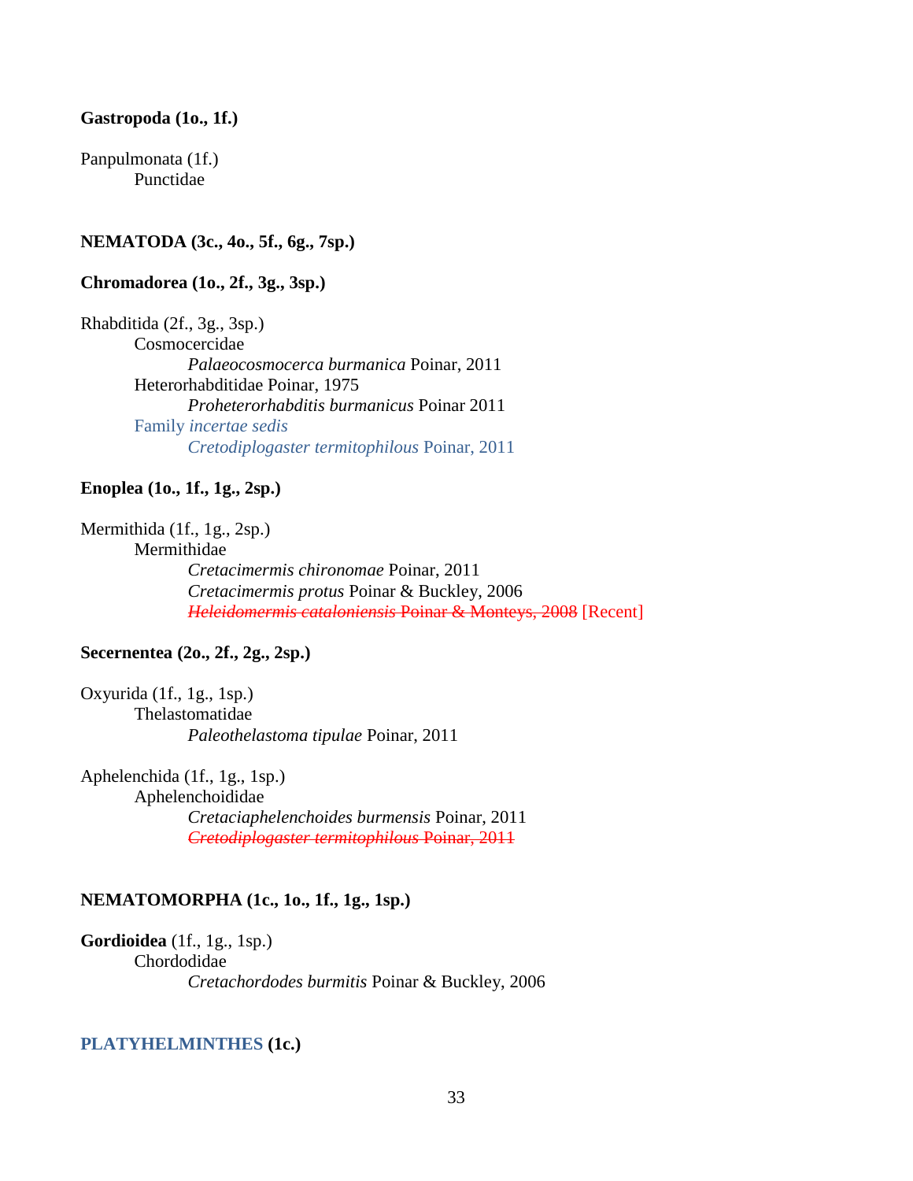**Gastropoda (1o., 1f.)**

Panpulmonata (1f.)
        Punctidae

**NEMATODA (3c., 4o., 5f., 6g., 7sp.)**

**Chromadorea (1o., 2f., 3g., 3sp.)**

Rhabditida (2f., 3g., 3sp.)
        Cosmocercidae
                *Palaeocosmocerca burmanica* Poinar, 2011
        Heterorhabditidae Poinar, 1975
                *Proheterorhabditis burmanicus* Poinar 2011
        Family *incertae sedis*
                *Cretodiplogaster termitophilous* Poinar, 2011

**Enoplea (1o., 1f., 1g., 2sp.)**

Mermithida (1f., 1g., 2sp.)
        Mermithidae
                *Cretacimermis chironomae* Poinar, 2011
                *Cretacimermis protus* Poinar & Buckley, 2006
                ~~*Heleidomermis cataloniensis* Poinar & Monteys, 2008~~ [Recent]

**Secernentea (2o., 2f., 2g., 2sp.)**

Oxyurida (1f., 1g., 1sp.)
        Thelastomatidae
                *Paleothelastoma tipulae* Poinar, 2011

Aphelenchida (1f., 1g., 1sp.)
        Aphelenchoididae
                *Cretaciaphelenchoides burmensis* Poinar, 2011
                ~~*Cretodiplogaster termitophilous* Poinar, 2011~~

**NEMATOMORPHA (1c., 1o., 1f., 1g., 1sp.)**

**Gordioidea** (1f., 1g., 1sp.)
        Chordodidae
                *Cretachordodes burmitis* Poinar & Buckley, 2006

**PLATYHELMINTHES (1c.)**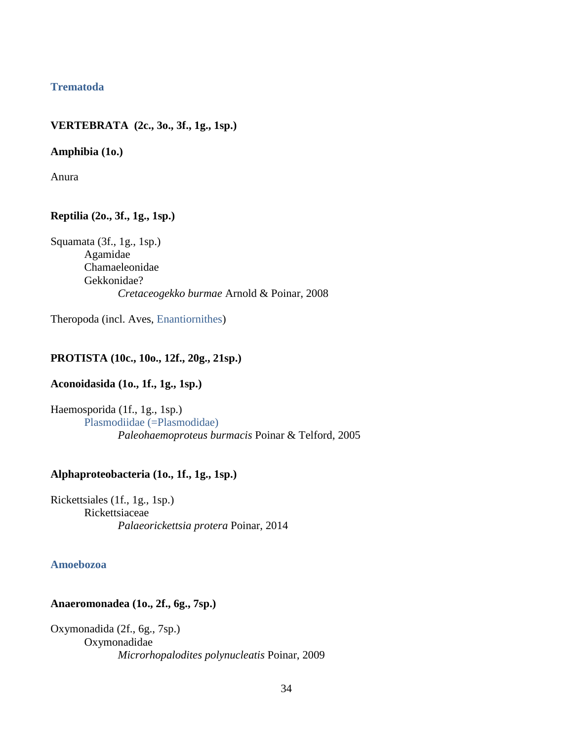**Trematoda**

**VERTEBRATA (2c., 3o., 3f., 1g., 1sp.)**

**Amphibia (1o.)**

Anura

**Reptilia (2o., 3f., 1g., 1sp.)**

Squamata (3f., 1g., 1sp.)
 Agamidae
 Chamaeleonidae
 Gekkonidae?
  *Cretaceogekko burmae* Arnold & Poinar, 2008

Theropoda (incl. Aves, Enantiornithes)

**PROTISTA (10c., 10o., 12f., 20g., 21sp.)**

**Aconoidasida (1o., 1f., 1g., 1sp.)**

Haemosporida (1f., 1g., 1sp.)
 Plasmodiidae (=Plasmodidae)
  *Paleohaemoproteus burmacis* Poinar & Telford, 2005

**Alphaproteobacteria (1o., 1f., 1g., 1sp.)**

Rickettsiales (1f., 1g., 1sp.)
 Rickettsiaceae
  *Palaeorickettsia protera* Poinar, 2014

**Amoebozoa**

**Anaeromonadea (1o., 2f., 6g., 7sp.)**

Oxymonadida (2f., 6g., 7sp.)
 Oxymonadidae
  *Microrhopalodites polynucleatis* Poinar, 2009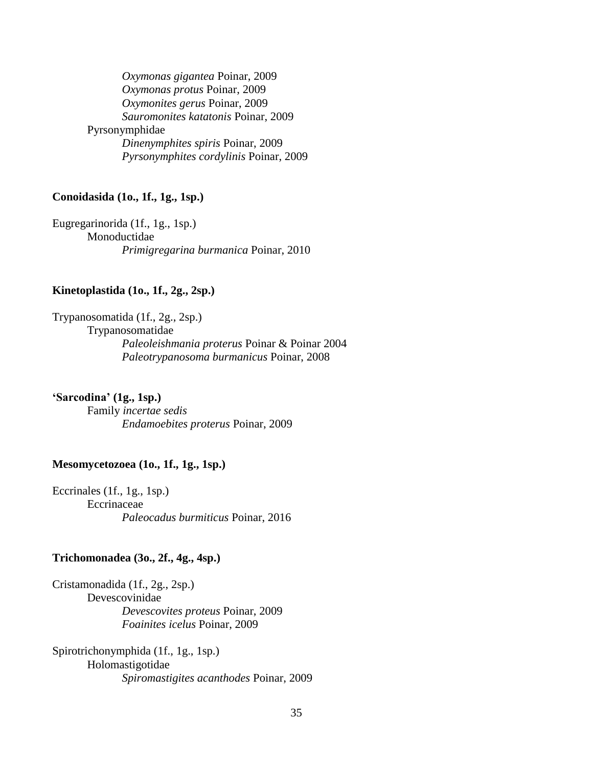*Oxymonas gigantea* Poinar, 2009
*Oxymonas protus* Poinar, 2009
*Oxymonites gerus* Poinar, 2009
*Sauromonites katatonis* Poinar, 2009

Pyrsonymphidae

*Dinenymphites spiris* Poinar, 2009
*Pyrsonymphites cordylinis* Poinar, 2009

**Conoidasida (1o., 1f., 1g., 1sp.)**

Eugregarinorida (1f., 1g., 1sp.)

Monoductidae

*Primigregarina burmanica* Poinar, 2010

**Kinetoplastida (1o., 1f., 2g., 2sp.)**

Trypanosomatida (1f., 2g., 2sp.)

Trypanosomatidae

*Paleoleishmania proterus* Poinar & Poinar 2004
*Paleotrypanosoma burmanicus* Poinar, 2008

**'Sarcodina' (1g., 1sp.)**

Family *incertae sedis*

*Endamoebites proterus* Poinar, 2009

**Mesomycetozoea (1o., 1f., 1g., 1sp.)**

Eccrinales (1f., 1g., 1sp.)

Eccrinaceae

*Paleocadus burmiticus* Poinar, 2016

**Trichomonadea (3o., 2f., 4g., 4sp.)**

Cristamonadida (1f., 2g., 2sp.)

Devescovinidae

*Devescovites proteus* Poinar, 2009
*Foainites icelus* Poinar, 2009

Spirotrichonymphida (1f., 1g., 1sp.)

Holomastigotidae

*Spiromastigites acanthodes* Poinar, 2009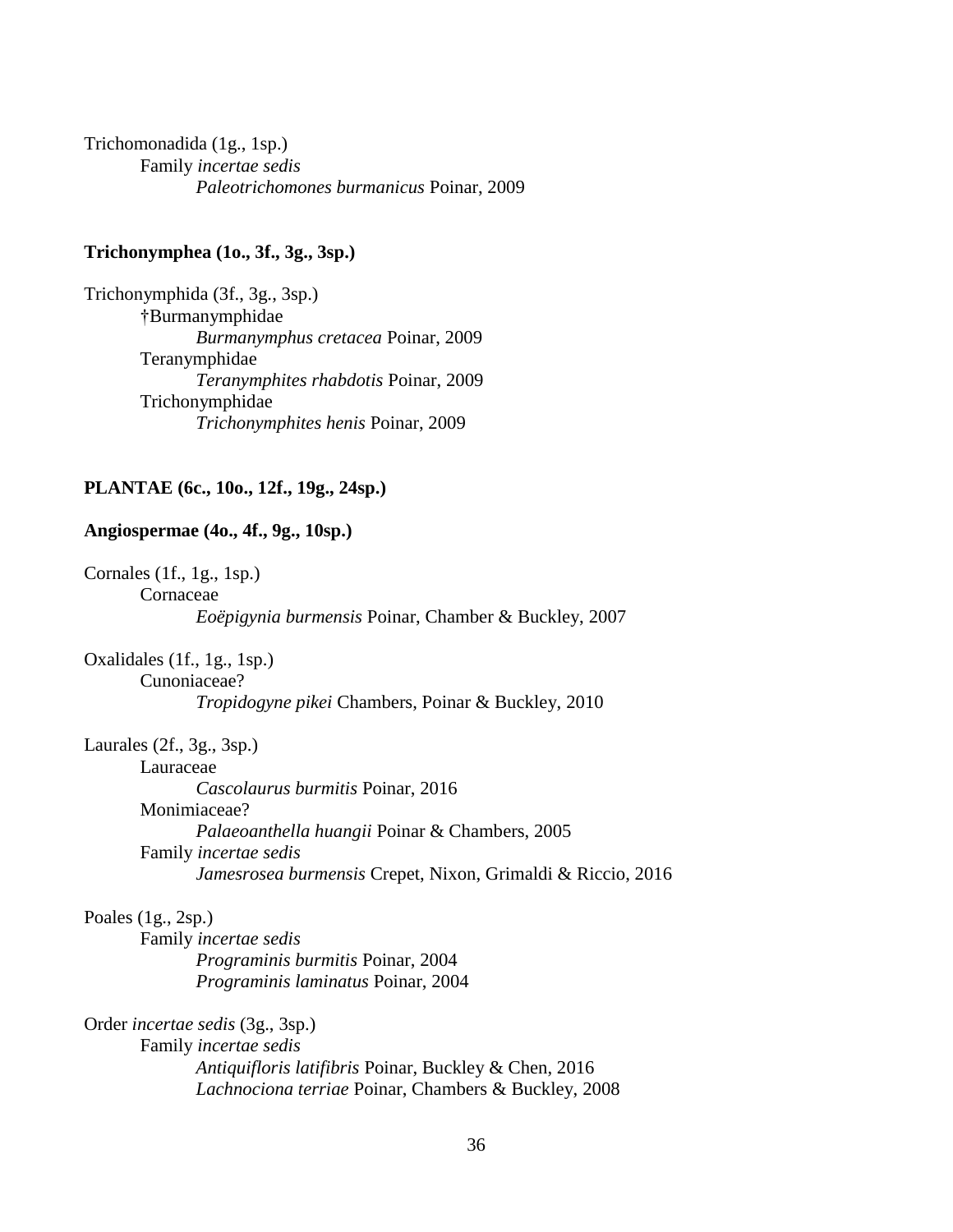Trichomonadida (1g., 1sp.)

Family *incertae sedis*

*Paleotrichomones burmanicus* Poinar, 2009

**Trichonymphea (1o., 3f., 3g., 3sp.)**

Trichonymphida (3f., 3g., 3sp.)

†Burmanymphidae

*Burmanymphus cretacea* Poinar, 2009

Teranymphidae

*Teranymphites rhabdotis* Poinar, 2009

Trichonymphidae

*Trichonymphites henis* Poinar, 2009

**PLANTAE (6c., 10o., 12f., 19g., 24sp.)**

**Angiospermae (4o., 4f., 9g., 10sp.)**

Cornales (1f., 1g., 1sp.)

Cornaceae

*Eoëpigynia burmensis* Poinar, Chamber & Buckley, 2007

Oxalidales (1f., 1g., 1sp.)

Cunoniaceae?

*Tropidogyne pikei* Chambers, Poinar & Buckley, 2010

Laurales (2f., 3g., 3sp.)

Lauraceae

*Cascolaurus burmitis* Poinar, 2016

Monimiaceae?

*Palaeoanthella huangii* Poinar & Chambers, 2005

Family *incertae sedis*

*Jamesrosea burmensis* Crepet, Nixon, Grimaldi & Riccio, 2016

Poales (1g., 2sp.)

Family *incertae sedis*

*Programinis burmitis* Poinar, 2004

*Programinis laminatus* Poinar, 2004

Order *incertae sedis* (3g., 3sp.)

Family *incertae sedis*

*Antiquifloris latifibris* Poinar, Buckley & Chen, 2016

*Lachnociona terriae* Poinar, Chambers & Buckley, 2008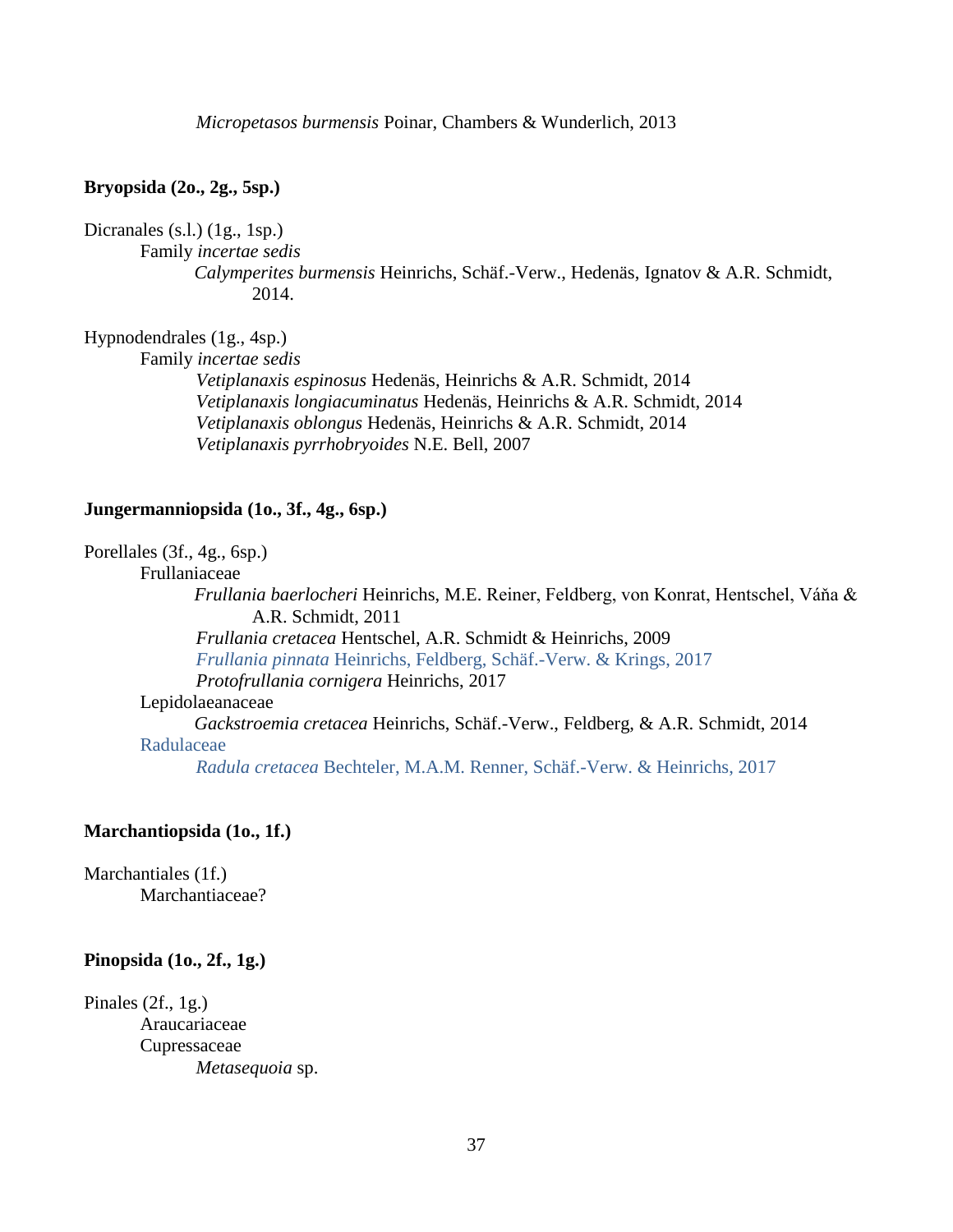*Micropetasos burmensis* Poinar, Chambers & Wunderlich, 2013

**Bryopsida (2o., 2g., 5sp.)**

Dicranales (s.l.) (1g., 1sp.)

Family *incertae sedis*

*Calymperites burmensis* Heinrichs, Schäf.-Verw., Hedenäs, Ignatov & A.R. Schmidt, 2014.

Hypnodendrales (1g., 4sp.)

Family *incertae sedis*

*Vetiplanaxis espinosus* Hedenäs, Heinrichs & A.R. Schmidt, 2014
*Vetiplanaxis longiacuminatus* Hedenäs, Heinrichs & A.R. Schmidt, 2014
*Vetiplanaxis oblongus* Hedenäs, Heinrichs & A.R. Schmidt, 2014
*Vetiplanaxis pyrrhobryoides* N.E. Bell, 2007

**Jungermanniopsida (1o., 3f., 4g., 6sp.)**

Porellales (3f., 4g., 6sp.)

Frullaniaceae

*Frullania baerlocheri* Heinrichs, M.E. Reiner, Feldberg, von Konrat, Hentschel, Váňa & A.R. Schmidt, 2011
*Frullania cretacea* Hentschel, A.R. Schmidt & Heinrichs, 2009
*Frullania pinnata* Heinrichs, Feldberg, Schäf.-Verw. & Krings, 2017
*Protofrullania cornigera* Heinrichs, 2017

Lepidolaeanaceae

*Gackstroemia cretacea* Heinrichs, Schäf.-Verw., Feldberg, & A.R. Schmidt, 2014

Radulaceae

*Radula cretacea* Bechteler, M.A.M. Renner, Schäf.-Verw. & Heinrichs, 2017

**Marchantiopsida (1o., 1f.)**

Marchantiales (1f.)

Marchantiaceae?

**Pinopsida (1o., 2f., 1g.)**

Pinales (2f., 1g.)

Araucariaceae

Cupressaceae

*Metasequoia* sp.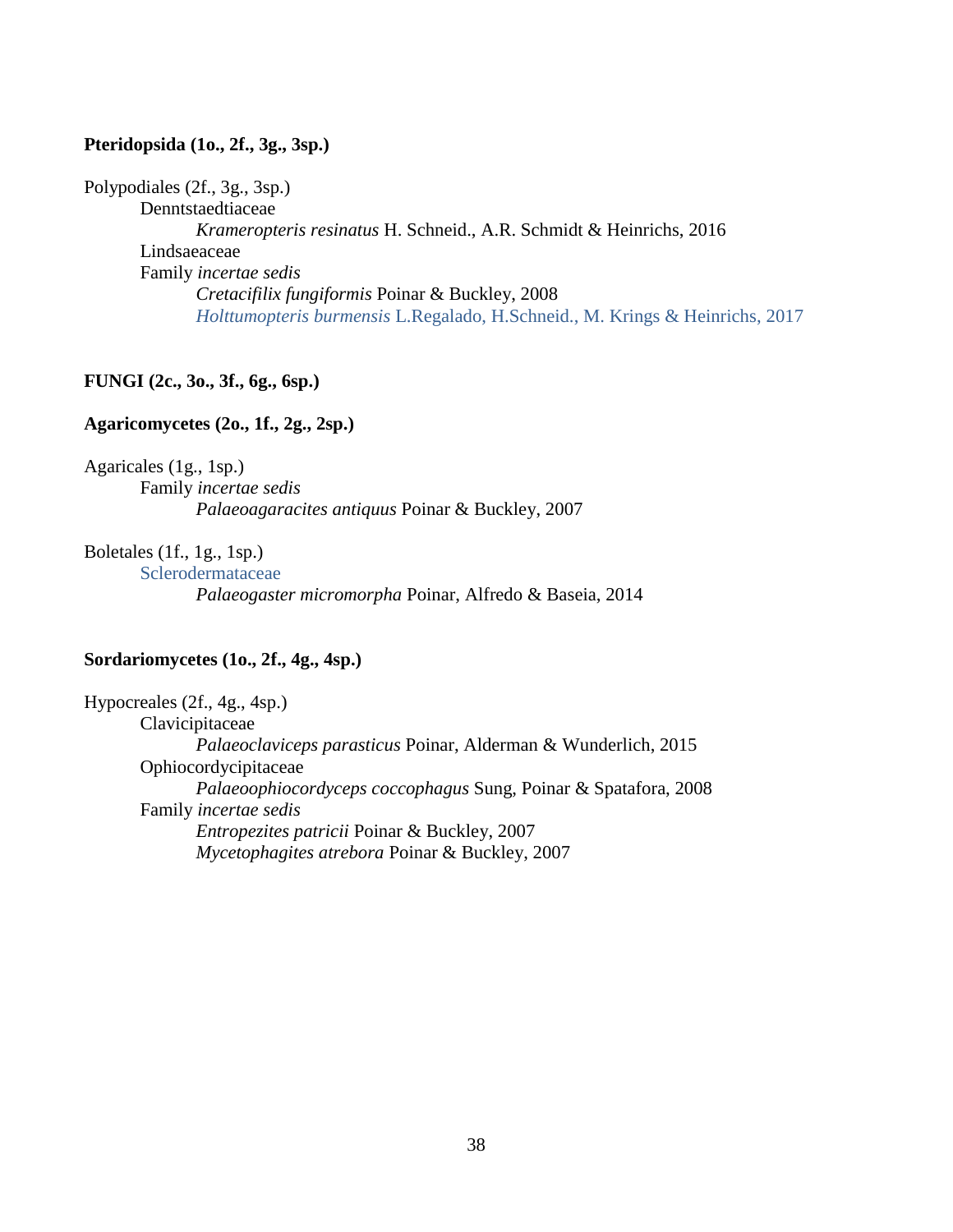**Pteridopsida (1o., 2f., 3g., 3sp.)**

Polypodiales (2f., 3g., 3sp.)

  Denntstaedtiaceae

    *Krameropteris resinatus* H. Schneid., A.R. Schmidt & Heinrichs, 2016

  Lindsaeaceae

  Family *incertae sedis*

    *Cretacifilix fungiformis* Poinar & Buckley, 2008

    *Holttumopteris burmensis* L.Regalado, H.Schneid., M. Krings & Heinrichs, 2017

**FUNGI (2c., 3o., 3f., 6g., 6sp.)**

**Agaricomycetes (2o., 1f., 2g., 2sp.)**

Agaricales (1g., 1sp.)

  Family *incertae sedis*

    *Palaeoagaracites antiquus* Poinar & Buckley, 2007

Boletales (1f., 1g., 1sp.)

  Sclerodermataceae

    *Palaeogaster micromorpha* Poinar, Alfredo & Baseia, 2014

**Sordariomycetes (1o., 2f., 4g., 4sp.)**

Hypocreales (2f., 4g., 4sp.)

  Clavicipitaceae

    *Palaeoclaviceps parasticus* Poinar, Alderman & Wunderlich, 2015

  Ophiocordycipitaceae

    *Palaeoophiocordyceps coccophagus* Sung, Poinar & Spatafora, 2008

  Family *incertae sedis*

    *Entropezites patricii* Poinar & Buckley, 2007

    *Mycetophagites atrebora* Poinar & Buckley, 2007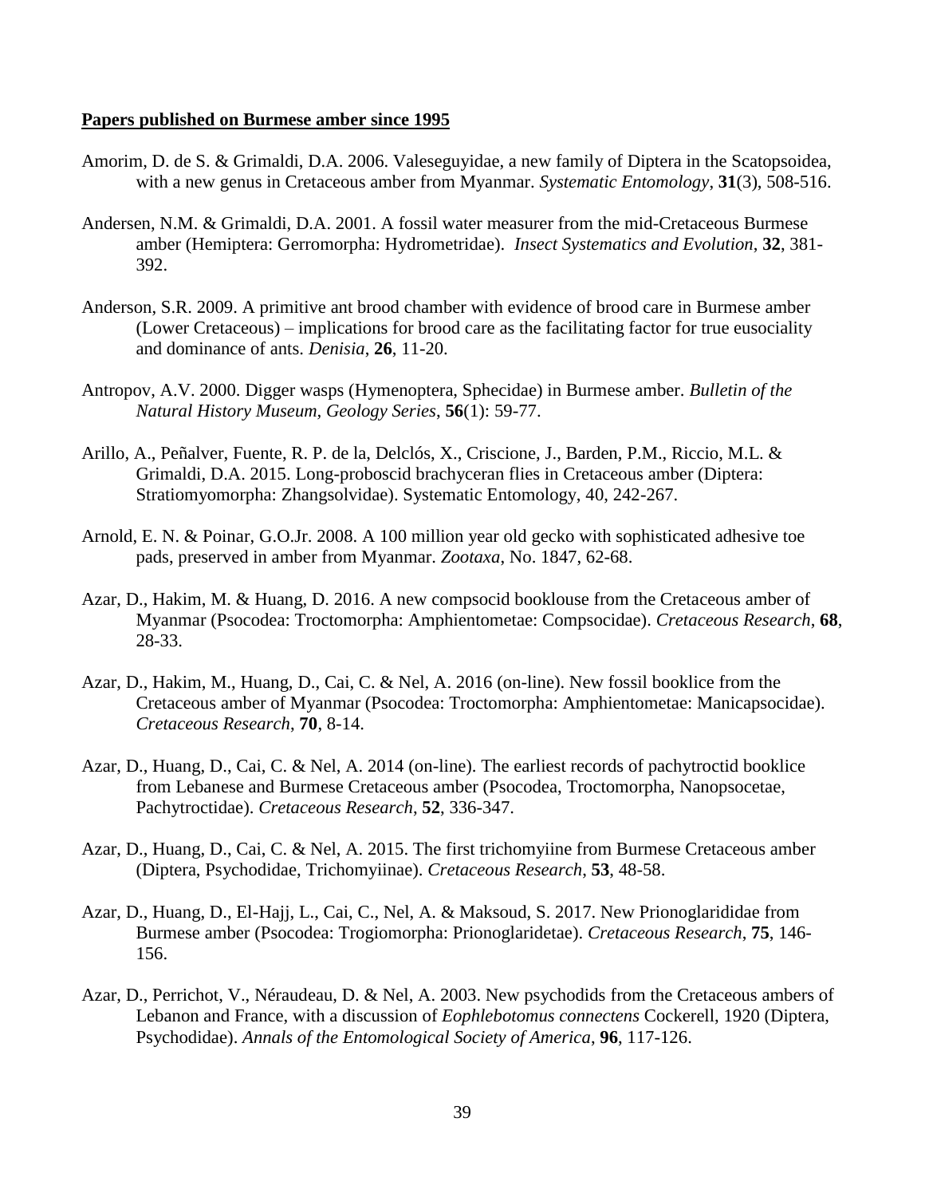**Papers published on Burmese amber since 1995**

Amorim, D. de S. & Grimaldi, D.A. 2006. Valeseguyidae, a new family of Diptera in the Scatopsoidea, with a new genus in Cretaceous amber from Myanmar. *Systematic Entomology*, **31**(3), 508-516.

Andersen, N.M. & Grimaldi, D.A. 2001. A fossil water measurer from the mid-Cretaceous Burmese amber (Hemiptera: Gerromorpha: Hydrometridae). *Insect Systematics and Evolution*, **32**, 381-392.

Anderson, S.R. 2009. A primitive ant brood chamber with evidence of brood care in Burmese amber (Lower Cretaceous) – implications for brood care as the facilitating factor for true eusociality and dominance of ants. *Denisia*, **26**, 11-20.

Antropov, A.V. 2000. Digger wasps (Hymenoptera, Sphecidae) in Burmese amber. *Bulletin of the Natural History Museum, Geology Series*, **56**(1): 59-77.

Arillo, A., Peñalver, Fuente, R. P. de la, Delclós, X., Criscione, J., Barden, P.M., Riccio, M.L. & Grimaldi, D.A. 2015. Long-proboscid brachyceran flies in Cretaceous amber (Diptera: Stratiomyomorpha: Zhangsolvidae). Systematic Entomology, 40, 242-267.

Arnold, E. N. & Poinar, G.O.Jr. 2008. A 100 million year old gecko with sophisticated adhesive toe pads, preserved in amber from Myanmar. *Zootaxa*, No. 1847, 62-68.

Azar, D., Hakim, M. & Huang, D. 2016. A new compsocid booklouse from the Cretaceous amber of Myanmar (Psocodea: Troctomorpha: Amphientometae: Compsocidae). *Cretaceous Research*, **68**, 28-33.

Azar, D., Hakim, M., Huang, D., Cai, C. & Nel, A. 2016 (on-line). New fossil booklice from the Cretaceous amber of Myanmar (Psocodea: Troctomorpha: Amphientometae: Manicapsocidae). *Cretaceous Research*, **70**, 8-14.

Azar, D., Huang, D., Cai, C. & Nel, A. 2014 (on-line). The earliest records of pachytroctid booklice from Lebanese and Burmese Cretaceous amber (Psocodea, Troctomorpha, Nanopsocetae, Pachytroctidae). *Cretaceous Research*, **52**, 336-347.

Azar, D., Huang, D., Cai, C. & Nel, A. 2015. The first trichomyiine from Burmese Cretaceous amber (Diptera, Psychodidae, Trichomyiinae). *Cretaceous Research*, **53**, 48-58.

Azar, D., Huang, D., El-Hajj, L., Cai, C., Nel, A. & Maksoud, S. 2017. New Prionoglarididae from Burmese amber (Psocodea: Trogiomorpha: Prionoglaridetae). *Cretaceous Research*, **75**, 146-156.

Azar, D., Perrichot, V., Néraudeau, D. & Nel, A. 2003. New psychodids from the Cretaceous ambers of Lebanon and France, with a discussion of *Eophlebotomus connectens* Cockerell, 1920 (Diptera, Psychodidae). *Annals of the Entomological Society of America*, **96**, 117-126.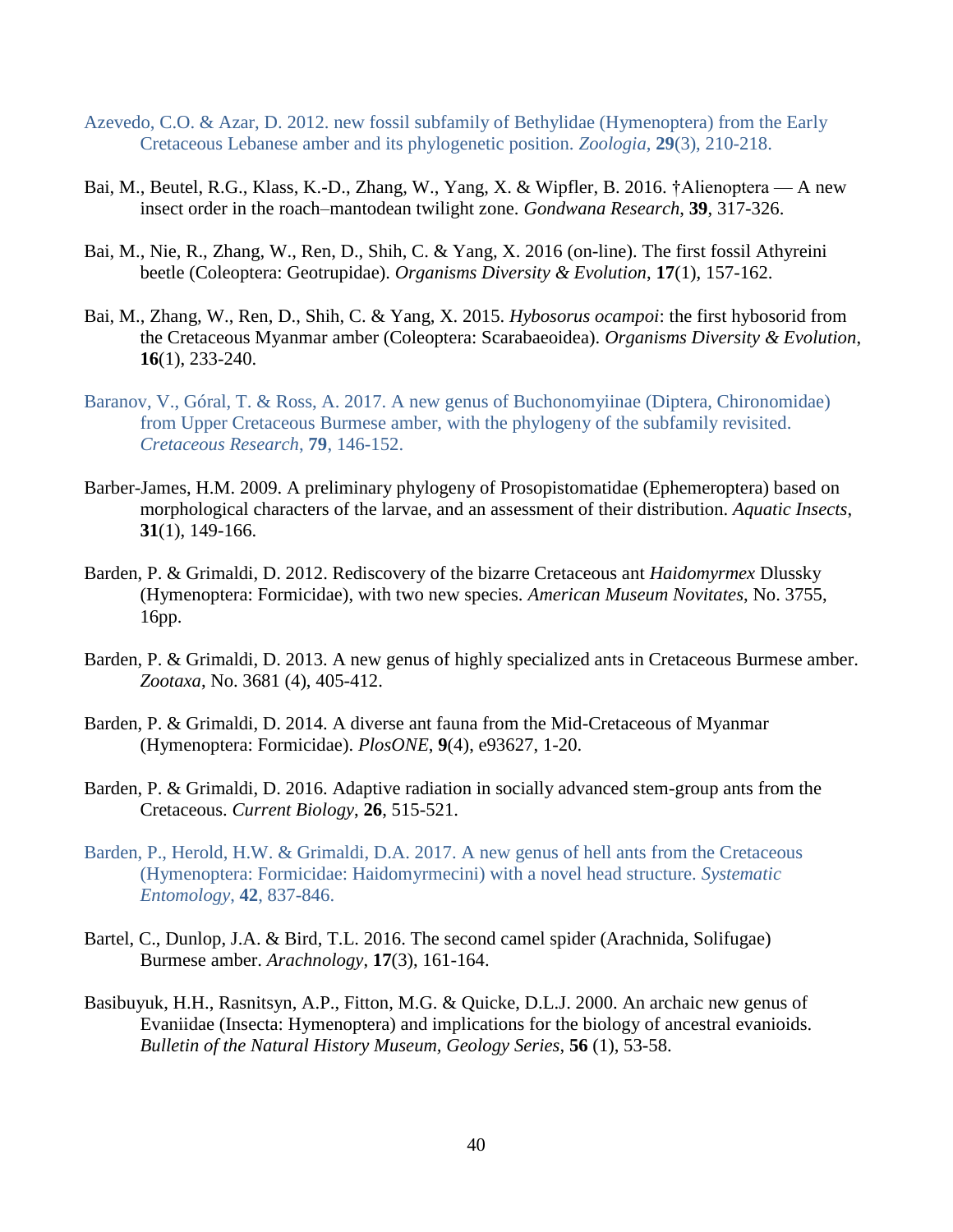Azevedo, C.O. & Azar, D. 2012. new fossil subfamily of Bethylidae (Hymenoptera) from the Early Cretaceous Lebanese amber and its phylogenetic position. *Zoologia*, **29**(3), 210-218.

Bai, M., Beutel, R.G., Klass, K.-D., Zhang, W., Yang, X. & Wipfler, B. 2016. †Alienoptera — A new insect order in the roach–mantodean twilight zone. *Gondwana Research*, **39**, 317-326.

Bai, M., Nie, R., Zhang, W., Ren, D., Shih, C. & Yang, X. 2016 (on-line). The first fossil Athyreini beetle (Coleoptera: Geotrupidae). *Organisms Diversity & Evolution*, **17**(1), 157-162.

Bai, M., Zhang, W., Ren, D., Shih, C. & Yang, X. 2015. *Hybosorus ocampoi*: the first hybosorid from the Cretaceous Myanmar amber (Coleoptera: Scarabaeoidea). *Organisms Diversity & Evolution*, **16**(1), 233-240.

Baranov, V., Góral, T. & Ross, A. 2017. A new genus of Buchonomyiinae (Diptera, Chironomidae) from Upper Cretaceous Burmese amber, with the phylogeny of the subfamily revisited. *Cretaceous Research*, **79**, 146-152.

Barber-James, H.M. 2009. A preliminary phylogeny of Prosopistomatidae (Ephemeroptera) based on morphological characters of the larvae, and an assessment of their distribution. *Aquatic Insects*, **31**(1), 149-166.

Barden, P. & Grimaldi, D. 2012. Rediscovery of the bizarre Cretaceous ant *Haidomyrmex* Dlussky (Hymenoptera: Formicidae), with two new species. *American Museum Novitates*, No. 3755, 16pp.

Barden, P. & Grimaldi, D. 2013. A new genus of highly specialized ants in Cretaceous Burmese amber. *Zootaxa*, No. 3681 (4), 405-412.

Barden, P. & Grimaldi, D. 2014. A diverse ant fauna from the Mid-Cretaceous of Myanmar (Hymenoptera: Formicidae). *PlosONE*, **9**(4), e93627, 1-20.

Barden, P. & Grimaldi, D. 2016. Adaptive radiation in socially advanced stem-group ants from the Cretaceous. *Current Biology*, **26**, 515-521.

Barden, P., Herold, H.W. & Grimaldi, D.A. 2017. A new genus of hell ants from the Cretaceous (Hymenoptera: Formicidae: Haidomyrmecini) with a novel head structure. *Systematic Entomology*, **42**, 837-846.

Bartel, C., Dunlop, J.A. & Bird, T.L. 2016. The second camel spider (Arachnida, Solifugae) Burmese amber. *Arachnology*, **17**(3), 161-164.

Basibuyuk, H.H., Rasnitsyn, A.P., Fitton, M.G. & Quicke, D.L.J. 2000. An archaic new genus of Evaniidae (Insecta: Hymenoptera) and implications for the biology of ancestral evanioids. *Bulletin of the Natural History Museum, Geology Series*, **56** (1), 53-58.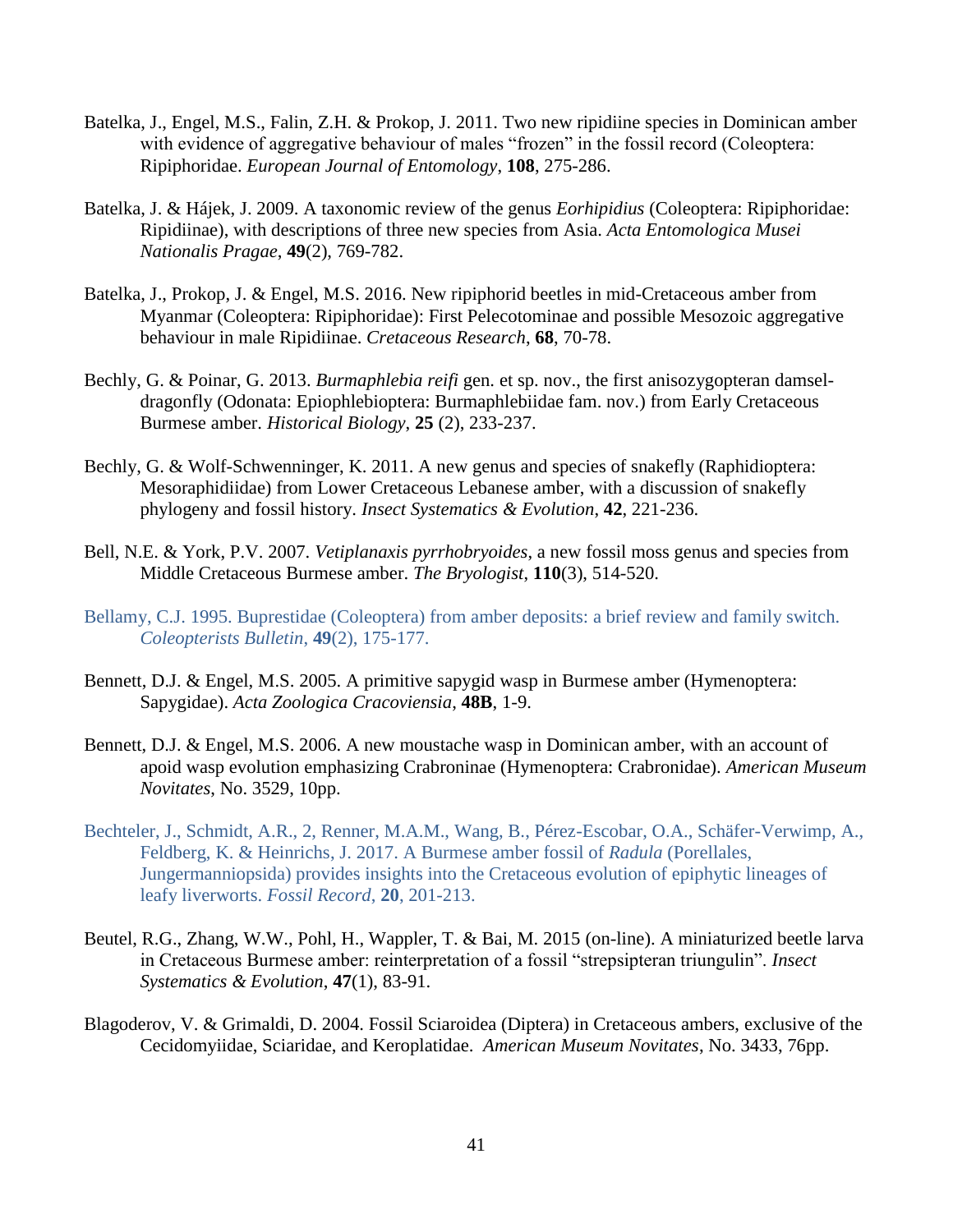Batelka, J., Engel, M.S., Falin, Z.H. & Prokop, J. 2011. Two new ripidiine species in Dominican amber with evidence of aggregative behaviour of males "frozen" in the fossil record (Coleoptera: Ripiphoridae. *European Journal of Entomology*, **108**, 275-286.

Batelka, J. & Hájek, J. 2009. A taxonomic review of the genus *Eorhipidius* (Coleoptera: Ripiphoridae: Ripidiinae), with descriptions of three new species from Asia. *Acta Entomologica Musei Nationalis Pragae*, **49**(2), 769-782.

Batelka, J., Prokop, J. & Engel, M.S. 2016. New ripiphorid beetles in mid-Cretaceous amber from Myanmar (Coleoptera: Ripiphoridae): First Pelecotominae and possible Mesozoic aggregative behaviour in male Ripidiinae. *Cretaceous Research*, **68**, 70-78.

Bechly, G. & Poinar, G. 2013. *Burmaphlebia reifi* gen. et sp. nov., the first anisozygopteran damsel-dragonfly (Odonata: Epiophlebioptera: Burmaphlebiidae fam. nov.) from Early Cretaceous Burmese amber. *Historical Biology*, **25** (2), 233-237.

Bechly, G. & Wolf-Schwenninger, K. 2011. A new genus and species of snakefly (Raphidioptera: Mesoraphidiidae) from Lower Cretaceous Lebanese amber, with a discussion of snakefly phylogeny and fossil history. *Insect Systematics & Evolution*, **42**, 221-236.

Bell, N.E. & York, P.V. 2007. *Vetiplanaxis pyrrhobryoides*, a new fossil moss genus and species from Middle Cretaceous Burmese amber. *The Bryologist*, **110**(3), 514-520.

Bellamy, C.J. 1995. Buprestidae (Coleoptera) from amber deposits: a brief review and family switch. *Coleopterists Bulletin*, **49**(2), 175-177.

Bennett, D.J. & Engel, M.S. 2005. A primitive sapygid wasp in Burmese amber (Hymenoptera: Sapygidae). *Acta Zoologica Cracoviensia*, **48B**, 1-9.

Bennett, D.J. & Engel, M.S. 2006. A new moustache wasp in Dominican amber, with an account of apoid wasp evolution emphasizing Crabroninae (Hymenoptera: Crabronidae). *American Museum Novitates*, No. 3529, 10pp.

Bechteler, J., Schmidt, A.R., 2, Renner, M.A.M., Wang, B., Pérez-Escobar, O.A., Schäfer-Verwimp, A., Feldberg, K. & Heinrichs, J. 2017. A Burmese amber fossil of *Radula* (Porellales, Jungermanniopsida) provides insights into the Cretaceous evolution of epiphytic lineages of leafy liverworts. *Fossil Record*, **20**, 201-213.

Beutel, R.G., Zhang, W.W., Pohl, H., Wappler, T. & Bai, M. 2015 (on-line). A miniaturized beetle larva in Cretaceous Burmese amber: reinterpretation of a fossil "strepsipteran triungulin". *Insect Systematics & Evolution*, **47**(1), 83-91.

Blagoderov, V. & Grimaldi, D. 2004. Fossil Sciaroidea (Diptera) in Cretaceous ambers, exclusive of the Cecidomyiidae, Sciaridae, and Keroplatidae. *American Museum Novitates*, No. 3433, 76pp.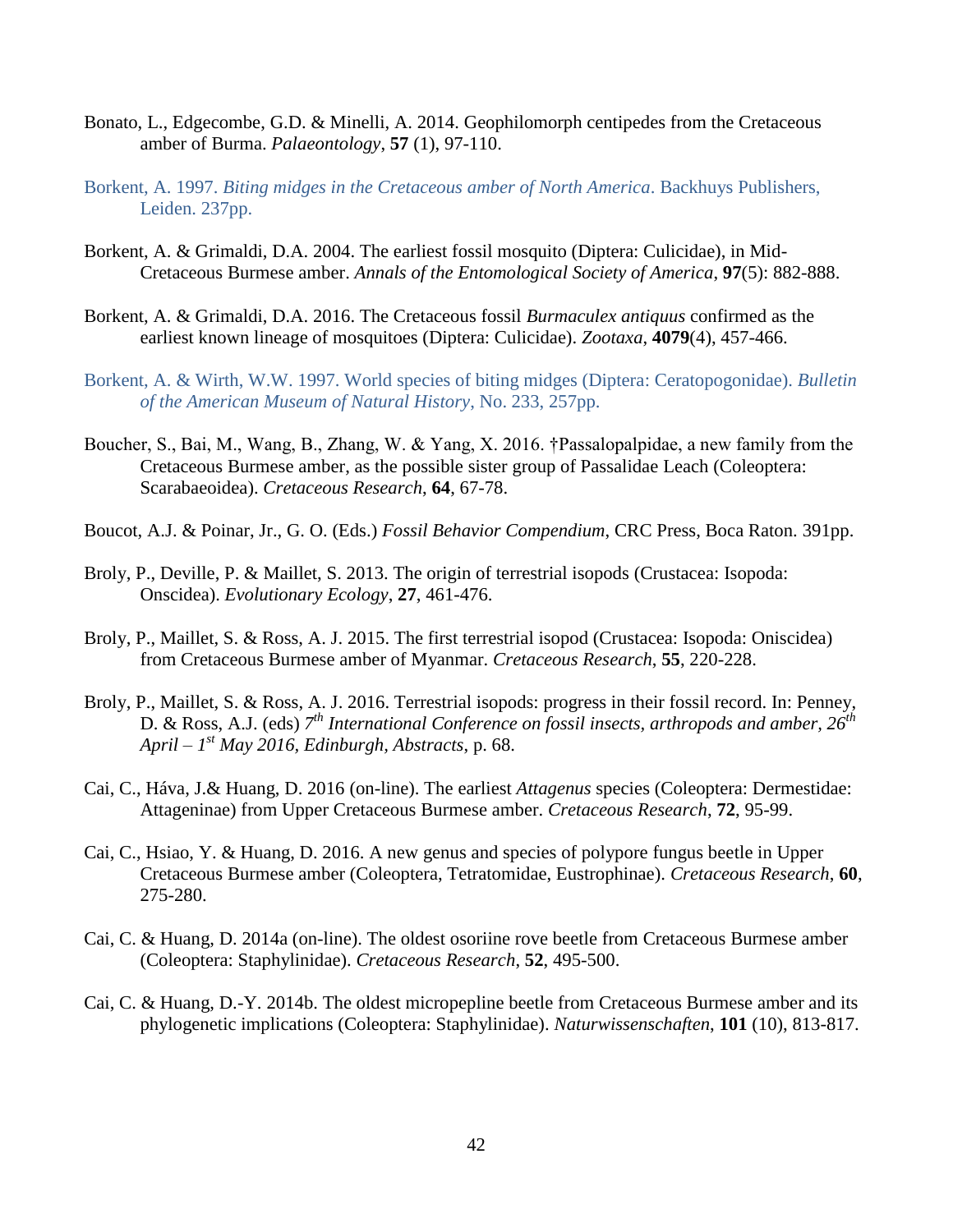Bonato, L., Edgecombe, G.D. & Minelli, A. 2014. Geophilomorph centipedes from the Cretaceous amber of Burma. *Palaeontology*, **57** (1), 97-110.

Borkent, A. 1997. *Biting midges in the Cretaceous amber of North America*. Backhuys Publishers, Leiden. 237pp.

Borkent, A. & Grimaldi, D.A. 2004. The earliest fossil mosquito (Diptera: Culicidae), in Mid-Cretaceous Burmese amber. *Annals of the Entomological Society of America*, **97**(5): 882-888.

Borkent, A. & Grimaldi, D.A. 2016. The Cretaceous fossil *Burmaculex antiquus* confirmed as the earliest known lineage of mosquitoes (Diptera: Culicidae). *Zootaxa*, **4079**(4), 457-466.

Borkent, A. & Wirth, W.W. 1997. World species of biting midges (Diptera: Ceratopogonidae). *Bulletin of the American Museum of Natural History*, No. 233, 257pp.

Boucher, S., Bai, M., Wang, B., Zhang, W. & Yang, X. 2016. †Passalopalpidae, a new family from the Cretaceous Burmese amber, as the possible sister group of Passalidae Leach (Coleoptera: Scarabaeoidea). *Cretaceous Research*, **64**, 67-78.

Boucot, A.J. & Poinar, Jr., G. O. (Eds.) *Fossil Behavior Compendium*, CRC Press, Boca Raton. 391pp.

Broly, P., Deville, P. & Maillet, S. 2013. The origin of terrestrial isopods (Crustacea: Isopoda: Onscidea). *Evolutionary Ecology*, **27**, 461-476.

Broly, P., Maillet, S. & Ross, A. J. 2015. The first terrestrial isopod (Crustacea: Isopoda: Oniscidea) from Cretaceous Burmese amber of Myanmar. *Cretaceous Research*, **55**, 220-228.

Broly, P., Maillet, S. & Ross, A. J. 2016. Terrestrial isopods: progress in their fossil record. In: Penney, D. & Ross, A.J. (eds) *7th International Conference on fossil insects, arthropods and amber, 26th April – 1st May 2016, Edinburgh, Abstracts*, p. 68.

Cai, C., Háva, J.& Huang, D. 2016 (on-line). The earliest *Attagenus* species (Coleoptera: Dermestidae: Attageninae) from Upper Cretaceous Burmese amber. *Cretaceous Research*, **72**, 95-99.

Cai, C., Hsiao, Y. & Huang, D. 2016. A new genus and species of polypore fungus beetle in Upper Cretaceous Burmese amber (Coleoptera, Tetratomidae, Eustrophinae). *Cretaceous Research*, **60**, 275-280.

Cai, C. & Huang, D. 2014a (on-line). The oldest osoriine rove beetle from Cretaceous Burmese amber (Coleoptera: Staphylinidae). *Cretaceous Research*, **52**, 495-500.

Cai, C. & Huang, D.-Y. 2014b. The oldest micropepline beetle from Cretaceous Burmese amber and its phylogenetic implications (Coleoptera: Staphylinidae). *Naturwissenschaften*, **101** (10), 813-817.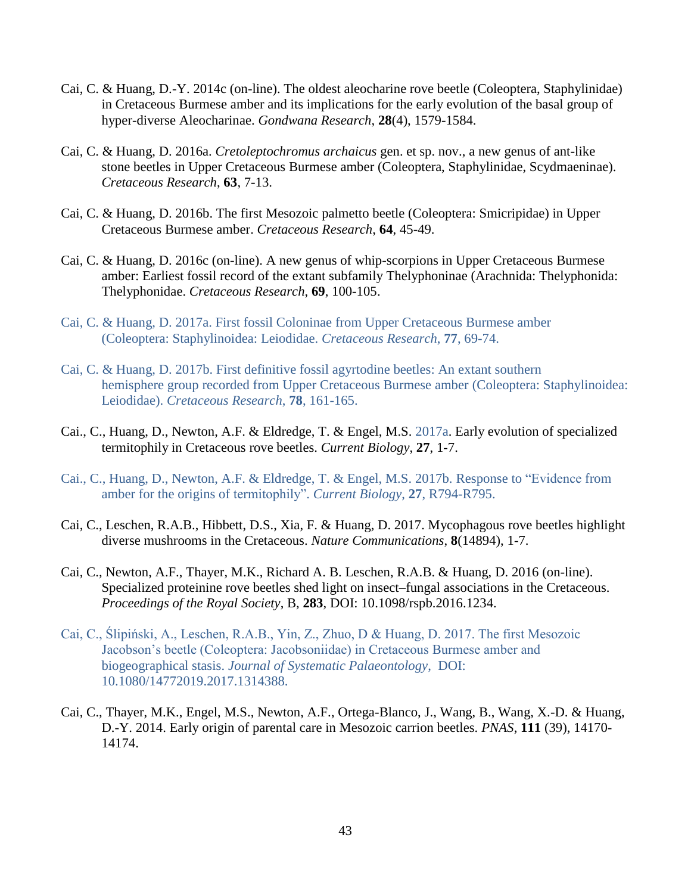Cai, C. & Huang, D.-Y. 2014c (on-line). The oldest aleocharine rove beetle (Coleoptera, Staphylinidae) in Cretaceous Burmese amber and its implications for the early evolution of the basal group of hyper-diverse Aleocharinae. *Gondwana Research*, **28**(4), 1579-1584.

Cai, C. & Huang, D. 2016a. *Cretoleptochromus archaicus* gen. et sp. nov., a new genus of ant-like stone beetles in Upper Cretaceous Burmese amber (Coleoptera, Staphylinidae, Scydmaeninae). *Cretaceous Research*, **63**, 7-13.

Cai, C. & Huang, D. 2016b. The first Mesozoic palmetto beetle (Coleoptera: Smicripidae) in Upper Cretaceous Burmese amber. *Cretaceous Research*, **64**, 45-49.

Cai, C. & Huang, D. 2016c (on-line). A new genus of whip-scorpions in Upper Cretaceous Burmese amber: Earliest fossil record of the extant subfamily Thelyphoninae (Arachnida: Thelyphonida: Thelyphonidae. *Cretaceous Research*, **69**, 100-105.

Cai, C. & Huang, D. 2017a. First fossil Coloninae from Upper Cretaceous Burmese amber (Coleoptera: Staphylinoidea: Leiodidae. *Cretaceous Research*, **77**, 69-74.

Cai, C. & Huang, D. 2017b. First definitive fossil agyrtodine beetles: An extant southern hemisphere group recorded from Upper Cretaceous Burmese amber (Coleoptera: Staphylinoidea: Leiodidae). *Cretaceous Research*, **78**, 161-165.

Cai., C., Huang, D., Newton, A.F. & Eldredge, T. & Engel, M.S. 2017a. Early evolution of specialized termitophily in Cretaceous rove beetles. *Current Biology*, **27**, 1-7.

Cai., C., Huang, D., Newton, A.F. & Eldredge, T. & Engel, M.S. 2017b. Response to "Evidence from amber for the origins of termitophily". *Current Biology*, **27**, R794-R795.

Cai, C., Leschen, R.A.B., Hibbett, D.S., Xia, F. & Huang, D. 2017. Mycophagous rove beetles highlight diverse mushrooms in the Cretaceous. *Nature Communications*, **8**(14894), 1-7.

Cai, C., Newton, A.F., Thayer, M.K., Richard A. B. Leschen, R.A.B. & Huang, D. 2016 (on-line). Specialized proteinine rove beetles shed light on insect–fungal associations in the Cretaceous. *Proceedings of the Royal Society*, B, **283**, DOI: 10.1098/rspb.2016.1234.

Cai, C., Ślipiński, A., Leschen, R.A.B., Yin, Z., Zhuo, D & Huang, D. 2017. The first Mesozoic Jacobson's beetle (Coleoptera: Jacobsoniidae) in Cretaceous Burmese amber and biogeographical stasis. *Journal of Systematic Palaeontology*, DOI: 10.1080/14772019.2017.1314388.

Cai, C., Thayer, M.K., Engel, M.S., Newton, A.F., Ortega-Blanco, J., Wang, B., Wang, X.-D. & Huang, D.-Y. 2014. Early origin of parental care in Mesozoic carrion beetles. *PNAS*, **111** (39), 14170-14174.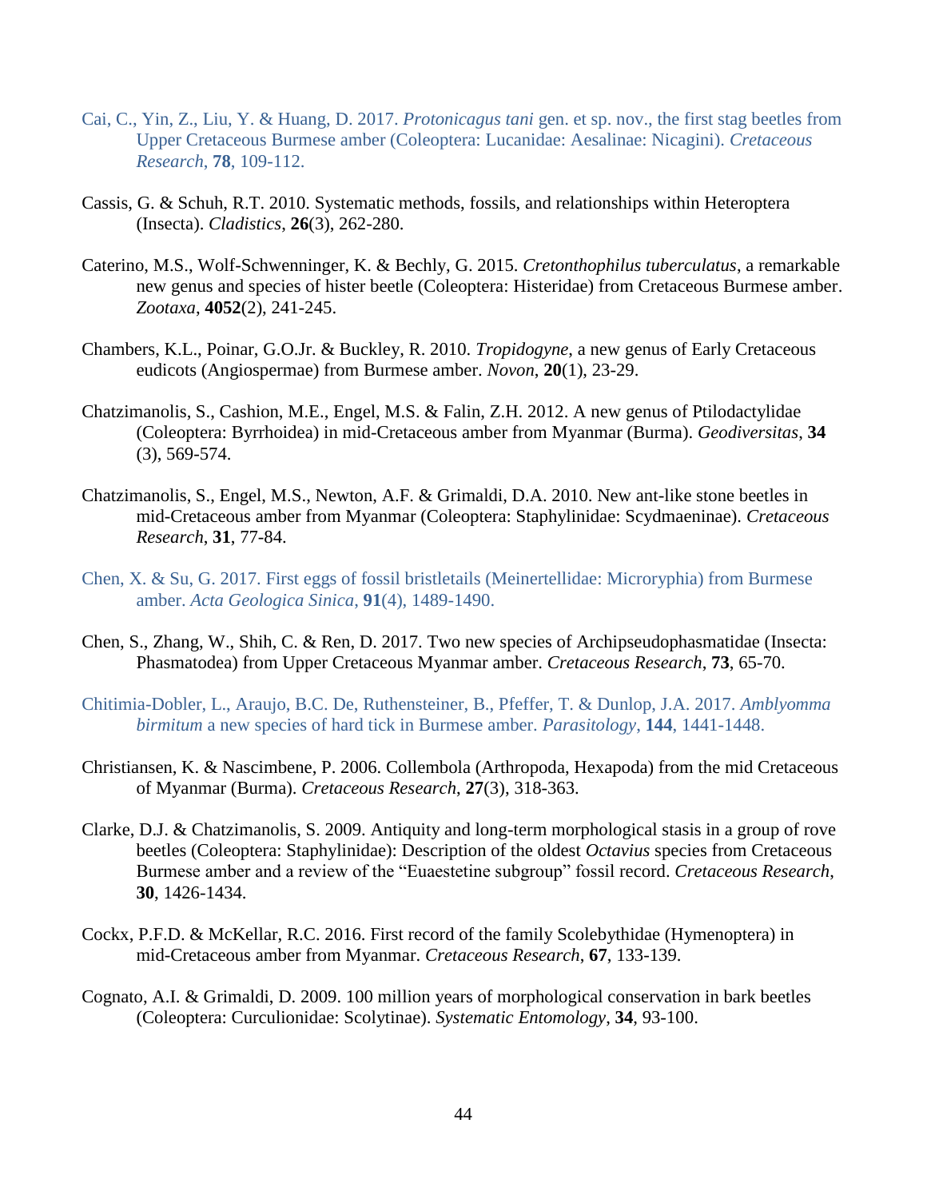Cai, C., Yin, Z., Liu, Y. & Huang, D. 2017. *Protonicagus tani* gen. et sp. nov., the first stag beetles from Upper Cretaceous Burmese amber (Coleoptera: Lucanidae: Aesalinae: Nicagini). *Cretaceous Research*, **78**, 109-112.

Cassis, G. & Schuh, R.T. 2010. Systematic methods, fossils, and relationships within Heteroptera (Insecta). *Cladistics*, **26**(3), 262-280.

Caterino, M.S., Wolf-Schwenninger, K. & Bechly, G. 2015. *Cretonthophilus tuberculatus*, a remarkable new genus and species of hister beetle (Coleoptera: Histeridae) from Cretaceous Burmese amber. *Zootaxa*, **4052**(2), 241-245.

Chambers, K.L., Poinar, G.O.Jr. & Buckley, R. 2010. *Tropidogyne*, a new genus of Early Cretaceous eudicots (Angiospermae) from Burmese amber. *Novon*, **20**(1), 23-29.

Chatzimanolis, S., Cashion, M.E., Engel, M.S. & Falin, Z.H. 2012. A new genus of Ptilodactylidae (Coleoptera: Byrrhoidea) in mid-Cretaceous amber from Myanmar (Burma). *Geodiversitas*, **34** (3), 569-574.

Chatzimanolis, S., Engel, M.S., Newton, A.F. & Grimaldi, D.A. 2010. New ant-like stone beetles in mid-Cretaceous amber from Myanmar (Coleoptera: Staphylinidae: Scydmaeninae). *Cretaceous Research*, **31**, 77-84.

Chen, X. & Su, G. 2017. First eggs of fossil bristletails (Meinertellidae: Microryphia) from Burmese amber. *Acta Geologica Sinica*, **91**(4), 1489-1490.

Chen, S., Zhang, W., Shih, C. & Ren, D. 2017. Two new species of Archipseudophasmatidae (Insecta: Phasmatodea) from Upper Cretaceous Myanmar amber. *Cretaceous Research*, **73**, 65-70.

Chitimia-Dobler, L., Araujo, B.C. De, Ruthensteiner, B., Pfeffer, T. & Dunlop, J.A. 2017. *Amblyomma birmitum* a new species of hard tick in Burmese amber. *Parasitology*, **144**, 1441-1448.

Christiansen, K. & Nascimbene, P. 2006. Collembola (Arthropoda, Hexapoda) from the mid Cretaceous of Myanmar (Burma). *Cretaceous Research*, **27**(3), 318-363.

Clarke, D.J. & Chatzimanolis, S. 2009. Antiquity and long-term morphological stasis in a group of rove beetles (Coleoptera: Staphylinidae): Description of the oldest *Octavius* species from Cretaceous Burmese amber and a review of the "Euaestetine subgroup" fossil record. *Cretaceous Research*, **30**, 1426-1434.

Cockx, P.F.D. & McKellar, R.C. 2016. First record of the family Scolebythidae (Hymenoptera) in mid-Cretaceous amber from Myanmar. *Cretaceous Research*, **67**, 133-139.

Cognato, A.I. & Grimaldi, D. 2009. 100 million years of morphological conservation in bark beetles (Coleoptera: Curculionidae: Scolytinae). *Systematic Entomology*, **34**, 93-100.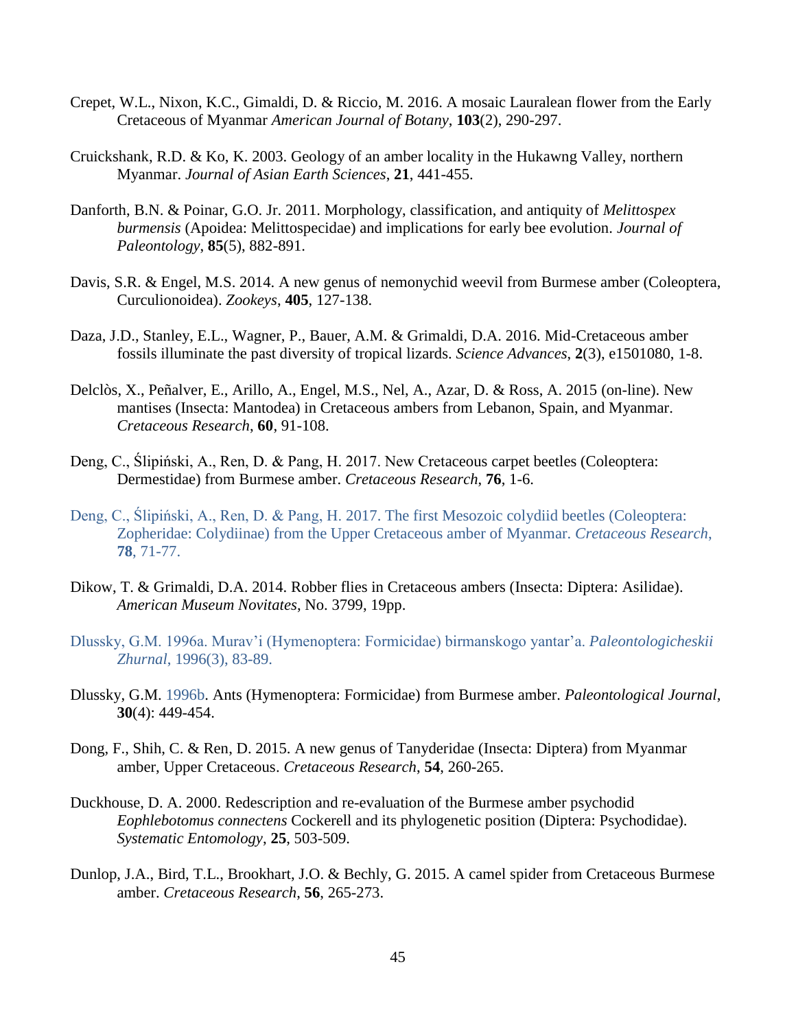Crepet, W.L., Nixon, K.C., Gimaldi, D. & Riccio, M. 2016. A mosaic Lauralean flower from the Early Cretaceous of Myanmar *American Journal of Botany*, **103**(2), 290-297.

Cruickshank, R.D. & Ko, K. 2003. Geology of an amber locality in the Hukawng Valley, northern Myanmar. *Journal of Asian Earth Sciences*, **21**, 441-455.

Danforth, B.N. & Poinar, G.O. Jr. 2011. Morphology, classification, and antiquity of *Melittospex burmensis* (Apoidea: Melittospecidae) and implications for early bee evolution. *Journal of Paleontology*, **85**(5), 882-891.

Davis, S.R. & Engel, M.S. 2014. A new genus of nemonychid weevil from Burmese amber (Coleoptera, Curculionoidea). *Zookeys*, **405**, 127-138.

Daza, J.D., Stanley, E.L., Wagner, P., Bauer, A.M. & Grimaldi, D.A. 2016. Mid-Cretaceous amber fossils illuminate the past diversity of tropical lizards. *Science Advances*, **2**(3), e1501080, 1-8.

Delclòs, X., Peñalver, E., Arillo, A., Engel, M.S., Nel, A., Azar, D. & Ross, A. 2015 (on-line). New mantises (Insecta: Mantodea) in Cretaceous ambers from Lebanon, Spain, and Myanmar. *Cretaceous Research*, **60**, 91-108.

Deng, C., Ślipiński, A., Ren, D. & Pang, H. 2017. New Cretaceous carpet beetles (Coleoptera: Dermestidae) from Burmese amber. *Cretaceous Research*, **76**, 1-6.

Deng, C., Ślipiński, A., Ren, D. & Pang, H. 2017. The first Mesozoic colydiid beetles (Coleoptera: Zopheridae: Colydiinae) from the Upper Cretaceous amber of Myanmar. *Cretaceous Research*, **78**, 71-77.

Dikow, T. & Grimaldi, D.A. 2014. Robber flies in Cretaceous ambers (Insecta: Diptera: Asilidae). *American Museum Novitates*, No. 3799, 19pp.

Dlussky, G.M. 1996a. Murav'i (Hymenoptera: Formicidae) birmanskogo yantar'a. *Paleontologicheskii Zhurnal*, 1996(3), 83-89.

Dlussky, G.M. 1996b. Ants (Hymenoptera: Formicidae) from Burmese amber. *Paleontological Journal*, **30**(4): 449-454.

Dong, F., Shih, C. & Ren, D. 2015. A new genus of Tanyderidae (Insecta: Diptera) from Myanmar amber, Upper Cretaceous. *Cretaceous Research*, **54**, 260-265.

Duckhouse, D. A. 2000. Redescription and re-evaluation of the Burmese amber psychodid *Eophlebotomus connectens* Cockerell and its phylogenetic position (Diptera: Psychodidae). *Systematic Entomology*, **25**, 503-509.

Dunlop, J.A., Bird, T.L., Brookhart, J.O. & Bechly, G. 2015. A camel spider from Cretaceous Burmese amber. *Cretaceous Research*, **56**, 265-273.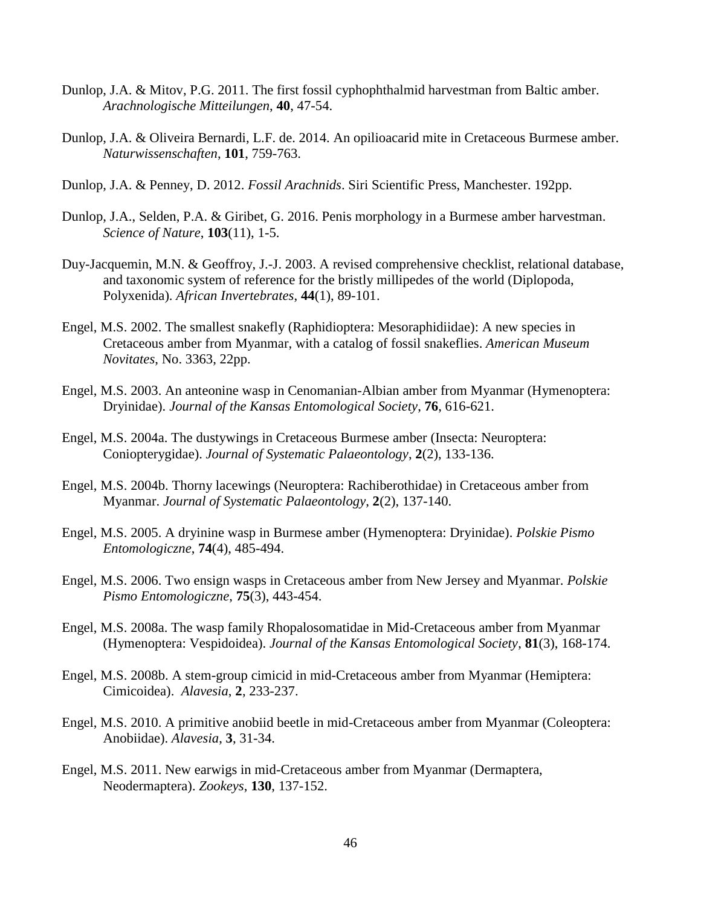Dunlop, J.A. & Mitov, P.G. 2011. The first fossil cyphophthalmid harvestman from Baltic amber. *Arachnologische Mitteilungen*, **40**, 47-54.

Dunlop, J.A. & Oliveira Bernardi, L.F. de. 2014. An opilioacarid mite in Cretaceous Burmese amber. *Naturwissenschaften*, **101**, 759-763.

Dunlop, J.A. & Penney, D. 2012. *Fossil Arachnids*. Siri Scientific Press, Manchester. 192pp.

Dunlop, J.A., Selden, P.A. & Giribet, G. 2016. Penis morphology in a Burmese amber harvestman. *Science of Nature*, **103**(11), 1-5.

Duy-Jacquemin, M.N. & Geoffroy, J.-J. 2003. A revised comprehensive checklist, relational database, and taxonomic system of reference for the bristly millipedes of the world (Diplopoda, Polyxenida). *African Invertebrates*, **44**(1), 89-101.

Engel, M.S. 2002. The smallest snakefly (Raphidioptera: Mesoraphidiidae): A new species in Cretaceous amber from Myanmar, with a catalog of fossil snakeflies. *American Museum Novitates*, No. 3363, 22pp.

Engel, M.S. 2003. An anteonine wasp in Cenomanian-Albian amber from Myanmar (Hymenoptera: Dryinidae). *Journal of the Kansas Entomological Society*, **76**, 616-621.

Engel, M.S. 2004a. The dustywings in Cretaceous Burmese amber (Insecta: Neuroptera: Coniopterygidae). *Journal of Systematic Palaeontology*, **2**(2), 133-136.

Engel, M.S. 2004b. Thorny lacewings (Neuroptera: Rachiberothidae) in Cretaceous amber from Myanmar. *Journal of Systematic Palaeontology*, **2**(2), 137-140.

Engel, M.S. 2005. A dryinine wasp in Burmese amber (Hymenoptera: Dryinidae). *Polskie Pismo Entomologiczne*, **74**(4), 485-494.

Engel, M.S. 2006. Two ensign wasps in Cretaceous amber from New Jersey and Myanmar. *Polskie Pismo Entomologiczne*, **75**(3), 443-454.

Engel, M.S. 2008a. The wasp family Rhopalosomatidae in Mid-Cretaceous amber from Myanmar (Hymenoptera: Vespidoidea). *Journal of the Kansas Entomological Society*, **81**(3), 168-174.

Engel, M.S. 2008b. A stem-group cimicid in mid-Cretaceous amber from Myanmar (Hemiptera: Cimicoidea). *Alavesia*, **2**, 233-237.

Engel, M.S. 2010. A primitive anobiid beetle in mid-Cretaceous amber from Myanmar (Coleoptera: Anobiidae). *Alavesia*, **3**, 31-34.

Engel, M.S. 2011. New earwigs in mid-Cretaceous amber from Myanmar (Dermaptera, Neodermaptera). *Zookeys*, **130**, 137-152.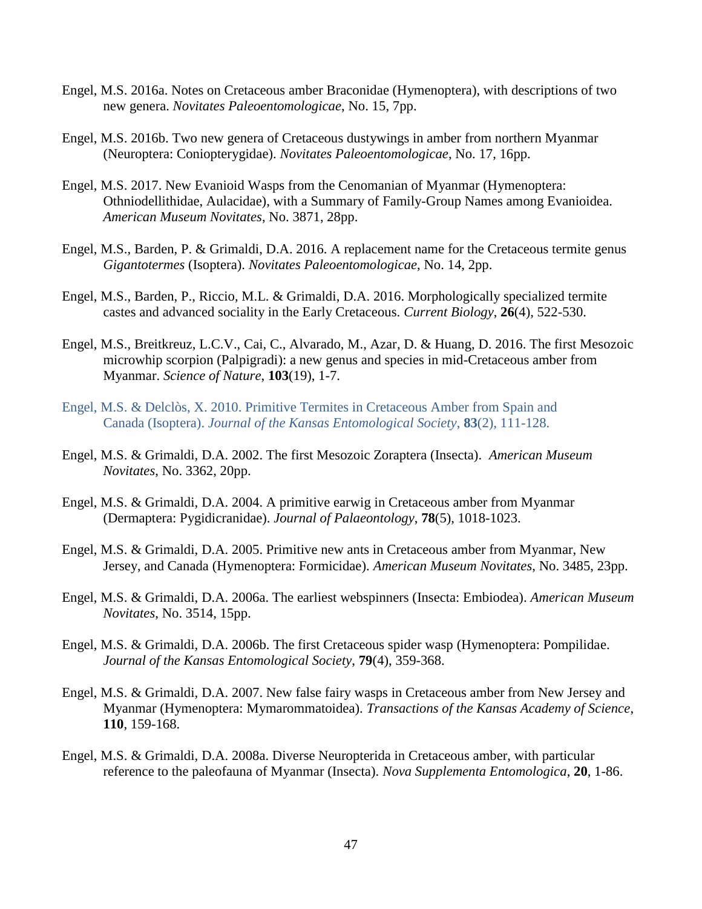Engel, M.S. 2016a. Notes on Cretaceous amber Braconidae (Hymenoptera), with descriptions of two new genera. *Novitates Paleoentomologicae*, No. 15, 7pp.

Engel, M.S. 2016b. Two new genera of Cretaceous dustywings in amber from northern Myanmar (Neuroptera: Coniopterygidae). *Novitates Paleoentomologicae*, No. 17, 16pp.

Engel, M.S. 2017. New Evanioid Wasps from the Cenomanian of Myanmar (Hymenoptera: Othniodellithidae, Aulacidae), with a Summary of Family-Group Names among Evanioidea. *American Museum Novitates*, No. 3871, 28pp.

Engel, M.S., Barden, P. & Grimaldi, D.A. 2016. A replacement name for the Cretaceous termite genus *Gigantotermes* (Isoptera). *Novitates Paleoentomologicae*, No. 14, 2pp.

Engel, M.S., Barden, P., Riccio, M.L. & Grimaldi, D.A. 2016. Morphologically specialized termite castes and advanced sociality in the Early Cretaceous. *Current Biology*, **26**(4), 522-530.

Engel, M.S., Breitkreuz, L.C.V., Cai, C., Alvarado, M., Azar, D. & Huang, D. 2016. The first Mesozoic microwhip scorpion (Palpigradi): a new genus and species in mid-Cretaceous amber from Myanmar. *Science of Nature*, **103**(19), 1-7.

Engel, M.S. & Delclòs, X. 2010. Primitive Termites in Cretaceous Amber from Spain and Canada (Isoptera). *Journal of the Kansas Entomological Society*, **83**(2), 111-128.

Engel, M.S. & Grimaldi, D.A. 2002. The first Mesozoic Zoraptera (Insecta). *American Museum Novitates*, No. 3362, 20pp.

Engel, M.S. & Grimaldi, D.A. 2004. A primitive earwig in Cretaceous amber from Myanmar (Dermaptera: Pygidicranidae). *Journal of Palaeontology*, **78**(5), 1018-1023.

Engel, M.S. & Grimaldi, D.A. 2005. Primitive new ants in Cretaceous amber from Myanmar, New Jersey, and Canada (Hymenoptera: Formicidae). *American Museum Novitates*, No. 3485, 23pp.

Engel, M.S. & Grimaldi, D.A. 2006a. The earliest webspinners (Insecta: Embiodea). *American Museum Novitates*, No. 3514, 15pp.

Engel, M.S. & Grimaldi, D.A. 2006b. The first Cretaceous spider wasp (Hymenoptera: Pompilidae. *Journal of the Kansas Entomological Society*, **79**(4), 359-368.

Engel, M.S. & Grimaldi, D.A. 2007. New false fairy wasps in Cretaceous amber from New Jersey and Myanmar (Hymenoptera: Mymarommatoidea). *Transactions of the Kansas Academy of Science*, **110**, 159-168.

Engel, M.S. & Grimaldi, D.A. 2008a. Diverse Neuropterida in Cretaceous amber, with particular reference to the paleofauna of Myanmar (Insecta). *Nova Supplementa Entomologica*, **20**, 1-86.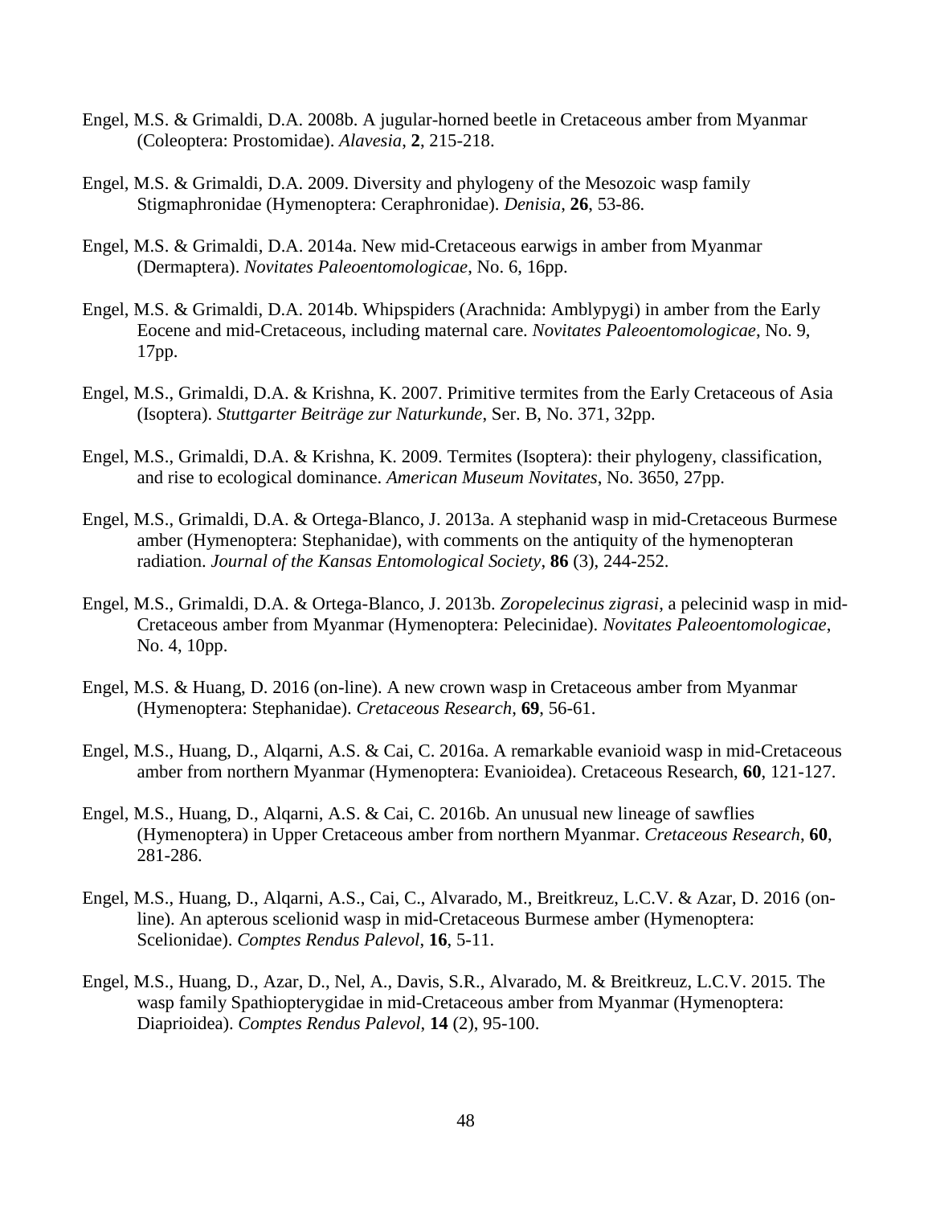Engel, M.S. & Grimaldi, D.A. 2008b. A jugular-horned beetle in Cretaceous amber from Myanmar (Coleoptera: Prostomidae). *Alavesia*, **2**, 215-218.

Engel, M.S. & Grimaldi, D.A. 2009. Diversity and phylogeny of the Mesozoic wasp family Stigmaphronidae (Hymenoptera: Ceraphronidae). *Denisia*, **26**, 53-86.

Engel, M.S. & Grimaldi, D.A. 2014a. New mid-Cretaceous earwigs in amber from Myanmar (Dermaptera). *Novitates Paleoentomologicae*, No. 6, 16pp.

Engel, M.S. & Grimaldi, D.A. 2014b. Whipspiders (Arachnida: Amblypygi) in amber from the Early Eocene and mid-Cretaceous, including maternal care. *Novitates Paleoentomologicae*, No. 9, 17pp.

Engel, M.S., Grimaldi, D.A. & Krishna, K. 2007. Primitive termites from the Early Cretaceous of Asia (Isoptera). *Stuttgarter Beiträge zur Naturkunde*, Ser. B, No. 371, 32pp.

Engel, M.S., Grimaldi, D.A. & Krishna, K. 2009. Termites (Isoptera): their phylogeny, classification, and rise to ecological dominance. *American Museum Novitates*, No. 3650, 27pp.

Engel, M.S., Grimaldi, D.A. & Ortega-Blanco, J. 2013a. A stephanid wasp in mid-Cretaceous Burmese amber (Hymenoptera: Stephanidae), with comments on the antiquity of the hymenopteran radiation. *Journal of the Kansas Entomological Society*, **86** (3), 244-252.

Engel, M.S., Grimaldi, D.A. & Ortega-Blanco, J. 2013b. *Zoropelecinus zigrasi*, a pelecinid wasp in mid-Cretaceous amber from Myanmar (Hymenoptera: Pelecinidae). *Novitates Paleoentomologicae*, No. 4, 10pp.

Engel, M.S. & Huang, D. 2016 (on-line). A new crown wasp in Cretaceous amber from Myanmar (Hymenoptera: Stephanidae). *Cretaceous Research*, **69**, 56-61.

Engel, M.S., Huang, D., Alqarni, A.S. & Cai, C. 2016a. A remarkable evanioid wasp in mid-Cretaceous amber from northern Myanmar (Hymenoptera: Evanioidea). Cretaceous Research, **60**, 121-127.

Engel, M.S., Huang, D., Alqarni, A.S. & Cai, C. 2016b. An unusual new lineage of sawflies (Hymenoptera) in Upper Cretaceous amber from northern Myanmar. *Cretaceous Research*, **60**, 281-286.

Engel, M.S., Huang, D., Alqarni, A.S., Cai, C., Alvarado, M., Breitkreuz, L.C.V. & Azar, D. 2016 (on-line). An apterous scelionid wasp in mid-Cretaceous Burmese amber (Hymenoptera: Scelionidae). *Comptes Rendus Palevol*, **16**, 5-11.

Engel, M.S., Huang, D., Azar, D., Nel, A., Davis, S.R., Alvarado, M. & Breitkreuz, L.C.V. 2015. The wasp family Spathiopterygidae in mid-Cretaceous amber from Myanmar (Hymenoptera: Diaprioidea). *Comptes Rendus Palevol*, **14** (2), 95-100.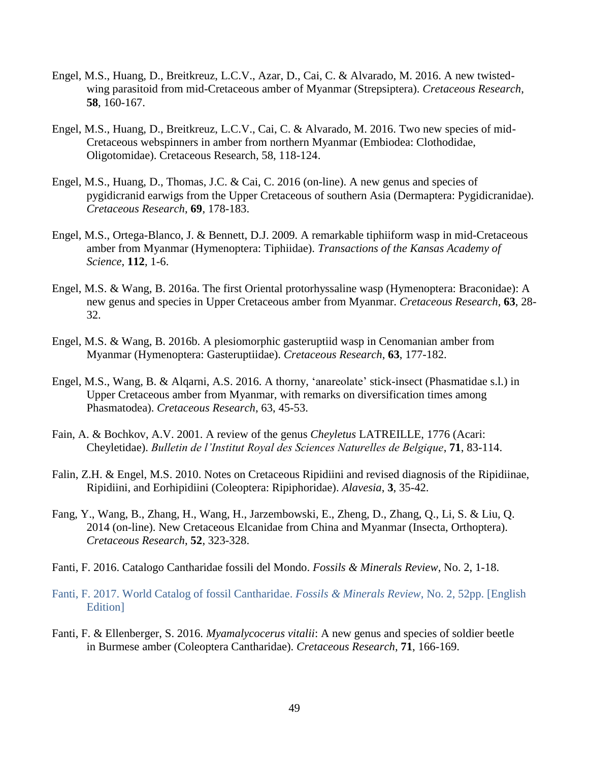Engel, M.S., Huang, D., Breitkreuz, L.C.V., Azar, D., Cai, C. & Alvarado, M. 2016. A new twisted-wing parasitoid from mid-Cretaceous amber of Myanmar (Strepsiptera). *Cretaceous Research*, **58**, 160-167.

Engel, M.S., Huang, D., Breitkreuz, L.C.V., Cai, C. & Alvarado, M. 2016. Two new species of mid-Cretaceous webspinners in amber from northern Myanmar (Embiodea: Clothodidae, Oligotomidae). Cretaceous Research, 58, 118-124.

Engel, M.S., Huang, D., Thomas, J.C. & Cai, C. 2016 (on-line). A new genus and species of pygidicranid earwigs from the Upper Cretaceous of southern Asia (Dermaptera: Pygidicranidae). *Cretaceous Research*, **69**, 178-183.

Engel, M.S., Ortega-Blanco, J. & Bennett, D.J. 2009. A remarkable tiphiiform wasp in mid-Cretaceous amber from Myanmar (Hymenoptera: Tiphiidae). *Transactions of the Kansas Academy of Science*, **112**, 1-6.

Engel, M.S. & Wang, B. 2016a. The first Oriental protorhyssaline wasp (Hymenoptera: Braconidae): A new genus and species in Upper Cretaceous amber from Myanmar. *Cretaceous Research*, **63**, 28-32.

Engel, M.S. & Wang, B. 2016b. A plesiomorphic gasteruptiid wasp in Cenomanian amber from Myanmar (Hymenoptera: Gasteruptiidae). *Cretaceous Research*, **63**, 177-182.

Engel, M.S., Wang, B. & Alqarni, A.S. 2016. A thorny, 'anareolate' stick-insect (Phasmatidae s.l.) in Upper Cretaceous amber from Myanmar, with remarks on diversification times among Phasmatodea). *Cretaceous Research*, 63, 45-53.

Fain, A. & Bochkov, A.V. 2001. A review of the genus *Cheyletus* LATREILLE, 1776 (Acari: Cheyletidae). *Bulletin de l'Institut Royal des Sciences Naturelles de Belgique*, **71**, 83-114.

Falin, Z.H. & Engel, M.S. 2010. Notes on Cretaceous Ripidiini and revised diagnosis of the Ripidiinae, Ripidiini, and Eorhipidiini (Coleoptera: Ripiphoridae). *Alavesia*, **3**, 35-42.

Fang, Y., Wang, B., Zhang, H., Wang, H., Jarzembowski, E., Zheng, D., Zhang, Q., Li, S. & Liu, Q. 2014 (on-line). New Cretaceous Elcanidae from China and Myanmar (Insecta, Orthoptera). *Cretaceous Research*, **52**, 323-328.

Fanti, F. 2016. Catalogo Cantharidae fossili del Mondo. *Fossils & Minerals Review*, No. 2, 1-18.

Fanti, F. 2017. World Catalog of fossil Cantharidae. *Fossils & Minerals Review*, No. 2, 52pp. [English Edition]

Fanti, F. & Ellenberger, S. 2016. *Myamalycocerus vitalii*: A new genus and species of soldier beetle in Burmese amber (Coleoptera Cantharidae). *Cretaceous Research*, **71**, 166-169.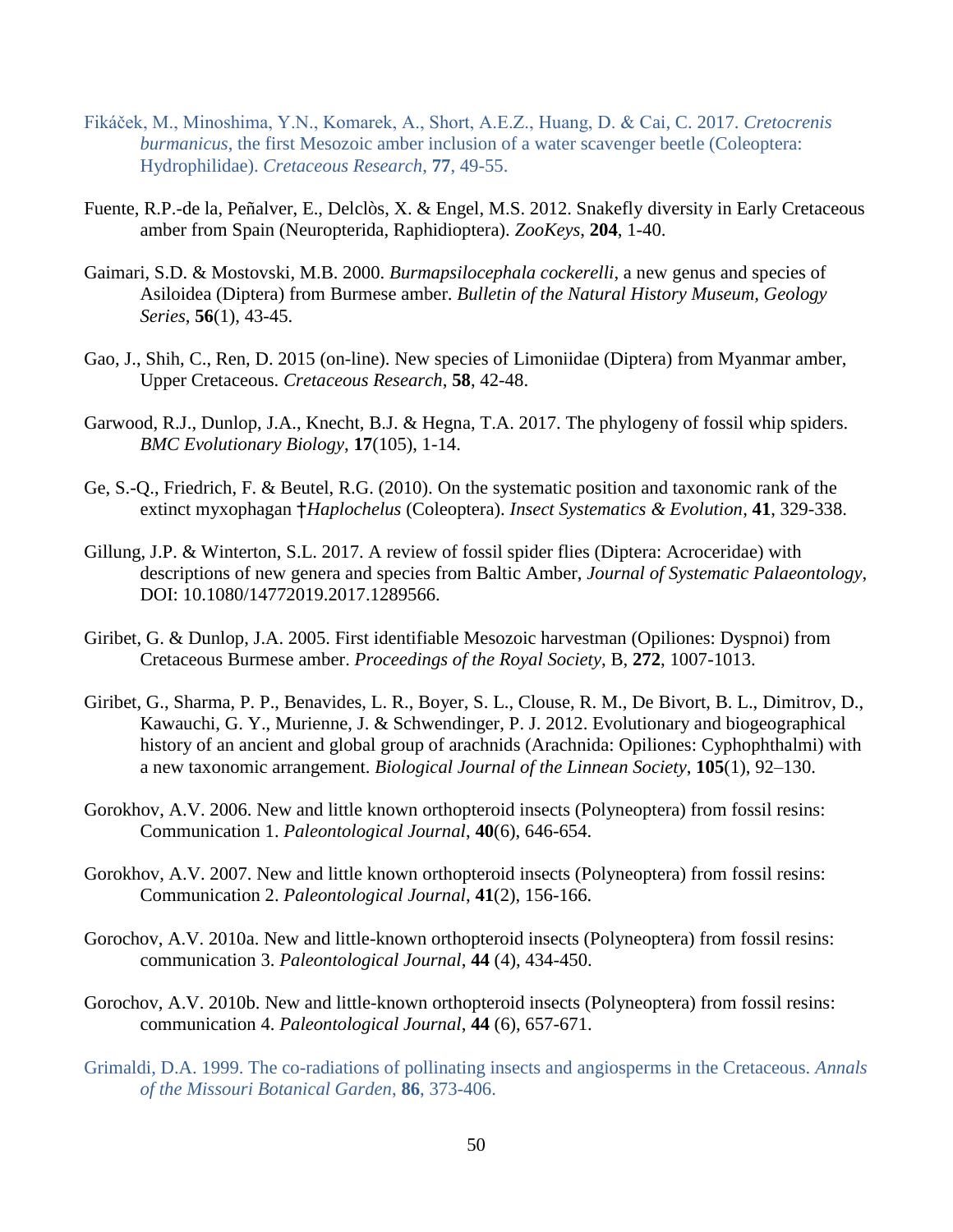Fikáček, M., Minoshima, Y.N., Komarek, A., Short, A.E.Z., Huang, D. & Cai, C. 2017. *Cretocrenis burmanicus*, the first Mesozoic amber inclusion of a water scavenger beetle (Coleoptera: Hydrophilidae). *Cretaceous Research*, **77**, 49-55.

Fuente, R.P.-de la, Peñalver, E., Delclòs, X. & Engel, M.S. 2012. Snakefly diversity in Early Cretaceous amber from Spain (Neuropterida, Raphidioptera). *ZooKeys*, **204**, 1-40.

Gaimari, S.D. & Mostovski, M.B. 2000. *Burmapsilocephala cockerelli*, a new genus and species of Asiloidea (Diptera) from Burmese amber. *Bulletin of the Natural History Museum, Geology Series*, **56**(1), 43-45.

Gao, J., Shih, C., Ren, D. 2015 (on-line). New species of Limoniidae (Diptera) from Myanmar amber, Upper Cretaceous. *Cretaceous Research*, **58**, 42-48.

Garwood, R.J., Dunlop, J.A., Knecht, B.J. & Hegna, T.A. 2017. The phylogeny of fossil whip spiders. *BMC Evolutionary Biology*, **17**(105), 1-14.

Ge, S.-Q., Friedrich, F. & Beutel, R.G. (2010). On the systematic position and taxonomic rank of the extinct myxophagan †*Haplochelus* (Coleoptera). *Insect Systematics & Evolution*, **41**, 329-338.

Gillung, J.P. & Winterton, S.L. 2017. A review of fossil spider flies (Diptera: Acroceridae) with descriptions of new genera and species from Baltic Amber, *Journal of Systematic Palaeontology*, DOI: 10.1080/14772019.2017.1289566.

Giribet, G. & Dunlop, J.A. 2005. First identifiable Mesozoic harvestman (Opiliones: Dyspnoi) from Cretaceous Burmese amber. *Proceedings of the Royal Society*, B, **272**, 1007-1013.

Giribet, G., Sharma, P. P., Benavides, L. R., Boyer, S. L., Clouse, R. M., De Bivort, B. L., Dimitrov, D., Kawauchi, G. Y., Murienne, J. & Schwendinger, P. J. 2012. Evolutionary and biogeographical history of an ancient and global group of arachnids (Arachnida: Opiliones: Cyphophthalmi) with a new taxonomic arrangement. *Biological Journal of the Linnean Society*, **105**(1), 92–130.

Gorokhov, A.V. 2006. New and little known orthopteroid insects (Polyneoptera) from fossil resins: Communication 1. *Paleontological Journal*, **40**(6), 646-654.

Gorokhov, A.V. 2007. New and little known orthopteroid insects (Polyneoptera) from fossil resins: Communication 2. *Paleontological Journal*, **41**(2), 156-166.

Gorochov, A.V. 2010a. New and little-known orthopteroid insects (Polyneoptera) from fossil resins: communication 3. *Paleontological Journal*, **44** (4), 434-450.

Gorochov, A.V. 2010b. New and little-known orthopteroid insects (Polyneoptera) from fossil resins: communication 4. *Paleontological Journal*, **44** (6), 657-671.

Grimaldi, D.A. 1999. The co-radiations of pollinating insects and angiosperms in the Cretaceous. *Annals of the Missouri Botanical Garden*, **86**, 373-406.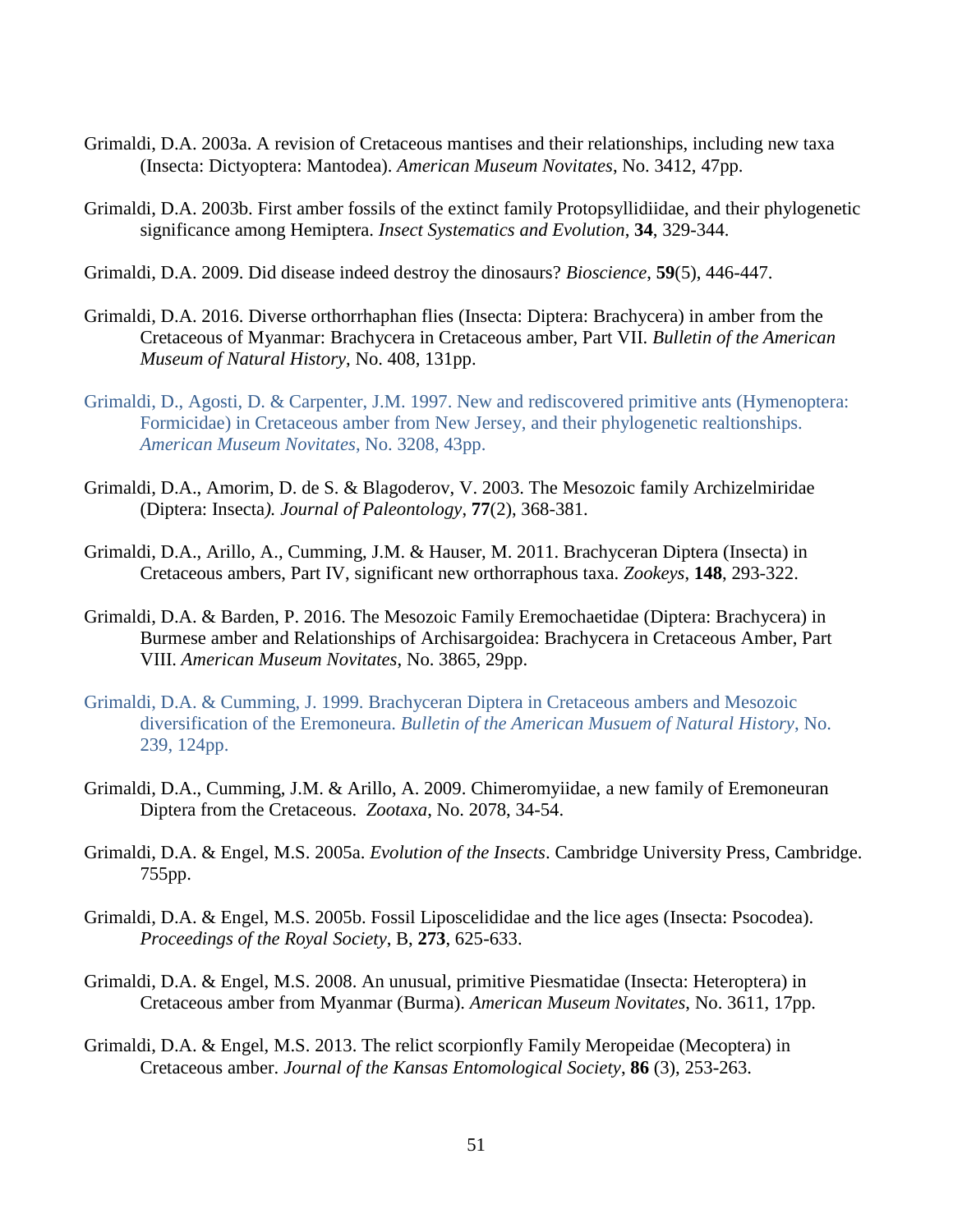Grimaldi, D.A. 2003a. A revision of Cretaceous mantises and their relationships, including new taxa (Insecta: Dictyoptera: Mantodea). *American Museum Novitates*, No. 3412, 47pp.

Grimaldi, D.A. 2003b. First amber fossils of the extinct family Protopsyllidiidae, and their phylogenetic significance among Hemiptera. *Insect Systematics and Evolution*, **34**, 329-344.

Grimaldi, D.A. 2009. Did disease indeed destroy the dinosaurs? *Bioscience*, **59**(5), 446-447.

Grimaldi, D.A. 2016. Diverse orthorrhaphan flies (Insecta: Diptera: Brachycera) in amber from the Cretaceous of Myanmar: Brachycera in Cretaceous amber, Part VII. *Bulletin of the American Museum of Natural History*, No. 408, 131pp.

Grimaldi, D., Agosti, D. & Carpenter, J.M. 1997. New and rediscovered primitive ants (Hymenoptera: Formicidae) in Cretaceous amber from New Jersey, and their phylogenetic realtionships. *American Museum Novitates*, No. 3208, 43pp.

Grimaldi, D.A., Amorim, D. de S. & Blagoderov, V. 2003. The Mesozoic family Archizelmiridae (Diptera: Insecta*). Journal of Paleontology*, **77**(2), 368-381.

Grimaldi, D.A., Arillo, A., Cumming, J.M. & Hauser, M. 2011. Brachyceran Diptera (Insecta) in Cretaceous ambers, Part IV, significant new orthorraphous taxa. *Zookeys*, **148**, 293-322.

Grimaldi, D.A. & Barden, P. 2016. The Mesozoic Family Eremochaetidae (Diptera: Brachycera) in Burmese amber and Relationships of Archisargoidea: Brachycera in Cretaceous Amber, Part VIII. *American Museum Novitates*, No. 3865, 29pp.

Grimaldi, D.A. & Cumming, J. 1999. Brachyceran Diptera in Cretaceous ambers and Mesozoic diversification of the Eremoneura. *Bulletin of the American Musuem of Natural History*, No. 239, 124pp.

Grimaldi, D.A., Cumming, J.M. & Arillo, A. 2009. Chimeromyiidae, a new family of Eremoneuran Diptera from the Cretaceous. *Zootaxa*, No. 2078, 34-54.

Grimaldi, D.A. & Engel, M.S. 2005a. *Evolution of the Insects*. Cambridge University Press, Cambridge. 755pp.

Grimaldi, D.A. & Engel, M.S. 2005b. Fossil Liposcelididae and the lice ages (Insecta: Psocodea). *Proceedings of the Royal Society*, B, **273**, 625-633.

Grimaldi, D.A. & Engel, M.S. 2008. An unusual, primitive Piesmatidae (Insecta: Heteroptera) in Cretaceous amber from Myanmar (Burma). *American Museum Novitates*, No. 3611, 17pp.

Grimaldi, D.A. & Engel, M.S. 2013. The relict scorpionfly Family Meropeidae (Mecoptera) in Cretaceous amber. *Journal of the Kansas Entomological Society*, **86** (3), 253-263.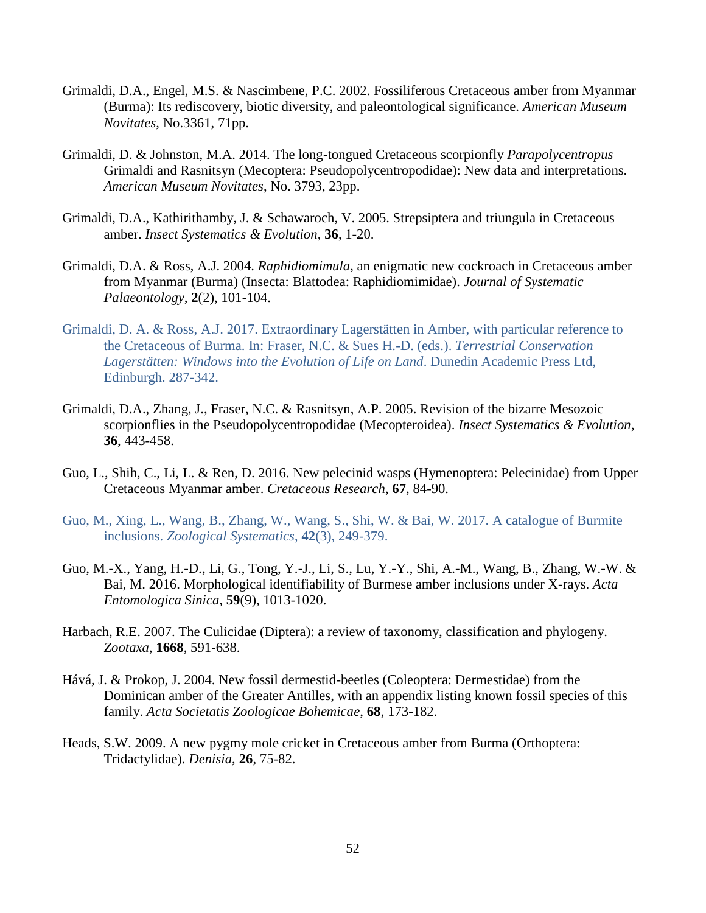Grimaldi, D.A., Engel, M.S. & Nascimbene, P.C. 2002. Fossiliferous Cretaceous amber from Myanmar (Burma): Its rediscovery, biotic diversity, and paleontological significance. *American Museum Novitates*, No.3361, 71pp.

Grimaldi, D. & Johnston, M.A. 2014. The long-tongued Cretaceous scorpionfly *Parapolycentropus* Grimaldi and Rasnitsyn (Mecoptera: Pseudopolycentropodidae): New data and interpretations. *American Museum Novitates*, No. 3793, 23pp.

Grimaldi, D.A., Kathirithamby, J. & Schawaroch, V. 2005. Strepsiptera and triungula in Cretaceous amber. *Insect Systematics & Evolution*, **36**, 1-20.

Grimaldi, D.A. & Ross, A.J. 2004. *Raphidiomimula*, an enigmatic new cockroach in Cretaceous amber from Myanmar (Burma) (Insecta: Blattodea: Raphidiomimidae). *Journal of Systematic Palaeontology*, **2**(2), 101-104.

Grimaldi, D. A. & Ross, A.J. 2017. Extraordinary Lagerstätten in Amber, with particular reference to the Cretaceous of Burma. In: Fraser, N.C. & Sues H.-D. (eds.). *Terrestrial Conservation Lagerstätten: Windows into the Evolution of Life on Land*. Dunedin Academic Press Ltd, Edinburgh. 287-342.

Grimaldi, D.A., Zhang, J., Fraser, N.C. & Rasnitsyn, A.P. 2005. Revision of the bizarre Mesozoic scorpionflies in the Pseudopolycentropodidae (Mecopteroidea). *Insect Systematics & Evolution*, **36**, 443-458.

Guo, L., Shih, C., Li, L. & Ren, D. 2016. New pelecinid wasps (Hymenoptera: Pelecinidae) from Upper Cretaceous Myanmar amber. *Cretaceous Research*, **67**, 84-90.

Guo, M., Xing, L., Wang, B., Zhang, W., Wang, S., Shi, W. & Bai, W. 2017. A catalogue of Burmite inclusions. *Zoological Systematics*, **42**(3), 249-379.

Guo, M.-X., Yang, H.-D., Li, G., Tong, Y.-J., Li, S., Lu, Y.-Y., Shi, A.-M., Wang, B., Zhang, W.-W. & Bai, M. 2016. Morphological identifiability of Burmese amber inclusions under X-rays. *Acta Entomologica Sinica*, **59**(9), 1013-1020.

Harbach, R.E. 2007. The Culicidae (Diptera): a review of taxonomy, classification and phylogeny. *Zootaxa*, **1668**, 591-638.

Hává, J. & Prokop, J. 2004. New fossil dermestid-beetles (Coleoptera: Dermestidae) from the Dominican amber of the Greater Antilles, with an appendix listing known fossil species of this family. *Acta Societatis Zoologicae Bohemicae*, **68**, 173-182.

Heads, S.W. 2009. A new pygmy mole cricket in Cretaceous amber from Burma (Orthoptera: Tridactylidae). *Denisia*, **26**, 75-82.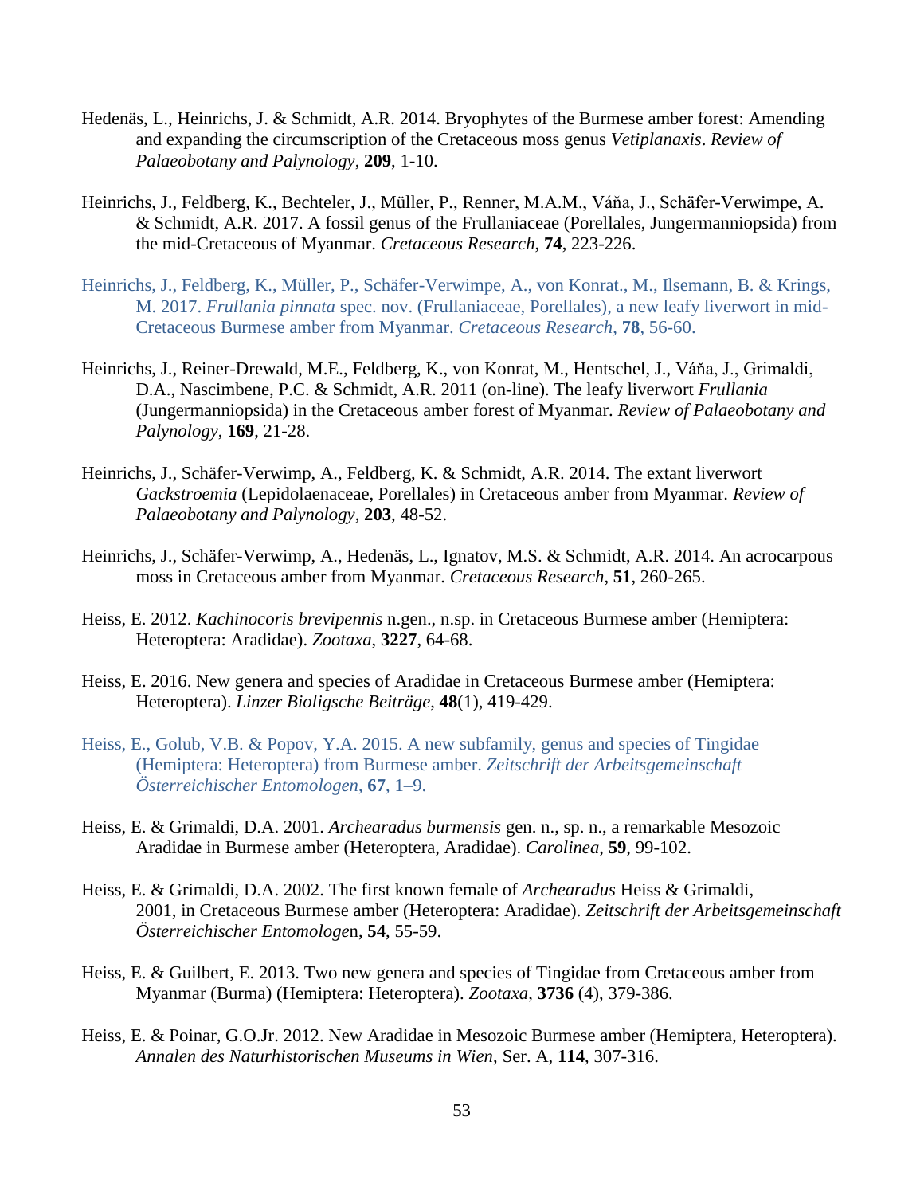Hedenäs, L., Heinrichs, J. & Schmidt, A.R. 2014. Bryophytes of the Burmese amber forest: Amending and expanding the circumscription of the Cretaceous moss genus *Vetiplanaxis*. *Review of Palaeobotany and Palynology*, **209**, 1-10.

Heinrichs, J., Feldberg, K., Bechteler, J., Müller, P., Renner, M.A.M., Váňa, J., Schäfer-Verwimpe, A. & Schmidt, A.R. 2017. A fossil genus of the Frullaniaceae (Porellales, Jungermanniopsida) from the mid-Cretaceous of Myanmar. *Cretaceous Research*, **74**, 223-226.

Heinrichs, J., Feldberg, K., Müller, P., Schäfer-Verwimpe, A., von Konrat., M., Ilsemann, B. & Krings, M. 2017. *Frullania pinnata* spec. nov. (Frullaniaceae, Porellales), a new leafy liverwort in mid-Cretaceous Burmese amber from Myanmar. *Cretaceous Research*, **78**, 56-60.

Heinrichs, J., Reiner-Drewald, M.E., Feldberg, K., von Konrat, M., Hentschel, J., Váňa, J., Grimaldi, D.A., Nascimbene, P.C. & Schmidt, A.R. 2011 (on-line). The leafy liverwort *Frullania* (Jungermanniopsida) in the Cretaceous amber forest of Myanmar. *Review of Palaeobotany and Palynology*, **169**, 21-28.

Heinrichs, J., Schäfer-Verwimp, A., Feldberg, K. & Schmidt, A.R. 2014. The extant liverwort *Gackstroemia* (Lepidolaenaceae, Porellales) in Cretaceous amber from Myanmar. *Review of Palaeobotany and Palynology*, **203**, 48-52.

Heinrichs, J., Schäfer-Verwimp, A., Hedenäs, L., Ignatov, M.S. & Schmidt, A.R. 2014. An acrocarpous moss in Cretaceous amber from Myanmar. *Cretaceous Research*, **51**, 260-265.

Heiss, E. 2012. *Kachinocoris brevipennis* n.gen., n.sp. in Cretaceous Burmese amber (Hemiptera: Heteroptera: Aradidae). *Zootaxa*, **3227**, 64-68.

Heiss, E. 2016. New genera and species of Aradidae in Cretaceous Burmese amber (Hemiptera: Heteroptera). *Linzer Bioligsche Beiträge*, **48**(1), 419-429.

Heiss, E., Golub, V.B. & Popov, Y.A. 2015. A new subfamily, genus and species of Tingidae (Hemiptera: Heteroptera) from Burmese amber. *Zeitschrift der Arbeitsgemeinschaft Österreichischer Entomologen*, **67**, 1–9.

Heiss, E. & Grimaldi, D.A. 2001. *Archearadus burmensis* gen. n., sp. n., a remarkable Mesozoic Aradidae in Burmese amber (Heteroptera, Aradidae). *Carolinea*, **59**, 99-102.

Heiss, E. & Grimaldi, D.A. 2002. The first known female of *Archearadus* Heiss & Grimaldi, 2001, in Cretaceous Burmese amber (Heteroptera: Aradidae). *Zeitschrift der Arbeitsgemeinschaft Österreichischer Entomologen*, **54**, 55-59.

Heiss, E. & Guilbert, E. 2013. Two new genera and species of Tingidae from Cretaceous amber from Myanmar (Burma) (Hemiptera: Heteroptera). *Zootaxa*, **3736** (4), 379-386.

Heiss, E. & Poinar, G.O.Jr. 2012. New Aradidae in Mesozoic Burmese amber (Hemiptera, Heteroptera). *Annalen des Naturhistorischen Museums in Wien*, Ser. A, **114**, 307-316.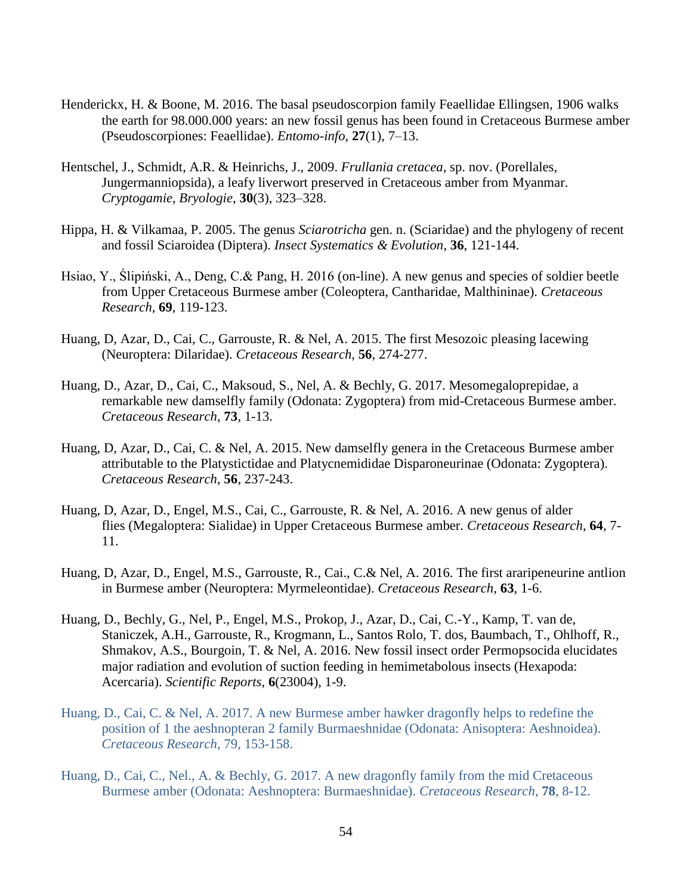Henderickx, H. & Boone, M. 2016. The basal pseudoscorpion family Feaellidae Ellingsen, 1906 walks the earth for 98.000.000 years: an new fossil genus has been found in Cretaceous Burmese amber (Pseudoscorpiones: Feaellidae). *Entomo-info*, **27**(1), 7–13.

Hentschel, J., Schmidt, A.R. & Heinrichs, J., 2009. *Frullania cretacea*, sp. nov. (Porellales, Jungermanniopsida), a leafy liverwort preserved in Cretaceous amber from Myanmar. *Cryptogamie, Bryologie*, **30**(3), 323–328.

Hippa, H. & Vilkamaa, P. 2005. The genus *Sciarotricha* gen. n. (Sciaridae) and the phylogeny of recent and fossil Sciaroidea (Diptera). *Insect Systematics & Evolution*, **36**, 121-144.

Hsiao, Y., Ślipiński, A., Deng, C.& Pang, H. 2016 (on-line). A new genus and species of soldier beetle from Upper Cretaceous Burmese amber (Coleoptera, Cantharidae, Malthininae). *Cretaceous Research*, **69**, 119-123.

Huang, D, Azar, D., Cai, C., Garrouste, R. & Nel, A. 2015. The first Mesozoic pleasing lacewing (Neuroptera: Dilaridae). *Cretaceous Research*, **56**, 274-277.

Huang, D., Azar, D., Cai, C., Maksoud, S., Nel, A. & Bechly, G. 2017. Mesomegaloprepidae, a remarkable new damselfly family (Odonata: Zygoptera) from mid-Cretaceous Burmese amber. *Cretaceous Research*, **73**, 1-13.

Huang, D, Azar, D., Cai, C. & Nel, A. 2015. New damselfly genera in the Cretaceous Burmese amber attributable to the Platystictidae and Platycnemididae Disparoneurinae (Odonata: Zygoptera). *Cretaceous Research*, **56**, 237-243.

Huang, D, Azar, D., Engel, M.S., Cai, C., Garrouste, R. & Nel, A. 2016. A new genus of alder flies (Megaloptera: Sialidae) in Upper Cretaceous Burmese amber. *Cretaceous Research*, **64**, 7-11.

Huang, D, Azar, D., Engel, M.S., Garrouste, R., Cai., C.& Nel, A. 2016. The first araripeneurine antlion in Burmese amber (Neuroptera: Myrmeleontidae). *Cretaceous Research*, **63**, 1-6.

Huang, D., Bechly, G., Nel, P., Engel, M.S., Prokop, J., Azar, D., Cai, C.-Y., Kamp, T. van de, Staniczek, A.H., Garrouste, R., Krogmann, L., Santos Rolo, T. dos, Baumbach, T., Ohlhoff, R., Shmakov, A.S., Bourgoin, T. & Nel, A. 2016. New fossil insect order Permopsocida elucidates major radiation and evolution of suction feeding in hemimetabolous insects (Hexapoda: Acercaria). *Scientific Reports*, **6**(23004), 1-9.

Huang, D., Cai, C. & Nel, A. 2017. A new Burmese amber hawker dragonfly helps to redefine the position of 1 the aeshnopteran 2 family Burmaeshnidae (Odonata: Anisoptera: Aeshnoidea). *Cretaceous Research*, 79, 153-158.

Huang, D., Cai, C., Nel., A. & Bechly, G. 2017. A new dragonfly family from the mid Cretaceous Burmese amber (Odonata: Aeshnoptera: Burmaeshnidae). *Cretaceous Research*, **78**, 8-12.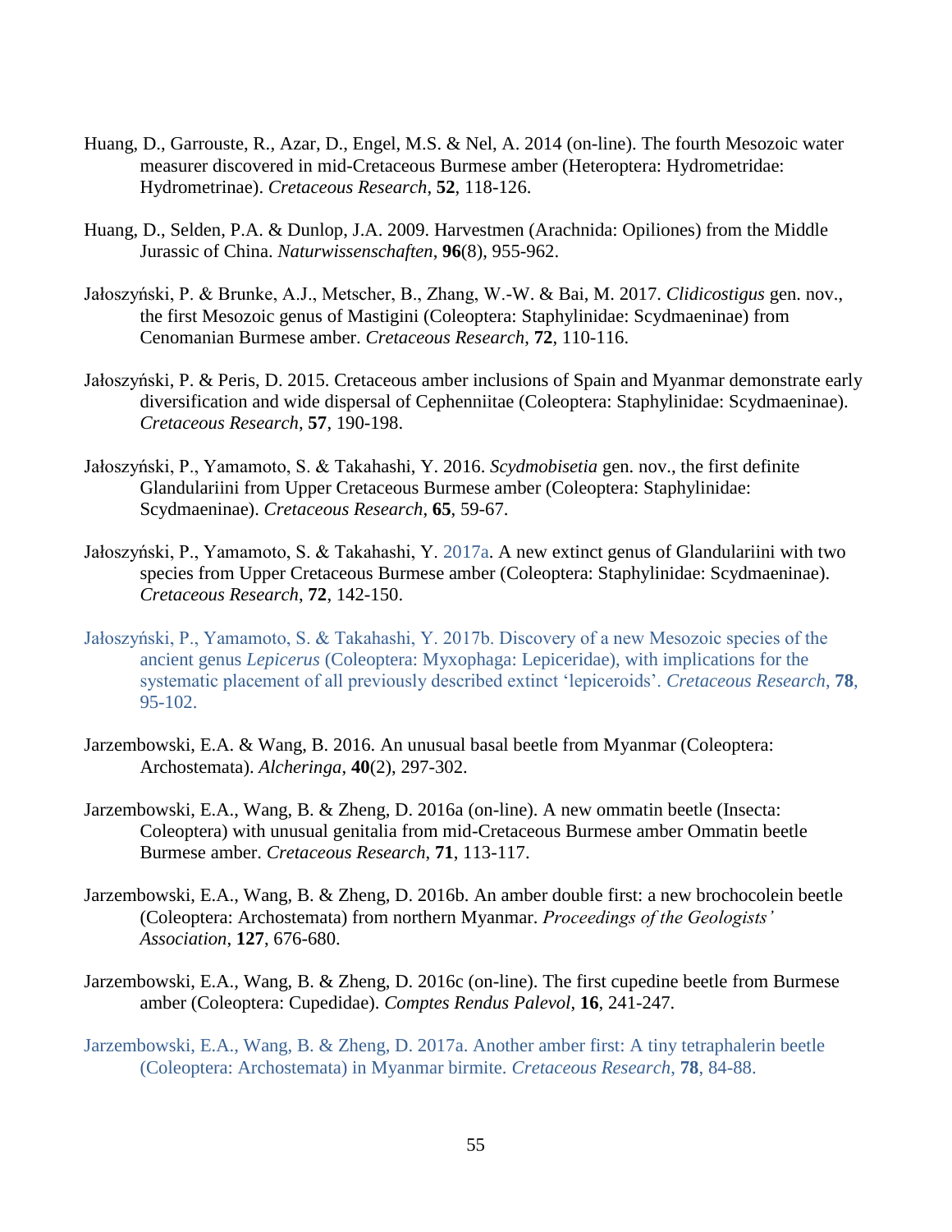Huang, D., Garrouste, R., Azar, D., Engel, M.S. & Nel, A. 2014 (on-line). The fourth Mesozoic water measurer discovered in mid-Cretaceous Burmese amber (Heteroptera: Hydrometridae: Hydrometrinae). *Cretaceous Research*, **52**, 118-126.

Huang, D., Selden, P.A. & Dunlop, J.A. 2009. Harvestmen (Arachnida: Opiliones) from the Middle Jurassic of China. *Naturwissenschaften*, **96**(8), 955-962.

Jałoszyński, P. & Brunke, A.J., Metscher, B., Zhang, W.-W. & Bai, M. 2017. *Clidicostigus* gen. nov., the first Mesozoic genus of Mastigini (Coleoptera: Staphylinidae: Scydmaeninae) from Cenomanian Burmese amber. *Cretaceous Research*, **72**, 110-116.

Jałoszyński, P. & Peris, D. 2015. Cretaceous amber inclusions of Spain and Myanmar demonstrate early diversification and wide dispersal of Cephenniitae (Coleoptera: Staphylinidae: Scydmaeninae). *Cretaceous Research*, **57**, 190-198.

Jałoszyński, P., Yamamoto, S. & Takahashi, Y. 2016. *Scydmobisetia* gen. nov., the first definite Glandulariini from Upper Cretaceous Burmese amber (Coleoptera: Staphylinidae: Scydmaeninae). *Cretaceous Research*, **65**, 59-67.

Jałoszyński, P., Yamamoto, S. & Takahashi, Y. 2017a. A new extinct genus of Glandulariini with two species from Upper Cretaceous Burmese amber (Coleoptera: Staphylinidae: Scydmaeninae). *Cretaceous Research*, **72**, 142-150.

Jałoszyński, P., Yamamoto, S. & Takahashi, Y. 2017b. Discovery of a new Mesozoic species of the ancient genus *Lepicerus* (Coleoptera: Myxophaga: Lepiceridae), with implications for the systematic placement of all previously described extinct 'lepiceroids'. *Cretaceous Research*, **78**, 95-102.

Jarzembowski, E.A. & Wang, B. 2016. An unusual basal beetle from Myanmar (Coleoptera: Archostemata). *Alcheringa*, **40**(2), 297-302.

Jarzembowski, E.A., Wang, B. & Zheng, D. 2016a (on-line). A new ommatin beetle (Insecta: Coleoptera) with unusual genitalia from mid-Cretaceous Burmese amber Ommatin beetle Burmese amber. *Cretaceous Research*, **71**, 113-117.

Jarzembowski, E.A., Wang, B. & Zheng, D. 2016b. An amber double first: a new brochocolein beetle (Coleoptera: Archostemata) from northern Myanmar. *Proceedings of the Geologists' Association*, **127**, 676-680.

Jarzembowski, E.A., Wang, B. & Zheng, D. 2016c (on-line). The first cupedine beetle from Burmese amber (Coleoptera: Cupedidae). *Comptes Rendus Palevol*, **16**, 241-247.

Jarzembowski, E.A., Wang, B. & Zheng, D. 2017a. Another amber first: A tiny tetraphalerin beetle (Coleoptera: Archostemata) in Myanmar birmite. *Cretaceous Research*, **78**, 84-88.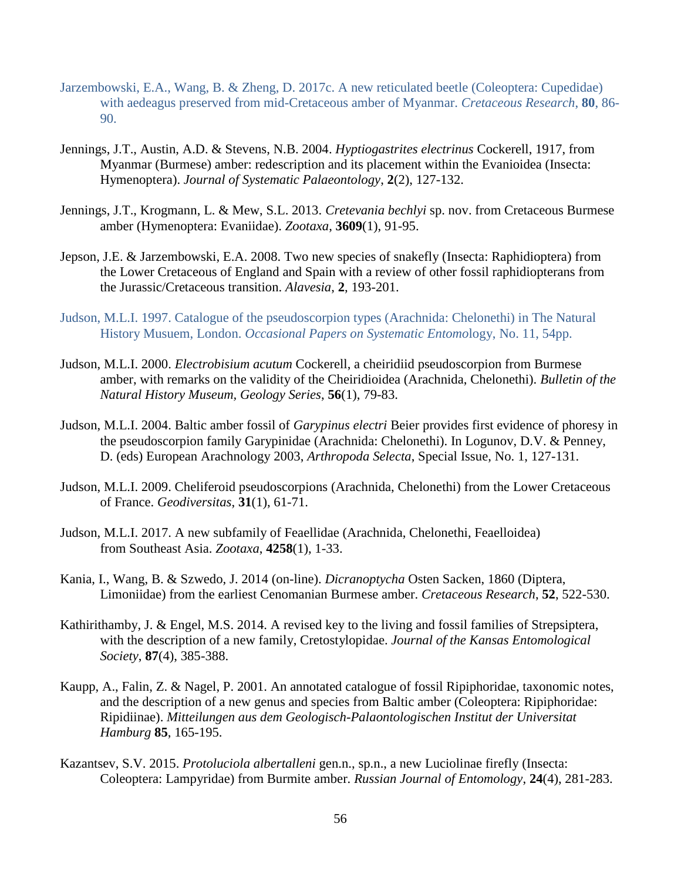Jarzembowski, E.A., Wang, B. & Zheng, D. 2017c. A new reticulated beetle (Coleoptera: Cupedidae) with aedeagus preserved from mid-Cretaceous amber of Myanmar. *Cretaceous Research*, **80**, 86-90.

Jennings, J.T., Austin, A.D. & Stevens, N.B. 2004. *Hyptiogastrites electrinus* Cockerell, 1917, from Myanmar (Burmese) amber: redescription and its placement within the Evanioidea (Insecta: Hymenoptera). *Journal of Systematic Palaeontology*, **2**(2), 127-132.

Jennings, J.T., Krogmann, L. & Mew, S.L. 2013. *Cretevania bechlyi* sp. nov. from Cretaceous Burmese amber (Hymenoptera: Evaniidae). *Zootaxa*, **3609**(1), 91-95.

Jepson, J.E. & Jarzembowski, E.A. 2008. Two new species of snakefly (Insecta: Raphidioptera) from the Lower Cretaceous of England and Spain with a review of other fossil raphidiopterans from the Jurassic/Cretaceous transition. *Alavesia*, **2**, 193-201.

Judson, M.L.I. 1997. Catalogue of the pseudoscorpion types (Arachnida: Chelonethi) in The Natural History Musuem, London. *Occasional Papers on Systematic Entomo*logy, No. 11, 54pp.

Judson, M.L.I. 2000. *Electrobisium acutum* Cockerell, a cheiridiid pseudoscorpion from Burmese amber, with remarks on the validity of the Cheiridioidea (Arachnida, Chelonethi). *Bulletin of the Natural History Museum, Geology Series*, **56**(1), 79-83.

Judson, M.L.I. 2004. Baltic amber fossil of *Garypinus electri* Beier provides first evidence of phoresy in the pseudoscorpion family Garypinidae (Arachnida: Chelonethi). In Logunov, D.V. & Penney, D. (eds) European Arachnology 2003, *Arthropoda Selecta*, Special Issue, No. 1, 127-131.

Judson, M.L.I. 2009. Cheliferoid pseudoscorpions (Arachnida, Chelonethi) from the Lower Cretaceous of France. *Geodiversitas*, **31**(1), 61-71.

Judson, M.L.I. 2017. A new subfamily of Feaellidae (Arachnida, Chelonethi, Feaelloidea) from Southeast Asia. *Zootaxa*, **4258**(1), 1-33.

Kania, I., Wang, B. & Szwedo, J. 2014 (on-line). *Dicranoptycha* Osten Sacken, 1860 (Diptera, Limoniidae) from the earliest Cenomanian Burmese amber. *Cretaceous Research*, **52**, 522-530.

Kathirithamby, J. & Engel, M.S. 2014. A revised key to the living and fossil families of Strepsiptera, with the description of a new family, Cretostylopidae. *Journal of the Kansas Entomological Society*, **87**(4), 385-388.

Kaupp, A., Falin, Z. & Nagel, P. 2001. An annotated catalogue of fossil Ripiphoridae, taxonomic notes, and the description of a new genus and species from Baltic amber (Coleoptera: Ripiphoridae: Ripidiinae). *Mitteilungen aus dem Geologisch-Palaontologischen Institut der Universitat Hamburg* **85**, 165-195.

Kazantsev, S.V. 2015. *Protoluciola albertalleni* gen.n., sp.n., a new Luciolinae firefly (Insecta: Coleoptera: Lampyridae) from Burmite amber. *Russian Journal of Entomology*, **24**(4), 281-283.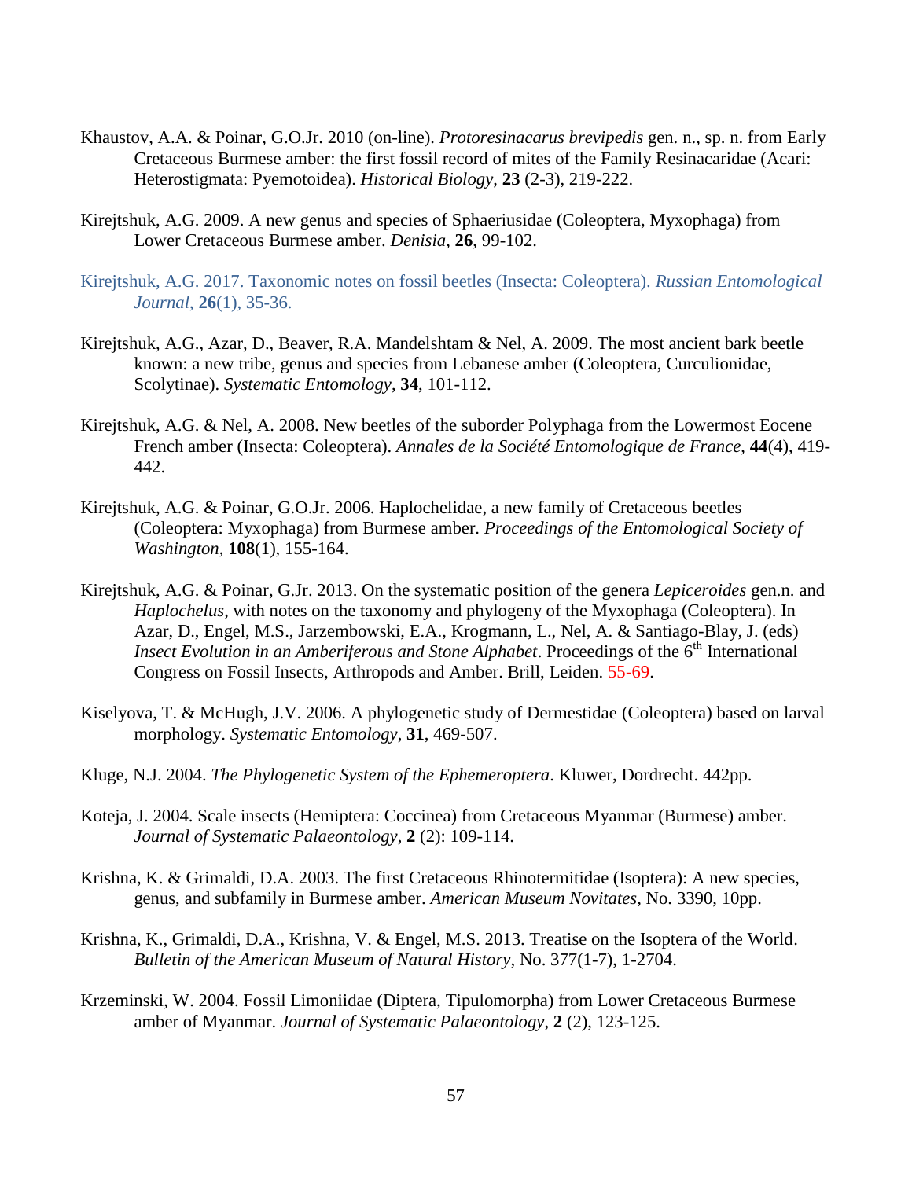Khaustov, A.A. & Poinar, G.O.Jr. 2010 (on-line). *Protoresinacarus brevipedis* gen. n., sp. n. from Early Cretaceous Burmese amber: the first fossil record of mites of the Family Resinacaridae (Acari: Heterostigmata: Pyemotoidea). *Historical Biology*, **23** (2-3), 219-222.

Kirejtshuk, A.G. 2009. A new genus and species of Sphaeriusidae (Coleoptera, Myxophaga) from Lower Cretaceous Burmese amber. *Denisia*, **26**, 99-102.

Kirejtshuk, A.G. 2017. Taxonomic notes on fossil beetles (Insecta: Coleoptera). *Russian Entomological Journal*, **26**(1), 35-36.

Kirejtshuk, A.G., Azar, D., Beaver, R.A. Mandelshtam & Nel, A. 2009. The most ancient bark beetle known: a new tribe, genus and species from Lebanese amber (Coleoptera, Curculionidae, Scolytinae). *Systematic Entomology*, **34**, 101-112.

Kirejtshuk, A.G. & Nel, A. 2008. New beetles of the suborder Polyphaga from the Lowermost Eocene French amber (Insecta: Coleoptera). *Annales de la Société Entomologique de France*, **44**(4), 419-442.

Kirejtshuk, A.G. & Poinar, G.O.Jr. 2006. Haplochelidae, a new family of Cretaceous beetles (Coleoptera: Myxophaga) from Burmese amber. *Proceedings of the Entomological Society of Washington*, **108**(1), 155-164.

Kirejtshuk, A.G. & Poinar, G.Jr. 2013. On the systematic position of the genera *Lepiceroides* gen.n. and *Haplochelus*, with notes on the taxonomy and phylogeny of the Myxophaga (Coleoptera). In Azar, D., Engel, M.S., Jarzembowski, E.A., Krogmann, L., Nel, A. & Santiago-Blay, J. (eds) *Insect Evolution in an Amberiferous and Stone Alphabet*. Proceedings of the 6th International Congress on Fossil Insects, Arthropods and Amber. Brill, Leiden. 55-69.

Kiselyova, T. & McHugh, J.V. 2006. A phylogenetic study of Dermestidae (Coleoptera) based on larval morphology. *Systematic Entomology*, **31**, 469-507.

Kluge, N.J. 2004. *The Phylogenetic System of the Ephemeroptera*. Kluwer, Dordrecht. 442pp.

Koteja, J. 2004. Scale insects (Hemiptera: Coccinea) from Cretaceous Myanmar (Burmese) amber. *Journal of Systematic Palaeontology*, **2** (2): 109-114.

Krishna, K. & Grimaldi, D.A. 2003. The first Cretaceous Rhinotermitidae (Isoptera): A new species, genus, and subfamily in Burmese amber. *American Museum Novitates*, No. 3390, 10pp.

Krishna, K., Grimaldi, D.A., Krishna, V. & Engel, M.S. 2013. Treatise on the Isoptera of the World. *Bulletin of the American Museum of Natural History*, No. 377(1-7), 1-2704.

Krzeminski, W. 2004. Fossil Limoniidae (Diptera, Tipulomorpha) from Lower Cretaceous Burmese amber of Myanmar. *Journal of Systematic Palaeontology*, **2** (2), 123-125.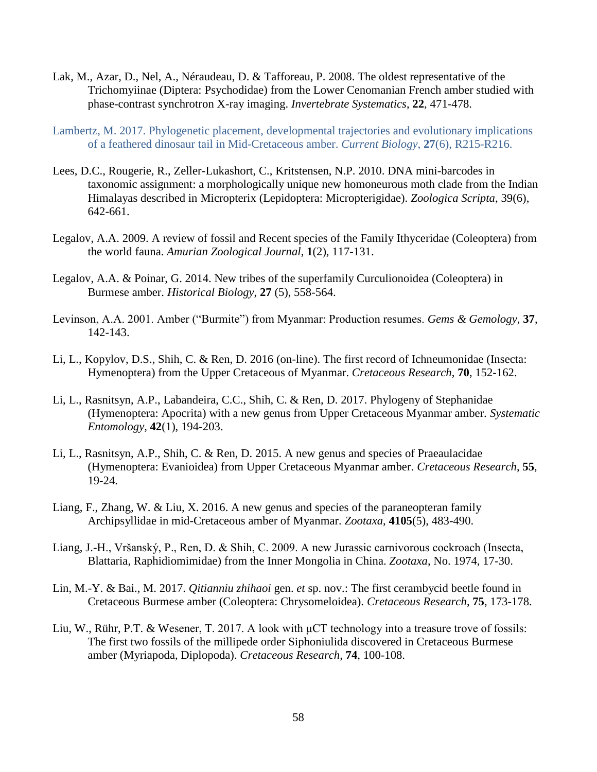Lak, M., Azar, D., Nel, A., Néraudeau, D. & Tafforeau, P. 2008. The oldest representative of the Trichomyiinae (Diptera: Psychodidae) from the Lower Cenomanian French amber studied with phase-contrast synchrotron X-ray imaging. *Invertebrate Systematics*, **22**, 471-478.

Lambertz, M. 2017. Phylogenetic placement, developmental trajectories and evolutionary implications of a feathered dinosaur tail in Mid-Cretaceous amber. *Current Biology*, **27**(6), R215-R216.

Lees, D.C., Rougerie, R., Zeller-Lukashort, C., Kritstensen, N.P. 2010. DNA mini-barcodes in taxonomic assignment: a morphologically unique new homoneurous moth clade from the Indian Himalayas described in Micropterix (Lepidoptera: Micropterigidae). *Zoologica Scripta*, 39(6), 642-661.

Legalov, A.A. 2009. A review of fossil and Recent species of the Family Ithyceridae (Coleoptera) from the world fauna. *Amurian Zoological Journal*, **1**(2), 117-131.

Legalov, A.A. & Poinar, G. 2014. New tribes of the superfamily Curculionoidea (Coleoptera) in Burmese amber. *Historical Biology*, **27** (5), 558-564.

Levinson, A.A. 2001. Amber ("Burmite") from Myanmar: Production resumes. *Gems & Gemology*, **37**, 142-143.

Li, L., Kopylov, D.S., Shih, C. & Ren, D. 2016 (on-line). The first record of Ichneumonidae (Insecta: Hymenoptera) from the Upper Cretaceous of Myanmar. *Cretaceous Research*, **70**, 152-162.

Li, L., Rasnitsyn, A.P., Labandeira, C.C., Shih, C. & Ren, D. 2017. Phylogeny of Stephanidae (Hymenoptera: Apocrita) with a new genus from Upper Cretaceous Myanmar amber. *Systematic Entomology*, **42**(1), 194-203.

Li, L., Rasnitsyn, A.P., Shih, C. & Ren, D. 2015. A new genus and species of Praeaulacidae (Hymenoptera: Evanioidea) from Upper Cretaceous Myanmar amber. *Cretaceous Research*, **55**, 19-24.

Liang, F., Zhang, W. & Liu, X. 2016. A new genus and species of the paraneopteran family Archipsyllidae in mid-Cretaceous amber of Myanmar. *Zootaxa*, **4105**(5), 483-490.

Liang, J.-H., Vršanský, P., Ren, D. & Shih, C. 2009. A new Jurassic carnivorous cockroach (Insecta, Blattaria, Raphidiomimidae) from the Inner Mongolia in China. *Zootaxa*, No. 1974, 17-30.

Lin, M.-Y. & Bai., M. 2017. *Qitianniu zhihaoi* gen. *et* sp. nov.: The first cerambycid beetle found in Cretaceous Burmese amber (Coleoptera: Chrysomeloidea). *Cretaceous Research*, **75**, 173-178.

Liu, W., Rühr, P.T. & Wesener, T. 2017. A look with μCT technology into a treasure trove of fossils: The first two fossils of the millipede order Siphoniulida discovered in Cretaceous Burmese amber (Myriapoda, Diplopoda). *Cretaceous Research*, **74**, 100-108.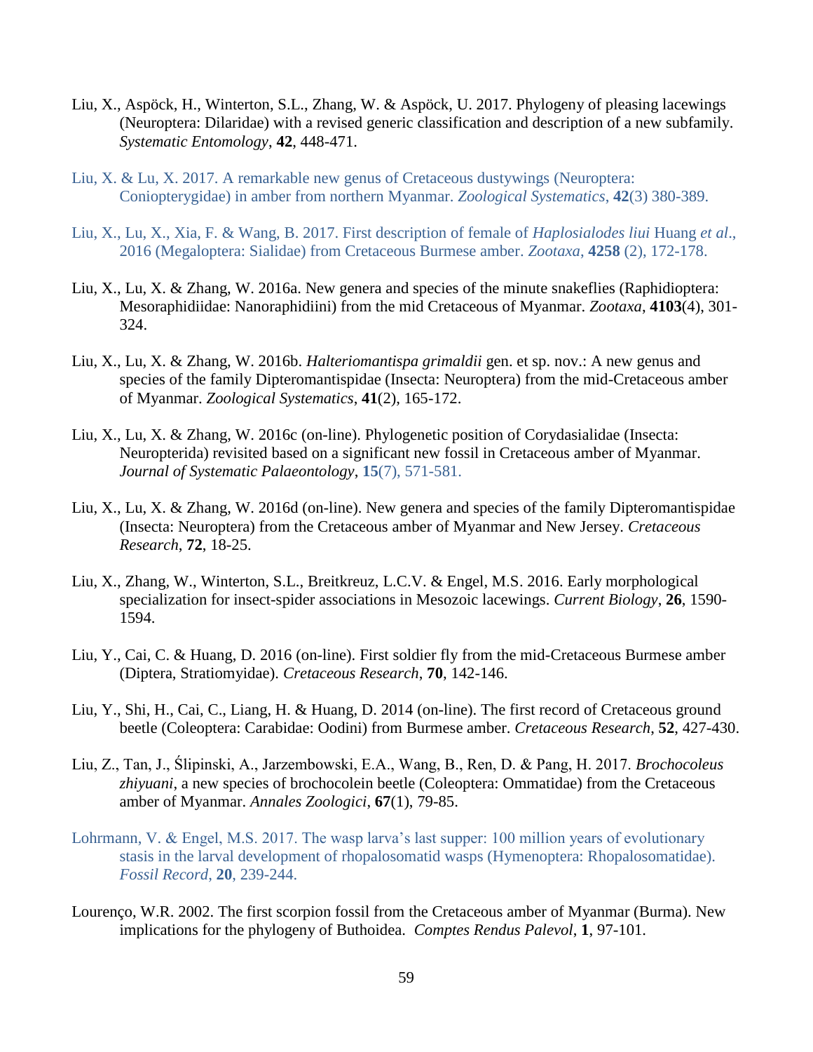Liu, X., Aspöck, H., Winterton, S.L., Zhang, W. & Aspöck, U. 2017. Phylogeny of pleasing lacewings (Neuroptera: Dilaridae) with a revised generic classification and description of a new subfamily. *Systematic Entomology*, **42**, 448-471.

Liu, X. & Lu, X. 2017. A remarkable new genus of Cretaceous dustywings (Neuroptera: Coniopterygidae) in amber from northern Myanmar. *Zoological Systematics*, **42**(3) 380-389.

Liu, X., Lu, X., Xia, F. & Wang, B. 2017. First description of female of *Haplosialodes liui* Huang *et al*., 2016 (Megaloptera: Sialidae) from Cretaceous Burmese amber. *Zootaxa*, **4258** (2), 172-178.

Liu, X., Lu, X. & Zhang, W. 2016a. New genera and species of the minute snakeflies (Raphidioptera: Mesoraphidiidae: Nanoraphidiini) from the mid Cretaceous of Myanmar. *Zootaxa*, **4103**(4), 301-324.

Liu, X., Lu, X. & Zhang, W. 2016b. *Halteriomantispa grimaldii* gen. et sp. nov.: A new genus and species of the family Dipteromantispidae (Insecta: Neuroptera) from the mid-Cretaceous amber of Myanmar. *Zoological Systematics*, **41**(2), 165-172.

Liu, X., Lu, X. & Zhang, W. 2016c (on-line). Phylogenetic position of Corydasialidae (Insecta: Neuropterida) revisited based on a significant new fossil in Cretaceous amber of Myanmar. *Journal of Systematic Palaeontology*, **15**(7), 571-581.

Liu, X., Lu, X. & Zhang, W. 2016d (on-line). New genera and species of the family Dipteromantispidae (Insecta: Neuroptera) from the Cretaceous amber of Myanmar and New Jersey. *Cretaceous Research*, **72**, 18-25.

Liu, X., Zhang, W., Winterton, S.L., Breitkreuz, L.C.V. & Engel, M.S. 2016. Early morphological specialization for insect-spider associations in Mesozoic lacewings. *Current Biology*, **26**, 1590-1594.

Liu, Y., Cai, C. & Huang, D. 2016 (on-line). First soldier fly from the mid-Cretaceous Burmese amber (Diptera, Stratiomyidae). *Cretaceous Research*, **70**, 142-146.

Liu, Y., Shi, H., Cai, C., Liang, H. & Huang, D. 2014 (on-line). The first record of Cretaceous ground beetle (Coleoptera: Carabidae: Oodini) from Burmese amber. *Cretaceous Research*, **52**, 427-430.

Liu, Z., Tan, J., Ślipinski, A., Jarzembowski, E.A., Wang, B., Ren, D. & Pang, H. 2017. *Brochocoleus zhiyuani*, a new species of brochocolein beetle (Coleoptera: Ommatidae) from the Cretaceous amber of Myanmar. *Annales Zoologici*, **67**(1), 79-85.

Lohrmann, V. & Engel, M.S. 2017. The wasp larva's last supper: 100 million years of evolutionary stasis in the larval development of rhopalosomatid wasps (Hymenoptera: Rhopalosomatidae). *Fossil Record*, **20**, 239-244.

Lourenço, W.R. 2002. The first scorpion fossil from the Cretaceous amber of Myanmar (Burma). New implications for the phylogeny of Buthoidea. *Comptes Rendus Palevol*, **1**, 97-101.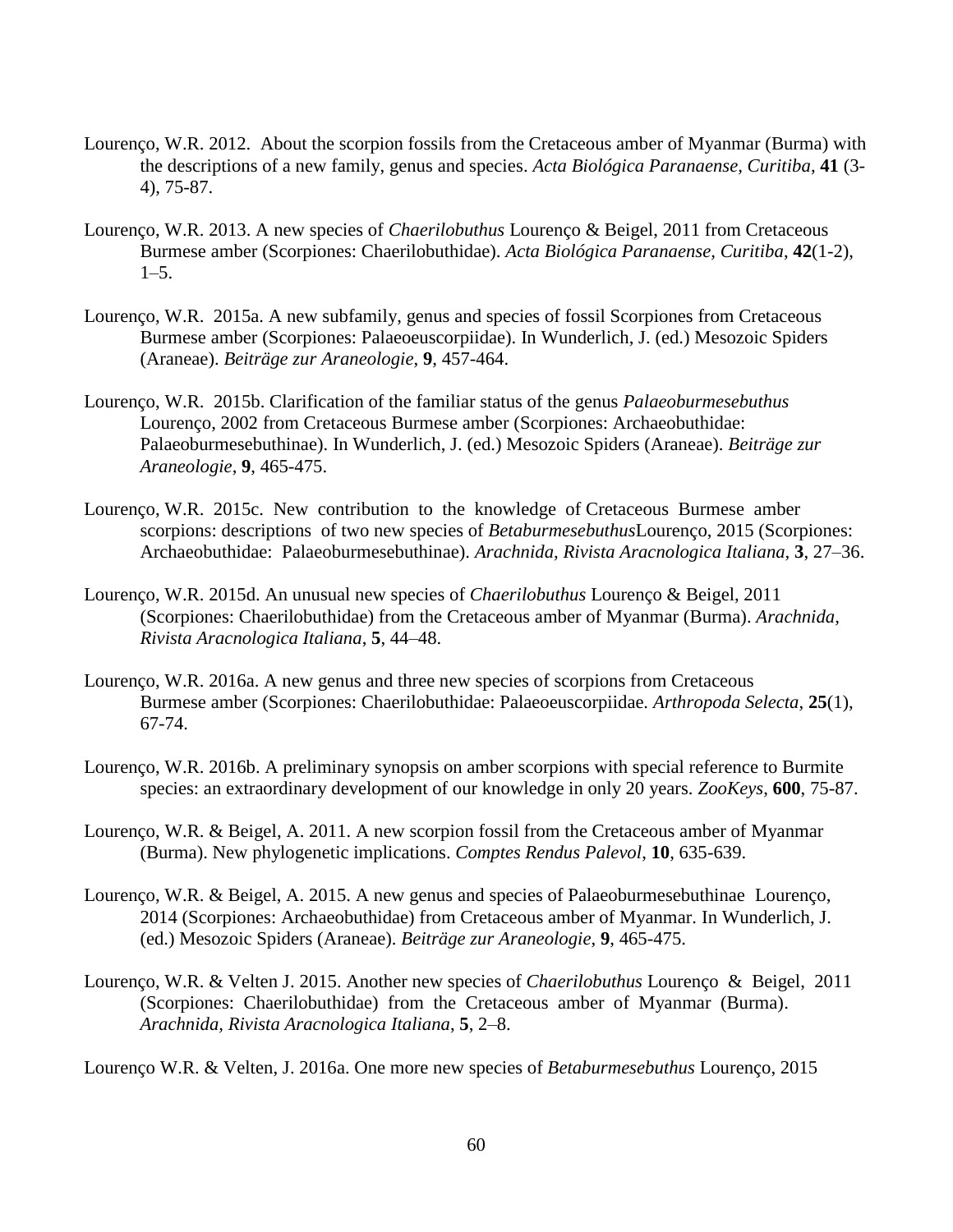Lourenço, W.R. 2012. About the scorpion fossils from the Cretaceous amber of Myanmar (Burma) with the descriptions of a new family, genus and species. *Acta Biológica Paranaense, Curitiba*, **41** (3-4), 75-87.

Lourenço, W.R. 2013. A new species of *Chaerilobuthus* Lourenço & Beigel, 2011 from Cretaceous Burmese amber (Scorpiones: Chaerilobuthidae). *Acta Biológica Paranaense, Curitiba*, **42**(1-2), 1–5.

Lourenço, W.R. 2015a. A new subfamily, genus and species of fossil Scorpiones from Cretaceous Burmese amber (Scorpiones: Palaeoeuscorpiidae). In Wunderlich, J. (ed.) Mesozoic Spiders (Araneae). *Beiträge zur Araneologie*, **9**, 457-464.

Lourenço, W.R. 2015b. Clarification of the familiar status of the genus *Palaeoburmesebuthus* Lourenço, 2002 from Cretaceous Burmese amber (Scorpiones: Archaeobuthidae: Palaeoburmesebuthinae). In Wunderlich, J. (ed.) Mesozoic Spiders (Araneae). *Beiträge zur Araneologie*, **9**, 465-475.

Lourenço, W.R. 2015c. New contribution to the knowledge of Cretaceous Burmese amber scorpions: descriptions of two new species of *Betaburmesebuthus*Lourenço, 2015 (Scorpiones: Archaeobuthidae: Palaeoburmesebuthinae). *Arachnida, Rivista Aracnologica Italiana*, **3**, 27–36.

Lourenço, W.R. 2015d. An unusual new species of *Chaerilobuthus* Lourenço & Beigel, 2011 (Scorpiones: Chaerilobuthidae) from the Cretaceous amber of Myanmar (Burma). *Arachnida, Rivista Aracnologica Italiana*, **5**, 44–48.

Lourenço, W.R. 2016a. A new genus and three new species of scorpions from Cretaceous Burmese amber (Scorpiones: Chaerilobuthidae: Palaeoeuscorpiidae. *Arthropoda Selecta*, **25**(1), 67-74.

Lourenço, W.R. 2016b. A preliminary synopsis on amber scorpions with special reference to Burmite species: an extraordinary development of our knowledge in only 20 years. *ZooKeys*, **600**, 75-87.

Lourenço, W.R. & Beigel, A. 2011. A new scorpion fossil from the Cretaceous amber of Myanmar (Burma). New phylogenetic implications. *Comptes Rendus Palevol*, **10**, 635-639.

Lourenço, W.R. & Beigel, A. 2015. A new genus and species of Palaeoburmesebuthinae Lourenço, 2014 (Scorpiones: Archaeobuthidae) from Cretaceous amber of Myanmar. In Wunderlich, J. (ed.) Mesozoic Spiders (Araneae). *Beiträge zur Araneologie*, **9**, 465-475.

Lourenço, W.R. & Velten J. 2015. Another new species of *Chaerilobuthus* Lourenço & Beigel, 2011 (Scorpiones: Chaerilobuthidae) from the Cretaceous amber of Myanmar (Burma). *Arachnida, Rivista Aracnologica Italiana*, **5**, 2–8.

Lourenço W.R. & Velten, J. 2016a. One more new species of *Betaburmesebuthus* Lourenço, 2015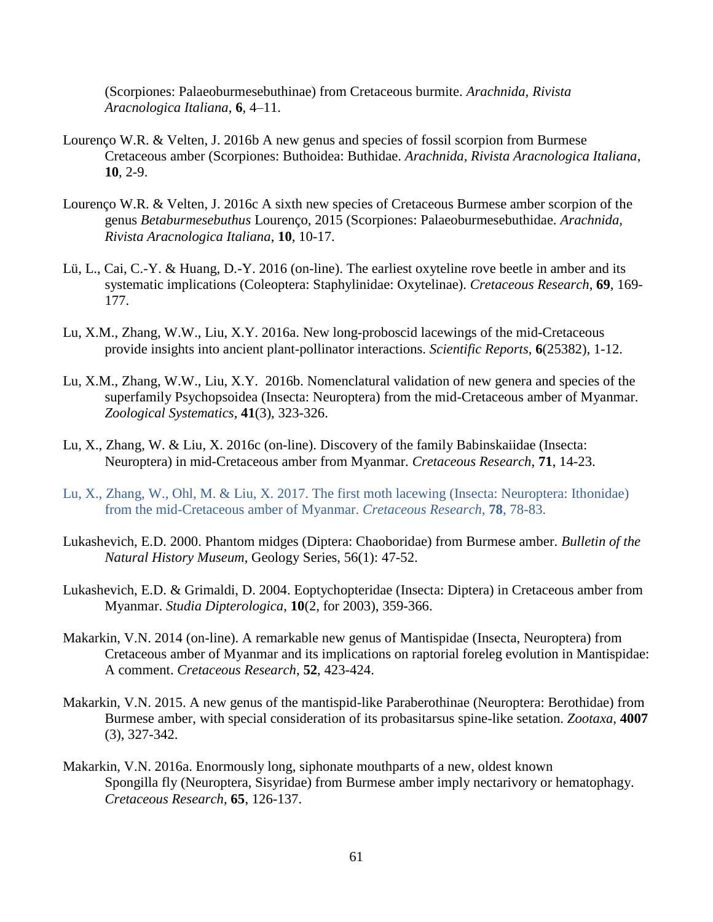(Scorpiones: Palaeoburmesebuthinae) from Cretaceous burmite. *Arachnida, Rivista Aracnologica Italiana*, **6**, 4–11.

Lourenço W.R. & Velten, J. 2016b A new genus and species of fossil scorpion from Burmese Cretaceous amber (Scorpiones: Buthoidea: Buthidae. *Arachnida, Rivista Aracnologica Italiana*, **10**, 2-9.

Lourenço W.R. & Velten, J. 2016c A sixth new species of Cretaceous Burmese amber scorpion of the genus *Betaburmesebuthus* Lourenço, 2015 (Scorpiones: Palaeoburmesebuthidae. *Arachnida, Rivista Aracnologica Italiana*, **10**, 10-17.

Lü, L., Cai, C.-Y. & Huang, D.-Y. 2016 (on-line). The earliest oxyteline rove beetle in amber and its systematic implications (Coleoptera: Staphylinidae: Oxytelinae). *Cretaceous Research*, **69**, 169-177.

Lu, X.M., Zhang, W.W., Liu, X.Y. 2016a. New long-proboscid lacewings of the mid-Cretaceous provide insights into ancient plant-pollinator interactions. *Scientific Reports*, **6**(25382), 1-12.

Lu, X.M., Zhang, W.W., Liu, X.Y. 2016b. Nomenclatural validation of new genera and species of the superfamily Psychopsoidea (Insecta: Neuroptera) from the mid-Cretaceous amber of Myanmar. *Zoological Systematics*, **41**(3), 323-326.

Lu, X., Zhang, W. & Liu, X. 2016c (on-line). Discovery of the family Babinskaiidae (Insecta: Neuroptera) in mid-Cretaceous amber from Myanmar. *Cretaceous Research*, **71**, 14-23.

Lu, X., Zhang, W., Ohl, M. & Liu, X. 2017. The first moth lacewing (Insecta: Neuroptera: Ithonidae) from the mid-Cretaceous amber of Myanmar. *Cretaceous Research*, **78**, 78-83.

Lukashevich, E.D. 2000. Phantom midges (Diptera: Chaoboridae) from Burmese amber. *Bulletin of the Natural History Museum*, Geology Series, 56(1): 47-52.

Lukashevich, E.D. & Grimaldi, D. 2004. Eoptychopteridae (Insecta: Diptera) in Cretaceous amber from Myanmar. *Studia Dipterologica*, **10**(2, for 2003), 359-366.

Makarkin, V.N. 2014 (on-line). A remarkable new genus of Mantispidae (Insecta, Neuroptera) from Cretaceous amber of Myanmar and its implications on raptorial foreleg evolution in Mantispidae: A comment. *Cretaceous Research*, **52**, 423-424.

Makarkin, V.N. 2015. A new genus of the mantispid-like Paraberothinae (Neuroptera: Berothidae) from Burmese amber, with special consideration of its probasitarsus spine-like setation. *Zootaxa*, **4007** (3), 327-342.

Makarkin, V.N. 2016a. Enormously long, siphonate mouthparts of a new, oldest known Spongilla fly (Neuroptera, Sisyridae) from Burmese amber imply nectarivory or hematophagy. *Cretaceous Research*, **65**, 126-137.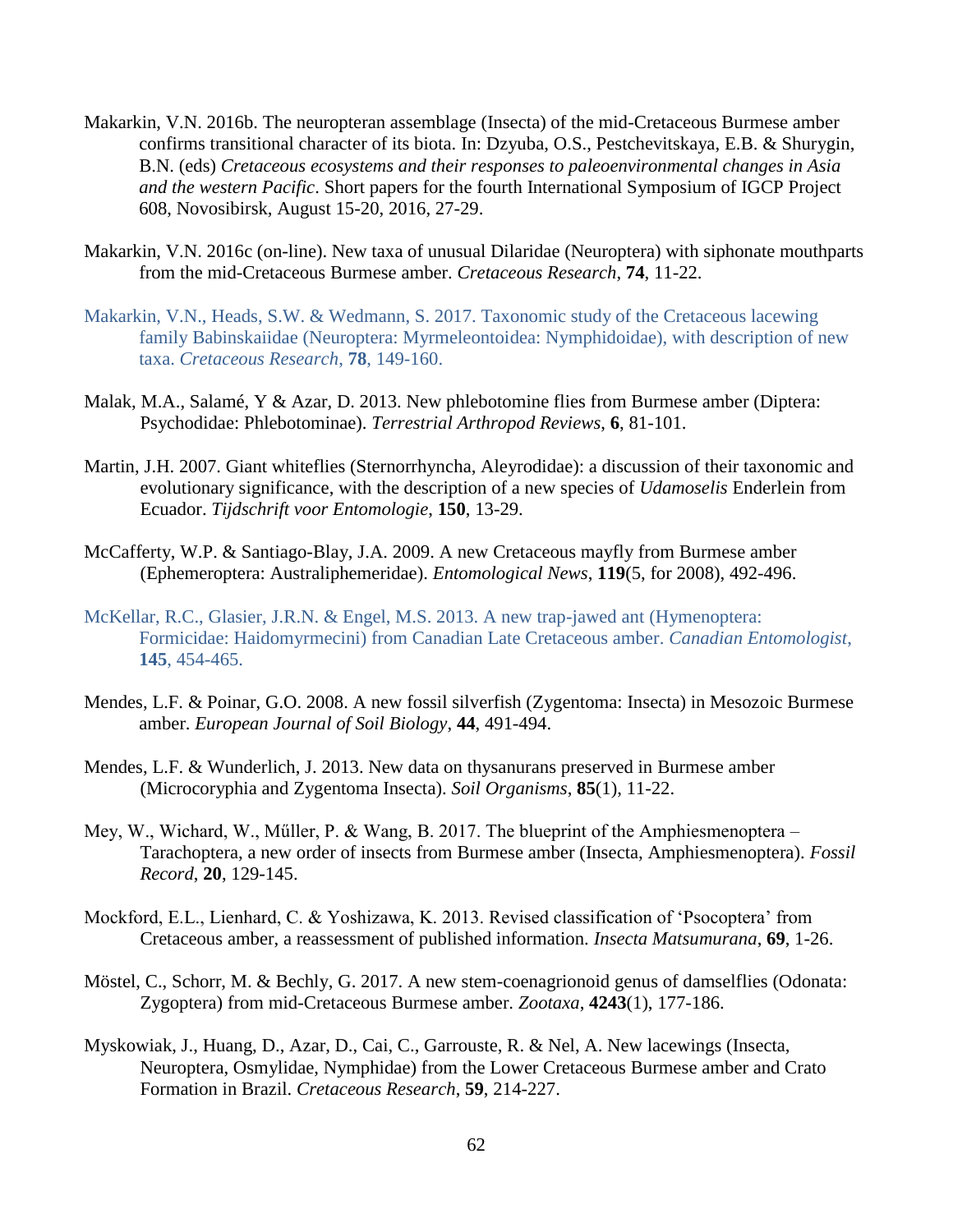Makarkin, V.N. 2016b. The neuropteran assemblage (Insecta) of the mid-Cretaceous Burmese amber confirms transitional character of its biota. In: Dzyuba, O.S., Pestchevitskaya, E.B. & Shurygin, B.N. (eds) *Cretaceous ecosystems and their responses to paleoenvironmental changes in Asia and the western Pacific*. Short papers for the fourth International Symposium of IGCP Project 608, Novosibirsk, August 15-20, 2016, 27-29.

Makarkin, V.N. 2016c (on-line). New taxa of unusual Dilaridae (Neuroptera) with siphonate mouthparts from the mid-Cretaceous Burmese amber. *Cretaceous Research*, **74**, 11-22.

Makarkin, V.N., Heads, S.W. & Wedmann, S. 2017. Taxonomic study of the Cretaceous lacewing family Babinskaiidae (Neuroptera: Myrmeleontoidea: Nymphidoidae), with description of new taxa. *Cretaceous Research*, **78**, 149-160.

Malak, M.A., Salamé, Y & Azar, D. 2013. New phlebotomine flies from Burmese amber (Diptera: Psychodidae: Phlebotominae). *Terrestrial Arthropod Reviews*, **6**, 81-101.

Martin, J.H. 2007. Giant whiteflies (Sternorrhyncha, Aleyrodidae): a discussion of their taxonomic and evolutionary significance, with the description of a new species of *Udamoselis* Enderlein from Ecuador. *Tijdschrift voor Entomologie*, **150**, 13-29.

McCafferty, W.P. & Santiago-Blay, J.A. 2009. A new Cretaceous mayfly from Burmese amber (Ephemeroptera: Australiphemeridae). *Entomological News*, **119**(5, for 2008), 492-496.

McKellar, R.C., Glasier, J.R.N. & Engel, M.S. 2013. A new trap-jawed ant (Hymenoptera: Formicidae: Haidomyrmecini) from Canadian Late Cretaceous amber. *Canadian Entomologist*, **145**, 454-465.

Mendes, L.F. & Poinar, G.O. 2008. A new fossil silverfish (Zygentoma: Insecta) in Mesozoic Burmese amber. *European Journal of Soil Biology*, **44**, 491-494.

Mendes, L.F. & Wunderlich, J. 2013. New data on thysanurans preserved in Burmese amber (Microcoryphia and Zygentoma Insecta). *Soil Organisms*, **85**(1), 11-22.

Mey, W., Wichard, W., Műller, P. & Wang, B. 2017. The blueprint of the Amphiesmenoptera – Tarachoptera, a new order of insects from Burmese amber (Insecta, Amphiesmenoptera). *Fossil Record*, **20**, 129-145.

Mockford, E.L., Lienhard, C. & Yoshizawa, K. 2013. Revised classification of 'Psocoptera' from Cretaceous amber, a reassessment of published information. *Insecta Matsumurana*, **69**, 1-26.

Möstel, C., Schorr, M. & Bechly, G. 2017. A new stem-coenagrionoid genus of damselflies (Odonata: Zygoptera) from mid-Cretaceous Burmese amber. *Zootaxa*, **4243**(1), 177-186.

Myskowiak, J., Huang, D., Azar, D., Cai, C., Garrouste, R. & Nel, A. New lacewings (Insecta, Neuroptera, Osmylidae, Nymphidae) from the Lower Cretaceous Burmese amber and Crato Formation in Brazil. *Cretaceous Research*, **59**, 214-227.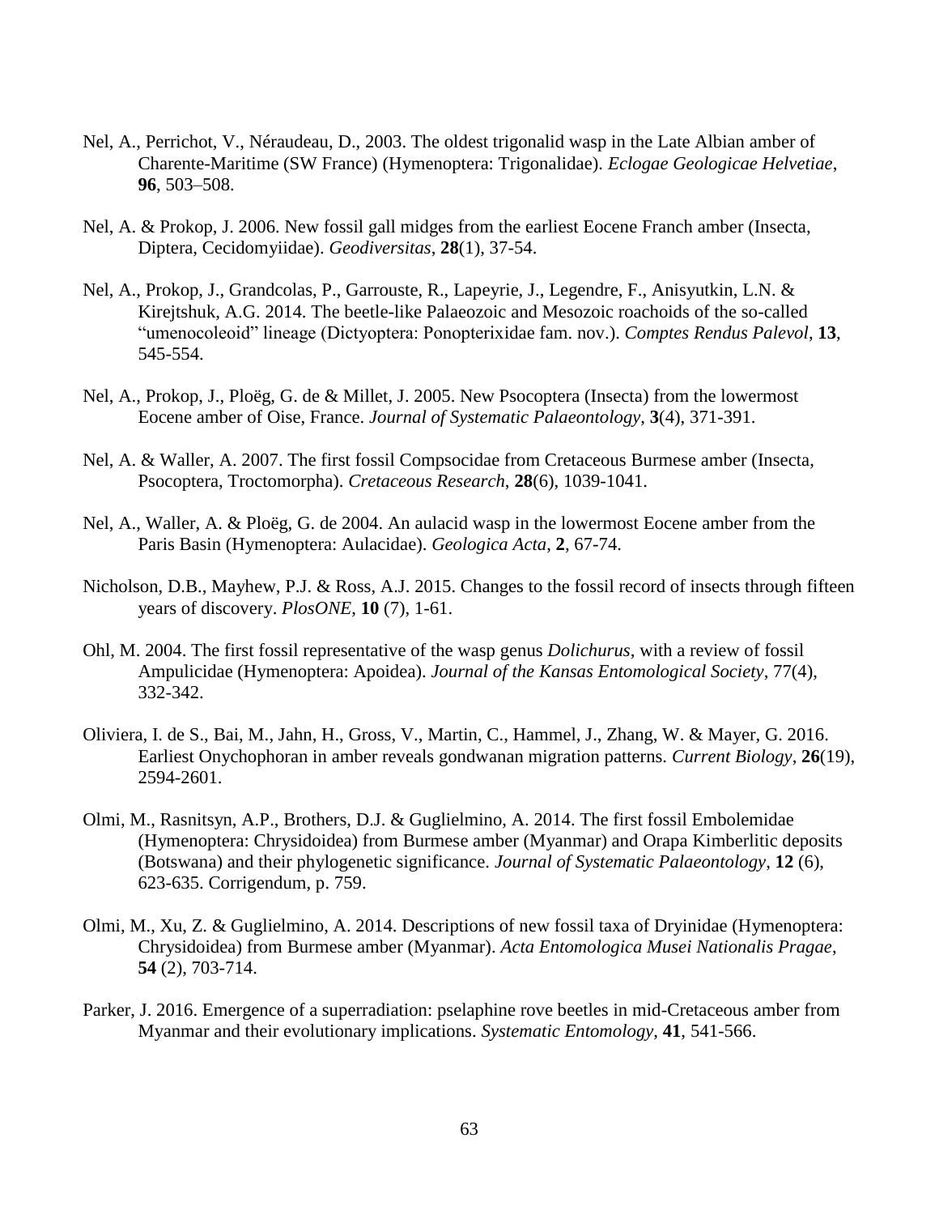Nel, A., Perrichot, V., Néraudeau, D., 2003. The oldest trigonalid wasp in the Late Albian amber of Charente-Maritime (SW France) (Hymenoptera: Trigonalidae). *Eclogae Geologicae Helvetiae*, **96**, 503–508.

Nel, A. & Prokop, J. 2006. New fossil gall midges from the earliest Eocene Franch amber (Insecta, Diptera, Cecidomyiidae). *Geodiversitas*, **28**(1), 37-54.

Nel, A., Prokop, J., Grandcolas, P., Garrouste, R., Lapeyrie, J., Legendre, F., Anisyutkin, L.N. & Kirejtshuk, A.G. 2014. The beetle-like Palaeozoic and Mesozoic roachoids of the so-called "umenocoleoid" lineage (Dictyoptera: Ponopterixidae fam. nov.). *Comptes Rendus Palevol*, **13**, 545-554.

Nel, A., Prokop, J., Ploëg, G. de & Millet, J. 2005. New Psocoptera (Insecta) from the lowermost Eocene amber of Oise, France. *Journal of Systematic Palaeontology*, **3**(4), 371-391.

Nel, A. & Waller, A. 2007. The first fossil Compsocidae from Cretaceous Burmese amber (Insecta, Psocoptera, Troctomorpha). *Cretaceous Research*, **28**(6), 1039-1041.

Nel, A., Waller, A. & Ploëg, G. de 2004. An aulacid wasp in the lowermost Eocene amber from the Paris Basin (Hymenoptera: Aulacidae). *Geologica Acta*, **2**, 67-74.

Nicholson, D.B., Mayhew, P.J. & Ross, A.J. 2015. Changes to the fossil record of insects through fifteen years of discovery. *PlosONE*, **10** (7), 1-61.

Ohl, M. 2004. The first fossil representative of the wasp genus *Dolichurus*, with a review of fossil Ampulicidae (Hymenoptera: Apoidea). *Journal of the Kansas Entomological Society*, 77(4), 332-342.

Oliviera, I. de S., Bai, M., Jahn, H., Gross, V., Martin, C., Hammel, J., Zhang, W. & Mayer, G. 2016. Earliest Onychophoran in amber reveals gondwanan migration patterns. *Current Biology*, **26**(19), 2594-2601.

Olmi, M., Rasnitsyn, A.P., Brothers, D.J. & Guglielmino, A. 2014. The first fossil Embolemidae (Hymenoptera: Chrysidoidea) from Burmese amber (Myanmar) and Orapa Kimberlitic deposits (Botswana) and their phylogenetic significance. *Journal of Systematic Palaeontology*, **12** (6), 623-635. Corrigendum, p. 759.

Olmi, M., Xu, Z. & Guglielmino, A. 2014. Descriptions of new fossil taxa of Dryinidae (Hymenoptera: Chrysidoidea) from Burmese amber (Myanmar). *Acta Entomologica Musei Nationalis Pragae*, **54** (2), 703-714.

Parker, J. 2016. Emergence of a superradiation: pselaphine rove beetles in mid-Cretaceous amber from Myanmar and their evolutionary implications. *Systematic Entomology*, **41**, 541-566.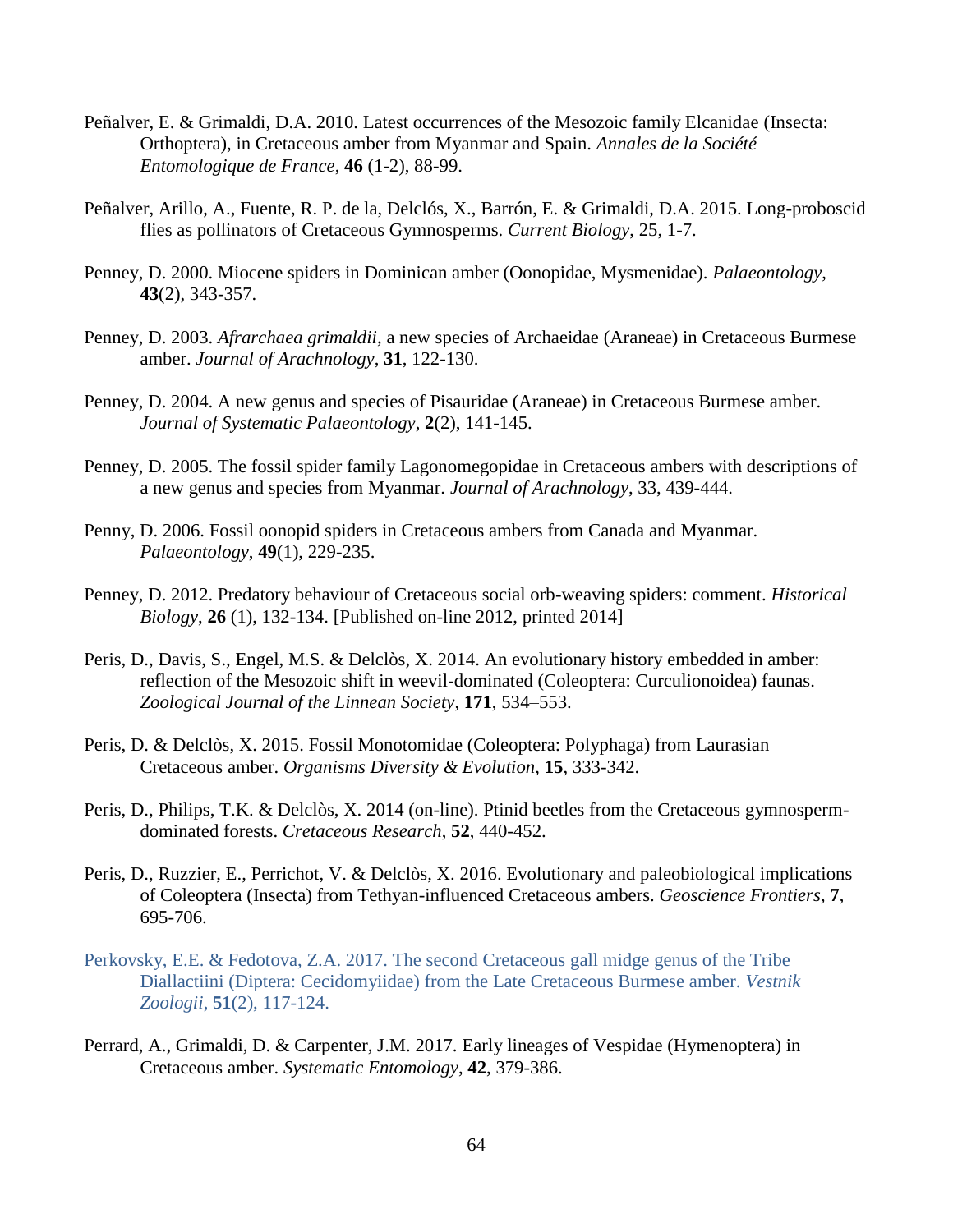Peñalver, E. & Grimaldi, D.A. 2010. Latest occurrences of the Mesozoic family Elcanidae (Insecta: Orthoptera), in Cretaceous amber from Myanmar and Spain. *Annales de la Société Entomologique de France*, **46** (1-2), 88-99.

Peñalver, Arillo, A., Fuente, R. P. de la, Delclós, X., Barrón, E. & Grimaldi, D.A. 2015. Long-proboscid flies as pollinators of Cretaceous Gymnosperms. *Current Biology*, 25, 1-7.

Penney, D. 2000. Miocene spiders in Dominican amber (Oonopidae, Mysmenidae). *Palaeontology*, **43**(2), 343-357.

Penney, D. 2003. *Afrarchaea grimaldii*, a new species of Archaeidae (Araneae) in Cretaceous Burmese amber. *Journal of Arachnology*, **31**, 122-130.

Penney, D. 2004. A new genus and species of Pisauridae (Araneae) in Cretaceous Burmese amber. *Journal of Systematic Palaeontology*, **2**(2), 141-145.

Penney, D. 2005. The fossil spider family Lagonomegopidae in Cretaceous ambers with descriptions of a new genus and species from Myanmar. *Journal of Arachnology*, 33, 439-444.

Penny, D. 2006. Fossil oonopid spiders in Cretaceous ambers from Canada and Myanmar. *Palaeontology*, **49**(1), 229-235.

Penney, D. 2012. Predatory behaviour of Cretaceous social orb-weaving spiders: comment. *Historical Biology*, **26** (1), 132-134. [Published on-line 2012, printed 2014]

Peris, D., Davis, S., Engel, M.S. & Delclòs, X. 2014. An evolutionary history embedded in amber: reflection of the Mesozoic shift in weevil-dominated (Coleoptera: Curculionoidea) faunas. *Zoological Journal of the Linnean Society*, **171**, 534–553.

Peris, D. & Delclòs, X. 2015. Fossil Monotomidae (Coleoptera: Polyphaga) from Laurasian Cretaceous amber. *Organisms Diversity & Evolution*, **15**, 333-342.

Peris, D., Philips, T.K. & Delclòs, X. 2014 (on-line). Ptinid beetles from the Cretaceous gymnosperm-dominated forests. *Cretaceous Research*, **52**, 440-452.

Peris, D., Ruzzier, E., Perrichot, V. & Delclòs, X. 2016. Evolutionary and paleobiological implications of Coleoptera (Insecta) from Tethyan-influenced Cretaceous ambers. *Geoscience Frontiers*, **7**, 695-706.

Perkovsky, E.E. & Fedotova, Z.A. 2017. The second Cretaceous gall midge genus of the Tribe Diallactiini (Diptera: Cecidomyiidae) from the Late Cretaceous Burmese amber. *Vestnik Zoologii*, **51**(2), 117-124.

Perrard, A., Grimaldi, D. & Carpenter, J.M. 2017. Early lineages of Vespidae (Hymenoptera) in Cretaceous amber. *Systematic Entomology*, **42**, 379-386.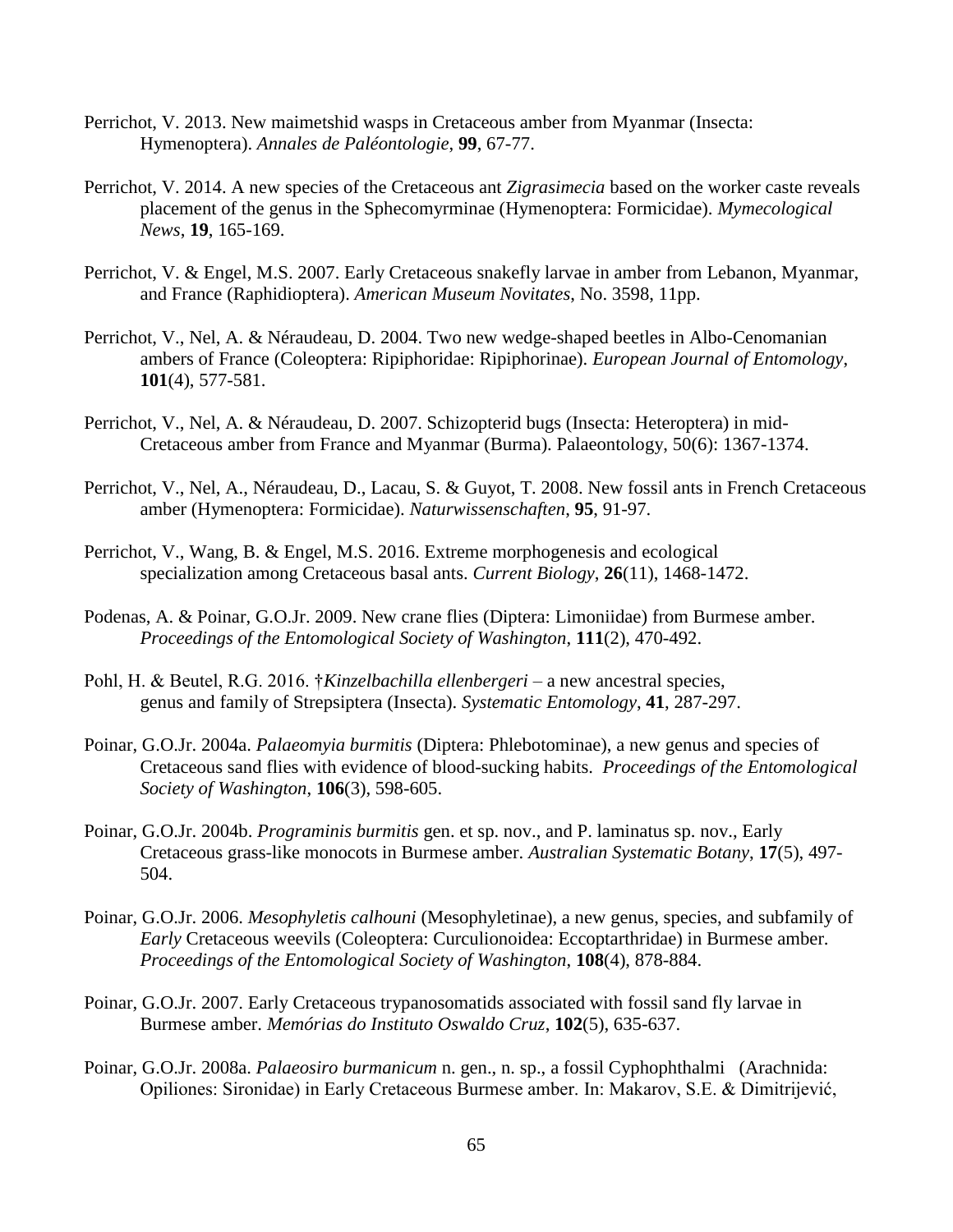Perrichot, V. 2013. New maimetshid wasps in Cretaceous amber from Myanmar (Insecta: Hymenoptera). *Annales de Paléontologie*, **99**, 67-77.

Perrichot, V. 2014. A new species of the Cretaceous ant *Zigrasimecia* based on the worker caste reveals placement of the genus in the Sphecomyrminae (Hymenoptera: Formicidae). *Mymecological News*, **19**, 165-169.

Perrichot, V. & Engel, M.S. 2007. Early Cretaceous snakefly larvae in amber from Lebanon, Myanmar, and France (Raphidioptera). *American Museum Novitates*, No. 3598, 11pp.

Perrichot, V., Nel, A. & Néraudeau, D. 2004. Two new wedge-shaped beetles in Albo-Cenomanian ambers of France (Coleoptera: Ripiphoridae: Ripiphorinae). *European Journal of Entomology*, **101**(4), 577-581.

Perrichot, V., Nel, A. & Néraudeau, D. 2007. Schizopterid bugs (Insecta: Heteroptera) in mid-Cretaceous amber from France and Myanmar (Burma). Palaeontology, 50(6): 1367-1374.

Perrichot, V., Nel, A., Néraudeau, D., Lacau, S. & Guyot, T. 2008. New fossil ants in French Cretaceous amber (Hymenoptera: Formicidae). *Naturwissenschaften*, **95**, 91-97.

Perrichot, V., Wang, B. & Engel, M.S. 2016. Extreme morphogenesis and ecological specialization among Cretaceous basal ants. *Current Biology*, **26**(11), 1468-1472.

Podenas, A. & Poinar, G.O.Jr. 2009. New crane flies (Diptera: Limoniidae) from Burmese amber. *Proceedings of the Entomological Society of Washington*, **111**(2), 470-492.

Pohl, H. & Beutel, R.G. 2016. †*Kinzelbachilla ellenbergeri* – a new ancestral species, genus and family of Strepsiptera (Insecta). *Systematic Entomology*, **41**, 287-297.

Poinar, G.O.Jr. 2004a. *Palaeomyia burmitis* (Diptera: Phlebotominae), a new genus and species of Cretaceous sand flies with evidence of blood-sucking habits. *Proceedings of the Entomological Society of Washington*, **106**(3), 598-605.

Poinar, G.O.Jr. 2004b. *Programinis burmitis* gen. et sp. nov., and P. laminatus sp. nov., Early Cretaceous grass-like monocots in Burmese amber. *Australian Systematic Botany*, **17**(5), 497-504.

Poinar, G.O.Jr. 2006. *Mesophyletis calhouni* (Mesophyletinae), a new genus, species, and subfamily of *Early* Cretaceous weevils (Coleoptera: Curculionoidea: Eccoptarthridae) in Burmese amber. *Proceedings of the Entomological Society of Washington*, **108**(4), 878-884.

Poinar, G.O.Jr. 2007. Early Cretaceous trypanosomatids associated with fossil sand fly larvae in Burmese amber. *Memórias do Instituto Oswaldo Cruz*, **102**(5), 635-637.

Poinar, G.O.Jr. 2008a. *Palaeosiro burmanicum* n. gen., n. sp., a fossil Cyphophthalmi (Arachnida: Opiliones: Sironidae) in Early Cretaceous Burmese amber. In: Makarov, S.E. & Dimitrijević,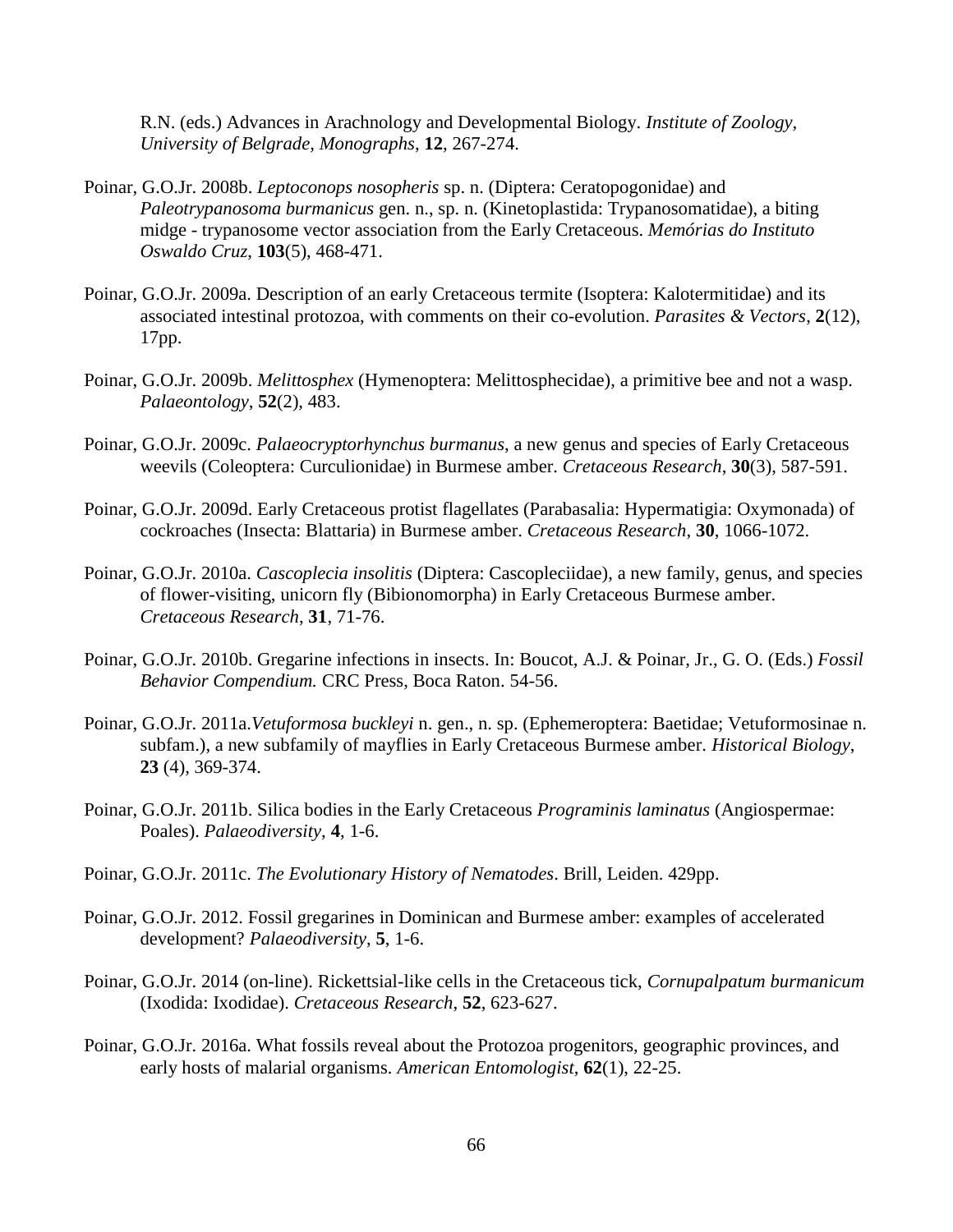R.N. (eds.) Advances in Arachnology and Developmental Biology. *Institute of Zoology, University of Belgrade, Monographs*, **12**, 267-274.

Poinar, G.O.Jr. 2008b. *Leptoconops nosopheris* sp. n. (Diptera: Ceratopogonidae) and *Paleotrypanosoma burmanicus* gen. n., sp. n. (Kinetoplastida: Trypanosomatidae), a biting midge - trypanosome vector association from the Early Cretaceous. *Memórias do Instituto Oswaldo Cruz*, **103**(5), 468-471.

Poinar, G.O.Jr. 2009a. Description of an early Cretaceous termite (Isoptera: Kalotermitidae) and its associated intestinal protozoa, with comments on their co-evolution. *Parasites & Vectors*, **2**(12), 17pp.

Poinar, G.O.Jr. 2009b. *Melittosphex* (Hymenoptera: Melittosphecidae), a primitive bee and not a wasp. *Palaeontology*, **52**(2), 483.

Poinar, G.O.Jr. 2009c. *Palaeocryptorhynchus burmanus*, a new genus and species of Early Cretaceous weevils (Coleoptera: Curculionidae) in Burmese amber. *Cretaceous Research*, **30**(3), 587-591.

Poinar, G.O.Jr. 2009d. Early Cretaceous protist flagellates (Parabasalia: Hypermatigia: Oxymonada) of cockroaches (Insecta: Blattaria) in Burmese amber. *Cretaceous Research*, **30**, 1066-1072.

Poinar, G.O.Jr. 2010a. *Cascoplecia insolitis* (Diptera: Cascopleciidae), a new family, genus, and species of flower-visiting, unicorn fly (Bibionomorpha) in Early Cretaceous Burmese amber. *Cretaceous Research*, **31**, 71-76.

Poinar, G.O.Jr. 2010b. Gregarine infections in insects. In: Boucot, A.J. & Poinar, Jr., G. O. (Eds.) *Fossil Behavior Compendium.* CRC Press, Boca Raton. 54-56.

Poinar, G.O.Jr. 2011a.*Vetuformosa buckleyi* n. gen., n. sp. (Ephemeroptera: Baetidae; Vetuformosinae n. subfam.), a new subfamily of mayflies in Early Cretaceous Burmese amber. *Historical Biology*, **23** (4), 369-374.

Poinar, G.O.Jr. 2011b. Silica bodies in the Early Cretaceous *Programinis laminatus* (Angiospermae: Poales). *Palaeodiversity*, **4**, 1-6.

Poinar, G.O.Jr. 2011c. *The Evolutionary History of Nematodes*. Brill, Leiden. 429pp.

Poinar, G.O.Jr. 2012. Fossil gregarines in Dominican and Burmese amber: examples of accelerated development? *Palaeodiversity*, **5**, 1-6.

Poinar, G.O.Jr. 2014 (on-line). Rickettsial-like cells in the Cretaceous tick, *Cornupalpatum burmanicum* (Ixodida: Ixodidae). *Cretaceous Research*, **52**, 623-627.

Poinar, G.O.Jr. 2016a. What fossils reveal about the Protozoa progenitors, geographic provinces, and early hosts of malarial organisms. *American Entomologist*, **62**(1), 22-25.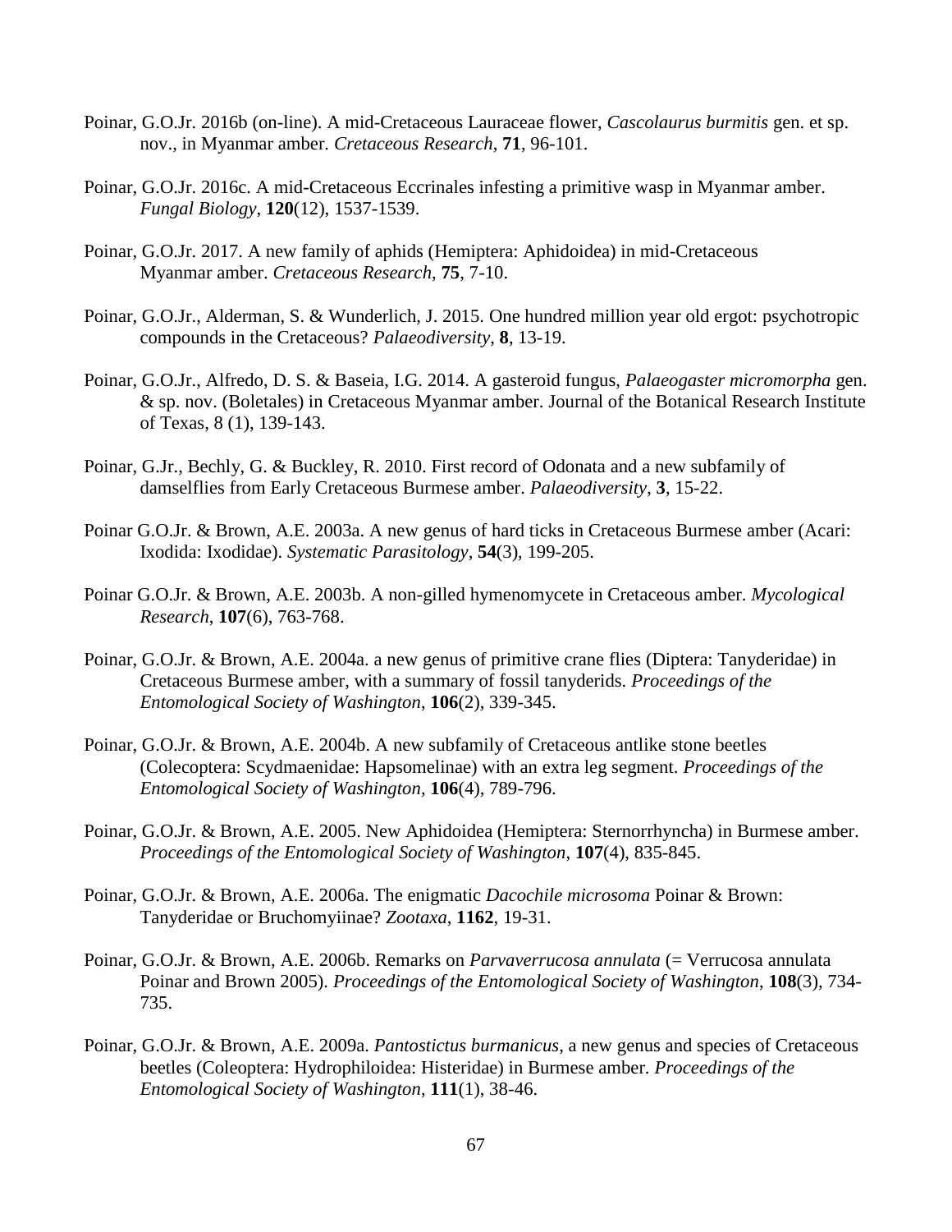Poinar, G.O.Jr. 2016b (on-line). A mid-Cretaceous Lauraceae flower, *Cascolaurus burmitis* gen. et sp. nov., in Myanmar amber. *Cretaceous Research*, **71**, 96-101.

Poinar, G.O.Jr. 2016c. A mid-Cretaceous Eccrinales infesting a primitive wasp in Myanmar amber. *Fungal Biology*, **120**(12), 1537-1539.

Poinar, G.O.Jr. 2017. A new family of aphids (Hemiptera: Aphidoidea) in mid-Cretaceous Myanmar amber. *Cretaceous Research*, **75**, 7-10.

Poinar, G.O.Jr., Alderman, S. & Wunderlich, J. 2015. One hundred million year old ergot: psychotropic compounds in the Cretaceous? *Palaeodiversity*, **8**, 13-19.

Poinar, G.O.Jr., Alfredo, D. S. & Baseia, I.G. 2014. A gasteroid fungus, *Palaeogaster micromorpha* gen. & sp. nov. (Boletales) in Cretaceous Myanmar amber. Journal of the Botanical Research Institute of Texas, 8 (1), 139-143.

Poinar, G.Jr., Bechly, G. & Buckley, R. 2010. First record of Odonata and a new subfamily of damselflies from Early Cretaceous Burmese amber. *Palaeodiversity*, **3**, 15-22.

Poinar G.O.Jr. & Brown, A.E. 2003a. A new genus of hard ticks in Cretaceous Burmese amber (Acari: Ixodida: Ixodidae). *Systematic Parasitology*, **54**(3), 199-205.

Poinar G.O.Jr. & Brown, A.E. 2003b. A non-gilled hymenomycete in Cretaceous amber. *Mycological Research*, **107**(6), 763-768.

Poinar, G.O.Jr. & Brown, A.E. 2004a. a new genus of primitive crane flies (Diptera: Tanyderidae) in Cretaceous Burmese amber, with a summary of fossil tanyderids. *Proceedings of the Entomological Society of Washington*, **106**(2), 339-345.

Poinar, G.O.Jr. & Brown, A.E. 2004b. A new subfamily of Cretaceous antlike stone beetles (Colecoptera: Scydmaenidae: Hapsomelinae) with an extra leg segment. *Proceedings of the Entomological Society of Washington*, **106**(4), 789-796.

Poinar, G.O.Jr. & Brown, A.E. 2005. New Aphidoidea (Hemiptera: Sternorrhyncha) in Burmese amber. *Proceedings of the Entomological Society of Washington*, **107**(4), 835-845.

Poinar, G.O.Jr. & Brown, A.E. 2006a. The enigmatic *Dacochile microsoma* Poinar & Brown: Tanyderidae or Bruchomyiinae? *Zootaxa*, **1162**, 19-31.

Poinar, G.O.Jr. & Brown, A.E. 2006b. Remarks on *Parvaverrucosa annulata* (= Verrucosa annulata Poinar and Brown 2005). *Proceedings of the Entomological Society of Washington*, **108**(3), 734-735.

Poinar, G.O.Jr. & Brown, A.E. 2009a. *Pantostictus burmanicus*, a new genus and species of Cretaceous beetles (Coleoptera: Hydrophiloidea: Histeridae) in Burmese amber. *Proceedings of the Entomological Society of Washington*, **111**(1), 38-46.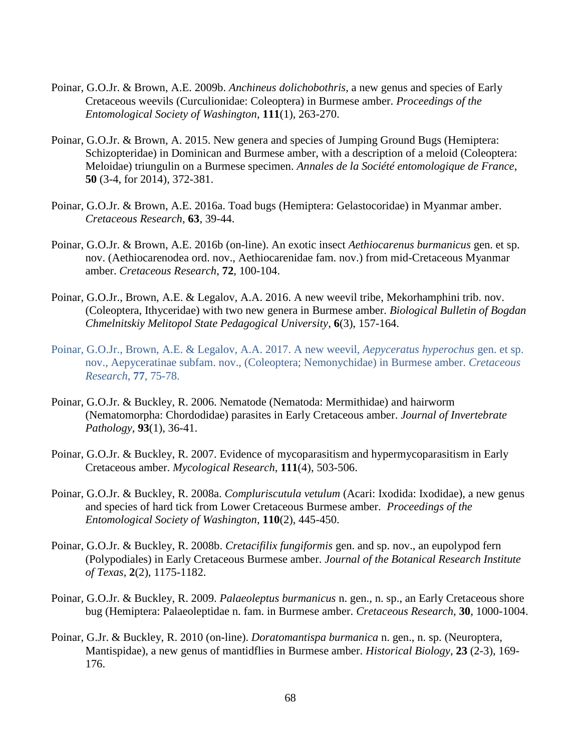Poinar, G.O.Jr. & Brown, A.E. 2009b. *Anchineus dolichobothris*, a new genus and species of Early Cretaceous weevils (Curculionidae: Coleoptera) in Burmese amber. *Proceedings of the Entomological Society of Washington*, **111**(1), 263-270.

Poinar, G.O.Jr. & Brown, A. 2015. New genera and species of Jumping Ground Bugs (Hemiptera: Schizopteridae) in Dominican and Burmese amber, with a description of a meloid (Coleoptera: Meloidae) triungulin on a Burmese specimen. *Annales de la Société entomologique de France*, **50** (3-4, for 2014), 372-381.

Poinar, G.O.Jr. & Brown, A.E. 2016a. Toad bugs (Hemiptera: Gelastocoridae) in Myanmar amber. *Cretaceous Research*, **63**, 39-44.

Poinar, G.O.Jr. & Brown, A.E. 2016b (on-line). An exotic insect *Aethiocarenus burmanicus* gen. et sp. nov. (Aethiocarenodea ord. nov., Aethiocarenidae fam. nov.) from mid-Cretaceous Myanmar amber. *Cretaceous Research*, **72**, 100-104.

Poinar, G.O.Jr., Brown, A.E. & Legalov, A.A. 2016. A new weevil tribe, Mekorhamphini trib. nov. (Coleoptera, Ithyceridae) with two new genera in Burmese amber. *Biological Bulletin of Bogdan Chmelnitskiy Melitopol State Pedagogical University*, **6**(3), 157-164.

Poinar, G.O.Jr., Brown, A.E. & Legalov, A.A. 2017. A new weevil, *Aepyceratus hyperochus* gen. et sp. nov., Aepyceratinae subfam. nov., (Coleoptera; Nemonychidae) in Burmese amber. *Cretaceous Research*, **77**, 75-78.

Poinar, G.O.Jr. & Buckley, R. 2006. Nematode (Nematoda: Mermithidae) and hairworm (Nematomorpha: Chordodidae) parasites in Early Cretaceous amber. *Journal of Invertebrate Pathology*, **93**(1), 36-41.

Poinar, G.O.Jr. & Buckley, R. 2007. Evidence of mycoparasitism and hypermycoparasitism in Early Cretaceous amber. *Mycological Research*, **111**(4), 503-506.

Poinar, G.O.Jr. & Buckley, R. 2008a. *Compluriscutula vetulum* (Acari: Ixodida: Ixodidae), a new genus and species of hard tick from Lower Cretaceous Burmese amber. *Proceedings of the Entomological Society of Washington*, **110**(2), 445-450.

Poinar, G.O.Jr. & Buckley, R. 2008b. *Cretacifilix fungiformis* gen. and sp. nov., an eupolypod fern (Polypodiales) in Early Cretaceous Burmese amber. *Journal of the Botanical Research Institute of Texas*, **2**(2), 1175-1182.

Poinar, G.O.Jr. & Buckley, R. 2009. *Palaeoleptus burmanicus* n. gen., n. sp., an Early Cretaceous shore bug (Hemiptera: Palaeoleptidae n. fam. in Burmese amber. *Cretaceous Research*, **30**, 1000-1004.

Poinar, G.Jr. & Buckley, R. 2010 (on-line). *Doratomantispa burmanica* n. gen., n. sp. (Neuroptera, Mantispidae), a new genus of mantidflies in Burmese amber. *Historical Biology*, **23** (2-3), 169-176.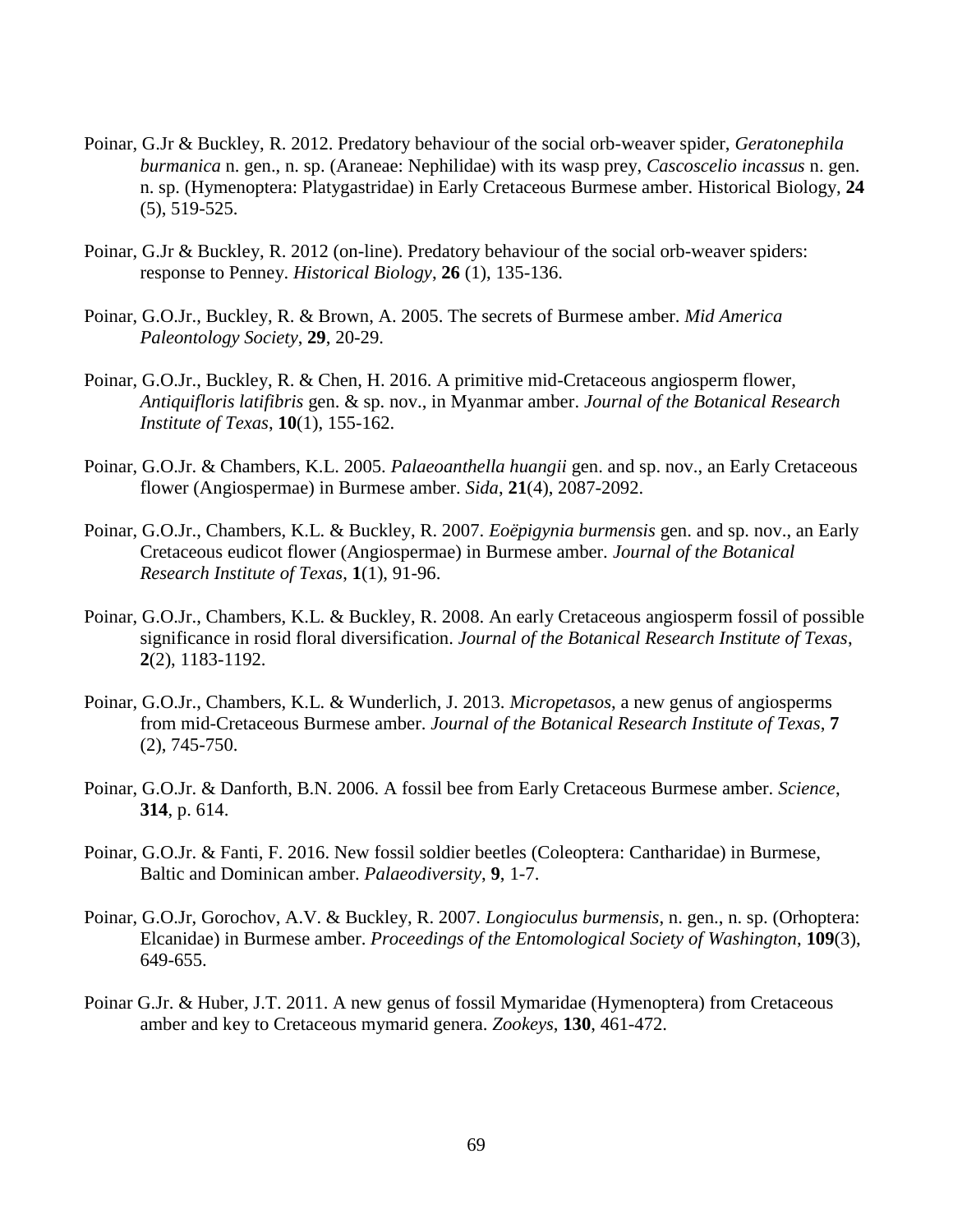Poinar, G.Jr & Buckley, R. 2012. Predatory behaviour of the social orb-weaver spider, *Geratonephila burmanica* n. gen., n. sp. (Araneae: Nephilidae) with its wasp prey, *Cascoscelio incassus* n. gen. n. sp. (Hymenoptera: Platygastridae) in Early Cretaceous Burmese amber. Historical Biology, **24** (5), 519-525.

Poinar, G.Jr & Buckley, R. 2012 (on-line). Predatory behaviour of the social orb-weaver spiders: response to Penney. *Historical Biology*, **26** (1), 135-136.

Poinar, G.O.Jr., Buckley, R. & Brown, A. 2005. The secrets of Burmese amber. *Mid America Paleontology Society*, **29**, 20-29.

Poinar, G.O.Jr., Buckley, R. & Chen, H. 2016. A primitive mid-Cretaceous angiosperm flower, *Antiquifloris latifibris* gen. & sp. nov., in Myanmar amber. *Journal of the Botanical Research Institute of Texas*, **10**(1), 155-162.

Poinar, G.O.Jr. & Chambers, K.L. 2005. *Palaeoanthella huangii* gen. and sp. nov., an Early Cretaceous flower (Angiospermae) in Burmese amber. *Sida*, **21**(4), 2087-2092.

Poinar, G.O.Jr., Chambers, K.L. & Buckley, R. 2007. *Eoëpigynia burmensis* gen. and sp. nov., an Early Cretaceous eudicot flower (Angiospermae) in Burmese amber. *Journal of the Botanical Research Institute of Texas*, **1**(1), 91-96.

Poinar, G.O.Jr., Chambers, K.L. & Buckley, R. 2008. An early Cretaceous angiosperm fossil of possible significance in rosid floral diversification. *Journal of the Botanical Research Institute of Texas*, **2**(2), 1183-1192.

Poinar, G.O.Jr., Chambers, K.L. & Wunderlich, J. 2013. *Micropetasos*, a new genus of angiosperms from mid-Cretaceous Burmese amber. *Journal of the Botanical Research Institute of Texas*, **7** (2), 745-750.

Poinar, G.O.Jr. & Danforth, B.N. 2006. A fossil bee from Early Cretaceous Burmese amber. *Science*, **314**, p. 614.

Poinar, G.O.Jr. & Fanti, F. 2016. New fossil soldier beetles (Coleoptera: Cantharidae) in Burmese, Baltic and Dominican amber. *Palaeodiversity*, **9**, 1-7.

Poinar, G.O.Jr, Gorochov, A.V. & Buckley, R. 2007. *Longioculus burmensis*, n. gen., n. sp. (Orhoptera: Elcanidae) in Burmese amber. *Proceedings of the Entomological Society of Washington*, **109**(3), 649-655.

Poinar G.Jr. & Huber, J.T. 2011. A new genus of fossil Mymaridae (Hymenoptera) from Cretaceous amber and key to Cretaceous mymarid genera. *Zookeys*, **130**, 461-472.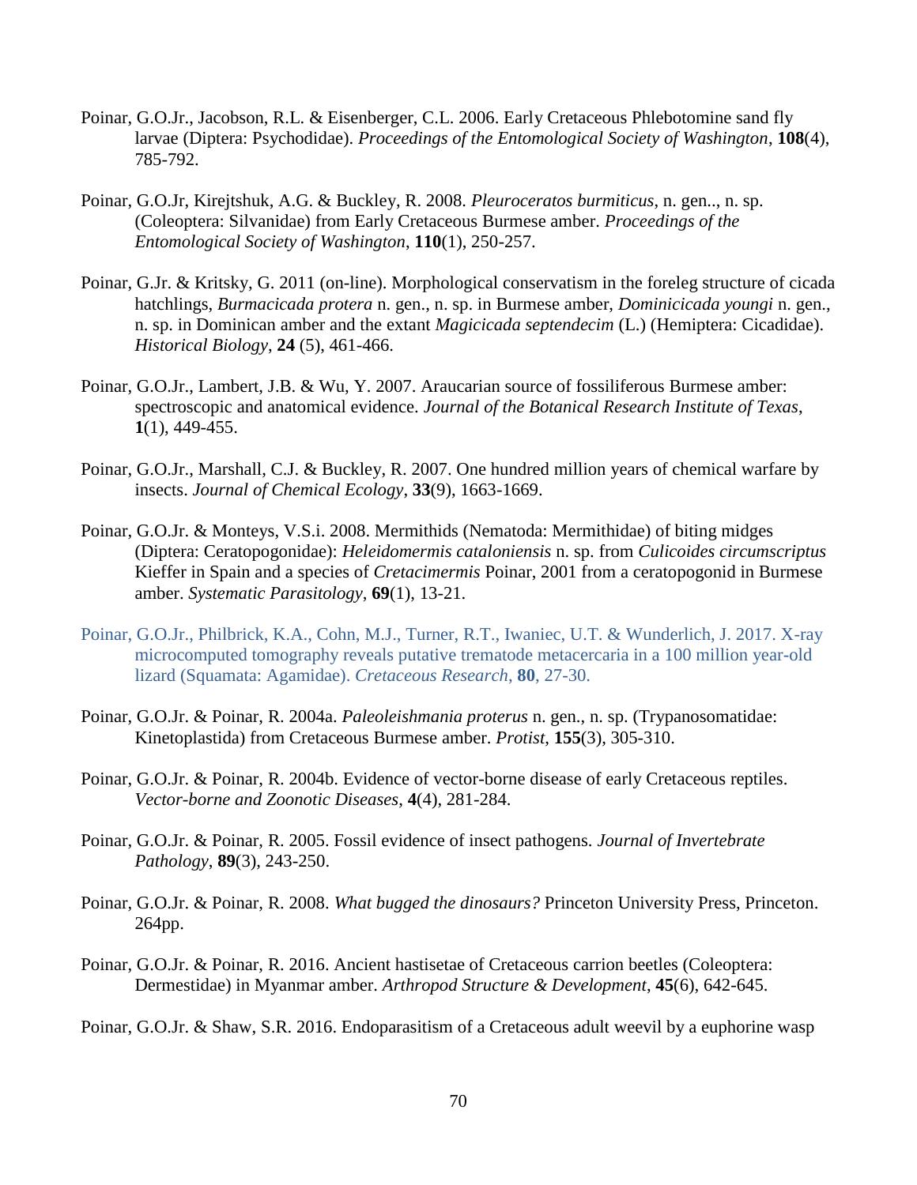Poinar, G.O.Jr., Jacobson, R.L. & Eisenberger, C.L. 2006. Early Cretaceous Phlebotomine sand fly larvae (Diptera: Psychodidae). *Proceedings of the Entomological Society of Washington*, **108**(4), 785-792.

Poinar, G.O.Jr, Kirejtshuk, A.G. & Buckley, R. 2008. *Pleuroceratos burmiticus*, n. gen.., n. sp. (Coleoptera: Silvanidae) from Early Cretaceous Burmese amber. *Proceedings of the Entomological Society of Washington*, **110**(1), 250-257.

Poinar, G.Jr. & Kritsky, G. 2011 (on-line). Morphological conservatism in the foreleg structure of cicada hatchlings, *Burmacicada protera* n. gen., n. sp. in Burmese amber, *Dominicicada youngi* n. gen., n. sp. in Dominican amber and the extant *Magicicada septendecim* (L.) (Hemiptera: Cicadidae). *Historical Biology*, **24** (5), 461-466.

Poinar, G.O.Jr., Lambert, J.B. & Wu, Y. 2007. Araucarian source of fossiliferous Burmese amber: spectroscopic and anatomical evidence. *Journal of the Botanical Research Institute of Texas*, **1**(1), 449-455.

Poinar, G.O.Jr., Marshall, C.J. & Buckley, R. 2007. One hundred million years of chemical warfare by insects. *Journal of Chemical Ecology*, **33**(9), 1663-1669.

Poinar, G.O.Jr. & Monteys, V.S.i. 2008. Mermithids (Nematoda: Mermithidae) of biting midges (Diptera: Ceratopogonidae): *Heleidomermis cataloniensis* n. sp. from *Culicoides circumscriptus* Kieffer in Spain and a species of *Cretacimermis* Poinar, 2001 from a ceratopogonid in Burmese amber. *Systematic Parasitology*, **69**(1), 13-21.

Poinar, G.O.Jr., Philbrick, K.A., Cohn, M.J., Turner, R.T., Iwaniec, U.T. & Wunderlich, J. 2017. X-ray microcomputed tomography reveals putative trematode metacercaria in a 100 million year-old lizard (Squamata: Agamidae). *Cretaceous Research*, **80**, 27-30.

Poinar, G.O.Jr. & Poinar, R. 2004a. *Paleoleishmania proterus* n. gen., n. sp. (Trypanosomatidae: Kinetoplastida) from Cretaceous Burmese amber. *Protist*, **155**(3), 305-310.

Poinar, G.O.Jr. & Poinar, R. 2004b. Evidence of vector-borne disease of early Cretaceous reptiles. *Vector-borne and Zoonotic Diseases*, **4**(4), 281-284.

Poinar, G.O.Jr. & Poinar, R. 2005. Fossil evidence of insect pathogens. *Journal of Invertebrate Pathology*, **89**(3), 243-250.

Poinar, G.O.Jr. & Poinar, R. 2008. *What bugged the dinosaurs?* Princeton University Press, Princeton. 264pp.

Poinar, G.O.Jr. & Poinar, R. 2016. Ancient hastisetae of Cretaceous carrion beetles (Coleoptera: Dermestidae) in Myanmar amber. *Arthropod Structure & Development*, **45**(6), 642-645.

Poinar, G.O.Jr. & Shaw, S.R. 2016. Endoparasitism of a Cretaceous adult weevil by a euphorine wasp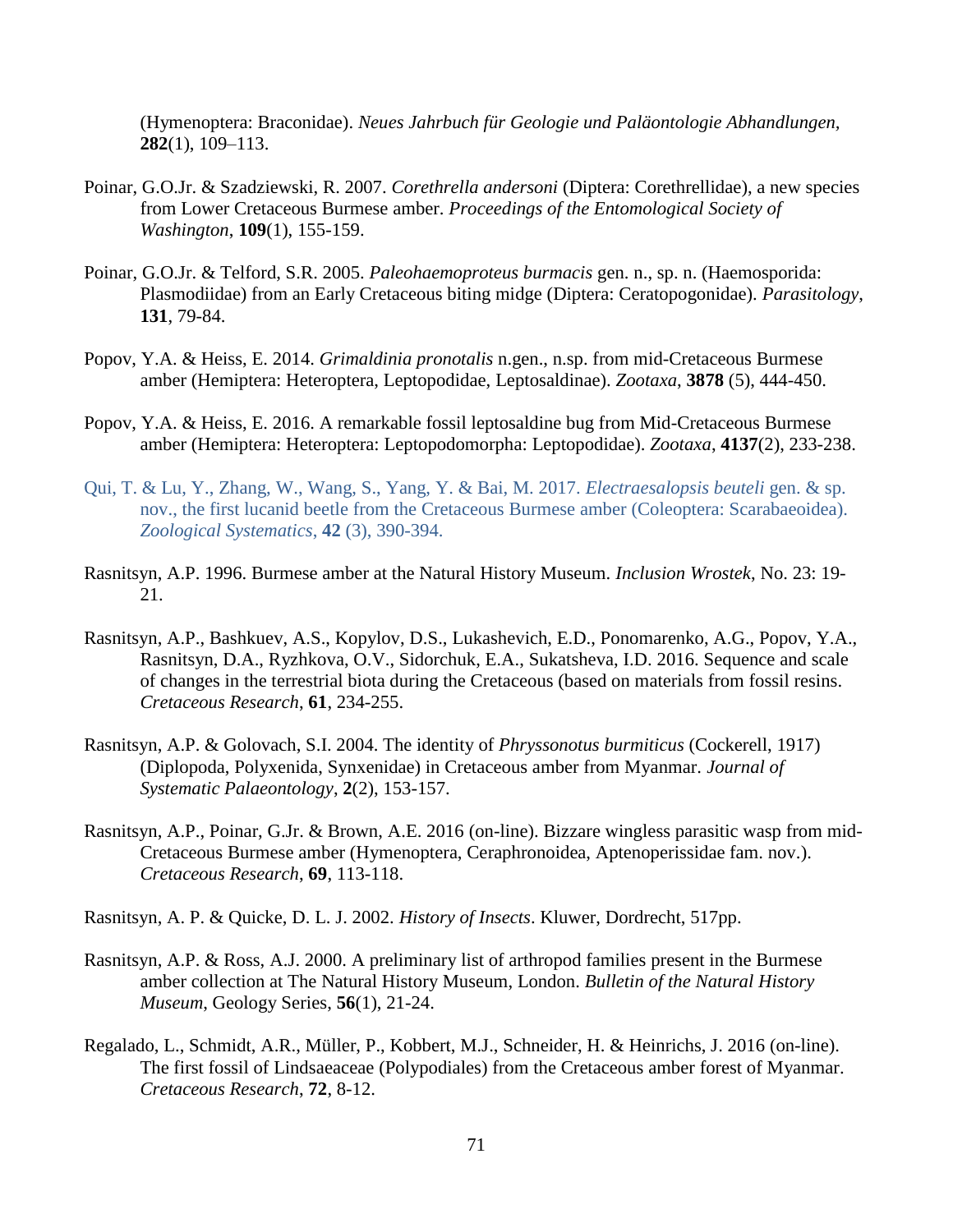(Hymenoptera: Braconidae). *Neues Jahrbuch für Geologie und Paläontologie Abhandlungen*, **282**(1), 109–113.

Poinar, G.O.Jr. & Szadziewski, R. 2007. *Corethrella andersoni* (Diptera: Corethrellidae), a new species from Lower Cretaceous Burmese amber. *Proceedings of the Entomological Society of Washington*, **109**(1), 155-159.

Poinar, G.O.Jr. & Telford, S.R. 2005. *Paleohaemoproteus burmacis* gen. n., sp. n. (Haemosporida: Plasmodiidae) from an Early Cretaceous biting midge (Diptera: Ceratopogonidae). *Parasitology*, **131**, 79-84.

Popov, Y.A. & Heiss, E. 2014. *Grimaldinia pronotalis* n.gen., n.sp. from mid-Cretaceous Burmese amber (Hemiptera: Heteroptera, Leptopodidae, Leptosaldinae). *Zootaxa*, **3878** (5), 444-450.

Popov, Y.A. & Heiss, E. 2016. A remarkable fossil leptosaldine bug from Mid-Cretaceous Burmese amber (Hemiptera: Heteroptera: Leptopodomorpha: Leptopodidae). *Zootaxa*, **4137**(2), 233-238.

Qui, T. & Lu, Y., Zhang, W., Wang, S., Yang, Y. & Bai, M. 2017. *Electraesalopsis beuteli* gen. & sp. nov., the first lucanid beetle from the Cretaceous Burmese amber (Coleoptera: Scarabaeoidea). *Zoological Systematics*, **42** (3), 390-394.

Rasnitsyn, A.P. 1996. Burmese amber at the Natural History Museum. *Inclusion Wrostek*, No. 23: 19-21.

Rasnitsyn, A.P., Bashkuev, A.S., Kopylov, D.S., Lukashevich, E.D., Ponomarenko, A.G., Popov, Y.A., Rasnitsyn, D.A., Ryzhkova, O.V., Sidorchuk, E.A., Sukatsheva, I.D. 2016. Sequence and scale of changes in the terrestrial biota during the Cretaceous (based on materials from fossil resins. *Cretaceous Research*, **61**, 234-255.

Rasnitsyn, A.P. & Golovach, S.I. 2004. The identity of *Phryssonotus burmiticus* (Cockerell, 1917) (Diplopoda, Polyxenida, Synxenidae) in Cretaceous amber from Myanmar. *Journal of Systematic Palaeontology*, **2**(2), 153-157.

Rasnitsyn, A.P., Poinar, G.Jr. & Brown, A.E. 2016 (on-line). Bizzare wingless parasitic wasp from mid-Cretaceous Burmese amber (Hymenoptera, Ceraphronoidea, Aptenoperissidae fam. nov.). *Cretaceous Research*, **69**, 113-118.

Rasnitsyn, A. P. & Quicke, D. L. J. 2002. *History of Insects*. Kluwer, Dordrecht, 517pp.

Rasnitsyn, A.P. & Ross, A.J. 2000. A preliminary list of arthropod families present in the Burmese amber collection at The Natural History Museum, London. *Bulletin of the Natural History Museum*, Geology Series, **56**(1), 21-24.

Regalado, L., Schmidt, A.R., Müller, P., Kobbert, M.J., Schneider, H. & Heinrichs, J. 2016 (on-line). The first fossil of Lindsaeaceae (Polypodiales) from the Cretaceous amber forest of Myanmar. *Cretaceous Research*, **72**, 8-12.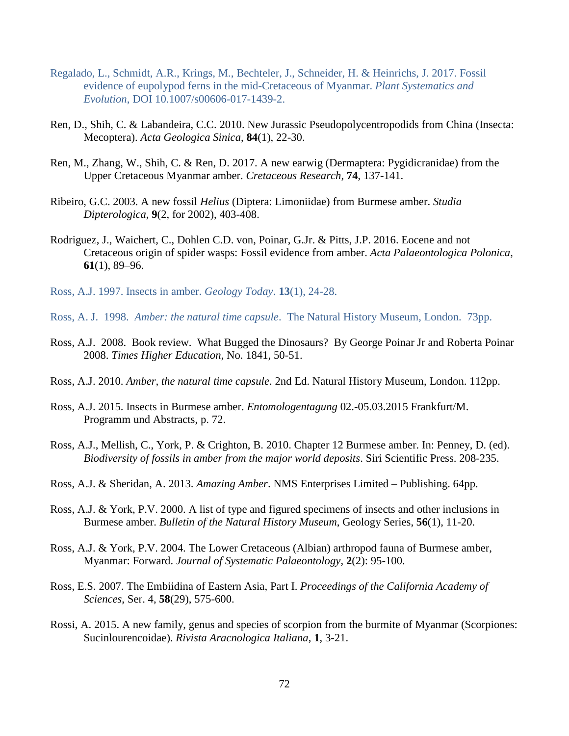Regalado, L., Schmidt, A.R., Krings, M., Bechteler, J., Schneider, H. & Heinrichs, J. 2017. Fossil evidence of eupolypod ferns in the mid-Cretaceous of Myanmar. *Plant Systematics and Evolution*, DOI 10.1007/s00606-017-1439-2.

Ren, D., Shih, C. & Labandeira, C.C. 2010. New Jurassic Pseudopolycentropodids from China (Insecta: Mecoptera). *Acta Geologica Sinica*, **84**(1), 22-30.

Ren, M., Zhang, W., Shih, C. & Ren, D. 2017. A new earwig (Dermaptera: Pygidicranidae) from the Upper Cretaceous Myanmar amber. *Cretaceous Research*, **74**, 137-141.

Ribeiro, G.C. 2003. A new fossil *Helius* (Diptera: Limoniidae) from Burmese amber. *Studia Dipterologica*, **9**(2, for 2002), 403-408.

Rodriguez, J., Waichert, C., Dohlen C.D. von, Poinar, G.Jr. & Pitts, J.P. 2016. Eocene and not Cretaceous origin of spider wasps: Fossil evidence from amber. *Acta Palaeontologica Polonica*, **61**(1), 89–96.

Ross, A.J. 1997. Insects in amber. *Geology Today*. **13**(1), 24-28.

Ross, A. J. 1998. *Amber: the natural time capsule*. The Natural History Museum, London. 73pp.

Ross, A.J. 2008. Book review. What Bugged the Dinosaurs? By George Poinar Jr and Roberta Poinar 2008. *Times Higher Education*, No. 1841, 50-51.

Ross, A.J. 2010. *Amber, the natural time capsule*. 2nd Ed. Natural History Museum, London. 112pp.

Ross, A.J. 2015. Insects in Burmese amber. *Entomologentagung* 02.-05.03.2015 Frankfurt/M. Programm und Abstracts, p. 72.

Ross, A.J., Mellish, C., York, P. & Crighton, B. 2010. Chapter 12 Burmese amber. In: Penney, D. (ed). *Biodiversity of fossils in amber from the major world deposits*. Siri Scientific Press. 208-235.

Ross, A.J. & Sheridan, A. 2013. *Amazing Amber*. NMS Enterprises Limited – Publishing. 64pp.

Ross, A.J. & York, P.V. 2000. A list of type and figured specimens of insects and other inclusions in Burmese amber. *Bulletin of the Natural History Museum*, Geology Series, **56**(1), 11-20.

Ross, A.J. & York, P.V. 2004. The Lower Cretaceous (Albian) arthropod fauna of Burmese amber, Myanmar: Forward. *Journal of Systematic Palaeontology*, **2**(2): 95-100.

Ross, E.S. 2007. The Embiidina of Eastern Asia, Part I. *Proceedings of the California Academy of Sciences*, Ser. 4, **58**(29), 575-600.

Rossi, A. 2015. A new family, genus and species of scorpion from the burmite of Myanmar (Scorpiones: Sucinlourencoidae). *Rivista Aracnologica Italiana*, **1**, 3-21.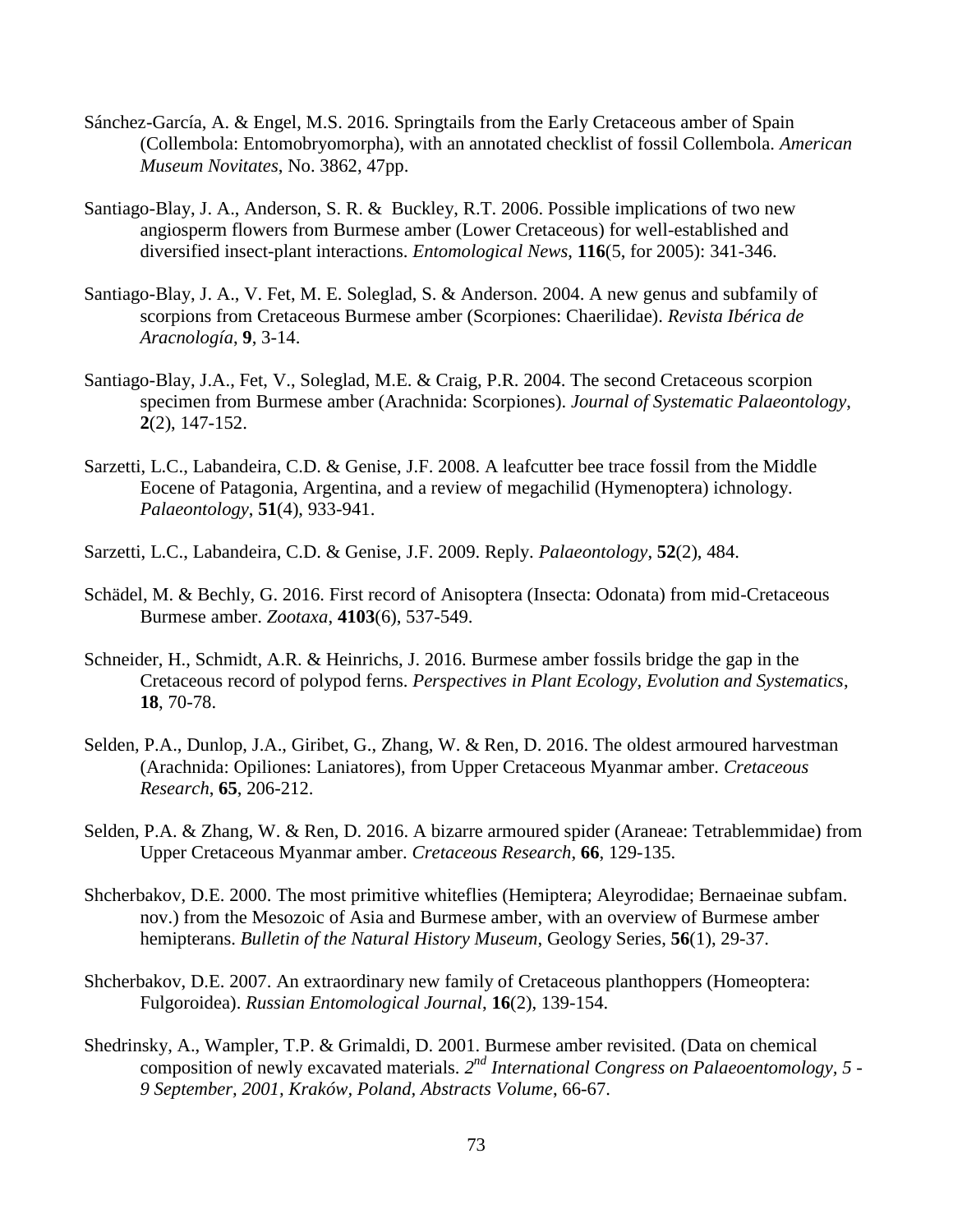Sánchez-García, A. & Engel, M.S. 2016. Springtails from the Early Cretaceous amber of Spain (Collembola: Entomobryomorpha), with an annotated checklist of fossil Collembola. *American Museum Novitates*, No. 3862, 47pp.

Santiago-Blay, J. A., Anderson, S. R. & Buckley, R.T. 2006. Possible implications of two new angiosperm flowers from Burmese amber (Lower Cretaceous) for well-established and diversified insect-plant interactions. *Entomological News*, **116**(5, for 2005): 341-346.

Santiago-Blay, J. A., V. Fet, M. E. Soleglad, S. & Anderson. 2004. A new genus and subfamily of scorpions from Cretaceous Burmese amber (Scorpiones: Chaerilidae). *Revista Ibérica de Aracnología*, **9**, 3-14.

Santiago-Blay, J.A., Fet, V., Soleglad, M.E. & Craig, P.R. 2004. The second Cretaceous scorpion specimen from Burmese amber (Arachnida: Scorpiones). *Journal of Systematic Palaeontology*, **2**(2), 147-152.

Sarzetti, L.C., Labandeira, C.D. & Genise, J.F. 2008. A leafcutter bee trace fossil from the Middle Eocene of Patagonia, Argentina, and a review of megachilid (Hymenoptera) ichnology. *Palaeontology*, **51**(4), 933-941.

Sarzetti, L.C., Labandeira, C.D. & Genise, J.F. 2009. Reply. *Palaeontology*, **52**(2), 484.

Schädel, M. & Bechly, G. 2016. First record of Anisoptera (Insecta: Odonata) from mid-Cretaceous Burmese amber. *Zootaxa*, **4103**(6), 537-549.

Schneider, H., Schmidt, A.R. & Heinrichs, J. 2016. Burmese amber fossils bridge the gap in the Cretaceous record of polypod ferns. *Perspectives in Plant Ecology, Evolution and Systematics*, **18**, 70-78.

Selden, P.A., Dunlop, J.A., Giribet, G., Zhang, W. & Ren, D. 2016. The oldest armoured harvestman (Arachnida: Opiliones: Laniatores), from Upper Cretaceous Myanmar amber. *Cretaceous Research*, **65**, 206-212.

Selden, P.A. & Zhang, W. & Ren, D. 2016. A bizarre armoured spider (Araneae: Tetrablemmidae) from Upper Cretaceous Myanmar amber. *Cretaceous Research*, **66**, 129-135.

Shcherbakov, D.E. 2000. The most primitive whiteflies (Hemiptera; Aleyrodidae; Bernaeinae subfam. nov.) from the Mesozoic of Asia and Burmese amber, with an overview of Burmese amber hemipterans. *Bulletin of the Natural History Museum*, Geology Series, **56**(1), 29-37.

Shcherbakov, D.E. 2007. An extraordinary new family of Cretaceous planthoppers (Homeoptera: Fulgoroidea). *Russian Entomological Journal*, **16**(2), 139-154.

Shedrinsky, A., Wampler, T.P. & Grimaldi, D. 2001. Burmese amber revisited. (Data on chemical composition of newly excavated materials. *2nd International Congress on Palaeoentomology, 5 - 9 September, 2001, Kraków, Poland, Abstracts Volume*, 66-67.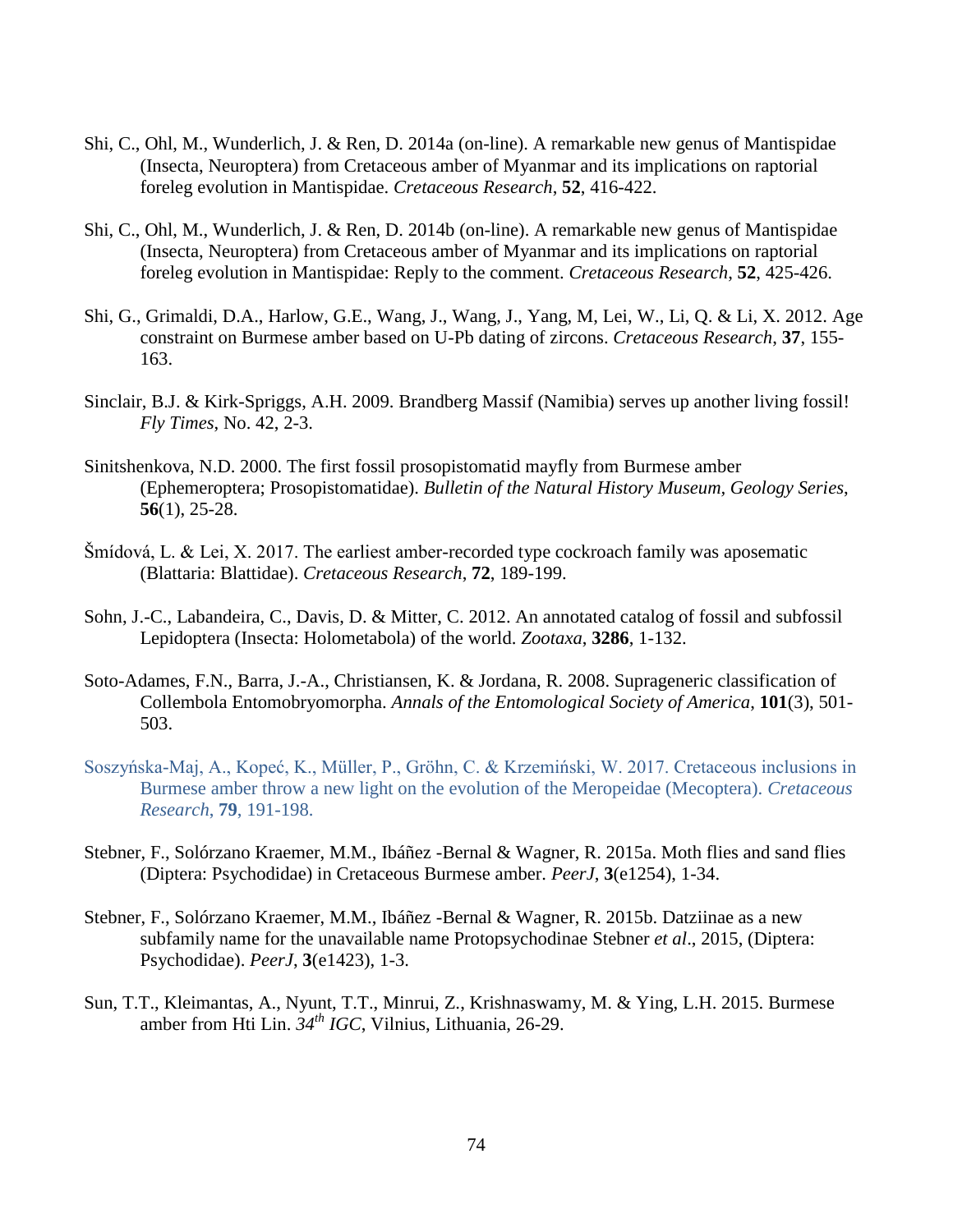Shi, C., Ohl, M., Wunderlich, J. & Ren, D. 2014a (on-line). A remarkable new genus of Mantispidae (Insecta, Neuroptera) from Cretaceous amber of Myanmar and its implications on raptorial foreleg evolution in Mantispidae. *Cretaceous Research*, **52**, 416-422.

Shi, C., Ohl, M., Wunderlich, J. & Ren, D. 2014b (on-line). A remarkable new genus of Mantispidae (Insecta, Neuroptera) from Cretaceous amber of Myanmar and its implications on raptorial foreleg evolution in Mantispidae: Reply to the comment. *Cretaceous Research*, **52**, 425-426.

Shi, G., Grimaldi, D.A., Harlow, G.E., Wang, J., Wang, J., Yang, M, Lei, W., Li, Q. & Li, X. 2012. Age constraint on Burmese amber based on U-Pb dating of zircons. *Cretaceous Research*, **37**, 155-163.

Sinclair, B.J. & Kirk-Spriggs, A.H. 2009. Brandberg Massif (Namibia) serves up another living fossil! *Fly Times*, No. 42, 2-3.

Sinitshenkova, N.D. 2000. The first fossil prosopistomatid mayfly from Burmese amber (Ephemeroptera; Prosopistomatidae). *Bulletin of the Natural History Museum, Geology Series*, **56**(1), 25-28.

Šmídová, L. & Lei, X. 2017. The earliest amber-recorded type cockroach family was aposematic (Blattaria: Blattidae). *Cretaceous Research*, **72**, 189-199.

Sohn, J.-C., Labandeira, C., Davis, D. & Mitter, C. 2012. An annotated catalog of fossil and subfossil Lepidoptera (Insecta: Holometabola) of the world. *Zootaxa*, **3286**, 1-132.

Soto-Adames, F.N., Barra, J.-A., Christiansen, K. & Jordana, R. 2008. Suprageneric classification of Collembola Entomobryomorpha. *Annals of the Entomological Society of America*, **101**(3), 501-503.

Soszyńska-Maj, A., Kopeć, K., Müller, P., Gröhn, C. & Krzemiński, W. 2017. Cretaceous inclusions in Burmese amber throw a new light on the evolution of the Meropeidae (Mecoptera). *Cretaceous Research*, **79**, 191-198.

Stebner, F., Solórzano Kraemer, M.M., Ibáñez -Bernal & Wagner, R. 2015a. Moth flies and sand flies (Diptera: Psychodidae) in Cretaceous Burmese amber. *PeerJ*, **3**(e1254), 1-34.

Stebner, F., Solórzano Kraemer, M.M., Ibáñez -Bernal & Wagner, R. 2015b. Datziinae as a new subfamily name for the unavailable name Protopsychodinae Stebner *et al*., 2015, (Diptera: Psychodidae). *PeerJ*, **3**(e1423), 1-3.

Sun, T.T., Kleimantas, A., Nyunt, T.T., Minrui, Z., Krishnaswamy, M. & Ying, L.H. 2015. Burmese amber from Hti Lin. *34th IGC*, Vilnius, Lithuania, 26-29.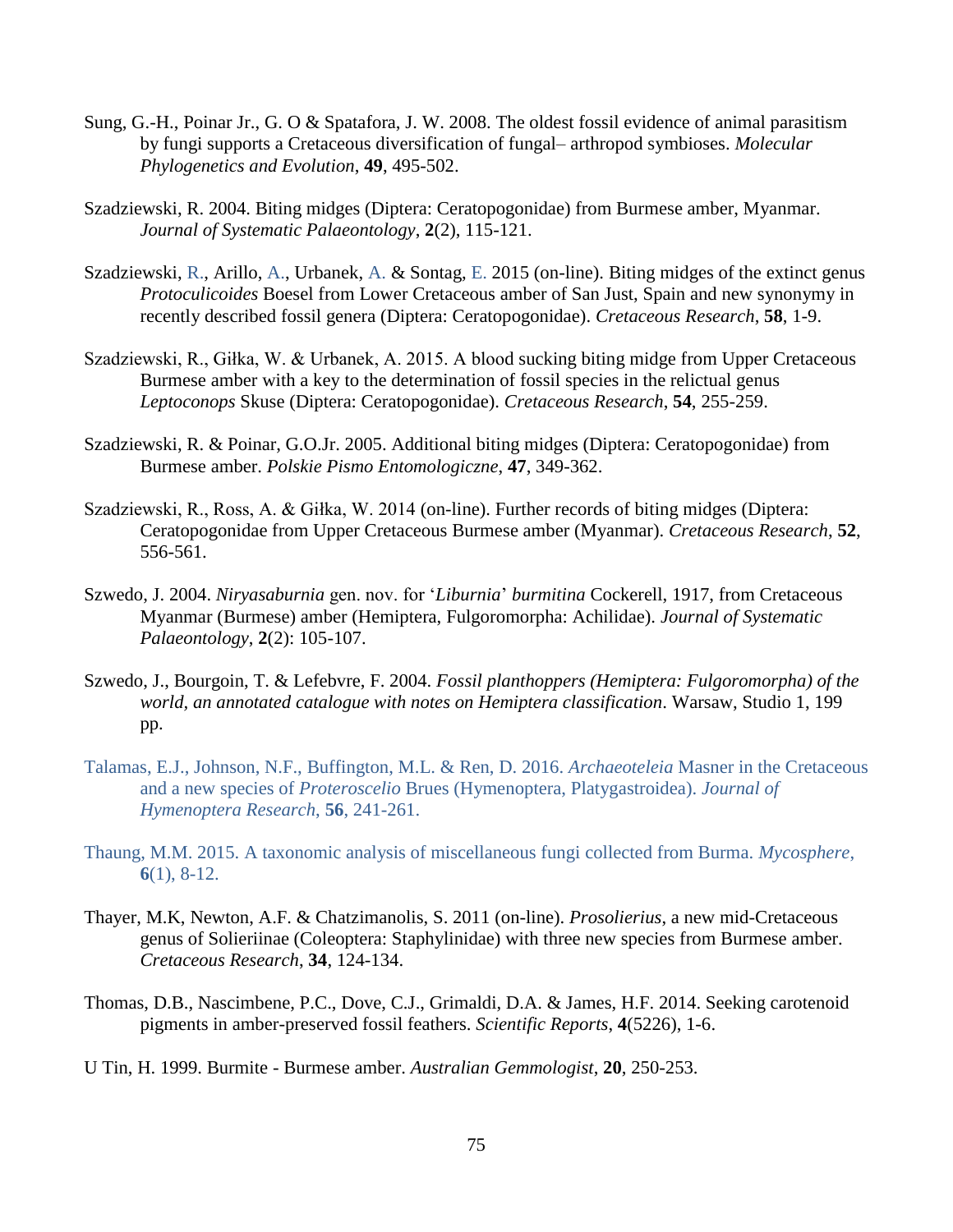Sung, G.-H., Poinar Jr., G. O & Spatafora, J. W. 2008. The oldest fossil evidence of animal parasitism by fungi supports a Cretaceous diversification of fungal– arthropod symbioses. *Molecular Phylogenetics and Evolution*, **49**, 495-502.

Szadziewski, R. 2004. Biting midges (Diptera: Ceratopogonidae) from Burmese amber, Myanmar. *Journal of Systematic Palaeontology*, **2**(2), 115-121.

Szadziewski, R., Arillo, A., Urbanek, A. & Sontag, E. 2015 (on-line). Biting midges of the extinct genus *Protoculicoides* Boesel from Lower Cretaceous amber of San Just, Spain and new synonymy in recently described fossil genera (Diptera: Ceratopogonidae). *Cretaceous Research*, **58**, 1-9.

Szadziewski, R., Giłka, W. & Urbanek, A. 2015. A blood sucking biting midge from Upper Cretaceous Burmese amber with a key to the determination of fossil species in the relictual genus *Leptoconops* Skuse (Diptera: Ceratopogonidae). *Cretaceous Research*, **54**, 255-259.

Szadziewski, R. & Poinar, G.O.Jr. 2005. Additional biting midges (Diptera: Ceratopogonidae) from Burmese amber. *Polskie Pismo Entomologiczne*, **47**, 349-362.

Szadziewski, R., Ross, A. & Giłka, W. 2014 (on-line). Further records of biting midges (Diptera: Ceratopogonidae from Upper Cretaceous Burmese amber (Myanmar). *Cretaceous Research*, **52**, 556-561.

Szwedo, J. 2004. *Niryasaburnia* gen. nov. for '*Liburnia*' *burmitina* Cockerell, 1917, from Cretaceous Myanmar (Burmese) amber (Hemiptera, Fulgoromorpha: Achilidae). *Journal of Systematic Palaeontology*, **2**(2): 105-107.

Szwedo, J., Bourgoin, T. & Lefebvre, F. 2004. *Fossil planthoppers (Hemiptera: Fulgoromorpha) of the world, an annotated catalogue with notes on Hemiptera classification*. Warsaw, Studio 1, 199 pp.

Talamas, E.J., Johnson, N.F., Buffington, M.L. & Ren, D. 2016. *Archaeoteleia* Masner in the Cretaceous and a new species of *Proteroscelio* Brues (Hymenoptera, Platygastroidea). *Journal of Hymenoptera Research*, **56**, 241-261.

Thaung, M.M. 2015. A taxonomic analysis of miscellaneous fungi collected from Burma. *Mycosphere*, **6**(1), 8-12.

Thayer, M.K, Newton, A.F. & Chatzimanolis, S. 2011 (on-line). *Prosolierius*, a new mid-Cretaceous genus of Solieriinae (Coleoptera: Staphylinidae) with three new species from Burmese amber. *Cretaceous Research*, **34**, 124-134.

Thomas, D.B., Nascimbene, P.C., Dove, C.J., Grimaldi, D.A. & James, H.F. 2014. Seeking carotenoid pigments in amber-preserved fossil feathers. *Scientific Reports*, **4**(5226), 1-6.

U Tin, H. 1999. Burmite - Burmese amber. *Australian Gemmologist*, **20**, 250-253.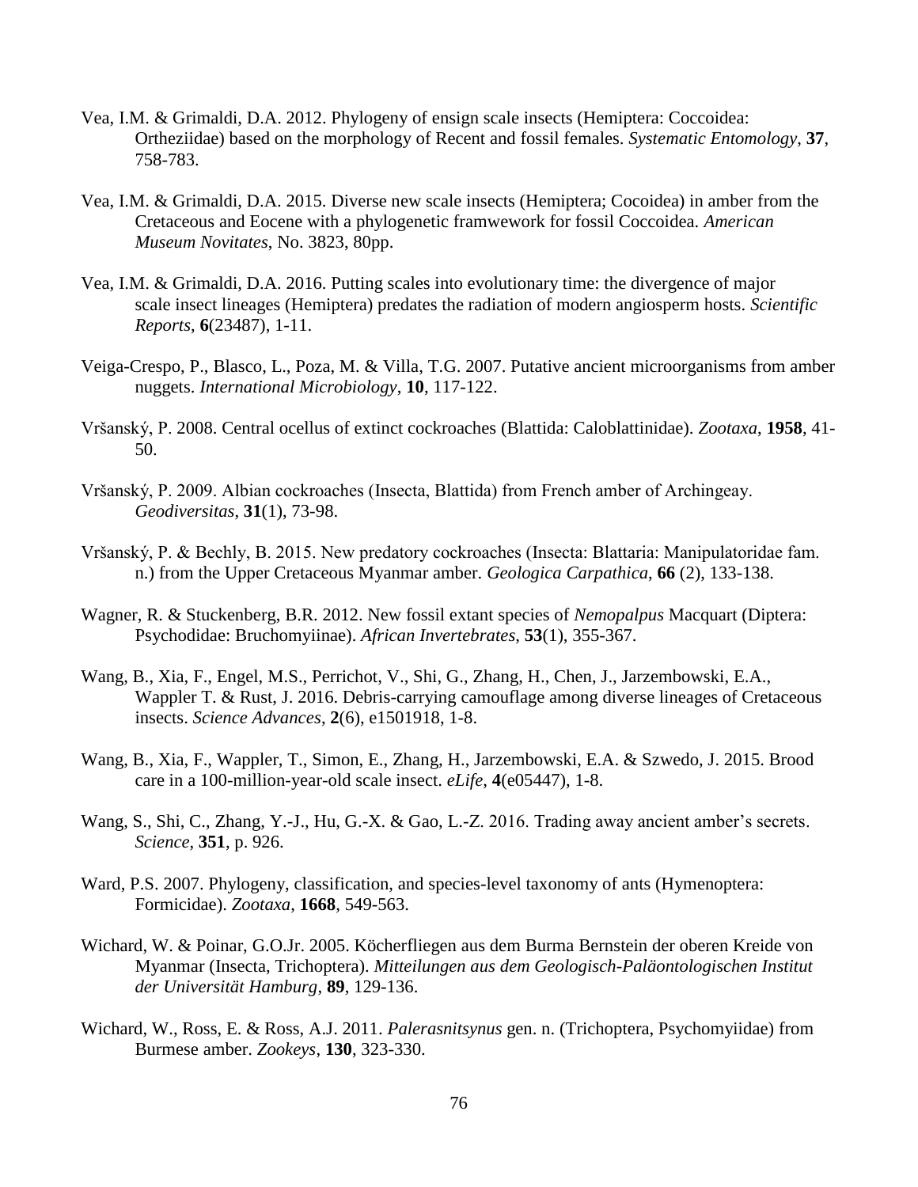Vea, I.M. & Grimaldi, D.A. 2012. Phylogeny of ensign scale insects (Hemiptera: Coccoidea: Ortheziidae) based on the morphology of Recent and fossil females. *Systematic Entomology*, **37**, 758-783.

Vea, I.M. & Grimaldi, D.A. 2015. Diverse new scale insects (Hemiptera; Cocoidea) in amber from the Cretaceous and Eocene with a phylogenetic framwework for fossil Coccoidea. *American Museum Novitates*, No. 3823, 80pp.

Vea, I.M. & Grimaldi, D.A. 2016. Putting scales into evolutionary time: the divergence of major scale insect lineages (Hemiptera) predates the radiation of modern angiosperm hosts. *Scientific Reports*, **6**(23487), 1-11.

Veiga-Crespo, P., Blasco, L., Poza, M. & Villa, T.G. 2007. Putative ancient microorganisms from amber nuggets. *International Microbiology*, **10**, 117-122.

Vršanský, P. 2008. Central ocellus of extinct cockroaches (Blattida: Caloblattinidae). *Zootaxa*, **1958**, 41-50.

Vršanský, P. 2009. Albian cockroaches (Insecta, Blattida) from French amber of Archingeay. *Geodiversitas*, **31**(1), 73-98.

Vršanský, P. & Bechly, B. 2015. New predatory cockroaches (Insecta: Blattaria: Manipulatoridae fam. n.) from the Upper Cretaceous Myanmar amber. *Geologica Carpathica*, **66** (2), 133-138.

Wagner, R. & Stuckenberg, B.R. 2012. New fossil extant species of *Nemopalpus* Macquart (Diptera: Psychodidae: Bruchomyiinae). *African Invertebrates*, **53**(1), 355-367.

Wang, B., Xia, F., Engel, M.S., Perrichot, V., Shi, G., Zhang, H., Chen, J., Jarzembowski, E.A., Wappler T. & Rust, J. 2016. Debris-carrying camouflage among diverse lineages of Cretaceous insects. *Science Advances*, **2**(6), e1501918, 1-8.

Wang, B., Xia, F., Wappler, T., Simon, E., Zhang, H., Jarzembowski, E.A. & Szwedo, J. 2015. Brood care in a 100-million-year-old scale insect. *eLife*, **4**(e05447), 1-8.

Wang, S., Shi, C., Zhang, Y.-J., Hu, G.-X. & Gao, L.-Z. 2016. Trading away ancient amber's secrets. *Science*, **351**, p. 926.

Ward, P.S. 2007. Phylogeny, classification, and species-level taxonomy of ants (Hymenoptera: Formicidae). *Zootaxa*, **1668**, 549-563.

Wichard, W. & Poinar, G.O.Jr. 2005. Köcherfliegen aus dem Burma Bernstein der oberen Kreide von Myanmar (Insecta, Trichoptera). *Mitteilungen aus dem Geologisch-Paläontologischen Institut der Universität Hamburg*, **89**, 129-136.

Wichard, W., Ross, E. & Ross, A.J. 2011. *Palerasnitsynus* gen. n. (Trichoptera, Psychomyiidae) from Burmese amber. *Zookeys*, **130**, 323-330.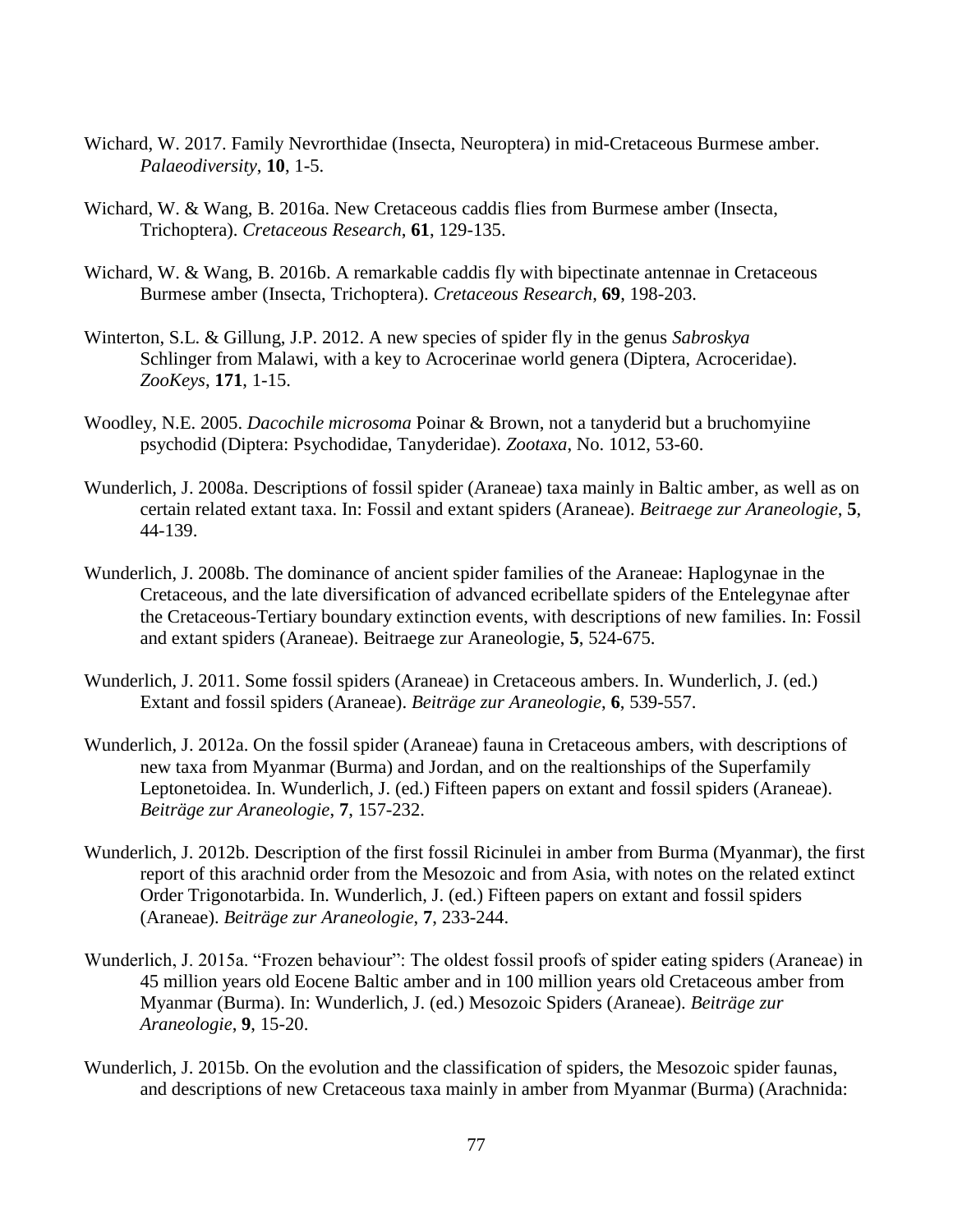Wichard, W. 2017. Family Nevrorthidae (Insecta, Neuroptera) in mid-Cretaceous Burmese amber. *Palaeodiversity*, **10**, 1-5.

Wichard, W. & Wang, B. 2016a. New Cretaceous caddis flies from Burmese amber (Insecta, Trichoptera). *Cretaceous Research*, **61**, 129-135.

Wichard, W. & Wang, B. 2016b. A remarkable caddis fly with bipectinate antennae in Cretaceous Burmese amber (Insecta, Trichoptera). *Cretaceous Research*, **69**, 198-203.

Winterton, S.L. & Gillung, J.P. 2012. A new species of spider fly in the genus *Sabroskya* Schlinger from Malawi, with a key to Acrocerinae world genera (Diptera, Acroceridae). *ZooKeys*, **171**, 1-15.

Woodley, N.E. 2005. *Dacochile microsoma* Poinar & Brown, not a tanyderid but a bruchomyiine psychodid (Diptera: Psychodidae, Tanyderidae). *Zootaxa*, No. 1012, 53-60.

Wunderlich, J. 2008a. Descriptions of fossil spider (Araneae) taxa mainly in Baltic amber, as well as on certain related extant taxa. In: Fossil and extant spiders (Araneae). *Beitraege zur Araneologie*, **5**, 44-139.

Wunderlich, J. 2008b. The dominance of ancient spider families of the Araneae: Haplogynae in the Cretaceous, and the late diversification of advanced ecribellate spiders of the Entelegynae after the Cretaceous-Tertiary boundary extinction events, with descriptions of new families. In: Fossil and extant spiders (Araneae). Beitraege zur Araneologie, **5**, 524-675.

Wunderlich, J. 2011. Some fossil spiders (Araneae) in Cretaceous ambers. In. Wunderlich, J. (ed.) Extant and fossil spiders (Araneae). *Beiträge zur Araneologie*, **6**, 539-557.

Wunderlich, J. 2012a. On the fossil spider (Araneae) fauna in Cretaceous ambers, with descriptions of new taxa from Myanmar (Burma) and Jordan, and on the realtionships of the Superfamily Leptonetoidea. In. Wunderlich, J. (ed.) Fifteen papers on extant and fossil spiders (Araneae). *Beiträge zur Araneologie*, **7**, 157-232.

Wunderlich, J. 2012b. Description of the first fossil Ricinulei in amber from Burma (Myanmar), the first report of this arachnid order from the Mesozoic and from Asia, with notes on the related extinct Order Trigonotarbida. In. Wunderlich, J. (ed.) Fifteen papers on extant and fossil spiders (Araneae). *Beiträge zur Araneologie*, **7**, 233-244.

Wunderlich, J. 2015a. "Frozen behaviour": The oldest fossil proofs of spider eating spiders (Araneae) in 45 million years old Eocene Baltic amber and in 100 million years old Cretaceous amber from Myanmar (Burma). In: Wunderlich, J. (ed.) Mesozoic Spiders (Araneae). *Beiträge zur Araneologie*, **9**, 15-20.

Wunderlich, J. 2015b. On the evolution and the classification of spiders, the Mesozoic spider faunas, and descriptions of new Cretaceous taxa mainly in amber from Myanmar (Burma) (Arachnida: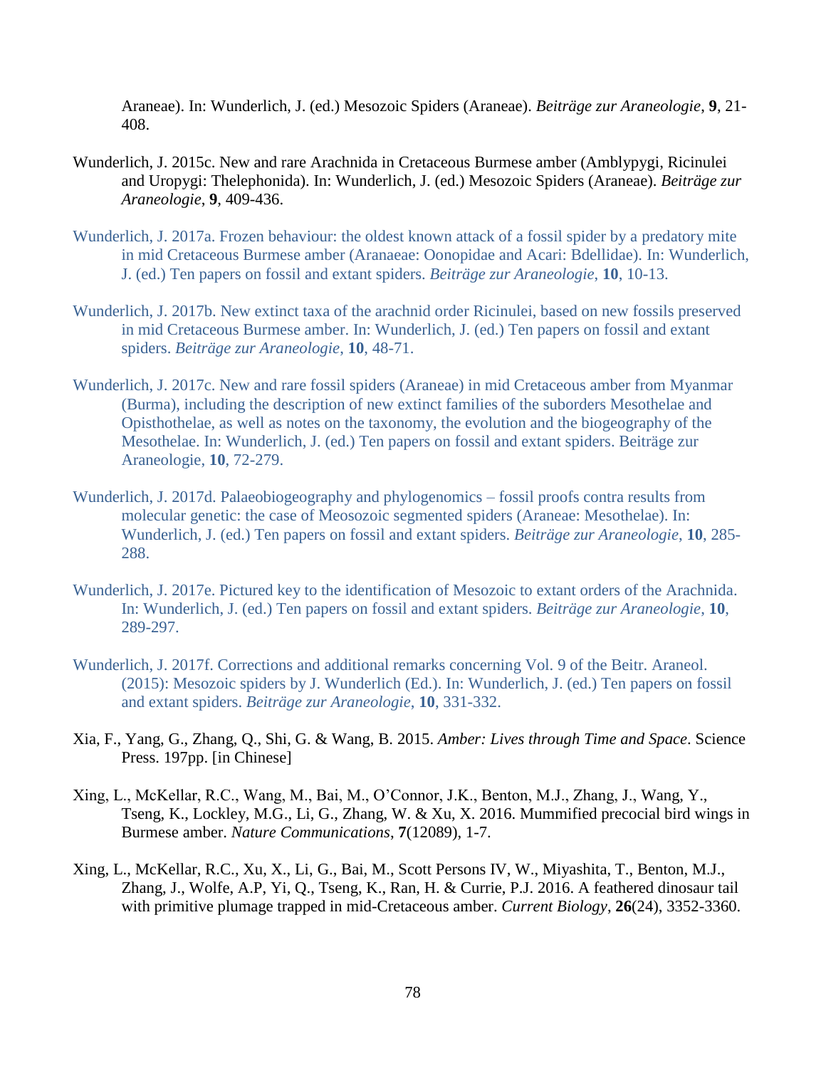Araneae). In: Wunderlich, J. (ed.) Mesozoic Spiders (Araneae). *Beiträge zur Araneologie*, **9**, 21-408.

Wunderlich, J. 2015c. New and rare Arachnida in Cretaceous Burmese amber (Amblypygi, Ricinulei and Uropygi: Thelephonida). In: Wunderlich, J. (ed.) Mesozoic Spiders (Araneae). *Beiträge zur Araneologie*, **9**, 409-436.

Wunderlich, J. 2017a. Frozen behaviour: the oldest known attack of a fossil spider by a predatory mite in mid Cretaceous Burmese amber (Aranaeae: Oonopidae and Acari: Bdellidae). In: Wunderlich, J. (ed.) Ten papers on fossil and extant spiders. *Beiträge zur Araneologie*, **10**, 10-13.

Wunderlich, J. 2017b. New extinct taxa of the arachnid order Ricinulei, based on new fossils preserved in mid Cretaceous Burmese amber. In: Wunderlich, J. (ed.) Ten papers on fossil and extant spiders. *Beiträge zur Araneologie*, **10**, 48-71.

Wunderlich, J. 2017c. New and rare fossil spiders (Araneae) in mid Cretaceous amber from Myanmar (Burma), including the description of new extinct families of the suborders Mesothelae and Opisthothelae, as well as notes on the taxonomy, the evolution and the biogeography of the Mesothelae. In: Wunderlich, J. (ed.) Ten papers on fossil and extant spiders. Beiträge zur Araneologie, **10**, 72-279.

Wunderlich, J. 2017d. Palaeobiogeography and phylogenomics – fossil proofs contra results from molecular genetic: the case of Meosozoic segmented spiders (Araneae: Mesothelae). In: Wunderlich, J. (ed.) Ten papers on fossil and extant spiders. *Beiträge zur Araneologie*, **10**, 285-288.

Wunderlich, J. 2017e. Pictured key to the identification of Mesozoic to extant orders of the Arachnida. In: Wunderlich, J. (ed.) Ten papers on fossil and extant spiders. *Beiträge zur Araneologie*, **10**, 289-297.

Wunderlich, J. 2017f. Corrections and additional remarks concerning Vol. 9 of the Beitr. Araneol. (2015): Mesozoic spiders by J. Wunderlich (Ed.). In: Wunderlich, J. (ed.) Ten papers on fossil and extant spiders. *Beiträge zur Araneologie*, **10**, 331-332.

Xia, F., Yang, G., Zhang, Q., Shi, G. & Wang, B. 2015. *Amber: Lives through Time and Space*. Science Press. 197pp. [in Chinese]

Xing, L., McKellar, R.C., Wang, M., Bai, M., O'Connor, J.K., Benton, M.J., Zhang, J., Wang, Y., Tseng, K., Lockley, M.G., Li, G., Zhang, W. & Xu, X. 2016. Mummified precocial bird wings in Burmese amber. *Nature Communications*, **7**(12089), 1-7.

Xing, L., McKellar, R.C., Xu, X., Li, G., Bai, M., Scott Persons IV, W., Miyashita, T., Benton, M.J., Zhang, J., Wolfe, A.P, Yi, Q., Tseng, K., Ran, H. & Currie, P.J. 2016. A feathered dinosaur tail with primitive plumage trapped in mid-Cretaceous amber. *Current Biology*, **26**(24), 3352-3360.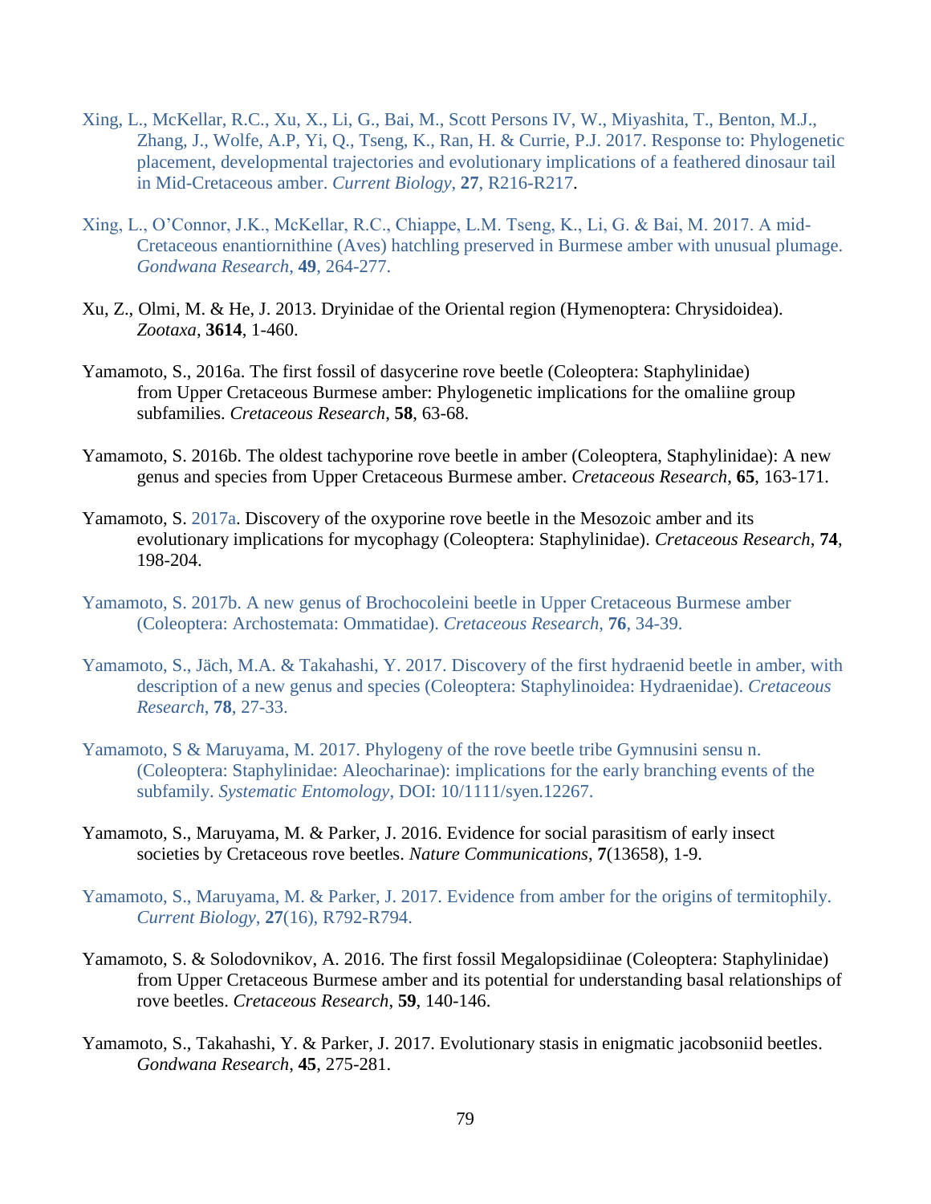Xing, L., McKellar, R.C., Xu, X., Li, G., Bai, M., Scott Persons IV, W., Miyashita, T., Benton, M.J., Zhang, J., Wolfe, A.P, Yi, Q., Tseng, K., Ran, H. & Currie, P.J. 2017. Response to: Phylogenetic placement, developmental trajectories and evolutionary implications of a feathered dinosaur tail in Mid-Cretaceous amber. *Current Biology*, **27**, R216-R217.

Xing, L., O'Connor, J.K., McKellar, R.C., Chiappe, L.M. Tseng, K., Li, G. & Bai, M. 2017. A mid-Cretaceous enantiornithine (Aves) hatchling preserved in Burmese amber with unusual plumage. *Gondwana Research*, **49**, 264-277.

Xu, Z., Olmi, M. & He, J. 2013. Dryinidae of the Oriental region (Hymenoptera: Chrysidoidea). *Zootaxa*, **3614**, 1-460.

Yamamoto, S., 2016a. The first fossil of dasycerine rove beetle (Coleoptera: Staphylinidae) from Upper Cretaceous Burmese amber: Phylogenetic implications for the omaliine group subfamilies. *Cretaceous Research*, **58**, 63-68.

Yamamoto, S. 2016b. The oldest tachyporine rove beetle in amber (Coleoptera, Staphylinidae): A new genus and species from Upper Cretaceous Burmese amber. *Cretaceous Research*, **65**, 163-171.

Yamamoto, S. 2017a. Discovery of the oxyporine rove beetle in the Mesozoic amber and its evolutionary implications for mycophagy (Coleoptera: Staphylinidae). *Cretaceous Research*, **74**, 198-204.

Yamamoto, S. 2017b. A new genus of Brochocoleini beetle in Upper Cretaceous Burmese amber (Coleoptera: Archostemata: Ommatidae). *Cretaceous Research*, **76**, 34-39.

Yamamoto, S., Jäch, M.A. & Takahashi, Y. 2017. Discovery of the first hydraenid beetle in amber, with description of a new genus and species (Coleoptera: Staphylinoidea: Hydraenidae). *Cretaceous Research*, **78**, 27-33.

Yamamoto, S & Maruyama, M. 2017. Phylogeny of the rove beetle tribe Gymnusini sensu n. (Coleoptera: Staphylinidae: Aleocharinae): implications for the early branching events of the subfamily. *Systematic Entomology*, DOI: 10/1111/syen.12267.

Yamamoto, S., Maruyama, M. & Parker, J. 2016. Evidence for social parasitism of early insect societies by Cretaceous rove beetles. *Nature Communications*, **7**(13658), 1-9.

Yamamoto, S., Maruyama, M. & Parker, J. 2017. Evidence from amber for the origins of termitophily. *Current Biology*, **27**(16), R792-R794.

Yamamoto, S. & Solodovnikov, A. 2016. The first fossil Megalopsidiinae (Coleoptera: Staphylinidae) from Upper Cretaceous Burmese amber and its potential for understanding basal relationships of rove beetles. *Cretaceous Research*, **59**, 140-146.

Yamamoto, S., Takahashi, Y. & Parker, J. 2017. Evolutionary stasis in enigmatic jacobsoniid beetles. *Gondwana Research*, **45**, 275-281.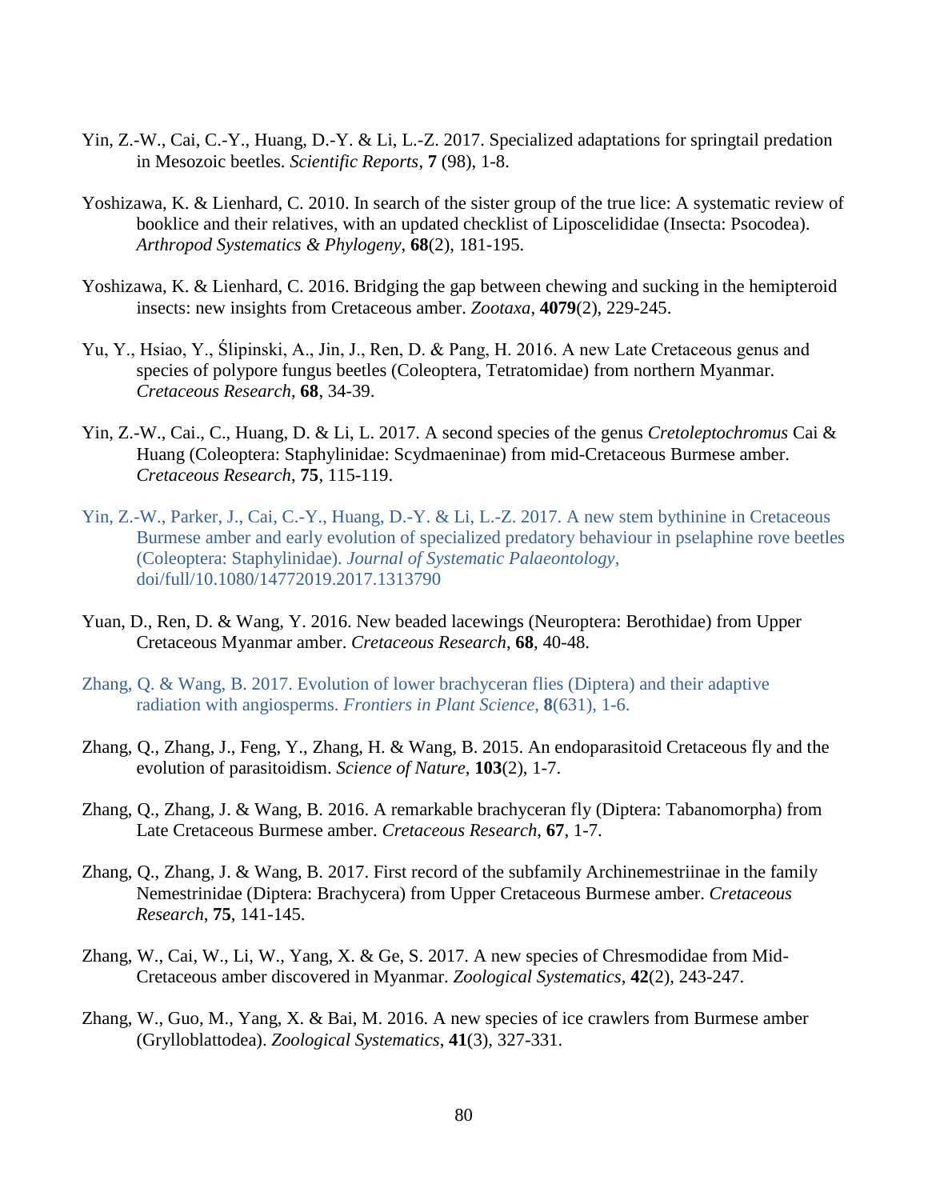Yin, Z.-W., Cai, C.-Y., Huang, D.-Y. & Li, L.-Z. 2017. Specialized adaptations for springtail predation in Mesozoic beetles. *Scientific Reports*, **7** (98), 1-8.

Yoshizawa, K. & Lienhard, C. 2010. In search of the sister group of the true lice: A systematic review of booklice and their relatives, with an updated checklist of Liposcelididae (Insecta: Psocodea). *Arthropod Systematics & Phylogeny*, **68**(2), 181-195.

Yoshizawa, K. & Lienhard, C. 2016. Bridging the gap between chewing and sucking in the hemipteroid insects: new insights from Cretaceous amber. *Zootaxa*, **4079**(2), 229-245.

Yu, Y., Hsiao, Y., Ślipinski, A., Jin, J., Ren, D. & Pang, H. 2016. A new Late Cretaceous genus and species of polypore fungus beetles (Coleoptera, Tetratomidae) from northern Myanmar. *Cretaceous Research*, **68**, 34-39.

Yin, Z.-W., Cai., C., Huang, D. & Li, L. 2017. A second species of the genus *Cretoleptochromus* Cai & Huang (Coleoptera: Staphylinidae: Scydmaeninae) from mid-Cretaceous Burmese amber. *Cretaceous Research*, **75**, 115-119.

Yin, Z.-W., Parker, J., Cai, C.-Y., Huang, D.-Y. & Li, L.-Z. 2017. A new stem bythinine in Cretaceous Burmese amber and early evolution of specialized predatory behaviour in pselaphine rove beetles (Coleoptera: Staphylinidae). *Journal of Systematic Palaeontology*, doi/full/10.1080/14772019.2017.1313790

Yuan, D., Ren, D. & Wang, Y. 2016. New beaded lacewings (Neuroptera: Berothidae) from Upper Cretaceous Myanmar amber. *Cretaceous Research*, **68**, 40-48.

Zhang, Q. & Wang, B. 2017. Evolution of lower brachyceran flies (Diptera) and their adaptive radiation with angiosperms. *Frontiers in Plant Science*, **8**(631), 1-6.

Zhang, Q., Zhang, J., Feng, Y., Zhang, H. & Wang, B. 2015. An endoparasitoid Cretaceous fly and the evolution of parasitoidism. *Science of Nature*, **103**(2), 1-7.

Zhang, Q., Zhang, J. & Wang, B. 2016. A remarkable brachyceran fly (Diptera: Tabanomorpha) from Late Cretaceous Burmese amber. *Cretaceous Research*, **67**, 1-7.

Zhang, Q., Zhang, J. & Wang, B. 2017. First record of the subfamily Archinemestriinae in the family Nemestrinidae (Diptera: Brachycera) from Upper Cretaceous Burmese amber. *Cretaceous Research*, **75**, 141-145.

Zhang, W., Cai, W., Li, W., Yang, X. & Ge, S. 2017. A new species of Chresmodidae from Mid-Cretaceous amber discovered in Myanmar. *Zoological Systematics*, **42**(2), 243-247.

Zhang, W., Guo, M., Yang, X. & Bai, M. 2016. A new species of ice crawlers from Burmese amber (Grylloblattodea). *Zoological Systematics*, **41**(3), 327-331.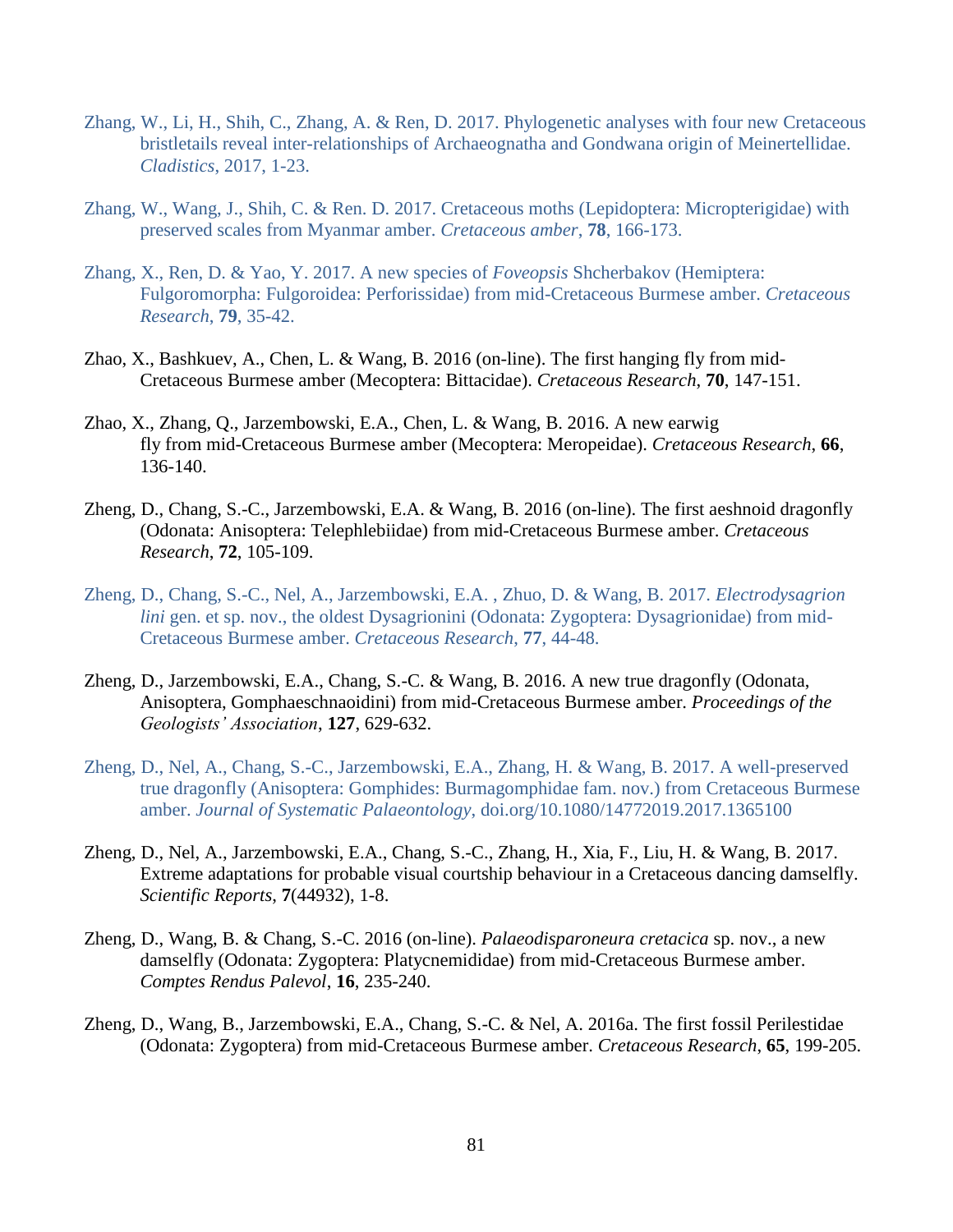Zhang, W., Li, H., Shih, C., Zhang, A. & Ren, D. 2017. Phylogenetic analyses with four new Cretaceous bristletails reveal inter-relationships of Archaeognatha and Gondwana origin of Meinertellidae. *Cladistics*, 2017, 1-23.

Zhang, W., Wang, J., Shih, C. & Ren. D. 2017. Cretaceous moths (Lepidoptera: Micropterigidae) with preserved scales from Myanmar amber. *Cretaceous amber*, **78**, 166-173.

Zhang, X., Ren, D. & Yao, Y. 2017. A new species of *Foveopsis* Shcherbakov (Hemiptera: Fulgoromorpha: Fulgoroidea: Perforissidae) from mid-Cretaceous Burmese amber. *Cretaceous Research*, **79**, 35-42.

Zhao, X., Bashkuev, A., Chen, L. & Wang, B. 2016 (on-line). The first hanging fly from mid-Cretaceous Burmese amber (Mecoptera: Bittacidae). *Cretaceous Research*, **70**, 147-151.

Zhao, X., Zhang, Q., Jarzembowski, E.A., Chen, L. & Wang, B. 2016. A new earwig fly from mid-Cretaceous Burmese amber (Mecoptera: Meropeidae). *Cretaceous Research*, **66**, 136-140.

Zheng, D., Chang, S.-C., Jarzembowski, E.A. & Wang, B. 2016 (on-line). The first aeshnoid dragonfly (Odonata: Anisoptera: Telephlebiidae) from mid-Cretaceous Burmese amber. *Cretaceous Research*, **72**, 105-109.

Zheng, D., Chang, S.-C., Nel, A., Jarzembowski, E.A. , Zhuo, D. & Wang, B. 2017. *Electrodysagrion lini* gen. et sp. nov., the oldest Dysagrionini (Odonata: Zygoptera: Dysagrionidae) from mid-Cretaceous Burmese amber. *Cretaceous Research*, **77**, 44-48.

Zheng, D., Jarzembowski, E.A., Chang, S.-C. & Wang, B. 2016. A new true dragonfly (Odonata, Anisoptera, Gomphaeschnaoidini) from mid-Cretaceous Burmese amber. *Proceedings of the Geologists' Association*, **127**, 629-632.

Zheng, D., Nel, A., Chang, S.-C., Jarzembowski, E.A., Zhang, H. & Wang, B. 2017. A well-preserved true dragonfly (Anisoptera: Gomphides: Burmagomphidae fam. nov.) from Cretaceous Burmese amber. *Journal of Systematic Palaeontology*, doi.org/10.1080/14772019.2017.1365100

Zheng, D., Nel, A., Jarzembowski, E.A., Chang, S.-C., Zhang, H., Xia, F., Liu, H. & Wang, B. 2017. Extreme adaptations for probable visual courtship behaviour in a Cretaceous dancing damselfly. *Scientific Reports*, **7**(44932), 1-8.

Zheng, D., Wang, B. & Chang, S.-C. 2016 (on-line). *Palaeodisparoneura cretacica* sp. nov., a new damselfly (Odonata: Zygoptera: Platycnemididae) from mid-Cretaceous Burmese amber. *Comptes Rendus Palevol*, **16**, 235-240.

Zheng, D., Wang, B., Jarzembowski, E.A., Chang, S.-C. & Nel, A. 2016a. The first fossil Perilestidae (Odonata: Zygoptera) from mid-Cretaceous Burmese amber. *Cretaceous Research*, **65**, 199-205.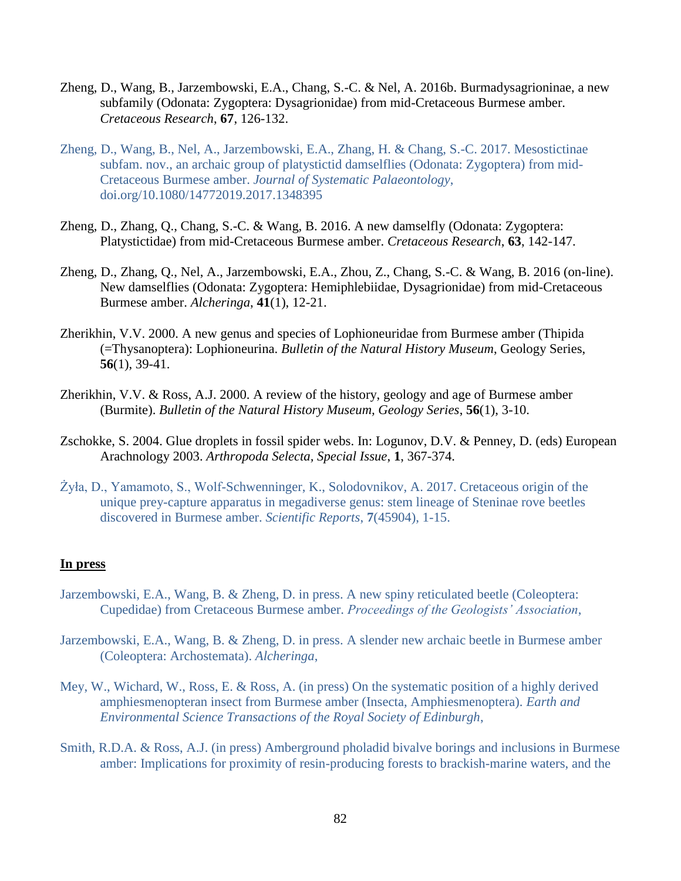Zheng, D., Wang, B., Jarzembowski, E.A., Chang, S.-C. & Nel, A. 2016b. Burmadysagrioninae, a new subfamily (Odonata: Zygoptera: Dysagrionidae) from mid-Cretaceous Burmese amber. *Cretaceous Research*, **67**, 126-132.

Zheng, D., Wang, B., Nel, A., Jarzembowski, E.A., Zhang, H. & Chang, S.-C. 2017. Mesostictinae subfam. nov., an archaic group of platystictid damselflies (Odonata: Zygoptera) from mid-Cretaceous Burmese amber. *Journal of Systematic Palaeontology*, doi.org/10.1080/14772019.2017.1348395

Zheng, D., Zhang, Q., Chang, S.-C. & Wang, B. 2016. A new damselfly (Odonata: Zygoptera: Platystictidae) from mid-Cretaceous Burmese amber. *Cretaceous Research*, **63**, 142-147.

Zheng, D., Zhang, Q., Nel, A., Jarzembowski, E.A., Zhou, Z., Chang, S.-C. & Wang, B. 2016 (on-line). New damselflies (Odonata: Zygoptera: Hemiphlebiidae, Dysagrionidae) from mid-Cretaceous Burmese amber. *Alcheringa*, **41**(1), 12-21.

Zherikhin, V.V. 2000. A new genus and species of Lophioneuridae from Burmese amber (Thipida (=Thysanoptera): Lophioneurina. *Bulletin of the Natural History Museum*, Geology Series, **56**(1), 39-41.

Zherikhin, V.V. & Ross, A.J. 2000. A review of the history, geology and age of Burmese amber (Burmite). *Bulletin of the Natural History Museum, Geology Series*, **56**(1), 3-10.

Zschokke, S. 2004. Glue droplets in fossil spider webs. In: Logunov, D.V. & Penney, D. (eds) European Arachnology 2003. *Arthropoda Selecta, Special Issue*, **1**, 367-374.

Żyła, D., Yamamoto, S., Wolf-Schwenninger, K., Solodovnikov, A. 2017. Cretaceous origin of the unique prey-capture apparatus in megadiverse genus: stem lineage of Steninae rove beetles discovered in Burmese amber. *Scientific Reports*, **7**(45904), 1-15.

## In press

Jarzembowski, E.A., Wang, B. & Zheng, D. in press. A new spiny reticulated beetle (Coleoptera: Cupedidae) from Cretaceous Burmese amber. *Proceedings of the Geologists' Association*,

Jarzembowski, E.A., Wang, B. & Zheng, D. in press. A slender new archaic beetle in Burmese amber (Coleoptera: Archostemata). *Alcheringa*,

Mey, W., Wichard, W., Ross, E. & Ross, A. (in press) On the systematic position of a highly derived amphiesmenopteran insect from Burmese amber (Insecta, Amphiesmenoptera). *Earth and Environmental Science Transactions of the Royal Society of Edinburgh*,

Smith, R.D.A. & Ross, A.J. (in press) Amberground pholadid bivalve borings and inclusions in Burmese amber: Implications for proximity of resin-producing forests to brackish-marine waters, and the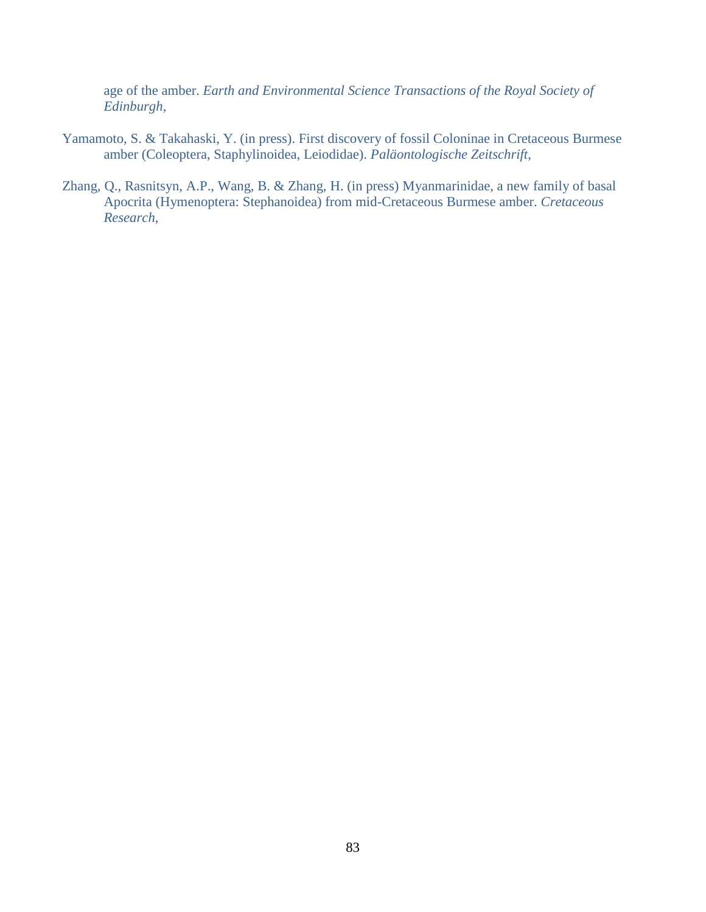age of the amber. *Earth and Environmental Science Transactions of the Royal Society of Edinburgh*,

Yamamoto, S. & Takahaski, Y. (in press). First discovery of fossil Coloninae in Cretaceous Burmese amber (Coleoptera, Staphylinoidea, Leiodidae). *Paläontologische Zeitschrift*,

Zhang, Q., Rasnitsyn, A.P., Wang, B. & Zhang, H. (in press) Myanmarinidae, a new family of basal Apocrita (Hymenoptera: Stephanoidea) from mid-Cretaceous Burmese amber. *Cretaceous Research*,